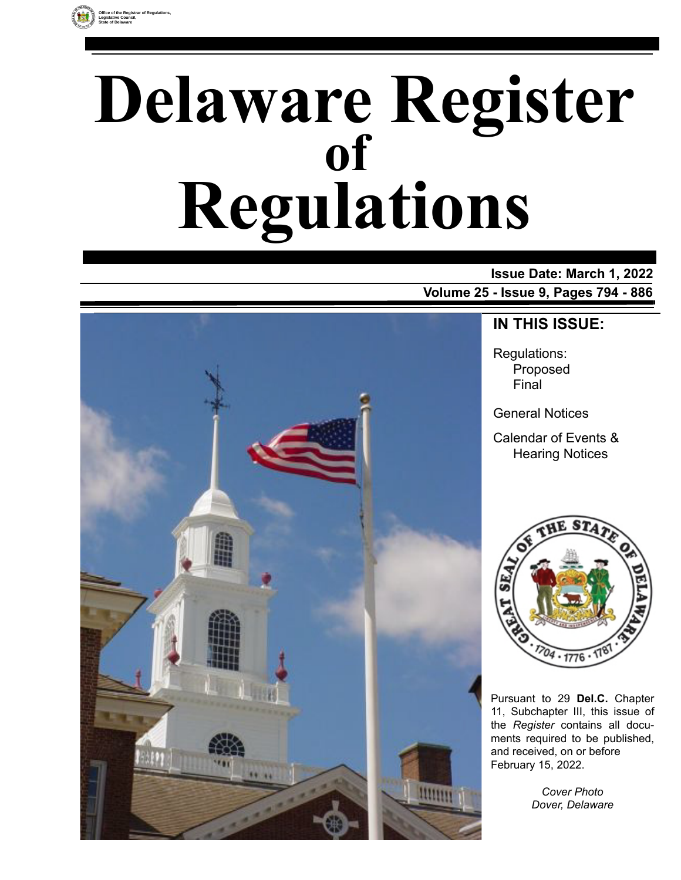Office of the Registrar of Regulations, Legislative Council, State of Delaware

# Delaware Register of Regulations

**Issue Date: March 1, 2022**

**Volume 25 - Issue 9, Pages 794 - 886**

## IN THIS ISSUE:

Regulations:
- Proposed
- Final

General Notices

Calendar of Events & Hearing Notices

Pursuant to 29 **Del.C.** Chapter 11, Subchapter III, this issue of the *Register* contains all documents required to be published, and received, on or before February 15, 2022.

*Cover Photo*
*Dover, Delaware*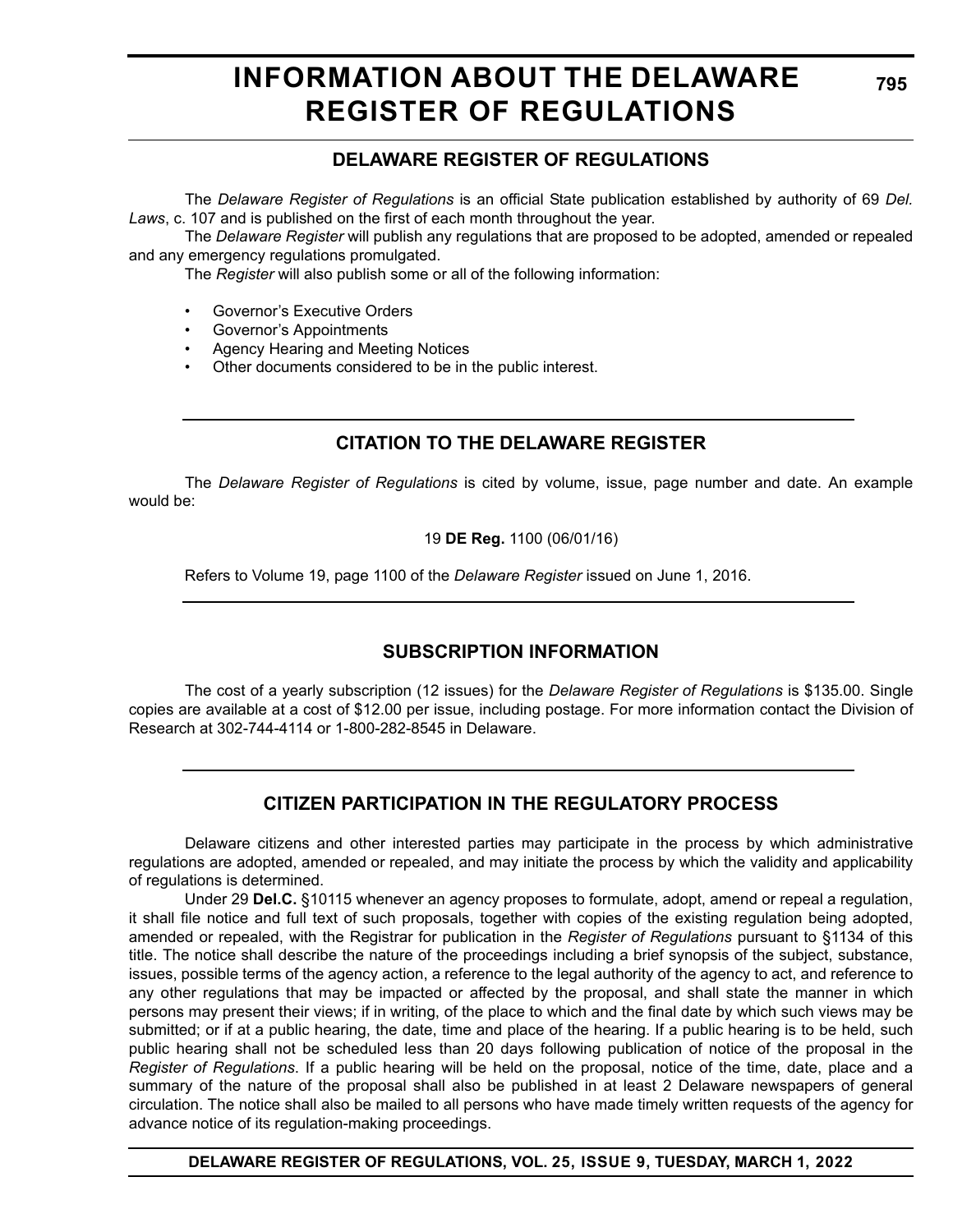# INFORMATION ABOUT THE DELAWARE REGISTER OF REGULATIONS

## DELAWARE REGISTER OF REGULATIONS

The *Delaware Register of Regulations* is an official State publication established by authority of 69 *Del. Laws*, c. 107 and is published on the first of each month throughout the year.

The *Delaware Register* will publish any regulations that are proposed to be adopted, amended or repealed and any emergency regulations promulgated.

The *Register* will also publish some or all of the following information:

- Governor's Executive Orders
- Governor's Appointments
- Agency Hearing and Meeting Notices
- Other documents considered to be in the public interest.

## CITATION TO THE DELAWARE REGISTER

The *Delaware Register of Regulations* is cited by volume, issue, page number and date. An example would be:

19 **DE Reg.** 1100 (06/01/16)

Refers to Volume 19, page 1100 of the *Delaware Register* issued on June 1, 2016.

## SUBSCRIPTION INFORMATION

The cost of a yearly subscription (12 issues) for the *Delaware Register of Regulations* is $135.00. Single copies are available at a cost of $12.00 per issue, including postage. For more information contact the Division of Research at 302-744-4114 or 1-800-282-8545 in Delaware.

## CITIZEN PARTICIPATION IN THE REGULATORY PROCESS

Delaware citizens and other interested parties may participate in the process by which administrative regulations are adopted, amended or repealed, and may initiate the process by which the validity and applicability of regulations is determined.

Under 29 **Del.C.** §10115 whenever an agency proposes to formulate, adopt, amend or repeal a regulation, it shall file notice and full text of such proposals, together with copies of the existing regulation being adopted, amended or repealed, with the Registrar for publication in the *Register of Regulations* pursuant to §1134 of this title. The notice shall describe the nature of the proceedings including a brief synopsis of the subject, substance, issues, possible terms of the agency action, a reference to the legal authority of the agency to act, and reference to any other regulations that may be impacted or affected by the proposal, and shall state the manner in which persons may present their views; if in writing, of the place to which and the final date by which such views may be submitted; or if at a public hearing, the date, time and place of the hearing. If a public hearing is to be held, such public hearing shall not be scheduled less than 20 days following publication of notice of the proposal in the *Register of Regulations*. If a public hearing will be held on the proposal, notice of the time, date, place and a summary of the nature of the proposal shall also be published in at least 2 Delaware newspapers of general circulation. The notice shall also be mailed to all persons who have made timely written requests of the agency for advance notice of its regulation-making proceedings.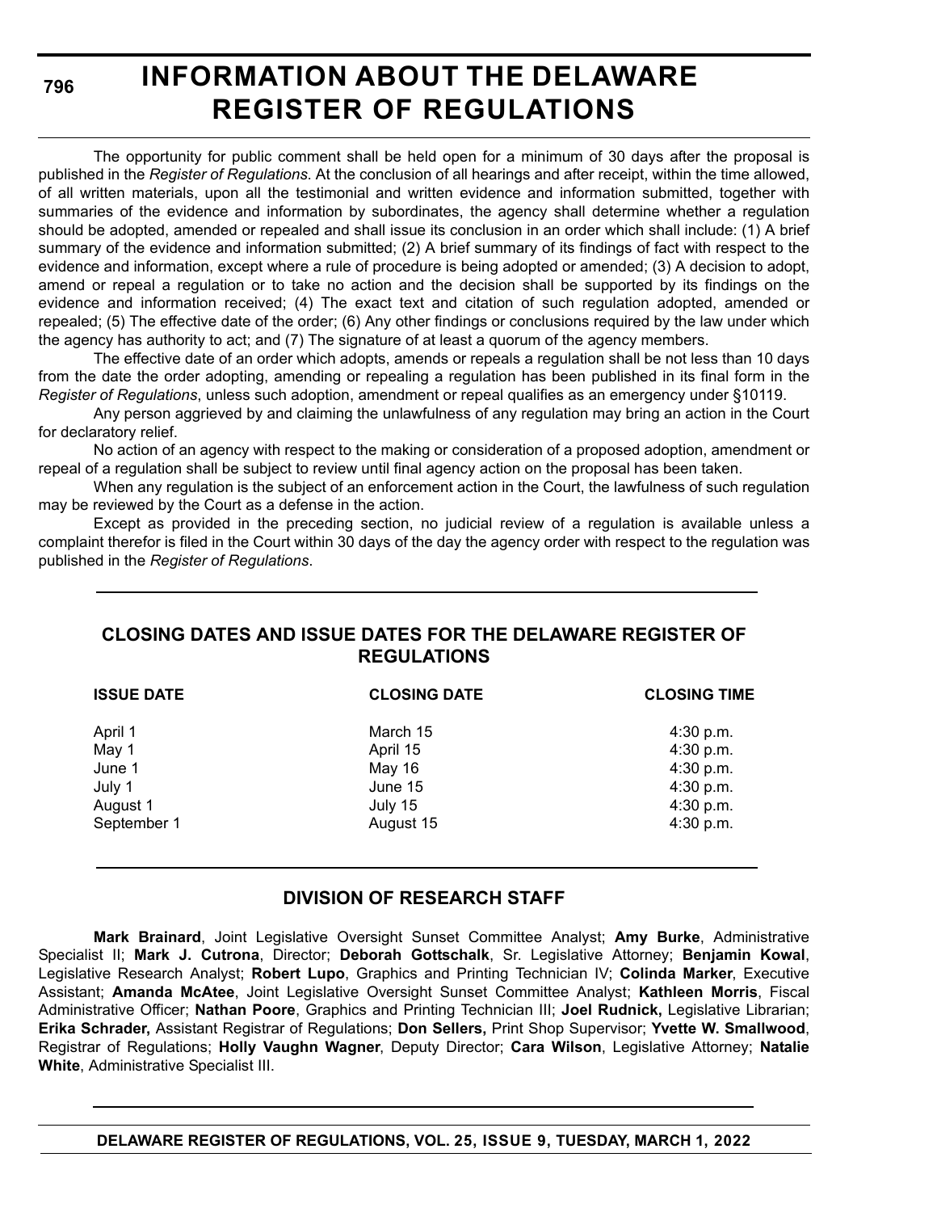# INFORMATION ABOUT THE DELAWARE REGISTER OF REGULATIONS

The opportunity for public comment shall be held open for a minimum of 30 days after the proposal is published in the *Register of Regulations*. At the conclusion of all hearings and after receipt, within the time allowed, of all written materials, upon all the testimonial and written evidence and information submitted, together with summaries of the evidence and information by subordinates, the agency shall determine whether a regulation should be adopted, amended or repealed and shall issue its conclusion in an order which shall include: (1) A brief summary of the evidence and information submitted; (2) A brief summary of its findings of fact with respect to the evidence and information, except where a rule of procedure is being adopted or amended; (3) A decision to adopt, amend or repeal a regulation or to take no action and the decision shall be supported by its findings on the evidence and information received; (4) The exact text and citation of such regulation adopted, amended or repealed; (5) The effective date of the order; (6) Any other findings or conclusions required by the law under which the agency has authority to act; and (7) The signature of at least a quorum of the agency members.

The effective date of an order which adopts, amends or repeals a regulation shall be not less than 10 days from the date the order adopting, amending or repealing a regulation has been published in its final form in the *Register of Regulations*, unless such adoption, amendment or repeal qualifies as an emergency under §10119.

Any person aggrieved by and claiming the unlawfulness of any regulation may bring an action in the Court for declaratory relief.

No action of an agency with respect to the making or consideration of a proposed adoption, amendment or repeal of a regulation shall be subject to review until final agency action on the proposal has been taken.

When any regulation is the subject of an enforcement action in the Court, the lawfulness of such regulation may be reviewed by the Court as a defense in the action.

Except as provided in the preceding section, no judicial review of a regulation is available unless a complaint therefor is filed in the Court within 30 days of the day the agency order with respect to the regulation was published in the *Register of Regulations*.

## CLOSING DATES AND ISSUE DATES FOR THE DELAWARE REGISTER OF REGULATIONS

| ISSUE DATE | CLOSING DATE | CLOSING TIME |
|---|---|---|
| April 1 | March 15 | 4:30 p.m. |
| May 1 | April 15 | 4:30 p.m. |
| June 1 | May 16 | 4:30 p.m. |
| July 1 | June 15 | 4:30 p.m. |
| August 1 | July 15 | 4:30 p.m. |
| September 1 | August 15 | 4:30 p.m. |

## DIVISION OF RESEARCH STAFF

**Mark Brainard**, Joint Legislative Oversight Sunset Committee Analyst; **Amy Burke**, Administrative Specialist II; **Mark J. Cutrona**, Director; **Deborah Gottschalk**, Sr. Legislative Attorney; **Benjamin Kowal**, Legislative Research Analyst; **Robert Lupo**, Graphics and Printing Technician IV; **Colinda Marker**, Executive Assistant; **Amanda McAtee**, Joint Legislative Oversight Sunset Committee Analyst; **Kathleen Morris**, Fiscal Administrative Officer; **Nathan Poore**, Graphics and Printing Technician III; **Joel Rudnick,** Legislative Librarian; **Erika Schrader,** Assistant Registrar of Regulations; **Don Sellers,** Print Shop Supervisor; **Yvette W. Smallwood**, Registrar of Regulations; **Holly Vaughn Wagner**, Deputy Director; **Cara Wilson**, Legislative Attorney; **Natalie White**, Administrative Specialist III.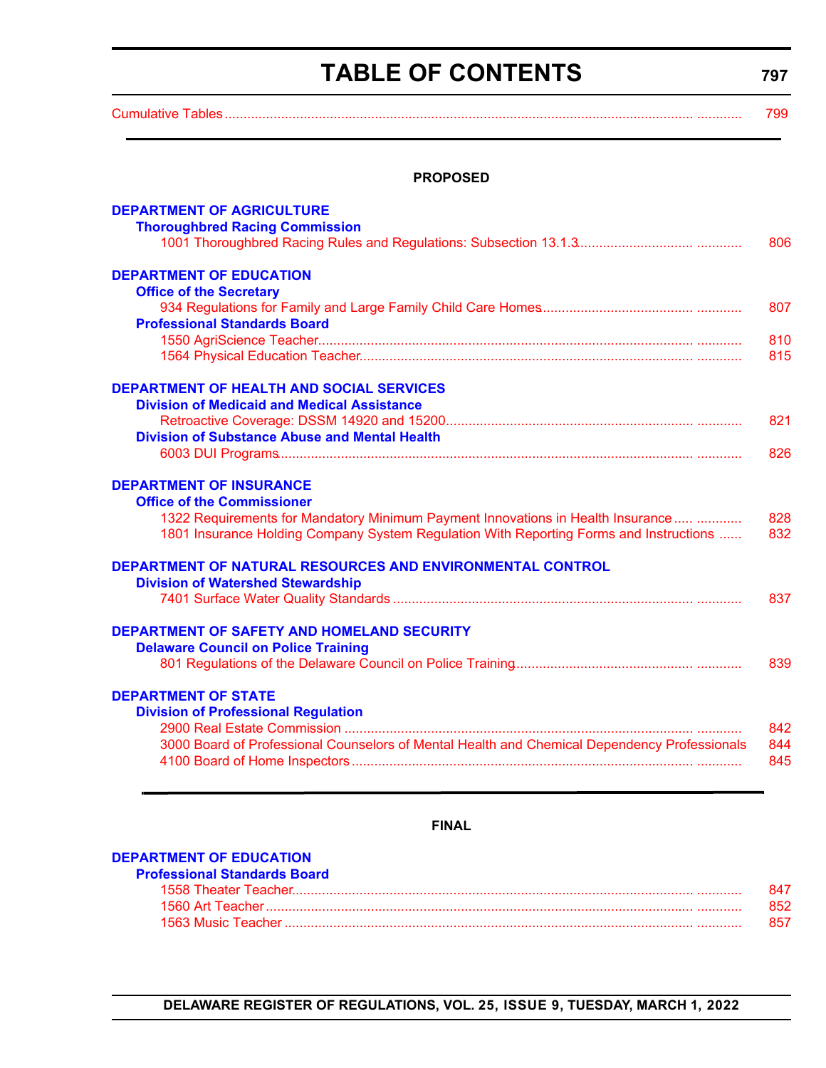# TABLE OF CONTENTS

Cumulative Tables ........................................................................ 799

---

**PROPOSED**

**DEPARTMENT OF AGRICULTURE**

**Thoroughbred Racing Commission**

1001 Thoroughbred Racing Rules and Regulations: Subsection 13.1.3 ........................ 806

**DEPARTMENT OF EDUCATION**

**Office of the Secretary**

934 Regulations for Family and Large Family Child Care Homes ........................ 807

**Professional Standards Board**

1550 AgriScience Teacher ........................ 810

1564 Physical Education Teacher ........................ 815

**DEPARTMENT OF HEALTH AND SOCIAL SERVICES**

**Division of Medicaid and Medical Assistance**

Retroactive Coverage: DSSM 14920 and 15200 ........................ 821

**Division of Substance Abuse and Mental Health**

6003 DUI Programs ........................ 826

**DEPARTMENT OF INSURANCE**

**Office of the Commissioner**

1322 Requirements for Mandatory Minimum Payment Innovations in Health Insurance ........................ 828

1801 Insurance Holding Company System Regulation With Reporting Forms and Instructions ...... 832

**DEPARTMENT OF NATURAL RESOURCES AND ENVIRONMENTAL CONTROL**

**Division of Watershed Stewardship**

7401 Surface Water Quality Standards ........................ 837

**DEPARTMENT OF SAFETY AND HOMELAND SECURITY**

**Delaware Council on Police Training**

801 Regulations of the Delaware Council on Police Training ........................ 839

**DEPARTMENT OF STATE**

**Division of Professional Regulation**

2900 Real Estate Commission ........................ 842

3000 Board of Professional Counselors of Mental Health and Chemical Dependency Professionals 844

4100 Board of Home Inspectors ........................ 845

---

**FINAL**

**DEPARTMENT OF EDUCATION**

**Professional Standards Board**

1558 Theater Teacher ........................ 847

1560 Art Teacher ........................ 852

1563 Music Teacher ........................ 857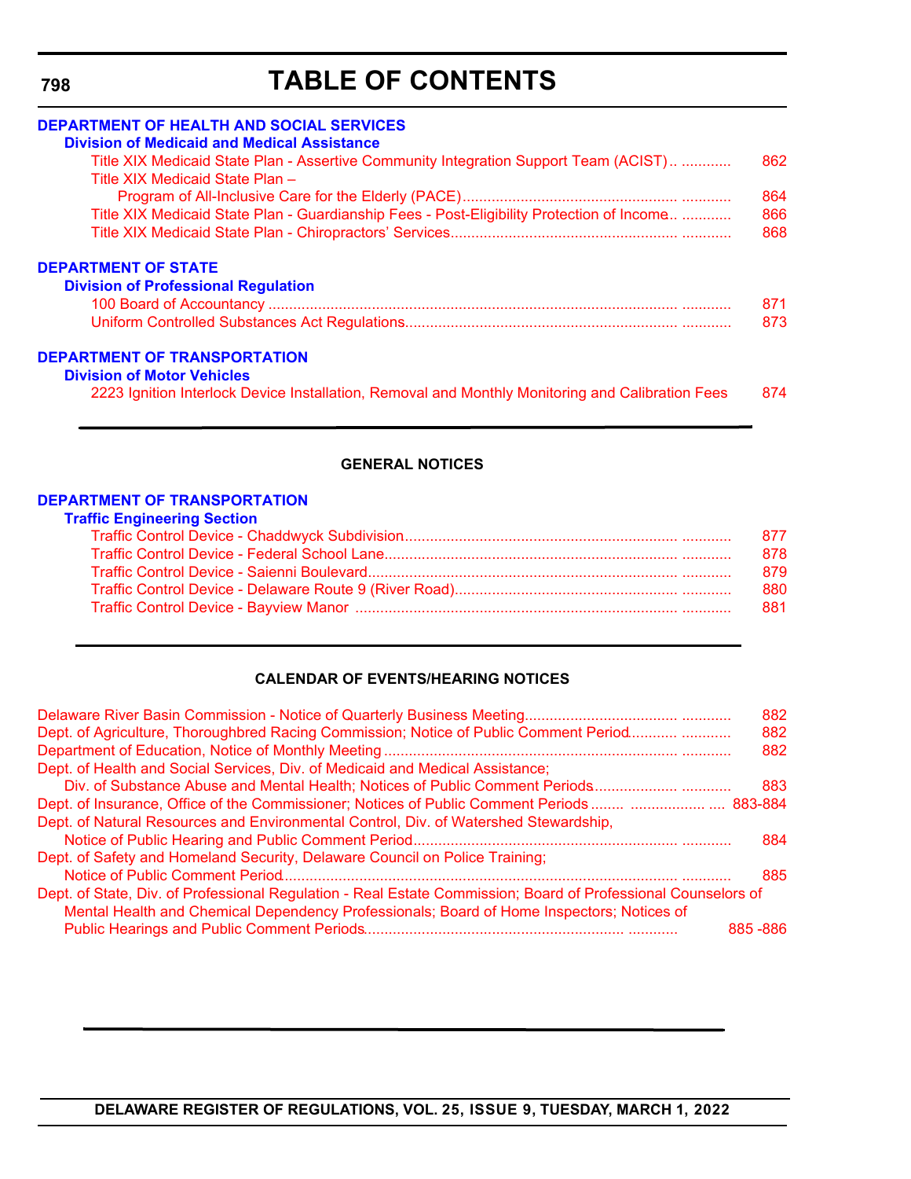# TABLE OF CONTENTS

**DEPARTMENT OF HEALTH AND SOCIAL SERVICES**

**Division of Medicaid and Medical Assistance**

Title XIX Medicaid State Plan - Assertive Community Integration Support Team (ACIST).. ............ 862
Title XIX Medicaid State Plan –
Program of All-Inclusive Care for the Elderly (PACE)................................................... ............ 864
Title XIX Medicaid State Plan - Guardianship Fees - Post-Eligibility Protection of Income.. ............ 866
Title XIX Medicaid State Plan - Chiropractors' Services..................................................... ............ 868

**DEPARTMENT OF STATE**

**Division of Professional Regulation**

100 Board of Accountancy ................................................................................................. ............ 871
Uniform Controlled Substances Act Regulations................................................................ ............ 873

**DEPARTMENT OF TRANSPORTATION**

**Division of Motor Vehicles**

2223 Ignition Interlock Device Installation, Removal and Monthly Monitoring and Calibration Fees 874

---

## GENERAL NOTICES

**DEPARTMENT OF TRANSPORTATION**

**Traffic Engineering Section**

Traffic Control Device - Chaddwyck Subdivision................................................................ ............ 877
Traffic Control Device - Federal School Lane..................................................................... ............ 878
Traffic Control Device - Saienni Boulevard......................................................................... ............ 879
Traffic Control Device - Delaware Route 9 (River Road).................................................... ............ 880
Traffic Control Device - Bayview Manor ............................................................................ ............ 881

---

## CALENDAR OF EVENTS/HEARING NOTICES

Delaware River Basin Commission - Notice of Quarterly Business Meeting.................................... ............ 882
Dept. of Agriculture, Thoroughbred Racing Commission; Notice of Public Comment Period........... ............ 882
Department of Education, Notice of Monthly Meeting ..................................................................... ............ 882
Dept. of Health and Social Services, Div. of Medicaid and Medical Assistance;
Div. of Substance Abuse and Mental Health; Notices of Public Comment Periods................... ............ 883
Dept. of Insurance, Office of the Commissioner; Notices of Public Comment Periods ........ .................. .... 883-884
Dept. of Natural Resources and Environmental Control, Div. of Watershed Stewardship,
Notice of Public Hearing and Public Comment Period.............................................................. ............ 884
Dept. of Safety and Homeland Security, Delaware Council on Police Training;
Notice of Public Comment Period............................................................................................. ............ 885
Dept. of State, Div. of Professional Regulation - Real Estate Commission; Board of Professional Counselors of
Mental Health and Chemical Dependency Professionals; Board of Home Inspectors; Notices of
Public Hearings and Public Comment Periods............................................................. ............ 885 -886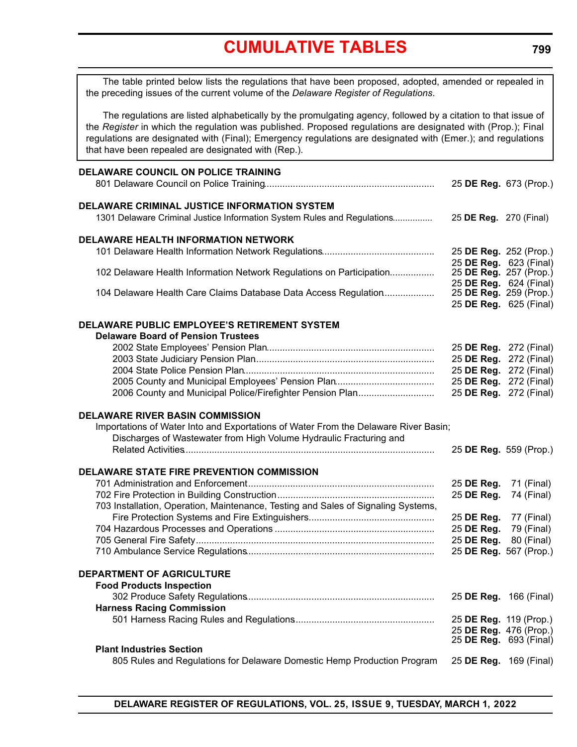# CUMULATIVE TABLES

The table printed below lists the regulations that have been proposed, adopted, amended or repealed in the preceding issues of the current volume of the *Delaware Register of Regulations*.

The regulations are listed alphabetically by the promulgating agency, followed by a citation to that issue of the *Register* in which the regulation was published. Proposed regulations are designated with (Prop.); Final regulations are designated with (Final); Emergency regulations are designated with (Emer.); and regulations that have been repealed are designated with (Rep.).

**DELAWARE COUNCIL ON POLICE TRAINING**

801 Delaware Council on Police Training ............ 25 **DE Reg.** 673 (Prop.)

**DELAWARE CRIMINAL JUSTICE INFORMATION SYSTEM**

1301 Delaware Criminal Justice Information System Rules and Regulations ............ 25 **DE Reg.** 270 (Final)

**DELAWARE HEALTH INFORMATION NETWORK**

101 Delaware Health Information Network Regulations ............ 25 **DE Reg.** 252 (Prop.)
25 **DE Reg.** 623 (Final)

102 Delaware Health Information Network Regulations on Participation ............ 25 **DE Reg.** 257 (Prop.)
25 **DE Reg.** 624 (Final)

104 Delaware Health Care Claims Database Data Access Regulation ............ 25 **DE Reg.** 259 (Prop.)
25 **DE Reg.** 625 (Final)

**DELAWARE PUBLIC EMPLOYEE'S RETIREMENT SYSTEM**

**Delaware Board of Pension Trustees**

2002 State Employees' Pension Plan ............ 25 **DE Reg.** 272 (Final)
2003 State Judiciary Pension Plan ............ 25 **DE Reg.** 272 (Final)
2004 State Police Pension Plan ............ 25 **DE Reg.** 272 (Final)
2005 County and Municipal Employees' Pension Plan ............ 25 **DE Reg.** 272 (Final)
2006 County and Municipal Police/Firefighter Pension Plan ............ 25 **DE Reg.** 272 (Final)

**DELAWARE RIVER BASIN COMMISSION**

Importations of Water Into and Exportations of Water From the Delaware River Basin; Discharges of Wastewater from High Volume Hydraulic Fracturing and Related Activities ............ 25 **DE Reg.** 559 (Prop.)

**DELAWARE STATE FIRE PREVENTION COMMISSION**

701 Administration and Enforcement ............ 25 **DE Reg.** 71 (Final)
702 Fire Protection in Building Construction ............ 25 **DE Reg.** 74 (Final)
703 Installation, Operation, Maintenance, Testing and Sales of Signaling Systems, Fire Protection Systems and Fire Extinguishers ............ 25 **DE Reg.** 77 (Final)
704 Hazardous Processes and Operations ............ 25 **DE Reg.** 79 (Final)
705 General Fire Safety ............ 25 **DE Reg.** 80 (Final)
710 Ambulance Service Regulations ............ 25 **DE Reg.** 567 (Prop.)

**DEPARTMENT OF AGRICULTURE**

**Food Products Inspection**

302 Produce Safety Regulations ............ 25 **DE Reg.** 166 (Final)

**Harness Racing Commission**

501 Harness Racing Rules and Regulations ............ 25 **DE Reg.** 119 (Prop.)
25 **DE Reg.** 476 (Prop.)
25 **DE Reg.** 693 (Final)

**Plant Industries Section**

805 Rules and Regulations for Delaware Domestic Hemp Production Program 25 **DE Reg.** 169 (Final)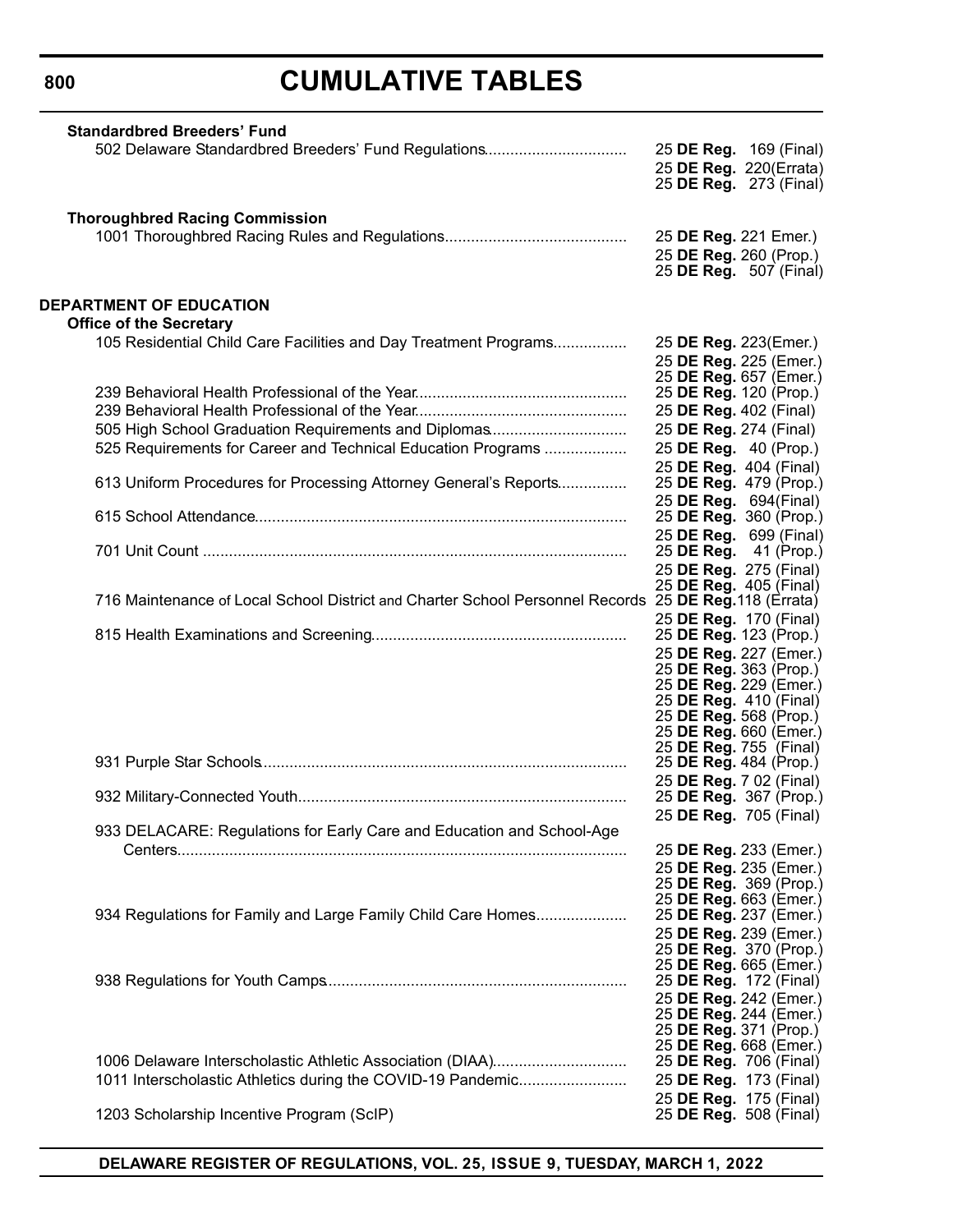# CUMULATIVE TABLES

**Standardbred Breeders' Fund**

| | |
|---|---|
| 502 Delaware Standardbred Breeders' Fund Regulations | 25 **DE Reg.** 169 (Final)<br>25 **DE Reg.** 220(Errata)<br>25 **DE Reg.** 273 (Final) |

**Thoroughbred Racing Commission**

| | |
|---|---|
| 1001 Thoroughbred Racing Rules and Regulations | 25 **DE Reg.** 221 Emer.)<br>25 **DE Reg.** 260 (Prop.)<br>25 **DE Reg.** 507 (Final) |

**DEPARTMENT OF EDUCATION**

**Office of the Secretary**

| | |
|---|---|
| 105 Residential Child Care Facilities and Day Treatment Programs | 25 **DE Reg.** 223(Emer.)<br>25 **DE Reg.** 225 (Emer.)<br>25 **DE Reg.** 657 (Emer.) |
| 239 Behavioral Health Professional of the Year | 25 **DE Reg.** 120 (Prop.) |
| 239 Behavioral Health Professional of the Year | 25 **DE Reg.** 402 (Final) |
| 505 High School Graduation Requirements and Diplomas | 25 **DE Reg.** 274 (Final) |
| 525 Requirements for Career and Technical Education Programs | 25 **DE Reg.** 40 (Prop.)<br>25 **DE Reg.** 404 (Final) |
| 613 Uniform Procedures for Processing Attorney General's Reports | 25 **DE Reg.** 479 (Prop.)<br>25 **DE Reg.** 694(Final) |
| 615 School Attendance | 25 **DE Reg.** 360 (Prop.)<br>25 **DE Reg.** 699 (Final) |
| 701 Unit Count | 25 **DE Reg.** 41 (Prop.)<br>25 **DE Reg.** 275 (Final)<br>25 **DE Reg.** 405 (Final) |
| 716 Maintenance of Local School District and Charter School Personnel Records | 25 **DE Reg.**118 (Errata)<br>25 **DE Reg.** 170 (Final) |
| 815 Health Examinations and Screening | 25 **DE Reg.** 123 (Prop.)<br>25 **DE Reg.** 227 (Emer.)<br>25 **DE Reg.** 363 (Prop.)<br>25 **DE Reg.** 229 (Emer.)<br>25 **DE Reg.** 410 (Final)<br>25 **DE Reg.** 568 (Prop.)<br>25 **DE Reg.** 660 (Emer.)<br>25 **DE Reg.** 755 (Final) |
| 931 Purple Star Schools | 25 **DE Reg.** 484 (Prop.)<br>25 **DE Reg.** 7 02 (Final) |
| 932 Military-Connected Youth | 25 **DE Reg.** 367 (Prop.)<br>25 **DE Reg.** 705 (Final) |
| 933 DELACARE: Regulations for Early Care and Education and School-Age Centers | 25 **DE Reg.** 233 (Emer.)<br>25 **DE Reg.** 235 (Emer.)<br>25 **DE Reg.** 369 (Prop.)<br>25 **DE Reg.** 663 (Emer.) |
| 934 Regulations for Family and Large Family Child Care Homes | 25 **DE Reg.** 237 (Emer.)<br>25 **DE Reg.** 239 (Emer.)<br>25 **DE Reg.** 370 (Prop.)<br>25 **DE Reg.** 665 (Emer.) |
| 938 Regulations for Youth Camps | 25 **DE Reg.** 172 (Final)<br>25 **DE Reg.** 242 (Emer.)<br>25 **DE Reg.** 244 (Emer.)<br>25 **DE Reg.** 371 (Prop.)<br>25 **DE Reg.** 668 (Emer.) |
| 1006 Delaware Interscholastic Athletic Association (DIAA) | 25 **DE Reg.** 706 (Final) |
| 1011 Interscholastic Athletics during the COVID-19 Pandemic | 25 **DE Reg.** 173 (Final)<br>25 **DE Reg.** 175 (Final) |
| 1203 Scholarship Incentive Program (ScIP) | 25 **DE Reg.** 508 (Final) |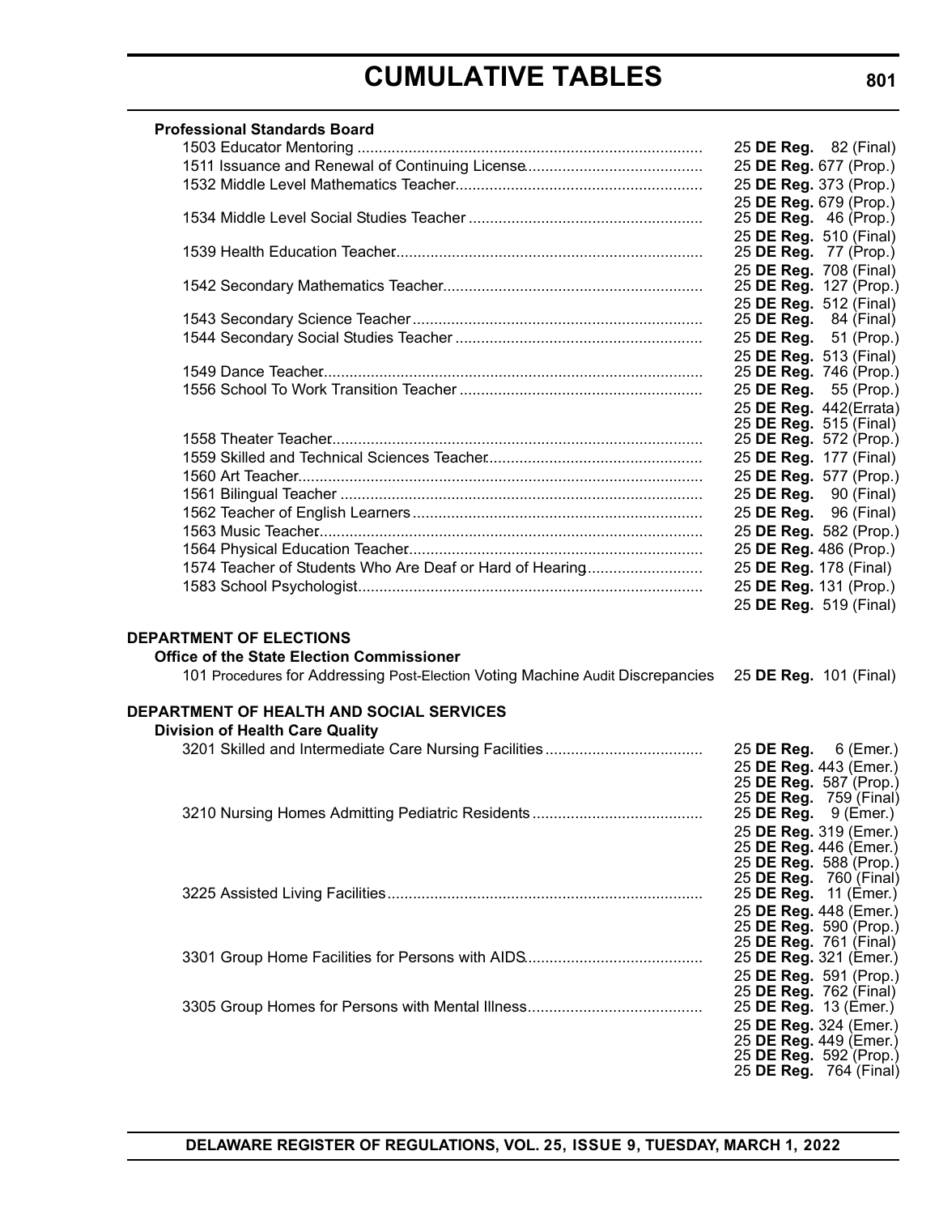**Professional Standards Board**

| | |
|---|---|
| 1503 Educator Mentoring | 25 **DE Reg.** 82 (Final) |
| 1511 Issuance and Renewal of Continuing License | 25 **DE Reg.** 677 (Prop.) |
| 1532 Middle Level Mathematics Teacher | 25 **DE Reg.** 373 (Prop.) |
| | 25 **DE Reg.** 679 (Prop.) |
| 1534 Middle Level Social Studies Teacher | 25 **DE Reg.** 46 (Prop.) |
| | 25 **DE Reg.** 510 (Final) |
| 1539 Health Education Teacher | 25 **DE Reg.** 77 (Prop.) |
| | 25 **DE Reg.** 708 (Final) |
| 1542 Secondary Mathematics Teacher | 25 **DE Reg.** 127 (Prop.) |
| | 25 **DE Reg.** 512 (Final) |
| 1543 Secondary Science Teacher | 25 **DE Reg.** 84 (Final) |
| 1544 Secondary Social Studies Teacher | 25 **DE Reg.** 51 (Prop.) |
| | 25 **DE Reg.** 513 (Final) |
| 1549 Dance Teacher | 25 **DE Reg.** 746 (Prop.) |
| 1556 School To Work Transition Teacher | 25 **DE Reg.** 55 (Prop.) |
| | 25 **DE Reg.** 442(Errata) |
| | 25 **DE Reg.** 515 (Final) |
| 1558 Theater Teacher | 25 **DE Reg.** 572 (Prop.) |
| 1559 Skilled and Technical Sciences Teacher | 25 **DE Reg.** 177 (Final) |
| 1560 Art Teacher | 25 **DE Reg.** 577 (Prop.) |
| 1561 Bilingual Teacher | 25 **DE Reg.** 90 (Final) |
| 1562 Teacher of English Learners | 25 **DE Reg.** 96 (Final) |
| 1563 Music Teacher | 25 **DE Reg.** 582 (Prop.) |
| 1564 Physical Education Teacher | 25 **DE Reg.** 486 (Prop.) |
| 1574 Teacher of Students Who Are Deaf or Hard of Hearing | 25 **DE Reg.** 178 (Final) |
| 1583 School Psychologist | 25 **DE Reg.** 131 (Prop.) |
| | 25 **DE Reg.** 519 (Final) |

**DEPARTMENT OF ELECTIONS**

**Office of the State Election Commissioner**

| | |
|---|---|
| 101 Procedures for Addressing Post-Election Voting Machine Audit Discrepancies | 25 **DE Reg.** 101 (Final) |

**DEPARTMENT OF HEALTH AND SOCIAL SERVICES**

**Division of Health Care Quality**

| | |
|---|---|
| 3201 Skilled and Intermediate Care Nursing Facilities | 25 **DE Reg.** 6 (Emer.) |
| | 25 **DE Reg.** 443 (Emer.) |
| | 25 **DE Reg.** 587 (Prop.) |
| | 25 **DE Reg.** 759 (Final) |
| 3210 Nursing Homes Admitting Pediatric Residents | 25 **DE Reg.** 9 (Emer.) |
| | 25 **DE Reg.** 319 (Emer.) |
| | 25 **DE Reg.** 446 (Emer.) |
| | 25 **DE Reg.** 588 (Prop.) |
| | 25 **DE Reg.** 760 (Final) |
| 3225 Assisted Living Facilities | 25 **DE Reg.** 11 (Emer.) |
| | 25 **DE Reg.** 448 (Emer.) |
| | 25 **DE Reg.** 590 (Prop.) |
| | 25 **DE Reg.** 761 (Final) |
| 3301 Group Home Facilities for Persons with AIDS | 25 **DE Reg.** 321 (Emer.) |
| | 25 **DE Reg.** 591 (Prop.) |
| | 25 **DE Reg.** 762 (Final) |
| 3305 Group Homes for Persons with Mental Illness | 25 **DE Reg.** 13 (Emer.) |
| | 25 **DE Reg.** 324 (Emer.) |
| | 25 **DE Reg.** 449 (Emer.) |
| | 25 **DE Reg.** 592 (Prop.) |
| | 25 **DE Reg.** 764 (Final) |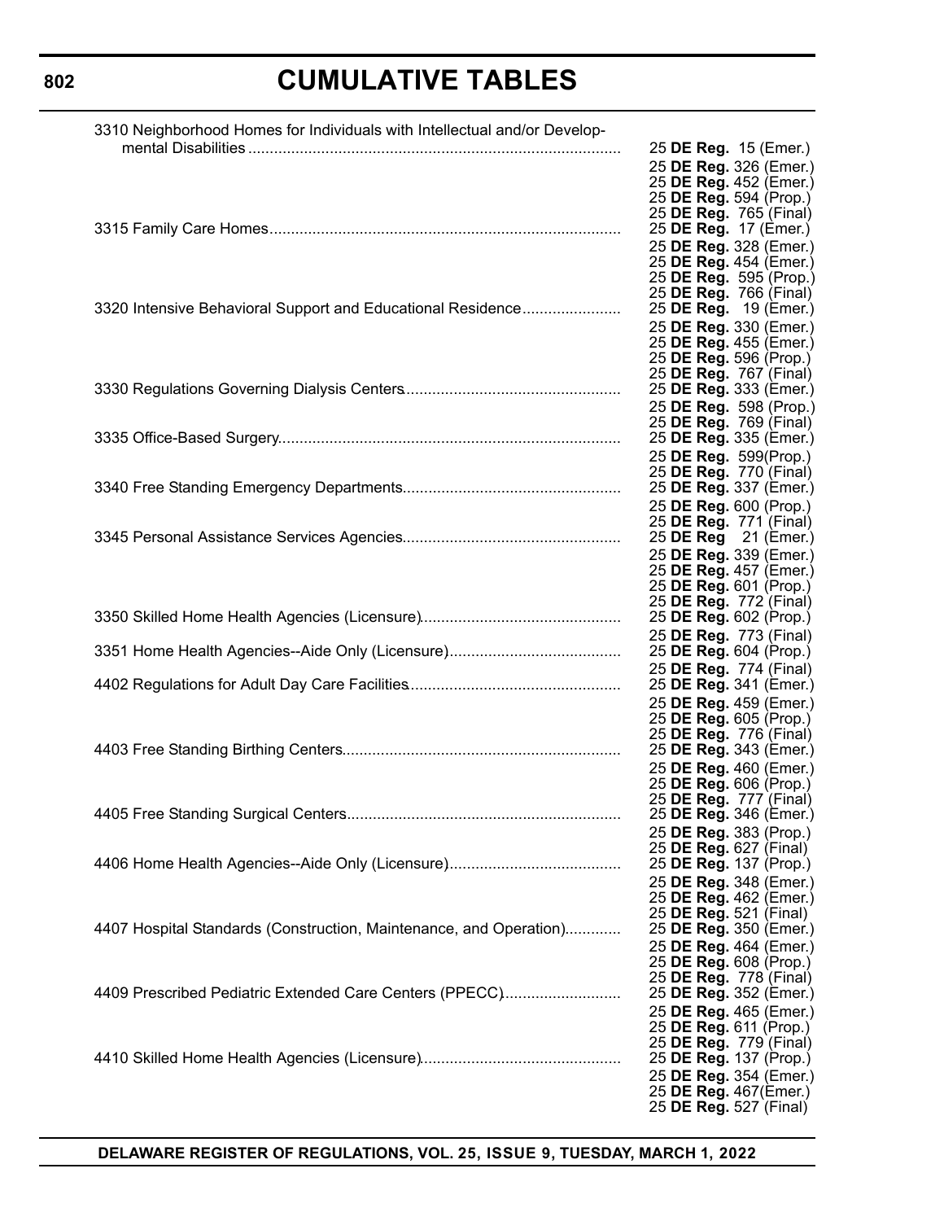# CUMULATIVE TABLES

| | |
|---|---|
| 3310 Neighborhood Homes for Individuals with Intellectual and/or Developmental Disabilities | 25 **DE Reg.** 15 (Emer.)<br>25 **DE Reg.** 326 (Emer.)<br>25 **DE Reg.** 452 (Emer.)<br>25 **DE Reg.** 594 (Prop.)<br>25 **DE Reg.** 765 (Final) |
| 3315 Family Care Homes | 25 **DE Reg.** 17 (Emer.)<br>25 **DE Reg.** 328 (Emer.)<br>25 **DE Reg.** 454 (Emer.)<br>25 **DE Reg.** 595 (Prop.)<br>25 **DE Reg.** 766 (Final) |
| 3320 Intensive Behavioral Support and Educational Residence | 25 **DE Reg.** 19 (Emer.)<br>25 **DE Reg.** 330 (Emer.)<br>25 **DE Reg.** 455 (Emer.)<br>25 **DE Reg.** 596 (Prop.)<br>25 **DE Reg.** 767 (Final) |
| 3330 Regulations Governing Dialysis Centers | 25 **DE Reg.** 333 (Emer.)<br>25 **DE Reg.** 598 (Prop.)<br>25 **DE Reg.** 769 (Final) |
| 3335 Office-Based Surgery | 25 **DE Reg.** 335 (Emer.)<br>25 **DE Reg.** 599(Prop.)<br>25 **DE Reg.** 770 (Final) |
| 3340 Free Standing Emergency Departments | 25 **DE Reg.** 337 (Emer.)<br>25 **DE Reg.** 600 (Prop.)<br>25 **DE Reg.** 771 (Final) |
| 3345 Personal Assistance Services Agencies | 25 **DE Reg** 21 (Emer.)<br>25 **DE Reg.** 339 (Emer.)<br>25 **DE Reg.** 457 (Emer.)<br>25 **DE Reg.** 601 (Prop.)<br>25 **DE Reg.** 772 (Final) |
| 3350 Skilled Home Health Agencies (Licensure) | 25 **DE Reg.** 602 (Prop.)<br>25 **DE Reg.** 773 (Final) |
| 3351 Home Health Agencies--Aide Only (Licensure) | 25 **DE Reg.** 604 (Prop.)<br>25 **DE Reg.** 774 (Final) |
| 4402 Regulations for Adult Day Care Facilities | 25 **DE Reg.** 341 (Emer.)<br>25 **DE Reg.** 459 (Emer.)<br>25 **DE Reg.** 605 (Prop.)<br>25 **DE Reg.** 776 (Final) |
| 4403 Free Standing Birthing Centers | 25 **DE Reg.** 343 (Emer.)<br>25 **DE Reg.** 460 (Emer.)<br>25 **DE Reg.** 606 (Prop.)<br>25 **DE Reg.** 777 (Final) |
| 4405 Free Standing Surgical Centers | 25 **DE Reg.** 346 (Emer.)<br>25 **DE Reg.** 383 (Prop.)<br>25 **DE Reg.** 627 (Final) |
| 4406 Home Health Agencies--Aide Only (Licensure) | 25 **DE Reg.** 137 (Prop.)<br>25 **DE Reg.** 348 (Emer.)<br>25 **DE Reg.** 462 (Emer.)<br>25 **DE Reg.** 521 (Final) |
| 4407 Hospital Standards (Construction, Maintenance, and Operation) | 25 **DE Reg.** 350 (Emer.)<br>25 **DE Reg.** 464 (Emer.)<br>25 **DE Reg.** 608 (Prop.)<br>25 **DE Reg.** 778 (Final) |
| 4409 Prescribed Pediatric Extended Care Centers (PPECC) | 25 **DE Reg.** 352 (Emer.)<br>25 **DE Reg.** 465 (Emer.)<br>25 **DE Reg.** 611 (Prop.)<br>25 **DE Reg.** 779 (Final) |
| 4410 Skilled Home Health Agencies (Licensure) | 25 **DE Reg.** 137 (Prop.)<br>25 **DE Reg.** 354 (Emer.)<br>25 **DE Reg.** 467(Emer.)<br>25 **DE Reg.** 527 (Final) |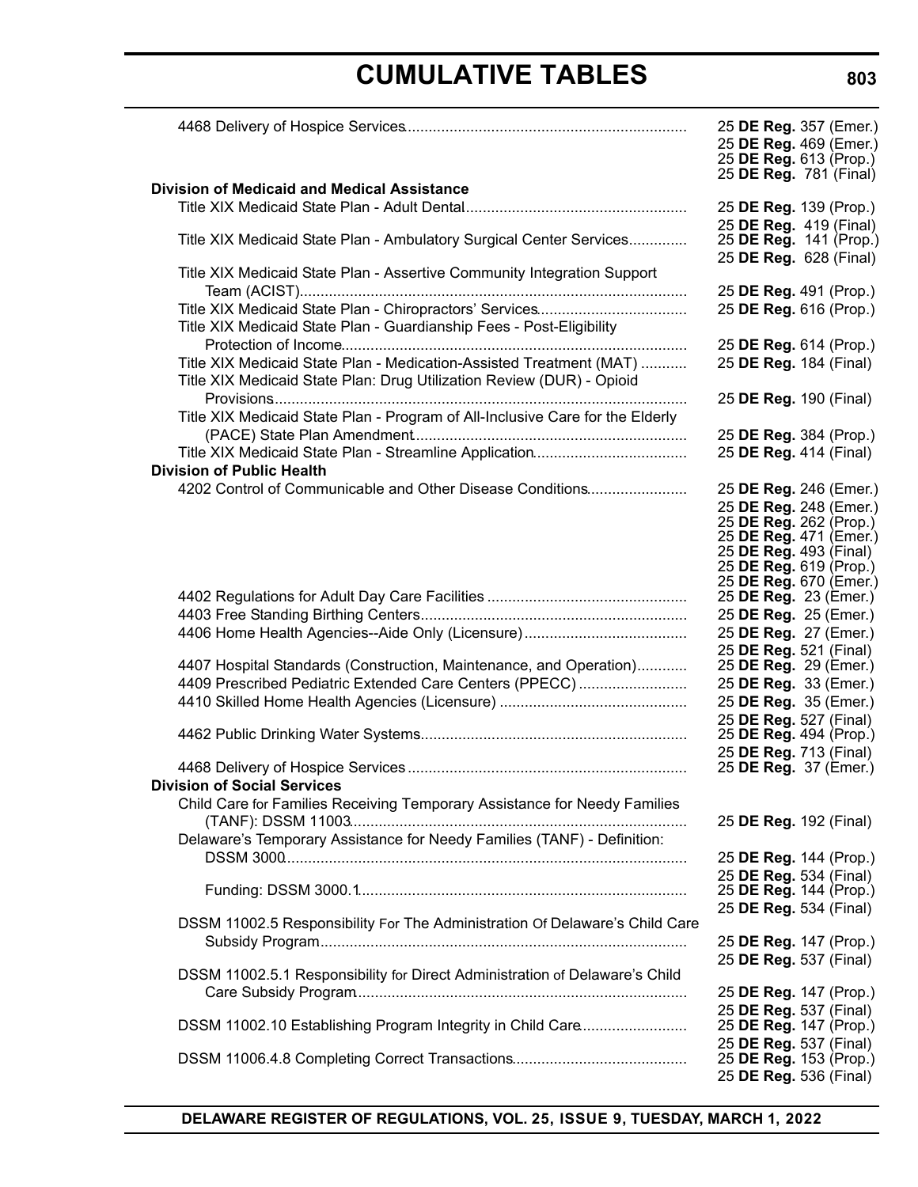# CUMULATIVE TABLES

| | |
|---|---|
| 4468 Delivery of Hospice Services | 25 **DE Reg.** 357 (Emer.)<br>25 **DE Reg.** 469 (Emer.)<br>25 **DE Reg.** 613 (Prop.)<br>25 **DE Reg.** 781 (Final) |
| **Division of Medicaid and Medical Assistance** | |
| Title XIX Medicaid State Plan - Adult Dental | 25 **DE Reg.** 139 (Prop.)<br>25 **DE Reg.** 419 (Final) |
| Title XIX Medicaid State Plan - Ambulatory Surgical Center Services | 25 **DE Reg.** 141 (Prop.)<br>25 **DE Reg.** 628 (Final) |
| Title XIX Medicaid State Plan - Assertive Community Integration Support Team (ACIST) | 25 **DE Reg.** 491 (Prop.) |
| Title XIX Medicaid State Plan - Chiropractors' Services | 25 **DE Reg.** 616 (Prop.) |
| Title XIX Medicaid State Plan - Guardianship Fees - Post-Eligibility Protection of Income | 25 **DE Reg.** 614 (Prop.) |
| Title XIX Medicaid State Plan - Medication-Assisted Treatment (MAT) | 25 **DE Reg.** 184 (Final) |
| Title XIX Medicaid State Plan: Drug Utilization Review (DUR) - Opioid Provisions | 25 **DE Reg.** 190 (Final) |
| Title XIX Medicaid State Plan - Program of All-Inclusive Care for the Elderly (PACE) State Plan Amendment | 25 **DE Reg.** 384 (Prop.) |
| Title XIX Medicaid State Plan - Streamline Application | 25 **DE Reg.** 414 (Final) |
| **Division of Public Health** | |
| 4202 Control of Communicable and Other Disease Conditions | 25 **DE Reg.** 246 (Emer.)<br>25 **DE Reg.** 248 (Emer.)<br>25 **DE Reg.** 262 (Prop.)<br>25 **DE Reg.** 471 (Emer.)<br>25 **DE Reg.** 493 (Final)<br>25 **DE Reg.** 619 (Prop.)<br>25 **DE Reg.** 670 (Emer.) |
| 4402 Regulations for Adult Day Care Facilities | 25 **DE Reg.** 23 (Emer.) |
| 4403 Free Standing Birthing Centers | 25 **DE Reg.** 25 (Emer.) |
| 4406 Home Health Agencies--Aide Only (Licensure) | 25 **DE Reg.** 27 (Emer.)<br>25 **DE Reg.** 521 (Final) |
| 4407 Hospital Standards (Construction, Maintenance, and Operation) | 25 **DE Reg.** 29 (Emer.) |
| 4409 Prescribed Pediatric Extended Care Centers (PPECC) | 25 **DE Reg.** 33 (Emer.) |
| 4410 Skilled Home Health Agencies (Licensure) | 25 **DE Reg.** 35 (Emer.)<br>25 **DE Reg.** 527 (Final) |
| 4462 Public Drinking Water Systems | 25 **DE Reg.** 494 (Prop.)<br>25 **DE Reg.** 713 (Final) |
| 4468 Delivery of Hospice Services | 25 **DE Reg.** 37 (Emer.) |
| **Division of Social Services** | |
| Child Care for Families Receiving Temporary Assistance for Needy Families (TANF): DSSM 11003 | 25 **DE Reg.** 192 (Final) |
| Delaware's Temporary Assistance for Needy Families (TANF) - Definition: DSSM 3000 | 25 **DE Reg.** 144 (Prop.)<br>25 **DE Reg.** 534 (Final) |
| Funding: DSSM 3000.1 | 25 **DE Reg.** 144 (Prop.)<br>25 **DE Reg.** 534 (Final) |
| DSSM 11002.5 Responsibility For The Administration Of Delaware's Child Care Subsidy Program | 25 **DE Reg.** 147 (Prop.)<br>25 **DE Reg.** 537 (Final) |
| DSSM 11002.5.1 Responsibility for Direct Administration of Delaware's Child Care Subsidy Program | 25 **DE Reg.** 147 (Prop.)<br>25 **DE Reg.** 537 (Final) |
| DSSM 11002.10 Establishing Program Integrity in Child Care | 25 **DE Reg.** 147 (Prop.)<br>25 **DE Reg.** 537 (Final) |
| DSSM 11006.4.8 Completing Correct Transactions | 25 **DE Reg.** 153 (Prop.)<br>25 **DE Reg.** 536 (Final) |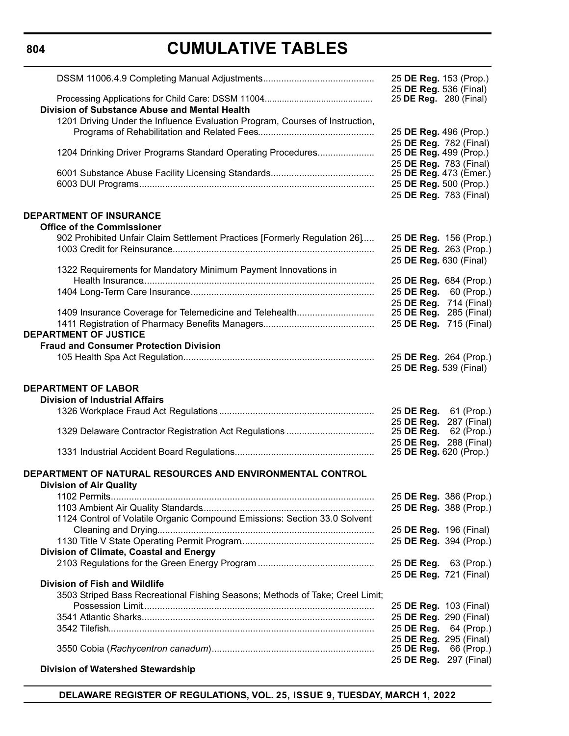# CUMULATIVE TABLES

| | |
|---|---|
| DSSM 11006.4.9 Completing Manual Adjustments | 25 **DE Reg.** 153 (Prop.) |
| | 25 **DE Reg.** 536 (Final) |
| Processing Applications for Child Care: DSSM 11004 | 25 **DE Reg.** 280 (Final) |
| **Division of Substance Abuse and Mental Health** | |
| 1201 Driving Under the Influence Evaluation Program, Courses of Instruction, Programs of Rehabilitation and Related Fees | 25 **DE Reg.** 496 (Prop.) |
| | 25 **DE Reg.** 782 (Final) |
| 1204 Drinking Driver Programs Standard Operating Procedures | 25 **DE Reg.** 499 (Prop.) |
| | 25 **DE Reg.** 783 (Final) |
| 6001 Substance Abuse Facility Licensing Standards | 25 **DE Reg.** 473 (Emer.) |
| 6003 DUI Programs | 25 **DE Reg.** 500 (Prop.) |
| | 25 **DE Reg.** 783 (Final) |
| **DEPARTMENT OF INSURANCE** | |
| **Office of the Commissioner** | |
| 902 Prohibited Unfair Claim Settlement Practices [Formerly Regulation 26] | 25 **DE Reg.** 156 (Prop.) |
| 1003 Credit for Reinsurance | 25 **DE Reg.** 263 (Prop.) |
| | 25 **DE Reg.** 630 (Final) |
| 1322 Requirements for Mandatory Minimum Payment Innovations in Health Insurance | 25 **DE Reg.** 684 (Prop.) |
| 1404 Long-Term Care Insurance | 25 **DE Reg.** 60 (Prop.) |
| | 25 **DE Reg.** 714 (Final) |
| 1409 Insurance Coverage for Telemedicine and Telehealth | 25 **DE Reg.** 285 (Final) |
| 1411 Registration of Pharmacy Benefits Managers | 25 **DE Reg.** 715 (Final) |
| **DEPARTMENT OF JUSTICE** | |
| **Fraud and Consumer Protection Division** | |
| 105 Health Spa Act Regulation | 25 **DE Reg.** 264 (Prop.) |
| | 25 **DE Reg.** 539 (Final) |
| **DEPARTMENT OF LABOR** | |
| **Division of Industrial Affairs** | |
| 1326 Workplace Fraud Act Regulations | 25 **DE Reg.** 61 (Prop.) |
| | 25 **DE Reg.** 287 (Final) |
| 1329 Delaware Contractor Registration Act Regulations | 25 **DE Reg.** 62 (Prop.) |
| | 25 **DE Reg.** 288 (Final) |
| 1331 Industrial Accident Board Regulations | 25 **DE Reg.** 620 (Prop.) |
| **DEPARTMENT OF NATURAL RESOURCES AND ENVIRONMENTAL CONTROL** | |
| **Division of Air Quality** | |
| 1102 Permits | 25 **DE Reg.** 386 (Prop.) |
| 1103 Ambient Air Quality Standards | 25 **DE Reg.** 388 (Prop.) |
| 1124 Control of Volatile Organic Compound Emissions: Section 33.0 Solvent Cleaning and Drying | 25 **DE Reg.** 196 (Final) |
| 1130 Title V State Operating Permit Program | 25 **DE Reg.** 394 (Prop.) |
| **Division of Climate, Coastal and Energy** | |
| 2103 Regulations for the Green Energy Program | 25 **DE Reg.** 63 (Prop.) |
| | 25 **DE Reg.** 721 (Final) |
| **Division of Fish and Wildlife** | |
| 3503 Striped Bass Recreational Fishing Seasons; Methods of Take; Creel Limit; Possession Limit | 25 **DE Reg.** 103 (Final) |
| 3541 Atlantic Sharks | 25 **DE Reg.** 290 (Final) |
| 3542 Tilefish | 25 **DE Reg.** 64 (Prop.) |
| | 25 **DE Reg.** 295 (Final) |
| 3550 Cobia (*Rachycentron canadum*) | 25 **DE Reg.** 66 (Prop.) |
| | 25 **DE Reg.** 297 (Final) |
| **Division of Watershed Stewardship** | |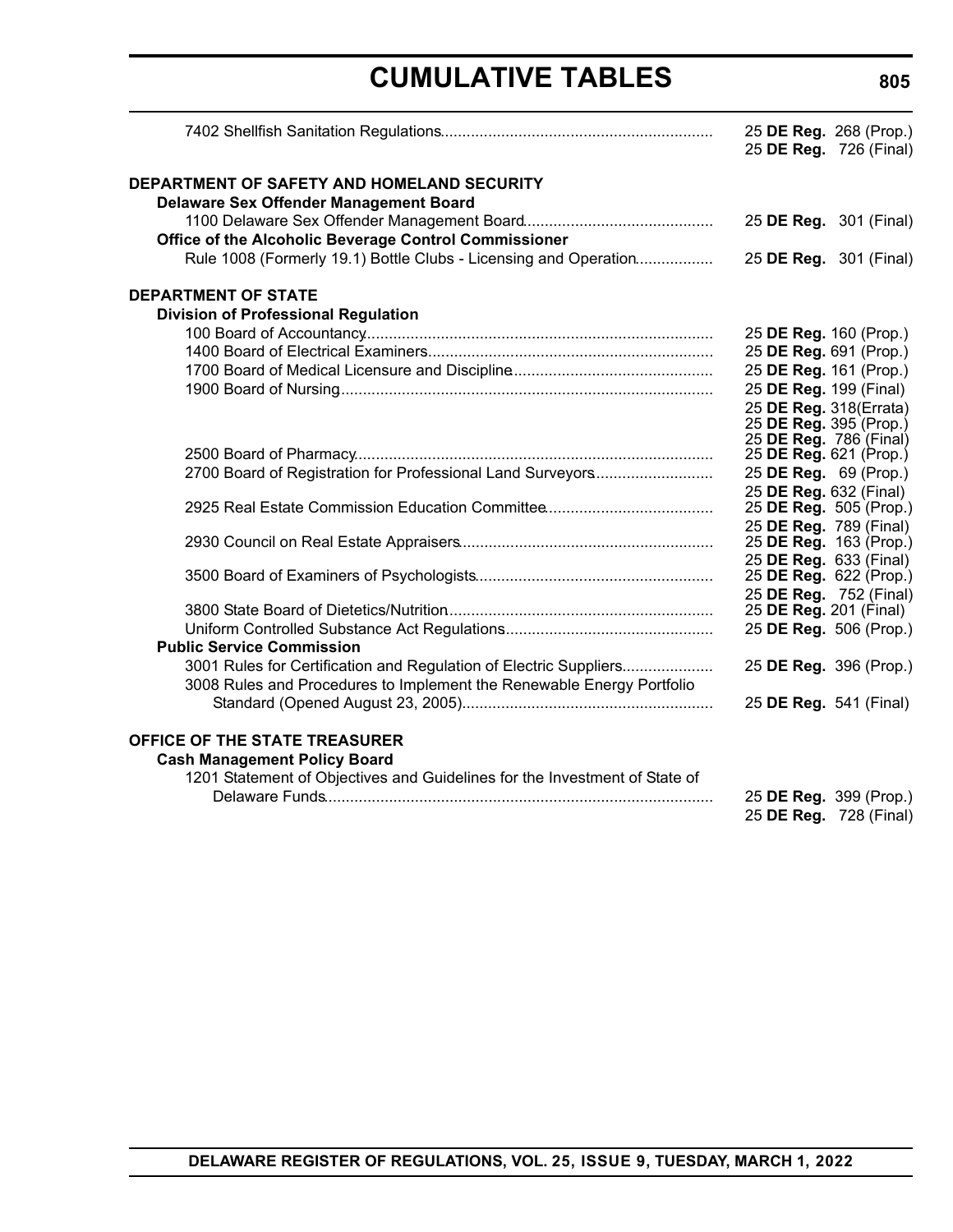7402 Shellfish Sanitation Regulations ..... 25 **DE Reg.** 268 (Prop.)
25 **DE Reg.** 726 (Final)

**DEPARTMENT OF SAFETY AND HOMELAND SECURITY**

**Delaware Sex Offender Management Board**

1100 Delaware Sex Offender Management Board ..... 25 **DE Reg.** 301 (Final)

**Office of the Alcoholic Beverage Control Commissioner**

Rule 1008 (Formerly 19.1) Bottle Clubs - Licensing and Operation ..... 25 **DE Reg.** 301 (Final)

**DEPARTMENT OF STATE**

**Division of Professional Regulation**

100 Board of Accountancy ..... 25 **DE Reg.** 160 (Prop.)
1400 Board of Electrical Examiners ..... 25 **DE Reg.** 691 (Prop.)
1700 Board of Medical Licensure and Discipline ..... 25 **DE Reg.** 161 (Prop.)
1900 Board of Nursing ..... 25 **DE Reg.** 199 (Final)
25 **DE Reg.** 318(Errata)
25 **DE Reg.** 395 (Prop.)
25 **DE Reg.** 786 (Final)
2500 Board of Pharmacy ..... 25 **DE Reg.** 621 (Prop.)
2700 Board of Registration for Professional Land Surveyors ..... 25 **DE Reg.** 69 (Prop.)
25 **DE Reg.** 632 (Final)
2925 Real Estate Commission Education Committee ..... 25 **DE Reg.** 505 (Prop.)
25 **DE Reg.** 789 (Final)
2930 Council on Real Estate Appraisers ..... 25 **DE Reg.** 163 (Prop.)
25 **DE Reg.** 633 (Final)
3500 Board of Examiners of Psychologists ..... 25 **DE Reg.** 622 (Prop.)
25 **DE Reg.** 752 (Final)
3800 State Board of Dietetics/Nutrition ..... 25 **DE Reg.** 201 (Final)
Uniform Controlled Substance Act Regulations ..... 25 **DE Reg.** 506 (Prop.)

**Public Service Commission**

3001 Rules for Certification and Regulation of Electric Suppliers ..... 25 **DE Reg.** 396 (Prop.)
3008 Rules and Procedures to Implement the Renewable Energy Portfolio Standard (Opened August 23, 2005) ..... 25 **DE Reg.** 541 (Final)

**OFFICE OF THE STATE TREASURER**

**Cash Management Policy Board**

1201 Statement of Objectives and Guidelines for the Investment of State of Delaware Funds ..... 25 **DE Reg.** 399 (Prop.)
25 **DE Reg.** 728 (Final)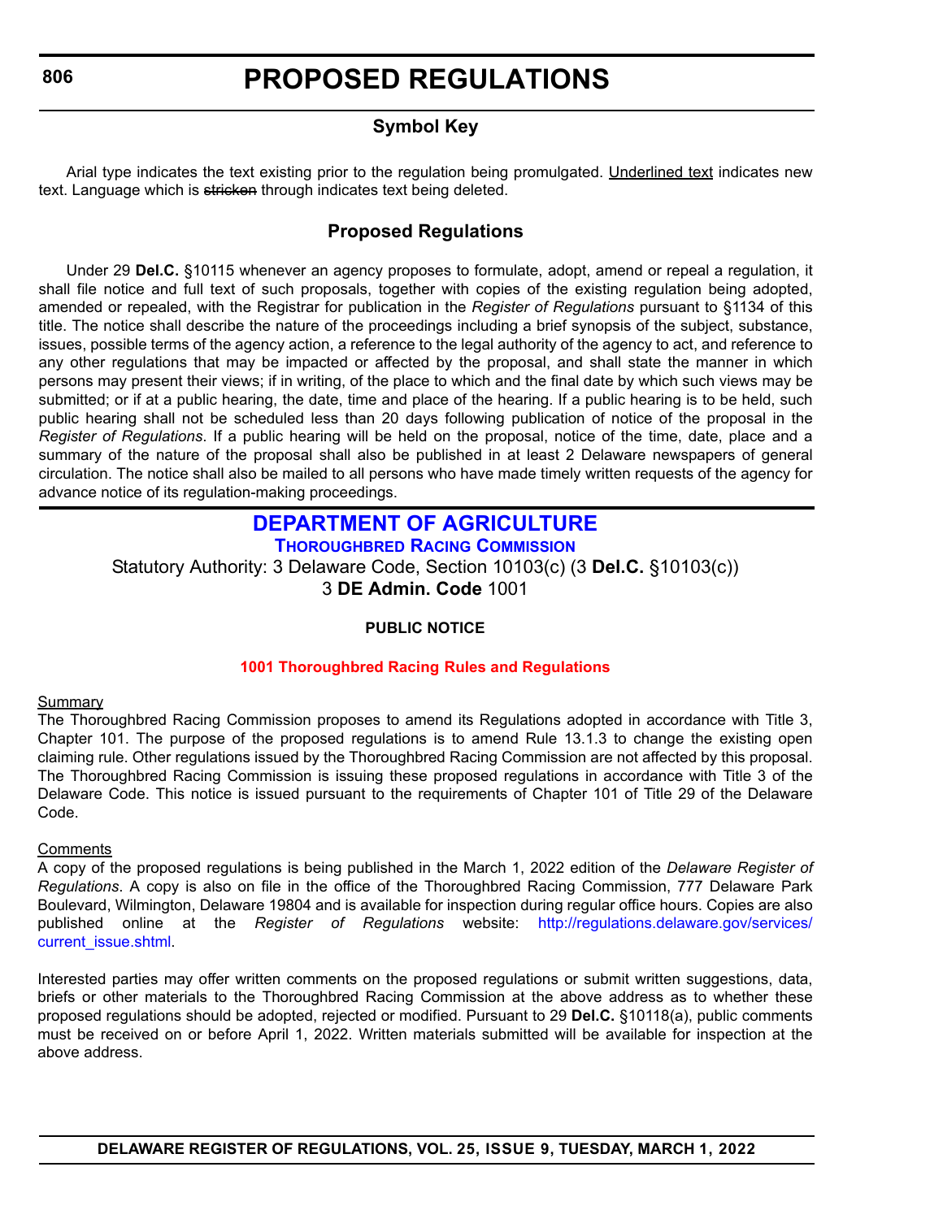# PROPOSED REGULATIONS

## Symbol Key

Arial type indicates the text existing prior to the regulation being promulgated. Underlined text indicates new text. Language which is ~~stricken~~ through indicates text being deleted.

## Proposed Regulations

Under 29 **Del.C.** §10115 whenever an agency proposes to formulate, adopt, amend or repeal a regulation, it shall file notice and full text of such proposals, together with copies of the existing regulation being adopted, amended or repealed, with the Registrar for publication in the *Register of Regulations* pursuant to §1134 of this title. The notice shall describe the nature of the proceedings including a brief synopsis of the subject, substance, issues, possible terms of the agency action, a reference to the legal authority of the agency to act, and reference to any other regulations that may be impacted or affected by the proposal, and shall state the manner in which persons may present their views; if in writing, of the place to which and the final date by which such views may be submitted; or if at a public hearing, the date, time and place of the hearing. If a public hearing is to be held, such public hearing shall not be scheduled less than 20 days following publication of notice of the proposal in the *Register of Regulations*. If a public hearing will be held on the proposal, notice of the time, date, place and a summary of the nature of the proposal shall also be published in at least 2 Delaware newspapers of general circulation. The notice shall also be mailed to all persons who have made timely written requests of the agency for advance notice of its regulation-making proceedings.

## DEPARTMENT OF AGRICULTURE

### THOROUGHBRED RACING COMMISSION

Statutory Authority: 3 Delaware Code, Section 10103(c) (3 **Del.C.** §10103(c))
3 **DE Admin. Code** 1001

**PUBLIC NOTICE**

**1001 Thoroughbred Racing Rules and Regulations**

Summary
The Thoroughbred Racing Commission proposes to amend its Regulations adopted in accordance with Title 3, Chapter 101. The purpose of the proposed regulations is to amend Rule 13.1.3 to change the existing open claiming rule. Other regulations issued by the Thoroughbred Racing Commission are not affected by this proposal. The Thoroughbred Racing Commission is issuing these proposed regulations in accordance with Title 3 of the Delaware Code. This notice is issued pursuant to the requirements of Chapter 101 of Title 29 of the Delaware Code.

Comments
A copy of the proposed regulations is being published in the March 1, 2022 edition of the *Delaware Register of Regulations*. A copy is also on file in the office of the Thoroughbred Racing Commission, 777 Delaware Park Boulevard, Wilmington, Delaware 19804 and is available for inspection during regular office hours. Copies are also published online at the *Register of Regulations* website: http://regulations.delaware.gov/services/current_issue.shtml.

Interested parties may offer written comments on the proposed regulations or submit written suggestions, data, briefs or other materials to the Thoroughbred Racing Commission at the above address as to whether these proposed regulations should be adopted, rejected or modified. Pursuant to 29 **Del.C.** §10118(a), public comments must be received on or before April 1, 2022. Written materials submitted will be available for inspection at the above address.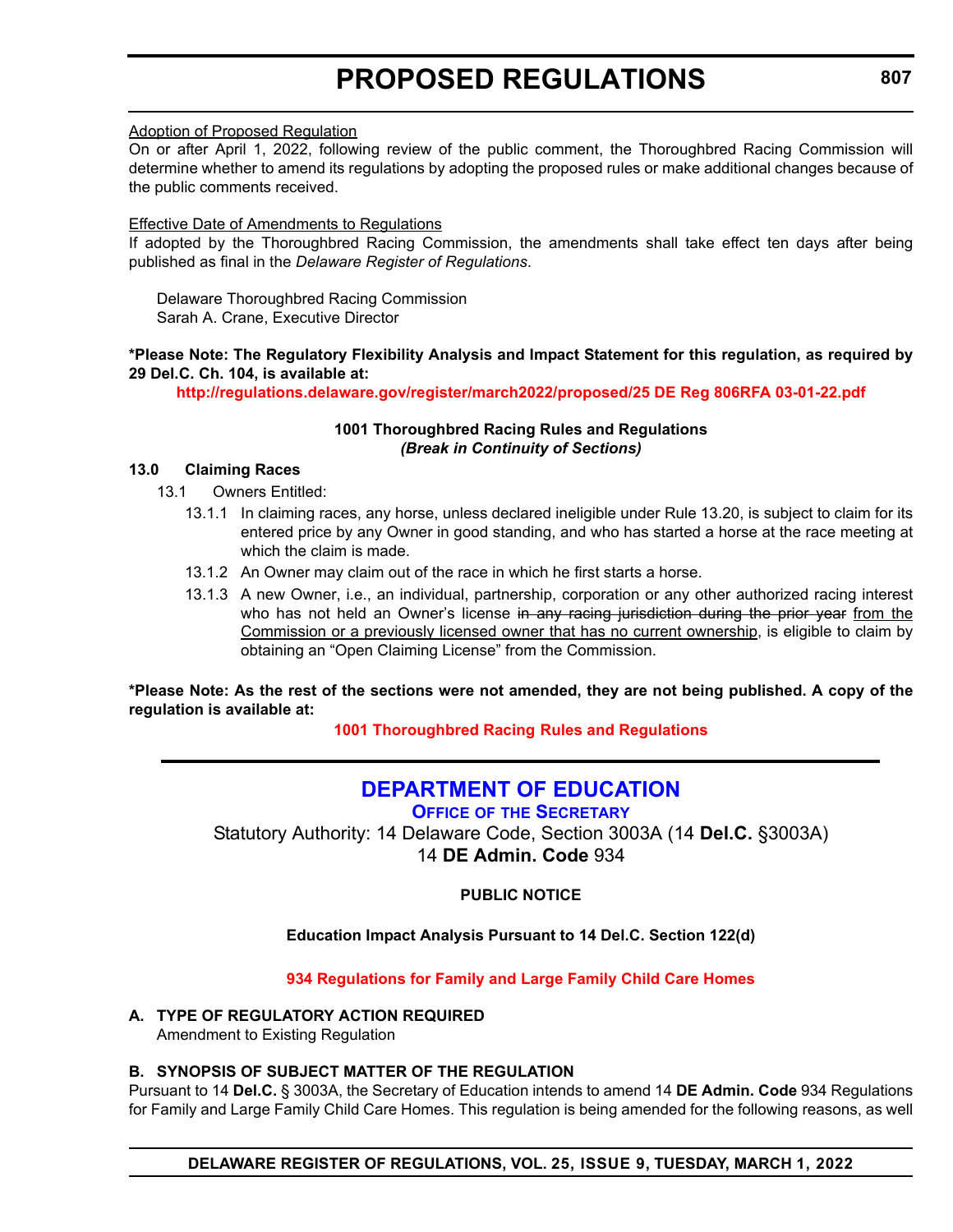Adoption of Proposed Regulation

On or after April 1, 2022, following review of the public comment, the Thoroughbred Racing Commission will determine whether to amend its regulations by adopting the proposed rules or make additional changes because of the public comments received.

Effective Date of Amendments to Regulations

If adopted by the Thoroughbred Racing Commission, the amendments shall take effect ten days after being published as final in the *Delaware Register of Regulations*.

Delaware Thoroughbred Racing Commission
Sarah A. Crane, Executive Director

**\*Please Note: The Regulatory Flexibility Analysis and Impact Statement for this regulation, as required by 29 Del.C. Ch. 104, is available at:**

**http://regulations.delaware.gov/register/march2022/proposed/25 DE Reg 806RFA 03-01-22.pdf**

**1001 Thoroughbred Racing Rules and Regulations**
***(Break in Continuity of Sections)***

**13.0 Claiming Races**

13.1 Owners Entitled:

13.1.1 In claiming races, any horse, unless declared ineligible under Rule 13.20, is subject to claim for its entered price by any Owner in good standing, and who has started a horse at the race meeting at which the claim is made.

13.1.2 An Owner may claim out of the race in which he first starts a horse.

13.1.3 A new Owner, i.e., an individual, partnership, corporation or any other authorized racing interest who has not held an Owner's license ~~in any racing jurisdiction during the prior year~~ <u>from the Commission or a previously licensed owner that has no current ownership</u>, is eligible to claim by obtaining an "Open Claiming License" from the Commission.

**\*Please Note: As the rest of the sections were not amended, they are not being published. A copy of the regulation is available at:**

**1001 Thoroughbred Racing Rules and Regulations**

## DEPARTMENT OF EDUCATION

**OFFICE OF THE SECRETARY**

Statutory Authority: 14 Delaware Code, Section 3003A (14 **Del.C.** §3003A)
14 **DE Admin. Code** 934

**PUBLIC NOTICE**

**Education Impact Analysis Pursuant to 14 Del.C. Section 122(d)**

**934 Regulations for Family and Large Family Child Care Homes**

**A. TYPE OF REGULATORY ACTION REQUIRED**

Amendment to Existing Regulation

**B. SYNOPSIS OF SUBJECT MATTER OF THE REGULATION**

Pursuant to 14 **Del.C.** § 3003A, the Secretary of Education intends to amend 14 **DE Admin. Code** 934 Regulations for Family and Large Family Child Care Homes. This regulation is being amended for the following reasons, as well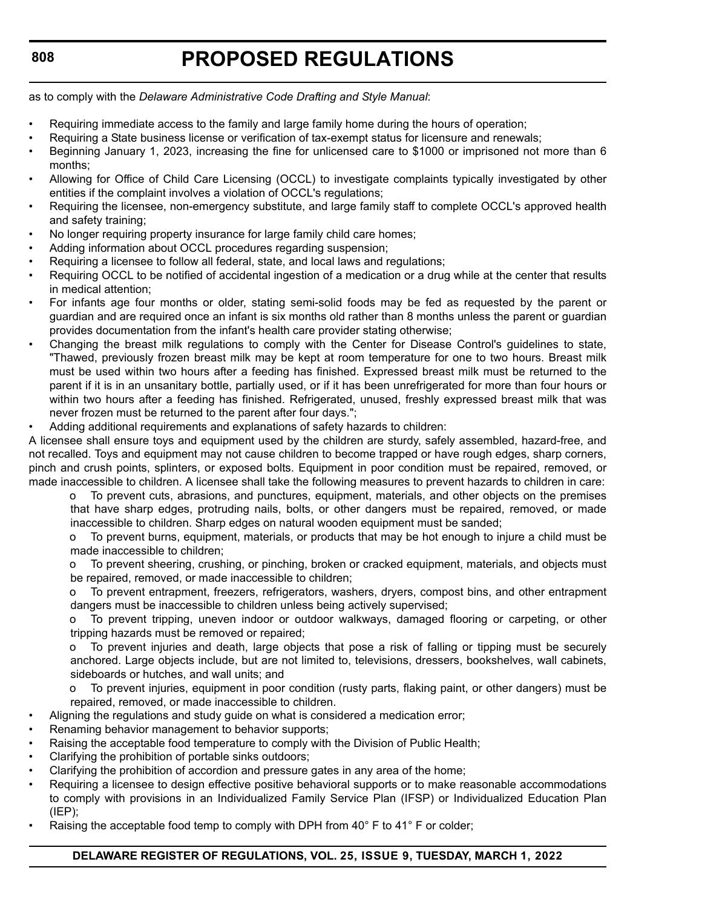as to comply with the *Delaware Administrative Code Drafting and Style Manual*:

- Requiring immediate access to the family and large family home during the hours of operation;
- Requiring a State business license or verification of tax-exempt status for licensure and renewals;
- Beginning January 1, 2023, increasing the fine for unlicensed care to $1000 or imprisoned not more than 6 months;
- Allowing for Office of Child Care Licensing (OCCL) to investigate complaints typically investigated by other entities if the complaint involves a violation of OCCL's regulations;
- Requiring the licensee, non-emergency substitute, and large family staff to complete OCCL's approved health and safety training;
- No longer requiring property insurance for large family child care homes;
- Adding information about OCCL procedures regarding suspension;
- Requiring a licensee to follow all federal, state, and local laws and regulations;
- Requiring OCCL to be notified of accidental ingestion of a medication or a drug while at the center that results in medical attention;
- For infants age four months or older, stating semi-solid foods may be fed as requested by the parent or guardian and are required once an infant is six months old rather than 8 months unless the parent or guardian provides documentation from the infant's health care provider stating otherwise;
- Changing the breast milk regulations to comply with the Center for Disease Control's guidelines to state, "Thawed, previously frozen breast milk may be kept at room temperature for one to two hours. Breast milk must be used within two hours after a feeding has finished. Expressed breast milk must be returned to the parent if it is in an unsanitary bottle, partially used, or if it has been unrefrigerated for more than four hours or within two hours after a feeding has finished. Refrigerated, unused, freshly expressed breast milk that was never frozen must be returned to the parent after four days.";
- Adding additional requirements and explanations of safety hazards to children:

A licensee shall ensure toys and equipment used by the children are sturdy, safely assembled, hazard-free, and not recalled. Toys and equipment may not cause children to become trapped or have rough edges, sharp corners, pinch and crush points, splinters, or exposed bolts. Equipment in poor condition must be repaired, removed, or made inaccessible to children. A licensee shall take the following measures to prevent hazards to children in care:

  - o To prevent cuts, abrasions, and punctures, equipment, materials, and other objects on the premises that have sharp edges, protruding nails, bolts, or other dangers must be repaired, removed, or made inaccessible to children. Sharp edges on natural wooden equipment must be sanded;
  - o To prevent burns, equipment, materials, or products that may be hot enough to injure a child must be made inaccessible to children;
  - o To prevent sheering, crushing, or pinching, broken or cracked equipment, materials, and objects must be repaired, removed, or made inaccessible to children;
  - o To prevent entrapment, freezers, refrigerators, washers, dryers, compost bins, and other entrapment dangers must be inaccessible to children unless being actively supervised;
  - o To prevent tripping, uneven indoor or outdoor walkways, damaged flooring or carpeting, or other tripping hazards must be removed or repaired;
  - o To prevent injuries and death, large objects that pose a risk of falling or tipping must be securely anchored. Large objects include, but are not limited to, televisions, dressers, bookshelves, wall cabinets, sideboards or hutches, and wall units; and
  - o To prevent injuries, equipment in poor condition (rusty parts, flaking paint, or other dangers) must be repaired, removed, or made inaccessible to children.

- Aligning the regulations and study guide on what is considered a medication error;
- Renaming behavior management to behavior supports;
- Raising the acceptable food temperature to comply with the Division of Public Health;
- Clarifying the prohibition of portable sinks outdoors;
- Clarifying the prohibition of accordion and pressure gates in any area of the home;
- Requiring a licensee to design effective positive behavioral supports or to make reasonable accommodations to comply with provisions in an Individualized Family Service Plan (IFSP) or Individualized Education Plan (IEP);
- Raising the acceptable food temp to comply with DPH from 40° F to 41° F or colder;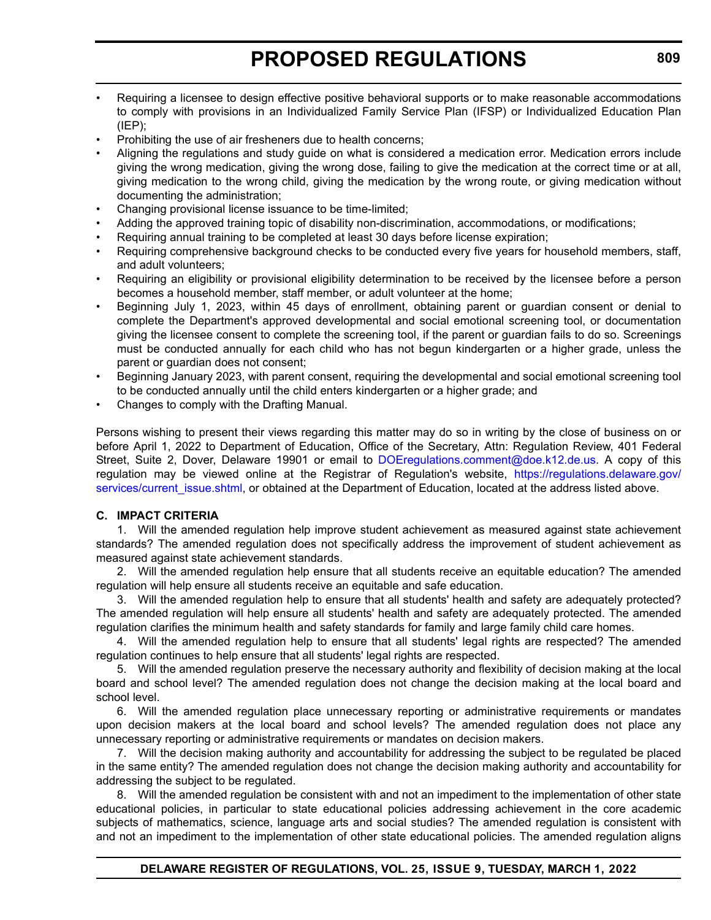- Requiring a licensee to design effective positive behavioral supports or to make reasonable accommodations to comply with provisions in an Individualized Family Service Plan (IFSP) or Individualized Education Plan (IEP);
- Prohibiting the use of air fresheners due to health concerns;
- Aligning the regulations and study guide on what is considered a medication error. Medication errors include giving the wrong medication, giving the wrong dose, failing to give the medication at the correct time or at all, giving medication to the wrong child, giving the medication by the wrong route, or giving medication without documenting the administration;
- Changing provisional license issuance to be time-limited;
- Adding the approved training topic of disability non-discrimination, accommodations, or modifications;
- Requiring annual training to be completed at least 30 days before license expiration;
- Requiring comprehensive background checks to be conducted every five years for household members, staff, and adult volunteers;
- Requiring an eligibility or provisional eligibility determination to be received by the licensee before a person becomes a household member, staff member, or adult volunteer at the home;
- Beginning July 1, 2023, within 45 days of enrollment, obtaining parent or guardian consent or denial to complete the Department's approved developmental and social emotional screening tool, or documentation giving the licensee consent to complete the screening tool, if the parent or guardian fails to do so. Screenings must be conducted annually for each child who has not begun kindergarten or a higher grade, unless the parent or guardian does not consent;
- Beginning January 2023, with parent consent, requiring the developmental and social emotional screening tool to be conducted annually until the child enters kindergarten or a higher grade; and
- Changes to comply with the Drafting Manual.

Persons wishing to present their views regarding this matter may do so in writing by the close of business on or before April 1, 2022 to Department of Education, Office of the Secretary, Attn: Regulation Review, 401 Federal Street, Suite 2, Dover, Delaware 19901 or email to DOEregulations.comment@doe.k12.de.us. A copy of this regulation may be viewed online at the Registrar of Regulation's website, https://regulations.delaware.gov/services/current_issue.shtml, or obtained at the Department of Education, located at the address listed above.

**C. IMPACT CRITERIA**

1. Will the amended regulation help improve student achievement as measured against state achievement standards? The amended regulation does not specifically address the improvement of student achievement as measured against state achievement standards.

2. Will the amended regulation help ensure that all students receive an equitable education? The amended regulation will help ensure all students receive an equitable and safe education.

3. Will the amended regulation help to ensure that all students' health and safety are adequately protected? The amended regulation will help ensure all students' health and safety are adequately protected. The amended regulation clarifies the minimum health and safety standards for family and large family child care homes.

4. Will the amended regulation help to ensure that all students' legal rights are respected? The amended regulation continues to help ensure that all students' legal rights are respected.

5. Will the amended regulation preserve the necessary authority and flexibility of decision making at the local board and school level? The amended regulation does not change the decision making at the local board and school level.

6. Will the amended regulation place unnecessary reporting or administrative requirements or mandates upon decision makers at the local board and school levels? The amended regulation does not place any unnecessary reporting or administrative requirements or mandates on decision makers.

7. Will the decision making authority and accountability for addressing the subject to be regulated be placed in the same entity? The amended regulation does not change the decision making authority and accountability for addressing the subject to be regulated.

8. Will the amended regulation be consistent with and not an impediment to the implementation of other state educational policies, in particular to state educational policies addressing achievement in the core academic subjects of mathematics, science, language arts and social studies? The amended regulation is consistent with and not an impediment to the implementation of other state educational policies. The amended regulation aligns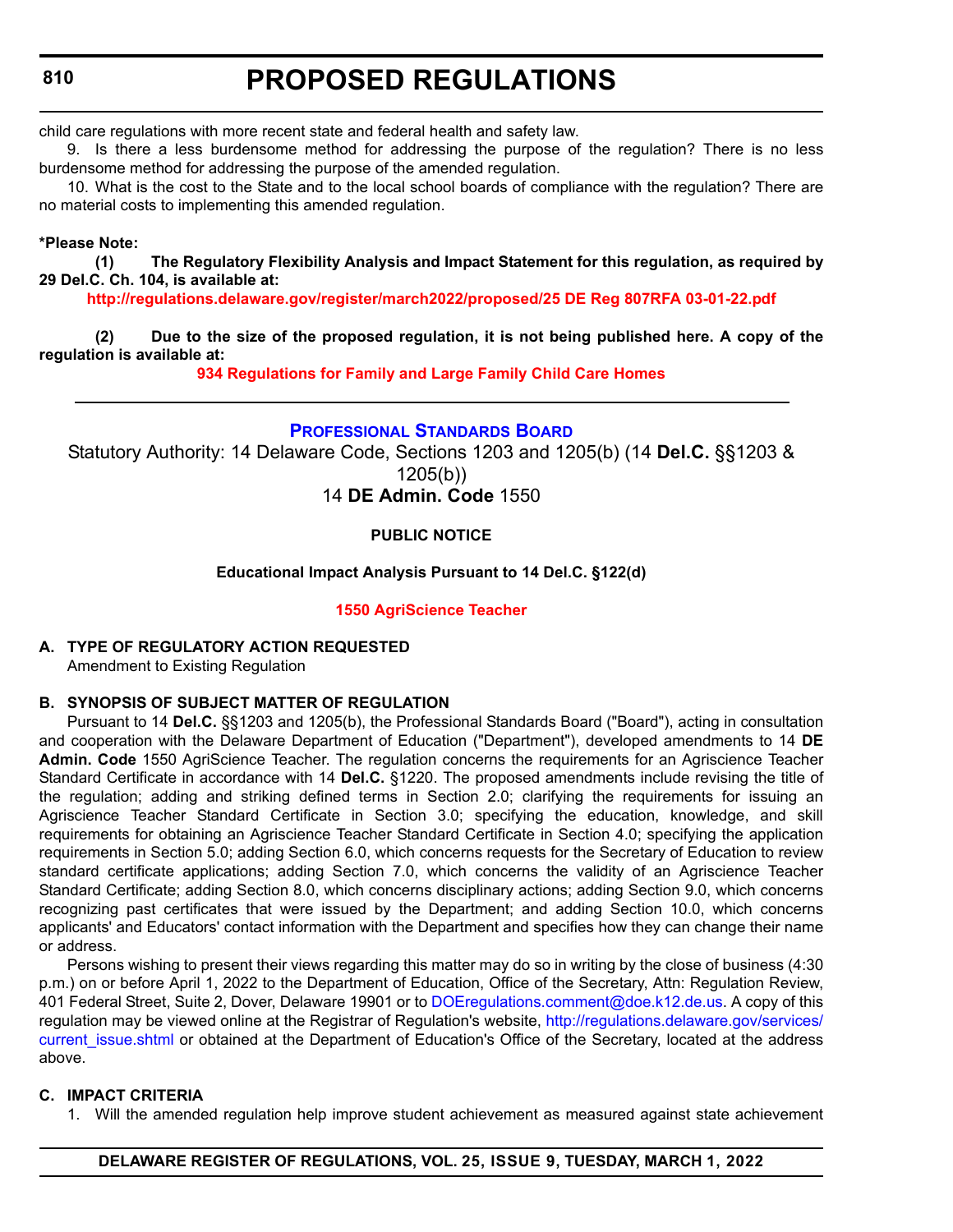child care regulations with more recent state and federal health and safety law.

9. Is there a less burdensome method for addressing the purpose of the regulation? There is no less burdensome method for addressing the purpose of the amended regulation.

10. What is the cost to the State and to the local school boards of compliance with the regulation? There are no material costs to implementing this amended regulation.

**\*Please Note:**

**(1) The Regulatory Flexibility Analysis and Impact Statement for this regulation, as required by 29 Del.C. Ch. 104, is available at:**

**http://regulations.delaware.gov/register/march2022/proposed/25 DE Reg 807RFA 03-01-22.pdf**

**(2) Due to the size of the proposed regulation, it is not being published here. A copy of the regulation is available at:**

**934 Regulations for Family and Large Family Child Care Homes**

---

## Professional Standards Board

Statutory Authority: 14 Delaware Code, Sections 1203 and 1205(b) (14 **Del.C.** §§1203 & 1205(b))

14 **DE Admin. Code** 1550

**PUBLIC NOTICE**

**Educational Impact Analysis Pursuant to 14 Del.C. §122(d)**

**1550 AgriScience Teacher**

**A. TYPE OF REGULATORY ACTION REQUESTED**

Amendment to Existing Regulation

**B. SYNOPSIS OF SUBJECT MATTER OF REGULATION**

Pursuant to 14 **Del.C.** §§1203 and 1205(b), the Professional Standards Board ("Board"), acting in consultation and cooperation with the Delaware Department of Education ("Department"), developed amendments to 14 **DE Admin. Code** 1550 AgriScience Teacher. The regulation concerns the requirements for an Agriscience Teacher Standard Certificate in accordance with 14 **Del.C.** §1220. The proposed amendments include revising the title of the regulation; adding and striking defined terms in Section 2.0; clarifying the requirements for issuing an Agriscience Teacher Standard Certificate in Section 3.0; specifying the education, knowledge, and skill requirements for obtaining an Agriscience Teacher Standard Certificate in Section 4.0; specifying the application requirements in Section 5.0; adding Section 6.0, which concerns requests for the Secretary of Education to review standard certificate applications; adding Section 7.0, which concerns the validity of an Agriscience Teacher Standard Certificate; adding Section 8.0, which concerns disciplinary actions; adding Section 9.0, which concerns recognizing past certificates that were issued by the Department; and adding Section 10.0, which concerns applicants' and Educators' contact information with the Department and specifies how they can change their name or address.

Persons wishing to present their views regarding this matter may do so in writing by the close of business (4:30 p.m.) on or before April 1, 2022 to the Department of Education, Office of the Secretary, Attn: Regulation Review, 401 Federal Street, Suite 2, Dover, Delaware 19901 or to DOEregulations.comment@doe.k12.de.us. A copy of this regulation may be viewed online at the Registrar of Regulation's website, http://regulations.delaware.gov/services/current_issue.shtml or obtained at the Department of Education's Office of the Secretary, located at the address above.

**C. IMPACT CRITERIA**

1. Will the amended regulation help improve student achievement as measured against state achievement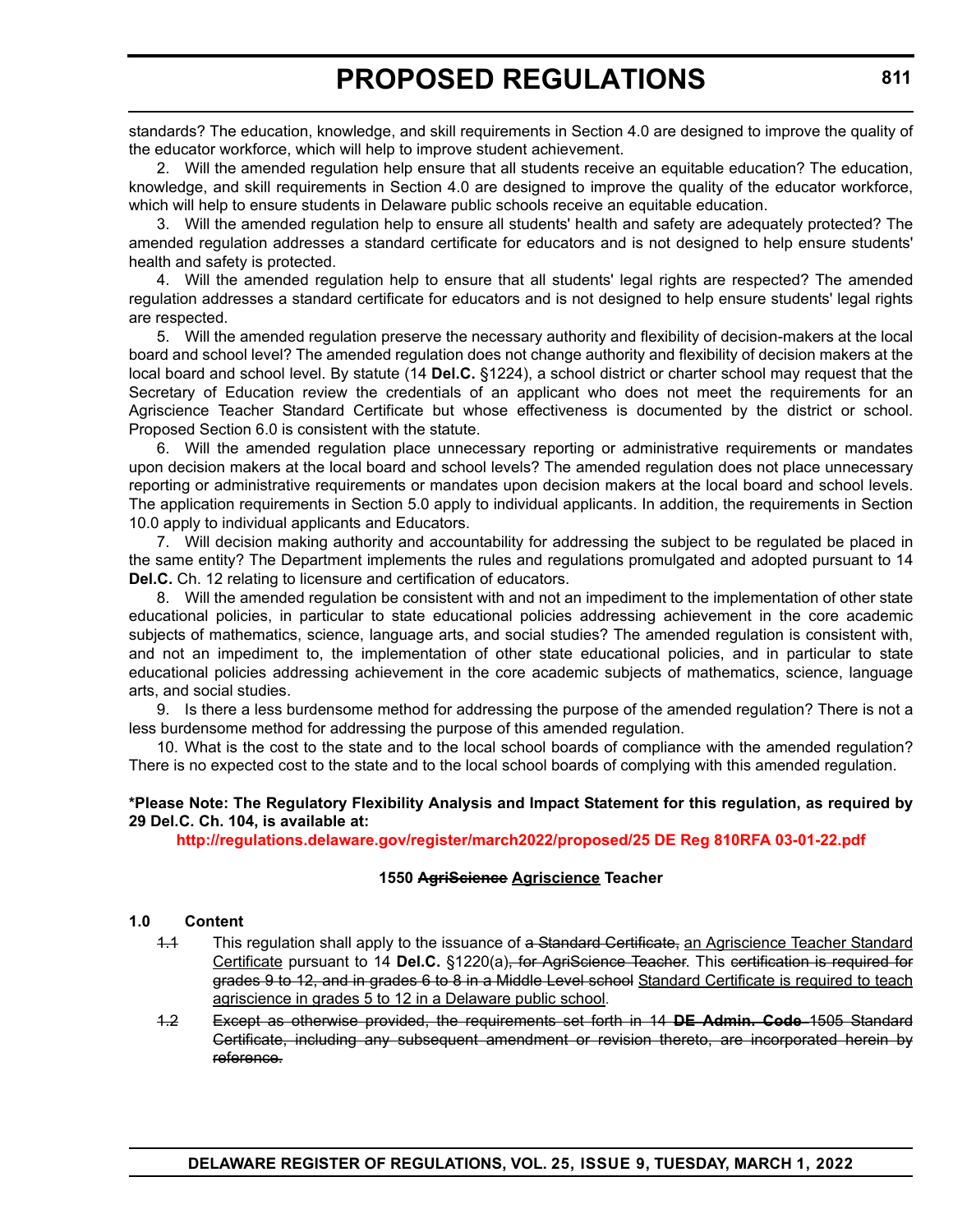standards? The education, knowledge, and skill requirements in Section 4.0 are designed to improve the quality of the educator workforce, which will help to improve student achievement.

2. Will the amended regulation help ensure that all students receive an equitable education? The education, knowledge, and skill requirements in Section 4.0 are designed to improve the quality of the educator workforce, which will help to ensure students in Delaware public schools receive an equitable education.

3. Will the amended regulation help to ensure all students' health and safety are adequately protected? The amended regulation addresses a standard certificate for educators and is not designed to help ensure students' health and safety is protected.

4. Will the amended regulation help to ensure that all students' legal rights are respected? The amended regulation addresses a standard certificate for educators and is not designed to help ensure students' legal rights are respected.

5. Will the amended regulation preserve the necessary authority and flexibility of decision-makers at the local board and school level? The amended regulation does not change authority and flexibility of decision makers at the local board and school level. By statute (14 **Del.C.** §1224), a school district or charter school may request that the Secretary of Education review the credentials of an applicant who does not meet the requirements for an Agriscience Teacher Standard Certificate but whose effectiveness is documented by the district or school. Proposed Section 6.0 is consistent with the statute.

6. Will the amended regulation place unnecessary reporting or administrative requirements or mandates upon decision makers at the local board and school levels? The amended regulation does not place unnecessary reporting or administrative requirements or mandates upon decision makers at the local board and school levels. The application requirements in Section 5.0 apply to individual applicants. In addition, the requirements in Section 10.0 apply to individual applicants and Educators.

7. Will decision making authority and accountability for addressing the subject to be regulated be placed in the same entity? The Department implements the rules and regulations promulgated and adopted pursuant to 14 **Del.C.** Ch. 12 relating to licensure and certification of educators.

8. Will the amended regulation be consistent with and not an impediment to the implementation of other state educational policies, in particular to state educational policies addressing achievement in the core academic subjects of mathematics, science, language arts, and social studies? The amended regulation is consistent with, and not an impediment to, the implementation of other state educational policies, and in particular to state educational policies addressing achievement in the core academic subjects of mathematics, science, language arts, and social studies.

9. Is there a less burdensome method for addressing the purpose of the amended regulation? There is not a less burdensome method for addressing the purpose of this amended regulation.

10. What is the cost to the state and to the local school boards of compliance with the amended regulation? There is no expected cost to the state and to the local school boards of complying with this amended regulation.

**\*Please Note: The Regulatory Flexibility Analysis and Impact Statement for this regulation, as required by 29 Del.C. Ch. 104, is available at:**

**http://regulations.delaware.gov/register/march2022/proposed/25 DE Reg 810RFA 03-01-22.pdf**

**1550 ~~AgriScience~~ Agriscience Teacher**

**1.0 Content**

~~1.1~~ This regulation shall apply to the issuance of ~~a Standard Certificate,~~ an Agriscience Teacher Standard Certificate pursuant to 14 **Del.C.** §1220(a)~~, for AgriScience Teacher~~. This ~~certification is required for grades 9 to 12, and in grades 6 to 8 in a Middle Level school~~ Standard Certificate is required to teach agriscience in grades 5 to 12 in a Delaware public school.

~~1.2 Except as otherwise provided, the requirements set forth in 14 **DE Admin. Code** 1505 Standard Certificate, including any subsequent amendment or revision thereto, are incorporated herein by reference.~~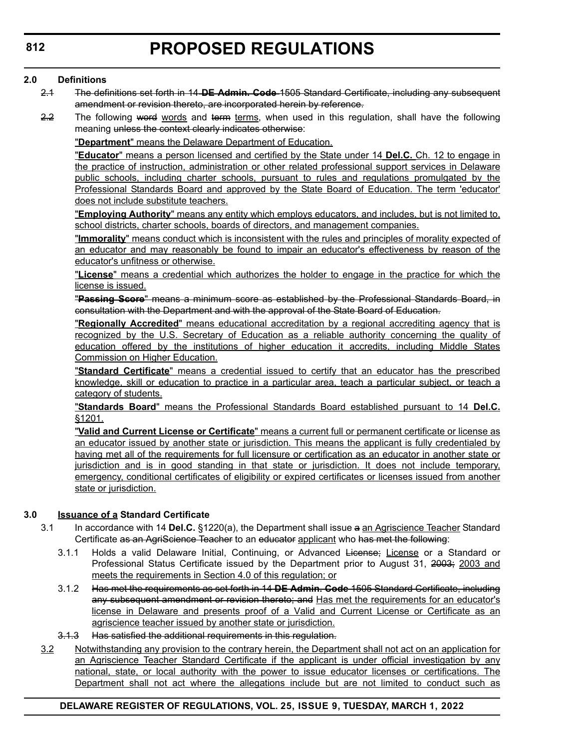**2.0 Definitions**

~~2.1 The definitions set forth in 14 **DE Admin. Code** 1505 Standard Certificate, including any subsequent amendment or revision thereto, are incorporated herein by reference.~~

~~2.2~~ The following ~~word~~ <u>words</u> and ~~term~~ <u>terms</u>, when used in this regulation, shall have the following meaning ~~unless the context clearly indicates otherwise~~:

<u>"**Department**" means the Delaware Department of Education.</u>

<u>"**Educator**" means a person licensed and certified by the State under 14 **Del.C.** Ch. 12 to engage in the practice of instruction, administration or other related professional support services in Delaware public schools, including charter schools, pursuant to rules and regulations promulgated by the Professional Standards Board and approved by the State Board of Education. The term 'educator' does not include substitute teachers.</u>

<u>"**Employing Authority**" means any entity which employs educators, and includes, but is not limited to, school districts, charter schools, boards of directors, and management companies.</u>

<u>"**Immorality**" means conduct which is inconsistent with the rules and principles of morality expected of an educator and may reasonably be found to impair an educator's effectiveness by reason of the educator's unfitness or otherwise.</u>

<u>"**License**" means a credential which authorizes the holder to engage in the practice for which the license is issued.</u>

~~"**Passing Score**" means a minimum score as established by the Professional Standards Board, in consultation with the Department and with the approval of the State Board of Education.~~

<u>"**Regionally Accredited**" means educational accreditation by a regional accrediting agency that is recognized by the U.S. Secretary of Education as a reliable authority concerning the quality of education offered by the institutions of higher education it accredits, including Middle States Commission on Higher Education.</u>

<u>"**Standard Certificate**" means a credential issued to certify that an educator has the prescribed knowledge, skill or education to practice in a particular area, teach a particular subject, or teach a category of students.</u>

<u>"**Standards Board**" means the Professional Standards Board established pursuant to 14 **Del.C.** §1201.</u>

<u>"**Valid and Current License or Certificate**" means a current full or permanent certificate or license as an educator issued by another state or jurisdiction. This means the applicant is fully credentialed by having met all of the requirements for full licensure or certification as an educator in another state or jurisdiction and is in good standing in that state or jurisdiction. It does not include temporary, emergency, conditional certificates of eligibility or expired certificates or licenses issued from another state or jurisdiction.</u>

**3.0 <u>Issuance of a</u> Standard Certificate**

3.1 In accordance with 14 **Del.C.** §1220(a), the Department shall issue ~~a~~ <u>an Agriscience Teacher</u> Standard Certificate ~~as an AgriScience Teacher~~ to an ~~educator~~ <u>applicant</u> who ~~has met the following~~:

3.1.1 Holds a valid Delaware Initial, Continuing, or Advanced ~~License;~~ <u>License</u> or a Standard or Professional Status Certificate issued by the Department prior to August 31, ~~2003;~~ <u>2003 and meets the requirements in Section 4.0 of this regulation; or</u>

3.1.2 ~~Has met the requirements as set forth in 14 **DE Admin. Code** 1505 Standard Certificate, including any subsequent amendment or revision thereto; and~~ <u>Has met the requirements for an educator's license in Delaware and presents proof of a Valid and Current License or Certificate as an agriscience teacher issued by another state or jurisdiction.</u>

~~3.1.3 Has satisfied the additional requirements in this regulation.~~

<u>3.2 Notwithstanding any provision to the contrary herein, the Department shall not act on an application for an Agriscience Teacher Standard Certificate if the applicant is under official investigation by any national, state, or local authority with the power to issue educator licenses or certifications. The Department shall not act where the allegations include but are not limited to conduct such as</u>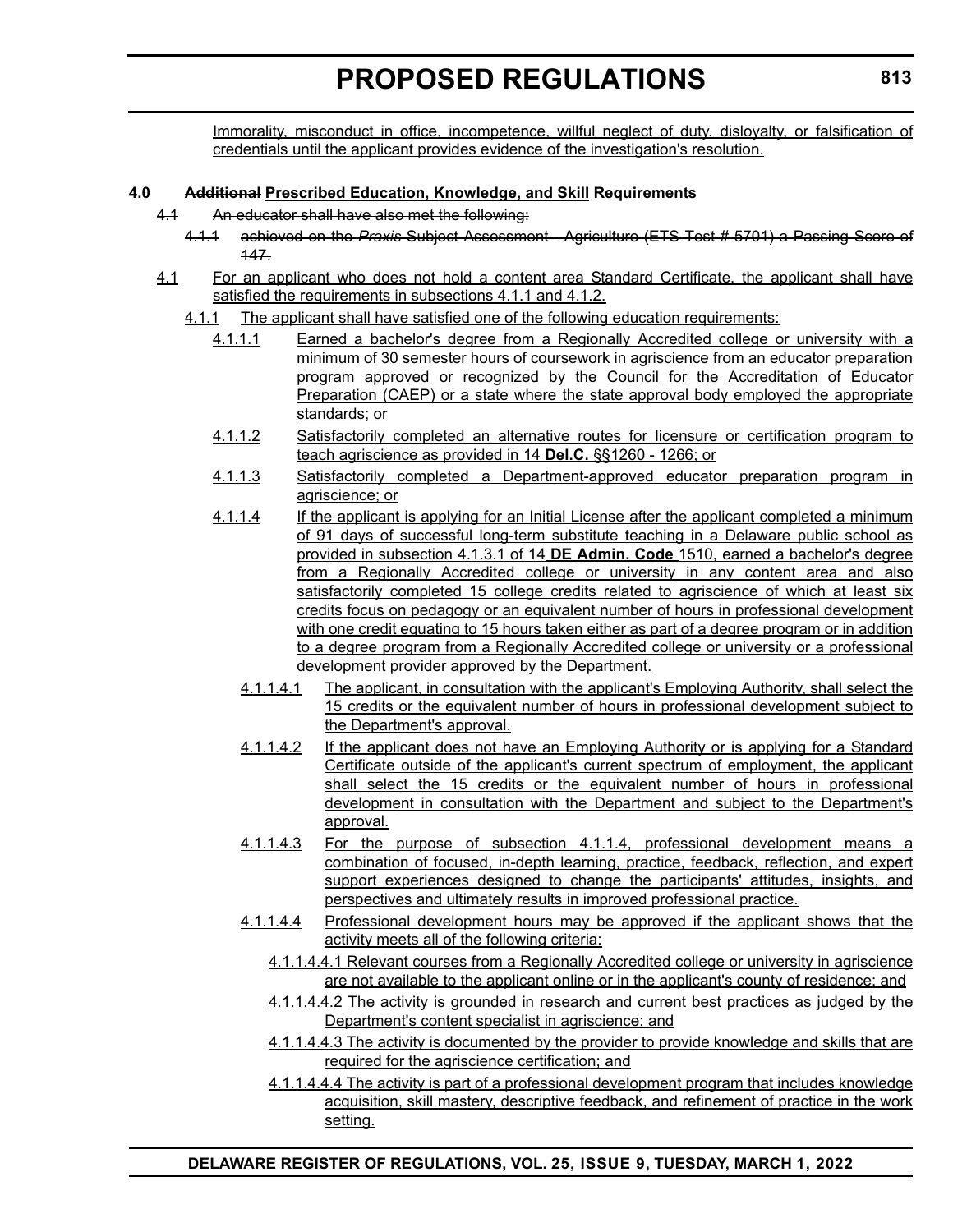Immorality, misconduct in office, incompetence, willful neglect of duty, disloyalty, or falsification of credentials until the applicant provides evidence of the investigation's resolution.

**4.0 ~~Additional~~ Prescribed Education, Knowledge, and Skill Requirements**

~~4.1 An educator shall have also met the following:~~

~~4.1.1 achieved on the *Praxis* Subject Assessment - Agriculture (ETS Test # 5701) a Passing Score of 147.~~

4.1 For an applicant who does not hold a content area Standard Certificate, the applicant shall have satisfied the requirements in subsections 4.1.1 and 4.1.2.

4.1.1 The applicant shall have satisfied one of the following education requirements:

4.1.1.1 Earned a bachelor's degree from a Regionally Accredited college or university with a minimum of 30 semester hours of coursework in agriscience from an educator preparation program approved or recognized by the Council for the Accreditation of Educator Preparation (CAEP) or a state where the state approval body employed the appropriate standards; or

4.1.1.2 Satisfactorily completed an alternative routes for licensure or certification program to teach agriscience as provided in 14 **Del.C.** §§1260 - 1266; or

4.1.1.3 Satisfactorily completed a Department-approved educator preparation program in agriscience; or

4.1.1.4 If the applicant is applying for an Initial License after the applicant completed a minimum of 91 days of successful long-term substitute teaching in a Delaware public school as provided in subsection 4.1.3.1 of 14 **DE Admin. Code** 1510, earned a bachelor's degree from a Regionally Accredited college or university in any content area and also satisfactorily completed 15 college credits related to agriscience of which at least six credits focus on pedagogy or an equivalent number of hours in professional development with one credit equating to 15 hours taken either as part of a degree program or in addition to a degree program from a Regionally Accredited college or university or a professional development provider approved by the Department.

4.1.1.4.1 The applicant, in consultation with the applicant's Employing Authority, shall select the 15 credits or the equivalent number of hours in professional development subject to the Department's approval.

4.1.1.4.2 If the applicant does not have an Employing Authority or is applying for a Standard Certificate outside of the applicant's current spectrum of employment, the applicant shall select the 15 credits or the equivalent number of hours in professional development in consultation with the Department and subject to the Department's approval.

4.1.1.4.3 For the purpose of subsection 4.1.1.4, professional development means a combination of focused, in-depth learning, practice, feedback, reflection, and expert support experiences designed to change the participants' attitudes, insights, and perspectives and ultimately results in improved professional practice.

4.1.1.4.4 Professional development hours may be approved if the applicant shows that the activity meets all of the following criteria:

4.1.1.4.4.1 Relevant courses from a Regionally Accredited college or university in agriscience are not available to the applicant online or in the applicant's county of residence; and

4.1.1.4.4.2 The activity is grounded in research and current best practices as judged by the Department's content specialist in agriscience; and

4.1.1.4.4.3 The activity is documented by the provider to provide knowledge and skills that are required for the agriscience certification; and

4.1.1.4.4.4 The activity is part of a professional development program that includes knowledge acquisition, skill mastery, descriptive feedback, and refinement of practice in the work setting.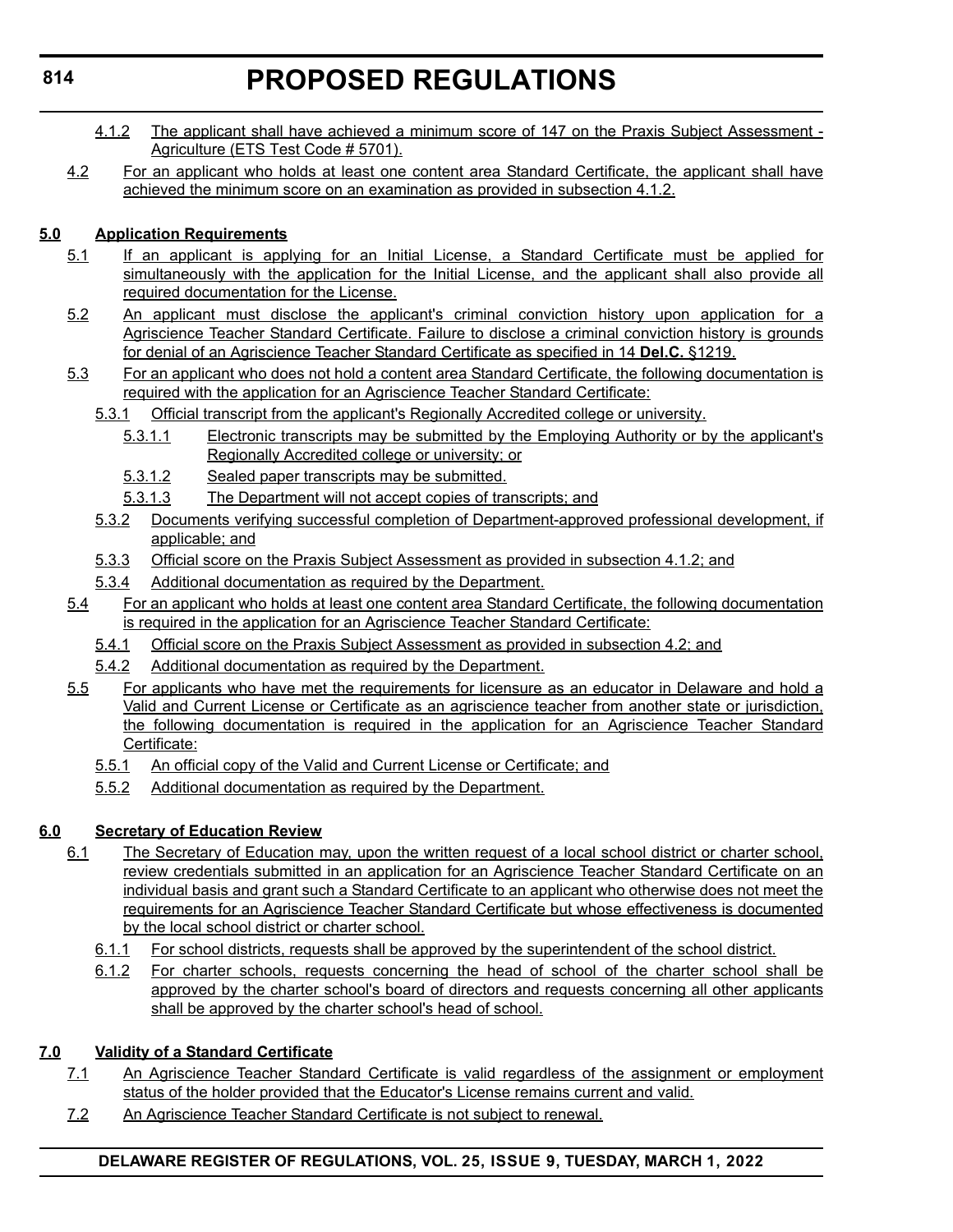4.1.2 The applicant shall have achieved a minimum score of 147 on the Praxis Subject Assessment - Agriculture (ETS Test Code # 5701).

4.2 For an applicant who holds at least one content area Standard Certificate, the applicant shall have achieved the minimum score on an examination as provided in subsection 4.1.2.

**5.0 Application Requirements**

5.1 If an applicant is applying for an Initial License, a Standard Certificate must be applied for simultaneously with the application for the Initial License, and the applicant shall also provide all required documentation for the License.

5.2 An applicant must disclose the applicant's criminal conviction history upon application for a Agriscience Teacher Standard Certificate. Failure to disclose a criminal conviction history is grounds for denial of an Agriscience Teacher Standard Certificate as specified in 14 **Del.C.** §1219.

5.3 For an applicant who does not hold a content area Standard Certificate, the following documentation is required with the application for an Agriscience Teacher Standard Certificate:

5.3.1 Official transcript from the applicant's Regionally Accredited college or university.

5.3.1.1 Electronic transcripts may be submitted by the Employing Authority or by the applicant's Regionally Accredited college or university; or

5.3.1.2 Sealed paper transcripts may be submitted.

5.3.1.3 The Department will not accept copies of transcripts; and

5.3.2 Documents verifying successful completion of Department-approved professional development, if applicable; and

5.3.3 Official score on the Praxis Subject Assessment as provided in subsection 4.1.2; and

5.3.4 Additional documentation as required by the Department.

5.4 For an applicant who holds at least one content area Standard Certificate, the following documentation is required in the application for an Agriscience Teacher Standard Certificate:

5.4.1 Official score on the Praxis Subject Assessment as provided in subsection 4.2; and

5.4.2 Additional documentation as required by the Department.

5.5 For applicants who have met the requirements for licensure as an educator in Delaware and hold a Valid and Current License or Certificate as an agriscience teacher from another state or jurisdiction, the following documentation is required in the application for an Agriscience Teacher Standard Certificate:

5.5.1 An official copy of the Valid and Current License or Certificate; and

5.5.2 Additional documentation as required by the Department.

**6.0 Secretary of Education Review**

6.1 The Secretary of Education may, upon the written request of a local school district or charter school, review credentials submitted in an application for an Agriscience Teacher Standard Certificate on an individual basis and grant such a Standard Certificate to an applicant who otherwise does not meet the requirements for an Agriscience Teacher Standard Certificate but whose effectiveness is documented by the local school district or charter school.

6.1.1 For school districts, requests shall be approved by the superintendent of the school district.

6.1.2 For charter schools, requests concerning the head of school of the charter school shall be approved by the charter school's board of directors and requests concerning all other applicants shall be approved by the charter school's head of school.

**7.0 Validity of a Standard Certificate**

7.1 An Agriscience Teacher Standard Certificate is valid regardless of the assignment or employment status of the holder provided that the Educator's License remains current and valid.

7.2 An Agriscience Teacher Standard Certificate is not subject to renewal.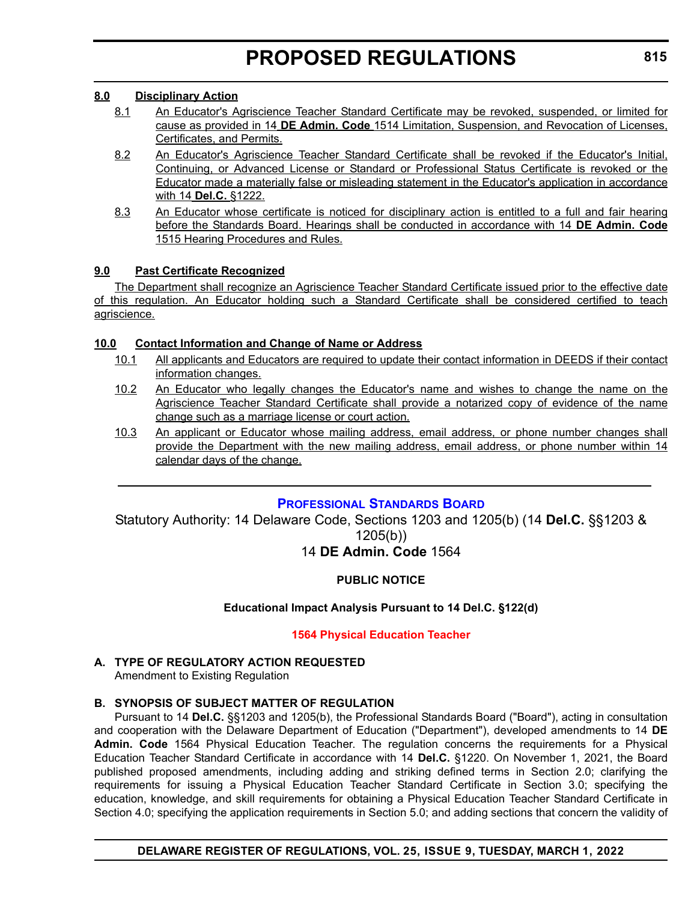### 8.0 Disciplinary Action

8.1 An Educator's Agriscience Teacher Standard Certificate may be revoked, suspended, or limited for cause as provided in 14 **DE Admin. Code** 1514 Limitation, Suspension, and Revocation of Licenses, Certificates, and Permits.

8.2 An Educator's Agriscience Teacher Standard Certificate shall be revoked if the Educator's Initial, Continuing, or Advanced License or Standard or Professional Status Certificate is revoked or the Educator made a materially false or misleading statement in the Educator's application in accordance with 14 **Del.C.** §1222.

8.3 An Educator whose certificate is noticed for disciplinary action is entitled to a full and fair hearing before the Standards Board. Hearings shall be conducted in accordance with 14 **DE Admin. Code** 1515 Hearing Procedures and Rules.

### 9.0 Past Certificate Recognized

The Department shall recognize an Agriscience Teacher Standard Certificate issued prior to the effective date of this regulation. An Educator holding such a Standard Certificate shall be considered certified to teach agriscience.

### 10.0 Contact Information and Change of Name or Address

10.1 All applicants and Educators are required to update their contact information in DEEDS if their contact information changes.

10.2 An Educator who legally changes the Educator's name and wishes to change the name on the Agriscience Teacher Standard Certificate shall provide a notarized copy of evidence of the name change such as a marriage license or court action.

10.3 An applicant or Educator whose mailing address, email address, or phone number changes shall provide the Department with the new mailing address, email address, or phone number within 14 calendar days of the change.

---

## Professional Standards Board

Statutory Authority: 14 Delaware Code, Sections 1203 and 1205(b) (14 **Del.C.** §§1203 & 1205(b))

14 **DE Admin. Code** 1564

**PUBLIC NOTICE**

**Educational Impact Analysis Pursuant to 14 Del.C. §122(d)**

**1564 Physical Education Teacher**

**A. TYPE OF REGULATORY ACTION REQUESTED**

Amendment to Existing Regulation

**B. SYNOPSIS OF SUBJECT MATTER OF REGULATION**

Pursuant to 14 **Del.C.** §§1203 and 1205(b), the Professional Standards Board ("Board"), acting in consultation and cooperation with the Delaware Department of Education ("Department"), developed amendments to 14 **DE Admin. Code** 1564 Physical Education Teacher. The regulation concerns the requirements for a Physical Education Teacher Standard Certificate in accordance with 14 **Del.C.** §1220. On November 1, 2021, the Board published proposed amendments, including adding and striking defined terms in Section 2.0; clarifying the requirements for issuing a Physical Education Teacher Standard Certificate in Section 3.0; specifying the education, knowledge, and skill requirements for obtaining a Physical Education Teacher Standard Certificate in Section 4.0; specifying the application requirements in Section 5.0; and adding sections that concern the validity of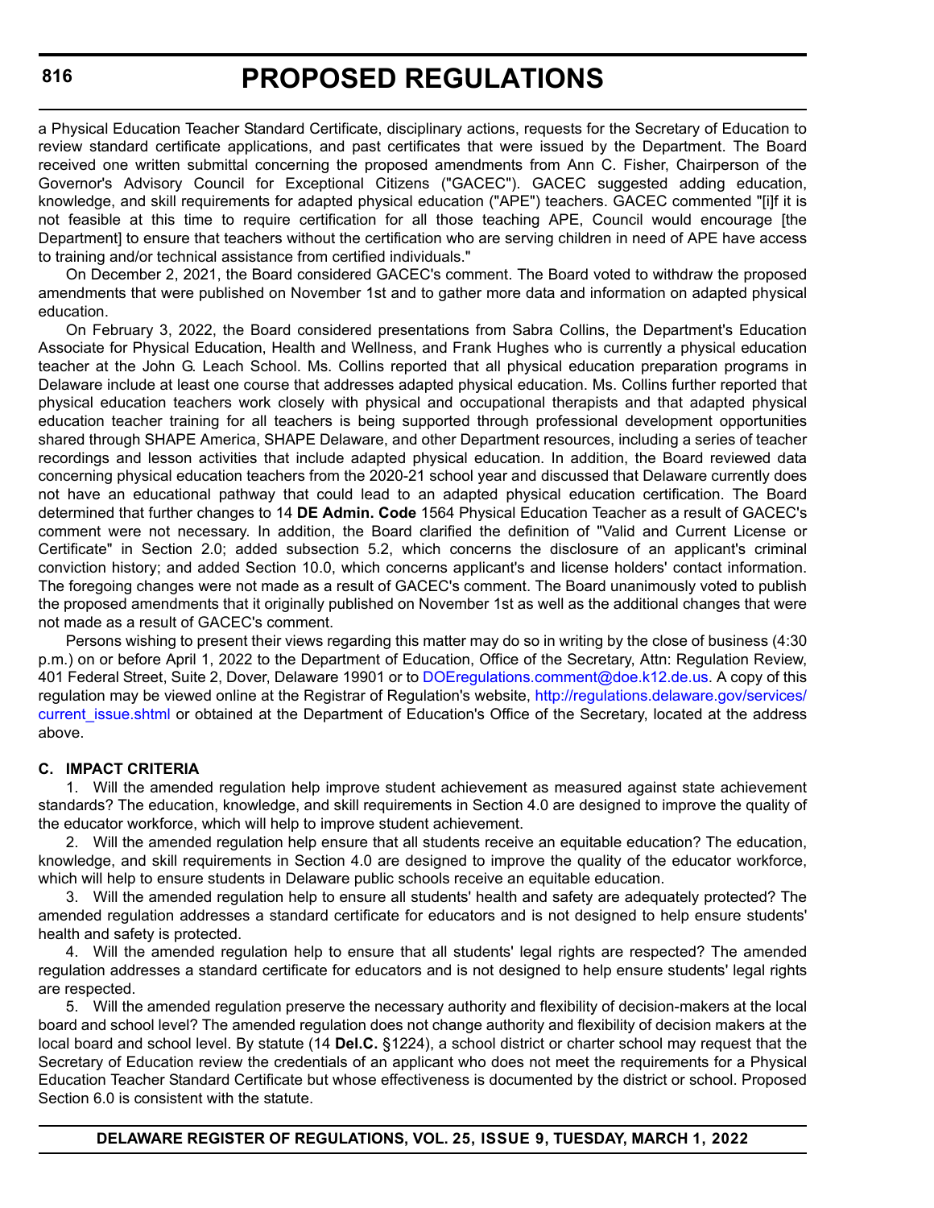a Physical Education Teacher Standard Certificate, disciplinary actions, requests for the Secretary of Education to review standard certificate applications, and past certificates that were issued by the Department. The Board received one written submittal concerning the proposed amendments from Ann C. Fisher, Chairperson of the Governor's Advisory Council for Exceptional Citizens ("GACEC"). GACEC suggested adding education, knowledge, and skill requirements for adapted physical education ("APE") teachers. GACEC commented "[i]f it is not feasible at this time to require certification for all those teaching APE, Council would encourage [the Department] to ensure that teachers without the certification who are serving children in need of APE have access to training and/or technical assistance from certified individuals."

On December 2, 2021, the Board considered GACEC's comment. The Board voted to withdraw the proposed amendments that were published on November 1st and to gather more data and information on adapted physical education.

On February 3, 2022, the Board considered presentations from Sabra Collins, the Department's Education Associate for Physical Education, Health and Wellness, and Frank Hughes who is currently a physical education teacher at the John G. Leach School. Ms. Collins reported that all physical education preparation programs in Delaware include at least one course that addresses adapted physical education. Ms. Collins further reported that physical education teachers work closely with physical and occupational therapists and that adapted physical education teacher training for all teachers is being supported through professional development opportunities shared through SHAPE America, SHAPE Delaware, and other Department resources, including a series of teacher recordings and lesson activities that include adapted physical education. In addition, the Board reviewed data concerning physical education teachers from the 2020-21 school year and discussed that Delaware currently does not have an educational pathway that could lead to an adapted physical education certification. The Board determined that further changes to 14 **DE Admin. Code** 1564 Physical Education Teacher as a result of GACEC's comment were not necessary. In addition, the Board clarified the definition of "Valid and Current License or Certificate" in Section 2.0; added subsection 5.2, which concerns the disclosure of an applicant's criminal conviction history; and added Section 10.0, which concerns applicant's and license holders' contact information. The foregoing changes were not made as a result of GACEC's comment. The Board unanimously voted to publish the proposed amendments that it originally published on November 1st as well as the additional changes that were not made as a result of GACEC's comment.

Persons wishing to present their views regarding this matter may do so in writing by the close of business (4:30 p.m.) on or before April 1, 2022 to the Department of Education, Office of the Secretary, Attn: Regulation Review, 401 Federal Street, Suite 2, Dover, Delaware 19901 or to DOEregulations.comment@doe.k12.de.us. A copy of this regulation may be viewed online at the Registrar of Regulation's website, http://regulations.delaware.gov/services/current_issue.shtml or obtained at the Department of Education's Office of the Secretary, located at the address above.

**C. IMPACT CRITERIA**

1. Will the amended regulation help improve student achievement as measured against state achievement standards? The education, knowledge, and skill requirements in Section 4.0 are designed to improve the quality of the educator workforce, which will help to improve student achievement.

2. Will the amended regulation help ensure that all students receive an equitable education? The education, knowledge, and skill requirements in Section 4.0 are designed to improve the quality of the educator workforce, which will help to ensure students in Delaware public schools receive an equitable education.

3. Will the amended regulation help to ensure all students' health and safety are adequately protected? The amended regulation addresses a standard certificate for educators and is not designed to help ensure students' health and safety is protected.

4. Will the amended regulation help to ensure that all students' legal rights are respected? The amended regulation addresses a standard certificate for educators and is not designed to help ensure students' legal rights are respected.

5. Will the amended regulation preserve the necessary authority and flexibility of decision-makers at the local board and school level? The amended regulation does not change authority and flexibility of decision makers at the local board and school level. By statute (14 **Del.C.** §1224), a school district or charter school may request that the Secretary of Education review the credentials of an applicant who does not meet the requirements for a Physical Education Teacher Standard Certificate but whose effectiveness is documented by the district or school. Proposed Section 6.0 is consistent with the statute.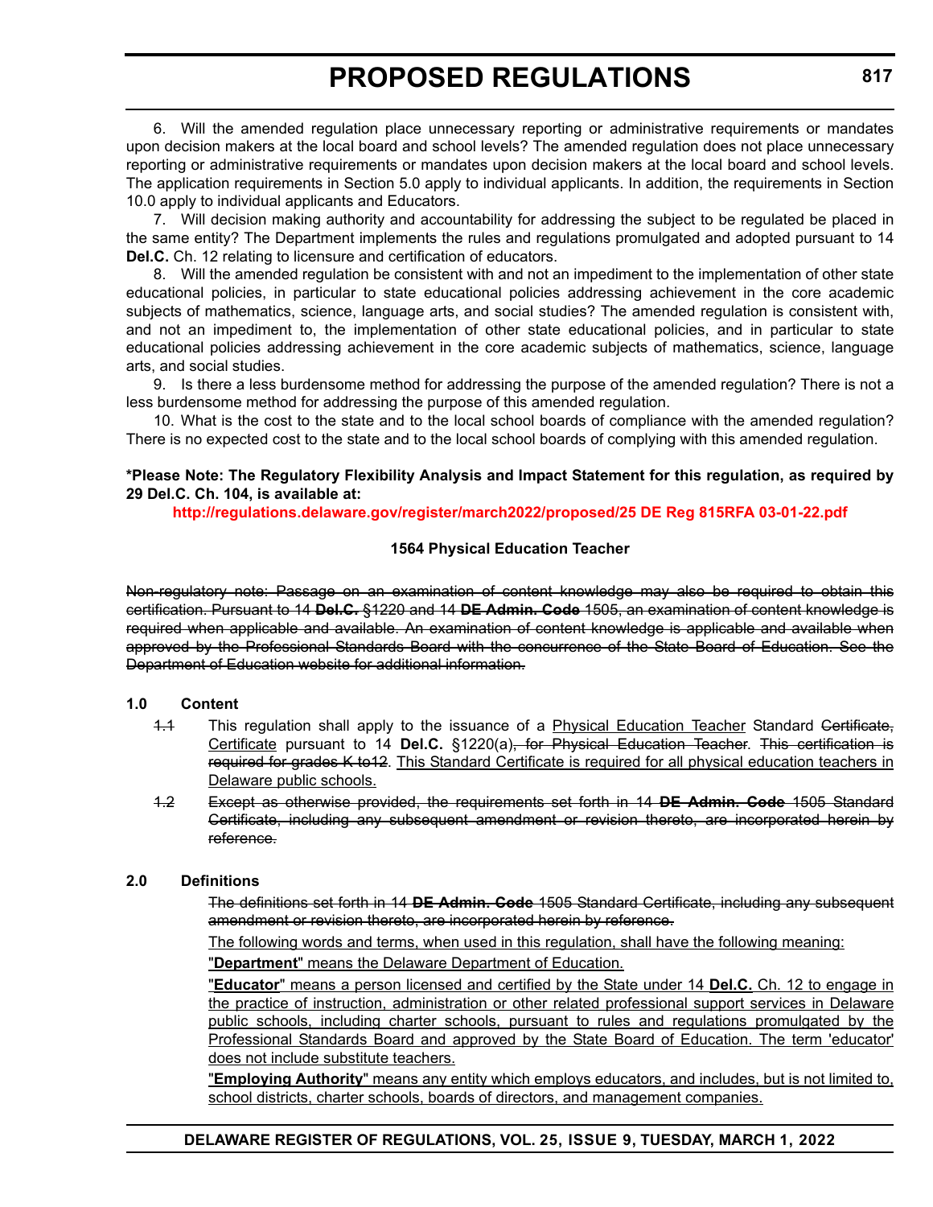6. Will the amended regulation place unnecessary reporting or administrative requirements or mandates upon decision makers at the local board and school levels? The amended regulation does not place unnecessary reporting or administrative requirements or mandates upon decision makers at the local board and school levels. The application requirements in Section 5.0 apply to individual applicants. In addition, the requirements in Section 10.0 apply to individual applicants and Educators.

7. Will decision making authority and accountability for addressing the subject to be regulated be placed in the same entity? The Department implements the rules and regulations promulgated and adopted pursuant to 14 **Del.C.** Ch. 12 relating to licensure and certification of educators.

8. Will the amended regulation be consistent with and not an impediment to the implementation of other state educational policies, in particular to state educational policies addressing achievement in the core academic subjects of mathematics, science, language arts, and social studies? The amended regulation is consistent with, and not an impediment to, the implementation of other state educational policies, and in particular to state educational policies addressing achievement in the core academic subjects of mathematics, science, language arts, and social studies.

9. Is there a less burdensome method for addressing the purpose of the amended regulation? There is not a less burdensome method for addressing the purpose of this amended regulation.

10. What is the cost to the state and to the local school boards of compliance with the amended regulation? There is no expected cost to the state and to the local school boards of complying with this amended regulation.

**\*Please Note: The Regulatory Flexibility Analysis and Impact Statement for this regulation, as required by 29 Del.C. Ch. 104, is available at:**

**http://regulations.delaware.gov/register/march2022/proposed/25 DE Reg 815RFA 03-01-22.pdf**

### 1564 Physical Education Teacher

~~Non-regulatory note: Passage on an examination of content knowledge may also be required to obtain this certification. Pursuant to 14 **Del.C.** §1220 and 14 **DE Admin. Code** 1505, an examination of content knowledge is required when applicable and available. An examination of content knowledge is applicable and available when approved by the Professional Standards Board with the concurrence of the State Board of Education. See the Department of Education website for additional information.~~

#### 1.0 Content

~~1.1~~ This regulation shall apply to the issuance of a <u>Physical Education Teacher</u> Standard ~~Certificate,~~ <u>Certificate</u> pursuant to 14 **Del.C.** §1220(a)~~, for Physical Education Teacher~~. ~~This certification is required for grades K to12~~. <u>This Standard Certificate is required for all physical education teachers in Delaware public schools.</u>

~~1.2 Except as otherwise provided, the requirements set forth in 14 **DE Admin. Code** 1505 Standard Certificate, including any subsequent amendment or revision thereto, are incorporated herein by reference.~~

#### 2.0 Definitions

~~The definitions set forth in 14 **DE Admin. Code** 1505 Standard Certificate, including any subsequent amendment or revision thereto, are incorporated herein by reference.~~

<u>The following words and terms, when used in this regulation, shall have the following meaning:</u>

<u>"**Department**" means the Delaware Department of Education.</u>

<u>"**Educator**" means a person licensed and certified by the State under 14 **Del.C.** Ch. 12 to engage in the practice of instruction, administration or other related professional support services in Delaware public schools, including charter schools, pursuant to rules and regulations promulgated by the Professional Standards Board and approved by the State Board of Education. The term 'educator' does not include substitute teachers.</u>

<u>"**Employing Authority**" means any entity which employs educators, and includes, but is not limited to, school districts, charter schools, boards of directors, and management companies.</u>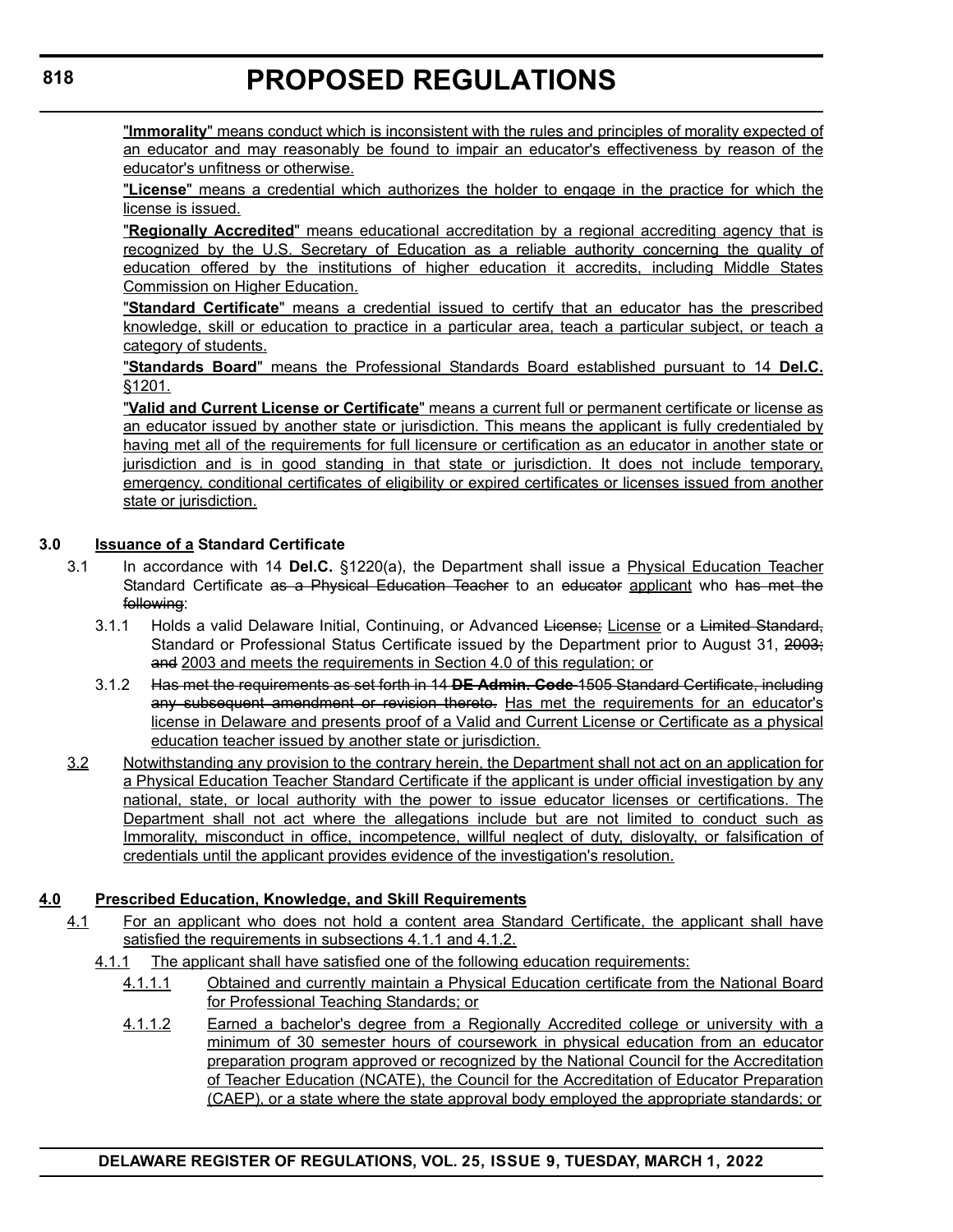"**Immorality**" means conduct which is inconsistent with the rules and principles of morality expected of an educator and may reasonably be found to impair an educator's effectiveness by reason of the educator's unfitness or otherwise.

"**License**" means a credential which authorizes the holder to engage in the practice for which the license is issued.

"**Regionally Accredited**" means educational accreditation by a regional accrediting agency that is recognized by the U.S. Secretary of Education as a reliable authority concerning the quality of education offered by the institutions of higher education it accredits, including Middle States Commission on Higher Education.

"**Standard Certificate**" means a credential issued to certify that an educator has the prescribed knowledge, skill or education to practice in a particular area, teach a particular subject, or teach a category of students.

"**Standards Board**" means the Professional Standards Board established pursuant to 14 **Del.C.** §1201.

"**Valid and Current License or Certificate**" means a current full or permanent certificate or license as an educator issued by another state or jurisdiction. This means the applicant is fully credentialed by having met all of the requirements for full licensure or certification as an educator in another state or jurisdiction and is in good standing in that state or jurisdiction. It does not include temporary, emergency, conditional certificates of eligibility or expired certificates or licenses issued from another state or jurisdiction.

**3.0 Issuance of a Standard Certificate**

3.1 In accordance with 14 **Del.C.** §1220(a), the Department shall issue a Physical Education Teacher Standard Certificate ~~as a Physical Education Teacher~~ to an ~~educator~~ applicant who ~~has met the following~~:

3.1.1 Holds a valid Delaware Initial, Continuing, or Advanced ~~License;~~ License or a ~~Limited Standard,~~ Standard or Professional Status Certificate issued by the Department prior to August 31, ~~2003; and~~ 2003 and meets the requirements in Section 4.0 of this regulation; or

3.1.2 ~~Has met the requirements as set forth in 14 **DE Admin. Code** 1505 Standard Certificate, including any subsequent amendment or revision thereto.~~ Has met the requirements for an educator's license in Delaware and presents proof of a Valid and Current License or Certificate as a physical education teacher issued by another state or jurisdiction.

3.2 Notwithstanding any provision to the contrary herein, the Department shall not act on an application for a Physical Education Teacher Standard Certificate if the applicant is under official investigation by any national, state, or local authority with the power to issue educator licenses or certifications. The Department shall not act where the allegations include but are not limited to conduct such as Immorality, misconduct in office, incompetence, willful neglect of duty, disloyalty, or falsification of credentials until the applicant provides evidence of the investigation's resolution.

**4.0 Prescribed Education, Knowledge, and Skill Requirements**

4.1 For an applicant who does not hold a content area Standard Certificate, the applicant shall have satisfied the requirements in subsections 4.1.1 and 4.1.2.

4.1.1 The applicant shall have satisfied one of the following education requirements:

4.1.1.1 Obtained and currently maintain a Physical Education certificate from the National Board for Professional Teaching Standards; or

4.1.1.2 Earned a bachelor's degree from a Regionally Accredited college or university with a minimum of 30 semester hours of coursework in physical education from an educator preparation program approved or recognized by the National Council for the Accreditation of Teacher Education (NCATE), the Council for the Accreditation of Educator Preparation (CAEP), or a state where the state approval body employed the appropriate standards; or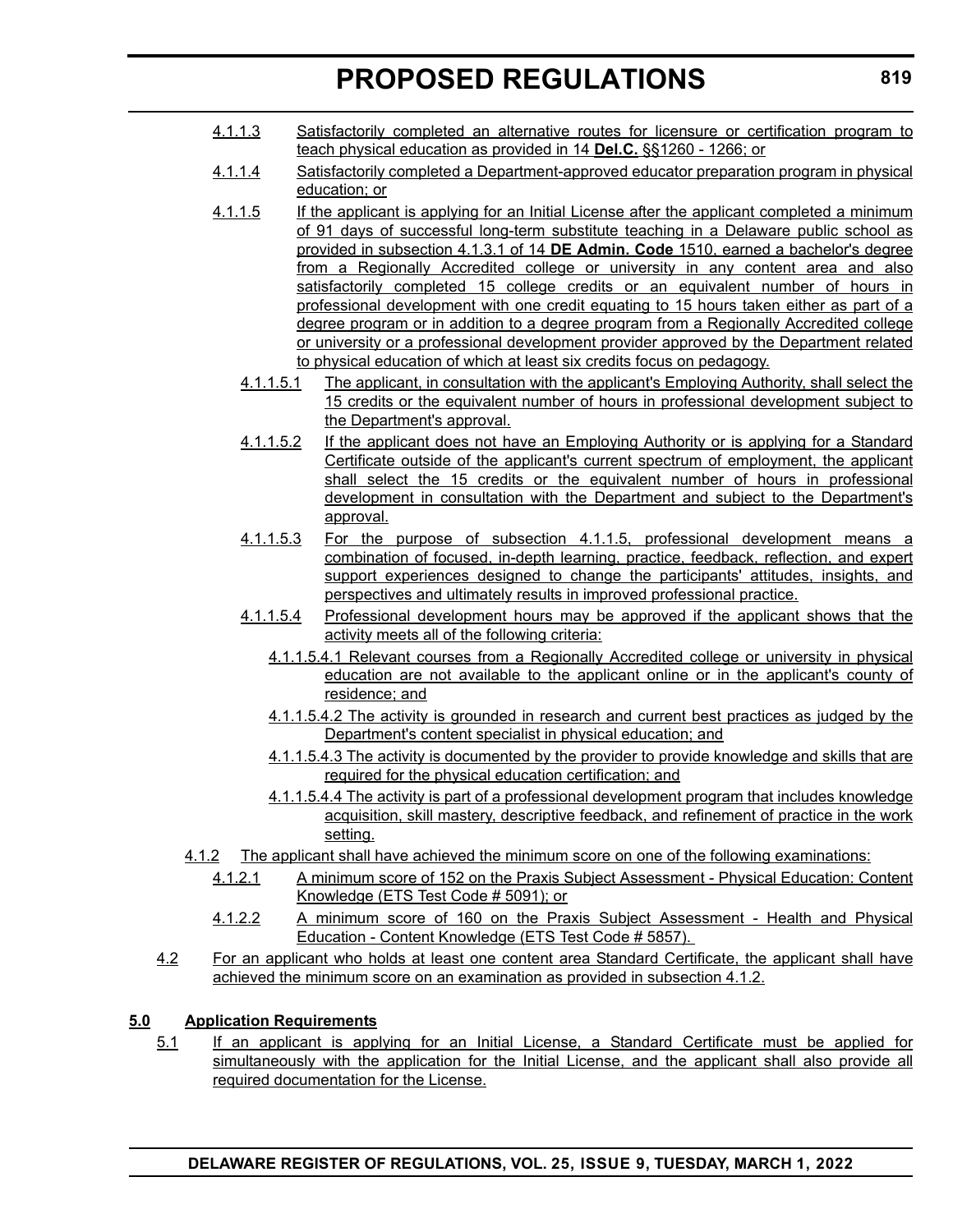4.1.1.3 Satisfactorily completed an alternative routes for licensure or certification program to teach physical education as provided in 14 **Del.C.** §§1260 - 1266; or

4.1.1.4 Satisfactorily completed a Department-approved educator preparation program in physical education; or

4.1.1.5 If the applicant is applying for an Initial License after the applicant completed a minimum of 91 days of successful long-term substitute teaching in a Delaware public school as provided in subsection 4.1.3.1 of 14 **DE Admin. Code** 1510, earned a bachelor's degree from a Regionally Accredited college or university in any content area and also satisfactorily completed 15 college credits or an equivalent number of hours in professional development with one credit equating to 15 hours taken either as part of a degree program or in addition to a degree program from a Regionally Accredited college or university or a professional development provider approved by the Department related to physical education of which at least six credits focus on pedagogy.

4.1.1.5.1 The applicant, in consultation with the applicant's Employing Authority, shall select the 15 credits or the equivalent number of hours in professional development subject to the Department's approval.

4.1.1.5.2 If the applicant does not have an Employing Authority or is applying for a Standard Certificate outside of the applicant's current spectrum of employment, the applicant shall select the 15 credits or the equivalent number of hours in professional development in consultation with the Department and subject to the Department's approval.

4.1.1.5.3 For the purpose of subsection 4.1.1.5, professional development means a combination of focused, in-depth learning, practice, feedback, reflection, and expert support experiences designed to change the participants' attitudes, insights, and perspectives and ultimately results in improved professional practice.

4.1.1.5.4 Professional development hours may be approved if the applicant shows that the activity meets all of the following criteria:

4.1.1.5.4.1 Relevant courses from a Regionally Accredited college or university in physical education are not available to the applicant online or in the applicant's county of residence; and

4.1.1.5.4.2 The activity is grounded in research and current best practices as judged by the Department's content specialist in physical education; and

4.1.1.5.4.3 The activity is documented by the provider to provide knowledge and skills that are required for the physical education certification; and

4.1.1.5.4.4 The activity is part of a professional development program that includes knowledge acquisition, skill mastery, descriptive feedback, and refinement of practice in the work setting.

4.1.2 The applicant shall have achieved the minimum score on one of the following examinations:

4.1.2.1 A minimum score of 152 on the Praxis Subject Assessment - Physical Education: Content Knowledge (ETS Test Code # 5091); or

4.1.2.2 A minimum score of 160 on the Praxis Subject Assessment - Health and Physical Education - Content Knowledge (ETS Test Code # 5857).

4.2 For an applicant who holds at least one content area Standard Certificate, the applicant shall have achieved the minimum score on an examination as provided in subsection 4.1.2.

**5.0 Application Requirements**

5.1 If an applicant is applying for an Initial License, a Standard Certificate must be applied for simultaneously with the application for the Initial License, and the applicant shall also provide all required documentation for the License.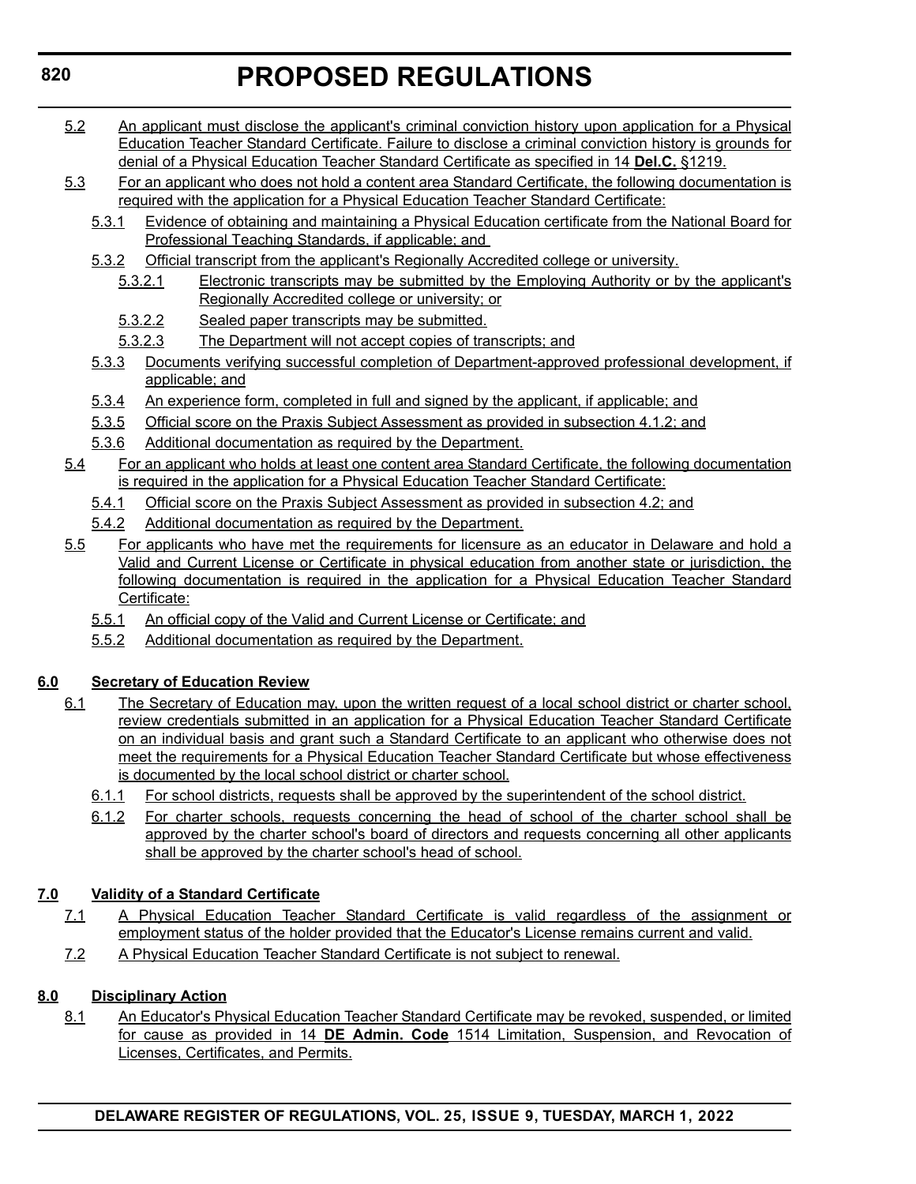5.2 An applicant must disclose the applicant's criminal conviction history upon application for a Physical Education Teacher Standard Certificate. Failure to disclose a criminal conviction history is grounds for denial of a Physical Education Teacher Standard Certificate as specified in 14 **Del.C.** §1219.

5.3 For an applicant who does not hold a content area Standard Certificate, the following documentation is required with the application for a Physical Education Teacher Standard Certificate:

5.3.1 Evidence of obtaining and maintaining a Physical Education certificate from the National Board for Professional Teaching Standards, if applicable; and

5.3.2 Official transcript from the applicant's Regionally Accredited college or university.

5.3.2.1 Electronic transcripts may be submitted by the Employing Authority or by the applicant's Regionally Accredited college or university; or

5.3.2.2 Sealed paper transcripts may be submitted.

5.3.2.3 The Department will not accept copies of transcripts; and

5.3.3 Documents verifying successful completion of Department-approved professional development, if applicable; and

5.3.4 An experience form, completed in full and signed by the applicant, if applicable; and

5.3.5 Official score on the Praxis Subject Assessment as provided in subsection 4.1.2; and

5.3.6 Additional documentation as required by the Department.

5.4 For an applicant who holds at least one content area Standard Certificate, the following documentation is required in the application for a Physical Education Teacher Standard Certificate:

5.4.1 Official score on the Praxis Subject Assessment as provided in subsection 4.2; and

5.4.2 Additional documentation as required by the Department.

5.5 For applicants who have met the requirements for licensure as an educator in Delaware and hold a Valid and Current License or Certificate in physical education from another state or jurisdiction, the following documentation is required in the application for a Physical Education Teacher Standard Certificate:

5.5.1 An official copy of the Valid and Current License or Certificate; and

5.5.2 Additional documentation as required by the Department.

**6.0 Secretary of Education Review**

6.1 The Secretary of Education may, upon the written request of a local school district or charter school, review credentials submitted in an application for a Physical Education Teacher Standard Certificate on an individual basis and grant such a Standard Certificate to an applicant who otherwise does not meet the requirements for a Physical Education Teacher Standard Certificate but whose effectiveness is documented by the local school district or charter school.

6.1.1 For school districts, requests shall be approved by the superintendent of the school district.

6.1.2 For charter schools, requests concerning the head of school of the charter school shall be approved by the charter school's board of directors and requests concerning all other applicants shall be approved by the charter school's head of school.

**7.0 Validity of a Standard Certificate**

7.1 A Physical Education Teacher Standard Certificate is valid regardless of the assignment or employment status of the holder provided that the Educator's License remains current and valid.

7.2 A Physical Education Teacher Standard Certificate is not subject to renewal.

**8.0 Disciplinary Action**

8.1 An Educator's Physical Education Teacher Standard Certificate may be revoked, suspended, or limited for cause as provided in 14 **DE Admin. Code** 1514 Limitation, Suspension, and Revocation of Licenses, Certificates, and Permits.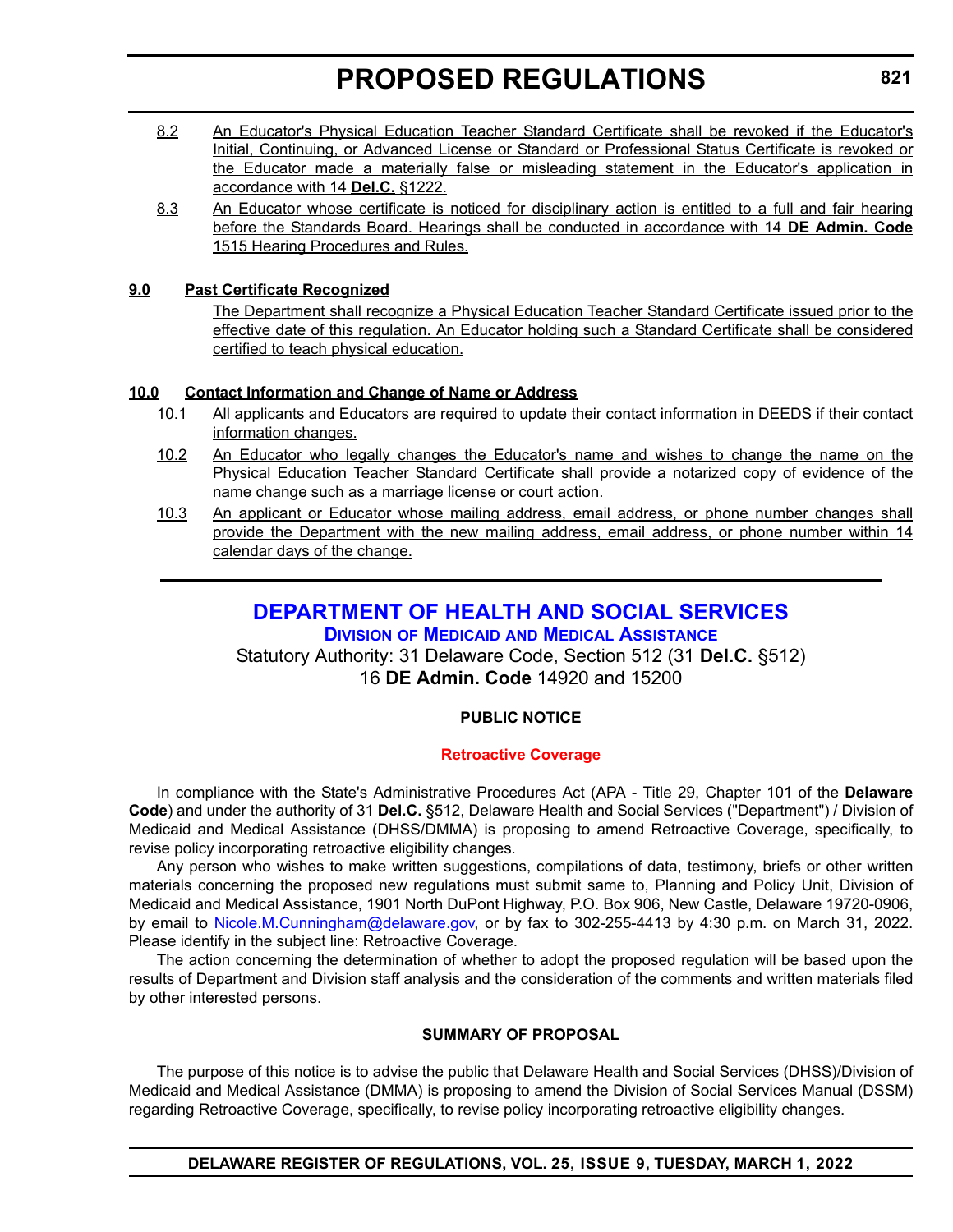8.2 An Educator's Physical Education Teacher Standard Certificate shall be revoked if the Educator's Initial, Continuing, or Advanced License or Standard or Professional Status Certificate is revoked or the Educator made a materially false or misleading statement in the Educator's application in accordance with 14 **Del.C.** §1222.

8.3 An Educator whose certificate is noticed for disciplinary action is entitled to a full and fair hearing before the Standards Board. Hearings shall be conducted in accordance with 14 **DE Admin. Code** 1515 Hearing Procedures and Rules.

**9.0 Past Certificate Recognized**

The Department shall recognize a Physical Education Teacher Standard Certificate issued prior to the effective date of this regulation. An Educator holding such a Standard Certificate shall be considered certified to teach physical education.

**10.0 Contact Information and Change of Name or Address**

10.1 All applicants and Educators are required to update their contact information in DEEDS if their contact information changes.

10.2 An Educator who legally changes the Educator's name and wishes to change the name on the Physical Education Teacher Standard Certificate shall provide a notarized copy of evidence of the name change such as a marriage license or court action.

10.3 An applicant or Educator whose mailing address, email address, or phone number changes shall provide the Department with the new mailing address, email address, or phone number within 14 calendar days of the change.

---

## DEPARTMENT OF HEALTH AND SOCIAL SERVICES

### Division of Medicaid and Medical Assistance

Statutory Authority: 31 Delaware Code, Section 512 (31 **Del.C.** §512)
16 **DE Admin. Code** 14920 and 15200

**PUBLIC NOTICE**

**Retroactive Coverage**

In compliance with the State's Administrative Procedures Act (APA - Title 29, Chapter 101 of the **Delaware Code**) and under the authority of 31 **Del.C.** §512, Delaware Health and Social Services ("Department") / Division of Medicaid and Medical Assistance (DHSS/DMMA) is proposing to amend Retroactive Coverage, specifically, to revise policy incorporating retroactive eligibility changes.

Any person who wishes to make written suggestions, compilations of data, testimony, briefs or other written materials concerning the proposed new regulations must submit same to, Planning and Policy Unit, Division of Medicaid and Medical Assistance, 1901 North DuPont Highway, P.O. Box 906, New Castle, Delaware 19720-0906, by email to Nicole.M.Cunningham@delaware.gov, or by fax to 302-255-4413 by 4:30 p.m. on March 31, 2022. Please identify in the subject line: Retroactive Coverage.

The action concerning the determination of whether to adopt the proposed regulation will be based upon the results of Department and Division staff analysis and the consideration of the comments and written materials filed by other interested persons.

**SUMMARY OF PROPOSAL**

The purpose of this notice is to advise the public that Delaware Health and Social Services (DHSS)/Division of Medicaid and Medical Assistance (DMMA) is proposing to amend the Division of Social Services Manual (DSSM) regarding Retroactive Coverage, specifically, to revise policy incorporating retroactive eligibility changes.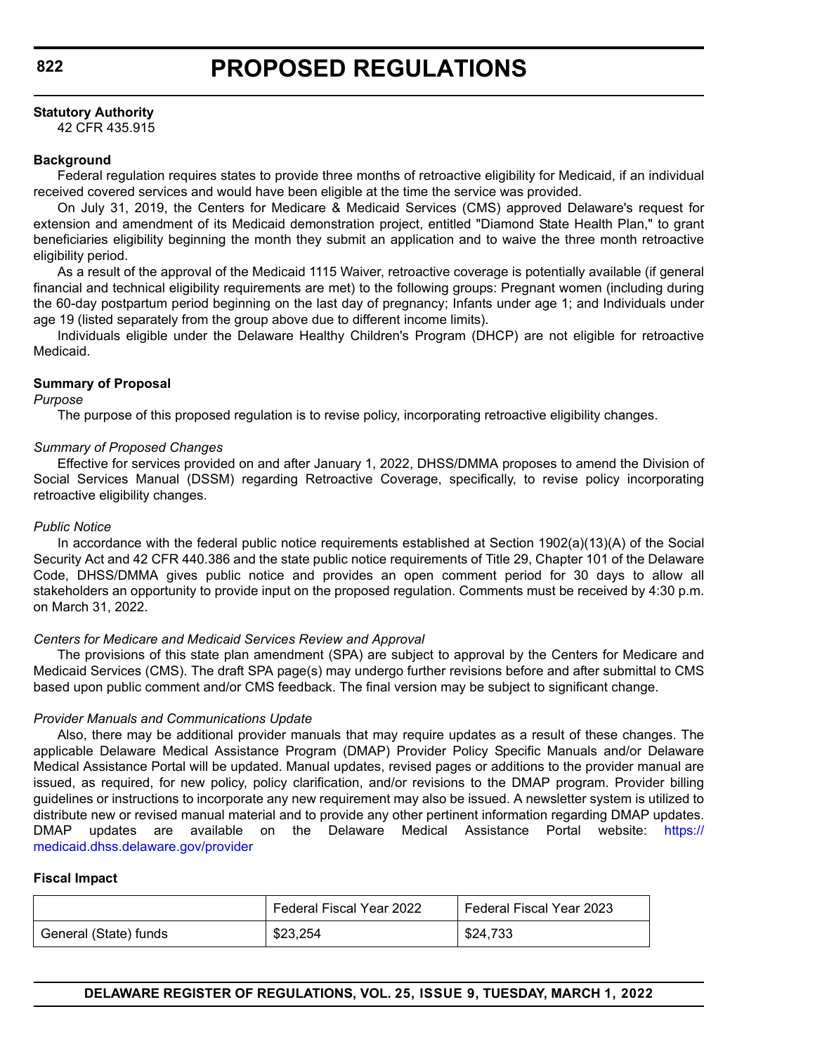**Statutory Authority**

42 CFR 435.915

**Background**

Federal regulation requires states to provide three months of retroactive eligibility for Medicaid, if an individual received covered services and would have been eligible at the time the service was provided.

On July 31, 2019, the Centers for Medicare & Medicaid Services (CMS) approved Delaware's request for extension and amendment of its Medicaid demonstration project, entitled "Diamond State Health Plan," to grant beneficiaries eligibility beginning the month they submit an application and to waive the three month retroactive eligibility period.

As a result of the approval of the Medicaid 1115 Waiver, retroactive coverage is potentially available (if general financial and technical eligibility requirements are met) to the following groups: Pregnant women (including during the 60-day postpartum period beginning on the last day of pregnancy; Infants under age 1; and Individuals under age 19 (listed separately from the group above due to different income limits).

Individuals eligible under the Delaware Healthy Children's Program (DHCP) are not eligible for retroactive Medicaid.

**Summary of Proposal**

*Purpose*

The purpose of this proposed regulation is to revise policy, incorporating retroactive eligibility changes.

*Summary of Proposed Changes*

Effective for services provided on and after January 1, 2022, DHSS/DMMA proposes to amend the Division of Social Services Manual (DSSM) regarding Retroactive Coverage, specifically, to revise policy incorporating retroactive eligibility changes.

*Public Notice*

In accordance with the federal public notice requirements established at Section 1902(a)(13)(A) of the Social Security Act and 42 CFR 440.386 and the state public notice requirements of Title 29, Chapter 101 of the Delaware Code, DHSS/DMMA gives public notice and provides an open comment period for 30 days to allow all stakeholders an opportunity to provide input on the proposed regulation. Comments must be received by 4:30 p.m. on March 31, 2022.

*Centers for Medicare and Medicaid Services Review and Approval*

The provisions of this state plan amendment (SPA) are subject to approval by the Centers for Medicare and Medicaid Services (CMS). The draft SPA page(s) may undergo further revisions before and after submittal to CMS based upon public comment and/or CMS feedback. The final version may be subject to significant change.

*Provider Manuals and Communications Update*

Also, there may be additional provider manuals that may require updates as a result of these changes. The applicable Delaware Medical Assistance Program (DMAP) Provider Policy Specific Manuals and/or Delaware Medical Assistance Portal will be updated. Manual updates, revised pages or additions to the provider manual are issued, as required, for new policy, policy clarification, and/or revisions to the DMAP program. Provider billing guidelines or instructions to incorporate any new requirement may also be issued. A newsletter system is utilized to distribute new or revised manual material and to provide any other pertinent information regarding DMAP updates. DMAP updates are available on the Delaware Medical Assistance Portal website: https://medicaid.dhss.delaware.gov/provider

**Fiscal Impact**

| | Federal Fiscal Year 2022 | Federal Fiscal Year 2023 |
|---|---|---|
| General (State) funds | $23,254 | $24,733 |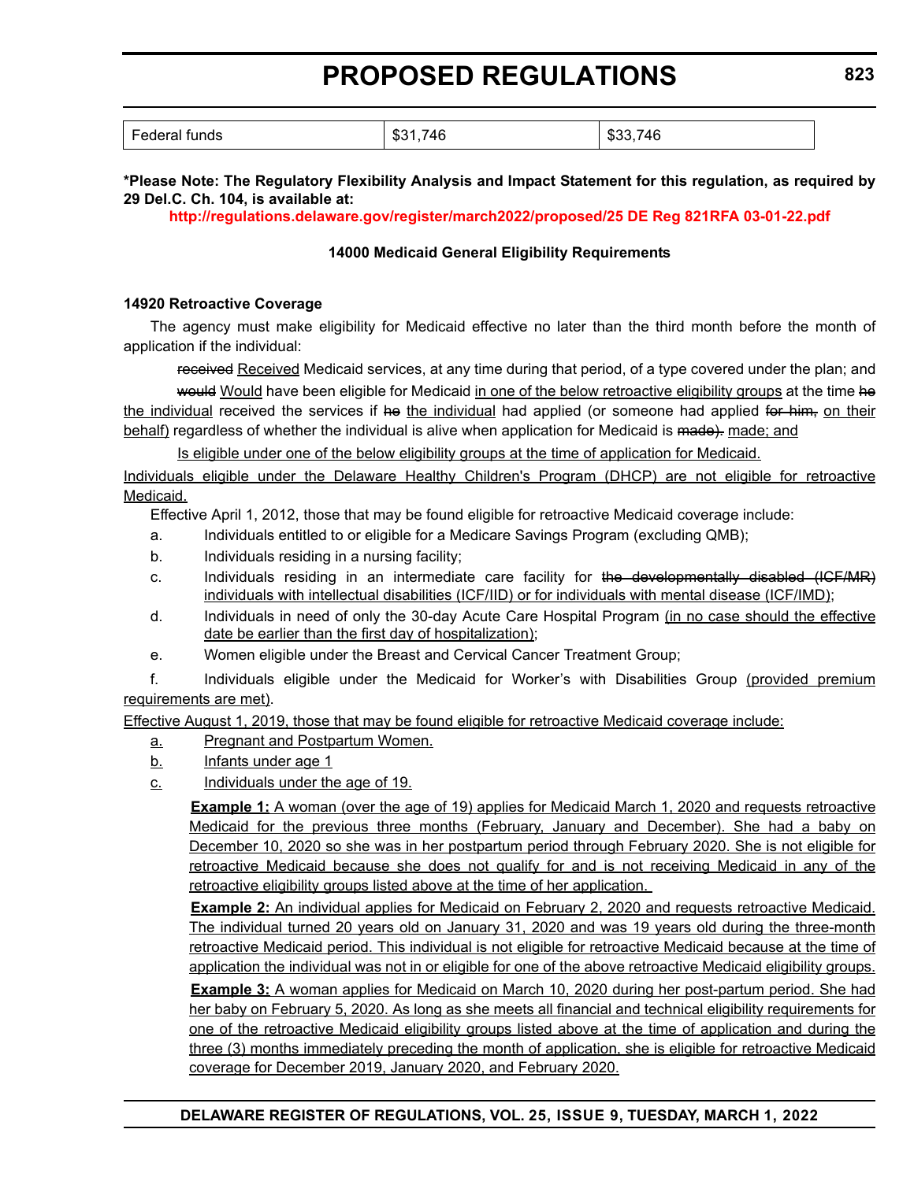| Federal funds | $31,746 | $33,746 |
|---|---|---|

**\*Please Note: The Regulatory Flexibility Analysis and Impact Statement for this regulation, as required by 29 Del.C. Ch. 104, is available at:**

**http://regulations.delaware.gov/register/march2022/proposed/25 DE Reg 821RFA 03-01-22.pdf**

**14000 Medicaid General Eligibility Requirements**

**14920 Retroactive Coverage**

The agency must make eligibility for Medicaid effective no later than the third month before the month of application if the individual:

~~received~~ Received Medicaid services, at any time during that period, of a type covered under the plan; and

~~would~~ Would have been eligible for Medicaid in one of the below retroactive eligibility groups at the time ~~he~~ the individual received the services if ~~he~~ the individual had applied (or someone had applied ~~for him,~~ on their behalf) regardless of whether the individual is alive when application for Medicaid is ~~made).~~ made; and

Is eligible under one of the below eligibility groups at the time of application for Medicaid.

Individuals eligible under the Delaware Healthy Children's Program (DHCP) are not eligible for retroactive Medicaid.

Effective April 1, 2012, those that may be found eligible for retroactive Medicaid coverage include:

a. Individuals entitled to or eligible for a Medicare Savings Program (excluding QMB);

b. Individuals residing in a nursing facility;

c. Individuals residing in an intermediate care facility for ~~the developmentally disabled (ICF/MR)~~ individuals with intellectual disabilities (ICF/IID) or for individuals with mental disease (ICF/IMD);

d. Individuals in need of only the 30-day Acute Care Hospital Program (in no case should the effective date be earlier than the first day of hospitalization);

e. Women eligible under the Breast and Cervical Cancer Treatment Group;

f. Individuals eligible under the Medicaid for Worker's with Disabilities Group (provided premium requirements are met).

Effective August 1, 2019, those that may be found eligible for retroactive Medicaid coverage include:

a. Pregnant and Postpartum Women.

b. Infants under age 1

c. Individuals under the age of 19.

**Example 1:** A woman (over the age of 19) applies for Medicaid March 1, 2020 and requests retroactive Medicaid for the previous three months (February, January and December). She had a baby on December 10, 2020 so she was in her postpartum period through February 2020. She is not eligible for retroactive Medicaid because she does not qualify for and is not receiving Medicaid in any of the retroactive eligibility groups listed above at the time of her application.

**Example 2:** An individual applies for Medicaid on February 2, 2020 and requests retroactive Medicaid. The individual turned 20 years old on January 31, 2020 and was 19 years old during the three-month retroactive Medicaid period. This individual is not eligible for retroactive Medicaid because at the time of application the individual was not in or eligible for one of the above retroactive Medicaid eligibility groups.

**Example 3:** A woman applies for Medicaid on March 10, 2020 during her post-partum period. She had her baby on February 5, 2020. As long as she meets all financial and technical eligibility requirements for one of the retroactive Medicaid eligibility groups listed above at the time of application and during the three (3) months immediately preceding the month of application, she is eligible for retroactive Medicaid coverage for December 2019, January 2020, and February 2020.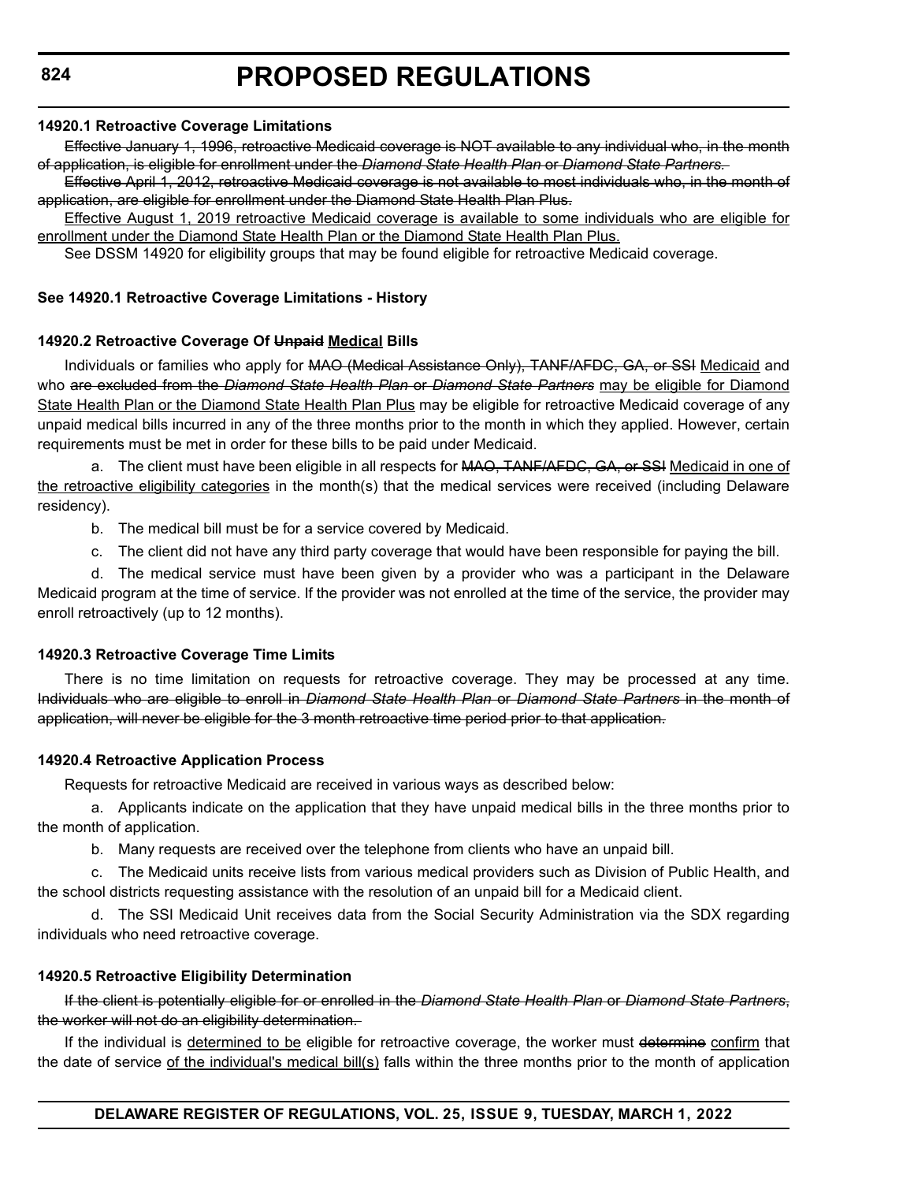**14920.1 Retroactive Coverage Limitations**

~~Effective January 1, 1996, retroactive Medicaid coverage is NOT available to any individual who, in the month of application, is eligible for enrollment under the *Diamond State Health Plan* or *Diamond State Partners.*~~

~~Effective April 1, 2012, retroactive Medicaid coverage is not available to most individuals who, in the month of application, are eligible for enrollment under the Diamond State Health Plan Plus.~~

<u>Effective August 1, 2019 retroactive Medicaid coverage is available to some individuals who are eligible for enrollment under the Diamond State Health Plan or the Diamond State Health Plan Plus.</u>

See DSSM 14920 for eligibility groups that may be found eligible for retroactive Medicaid coverage.

**See 14920.1 Retroactive Coverage Limitations - History**

**14920.2 Retroactive Coverage Of ~~Unpaid~~ <u>Medical</u> Bills**

Individuals or families who apply for ~~MAO (Medical Assistance Only), TANF/AFDC, GA, or SSI~~ <u>Medicaid</u> and who ~~are excluded from the *Diamond State Health Plan* or *Diamond State Partners*~~ <u>may be eligible for Diamond State Health Plan or the Diamond State Health Plan Plus</u> may be eligible for retroactive Medicaid coverage of any unpaid medical bills incurred in any of the three months prior to the month in which they applied. However, certain requirements must be met in order for these bills to be paid under Medicaid.

a. The client must have been eligible in all respects for ~~MAO, TANF/AFDC, GA, or SSI~~ <u>Medicaid in one of the retroactive eligibility categories</u> in the month(s) that the medical services were received (including Delaware residency).

b. The medical bill must be for a service covered by Medicaid.

c. The client did not have any third party coverage that would have been responsible for paying the bill.

d. The medical service must have been given by a provider who was a participant in the Delaware Medicaid program at the time of service. If the provider was not enrolled at the time of the service, the provider may enroll retroactively (up to 12 months).

**14920.3 Retroactive Coverage Time Limits**

There is no time limitation on requests for retroactive coverage. They may be processed at any time. ~~Individuals who are eligible to enroll in *Diamond State Health Plan* or *Diamond State Partners* in the month of application, will never be eligible for the 3 month retroactive time period prior to that application.~~

**14920.4 Retroactive Application Process**

Requests for retroactive Medicaid are received in various ways as described below:

a. Applicants indicate on the application that they have unpaid medical bills in the three months prior to the month of application.

b. Many requests are received over the telephone from clients who have an unpaid bill.

c. The Medicaid units receive lists from various medical providers such as Division of Public Health, and the school districts requesting assistance with the resolution of an unpaid bill for a Medicaid client.

d. The SSI Medicaid Unit receives data from the Social Security Administration via the SDX regarding individuals who need retroactive coverage.

**14920.5 Retroactive Eligibility Determination**

~~If the client is potentially eligible for or enrolled in the *Diamond State Health Plan* or *Diamond State Partners*, the worker will not do an eligibility determination.~~

If the individual is <u>determined to be</u> eligible for retroactive coverage, the worker must ~~determine~~ <u>confirm</u> that the date of service <u>of the individual's medical bill(s)</u> falls within the three months prior to the month of application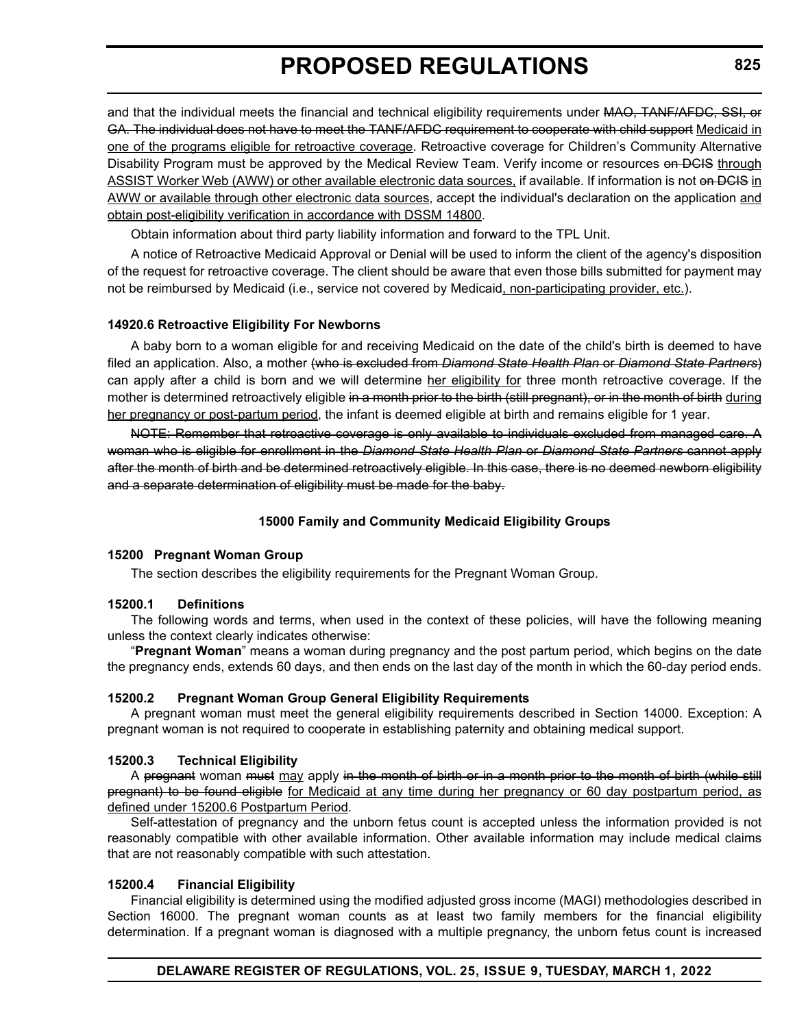and that the individual meets the financial and technical eligibility requirements under ~~MAO, TANF/AFDC, SSI, or GA. The individual does not have to meet the TANF/AFDC requirement to cooperate with child support~~ <u>Medicaid in one of the programs eligible for retroactive coverage</u>. Retroactive coverage for Children's Community Alternative Disability Program must be approved by the Medical Review Team. Verify income or resources ~~on DCIS~~ <u>through ASSIST Worker Web (AWW) or other available electronic data sources,</u> if available. If information is not ~~on DCIS~~ <u>in AWW or available through other electronic data sources</u>, accept the individual's declaration on the application <u>and obtain post-eligibility verification in accordance with DSSM 14800</u>.

Obtain information about third party liability information and forward to the TPL Unit.

A notice of Retroactive Medicaid Approval or Denial will be used to inform the client of the agency's disposition of the request for retroactive coverage. The client should be aware that even those bills submitted for payment may not be reimbursed by Medicaid (i.e., service not covered by Medicaid<u>, non-participating provider, etc.</u>).

**14920.6 Retroactive Eligibility For Newborns**

A baby born to a woman eligible for and receiving Medicaid on the date of the child's birth is deemed to have filed an application. Also, a mother ~~(who is excluded from *Diamond State Health Plan* or *Diamond State Partners*)~~ can apply after a child is born and we will determine <u>her eligibility for</u> three month retroactive coverage. If the mother is determined retroactively eligible ~~in a month prior to the birth (still pregnant), or in the month of birth~~ <u>during her pregnancy or post-partum period</u>, the infant is deemed eligible at birth and remains eligible for 1 year.

~~NOTE: Remember that retroactive coverage is only available to individuals excluded from managed care. A woman who is eligible for enrollment in the *Diamond State Health Plan* or *Diamond State Partners* cannot apply after the month of birth and be determined retroactively eligible. In this case, there is no deemed newborn eligibility and a separate determination of eligibility must be made for the baby.~~

**15000 Family and Community Medicaid Eligibility Groups**

**15200 Pregnant Woman Group**

The section describes the eligibility requirements for the Pregnant Woman Group.

**15200.1 Definitions**

The following words and terms, when used in the context of these policies, will have the following meaning unless the context clearly indicates otherwise:

"**Pregnant Woman**" means a woman during pregnancy and the post partum period, which begins on the date the pregnancy ends, extends 60 days, and then ends on the last day of the month in which the 60-day period ends.

**15200.2 Pregnant Woman Group General Eligibility Requirements**

A pregnant woman must meet the general eligibility requirements described in Section 14000. Exception: A pregnant woman is not required to cooperate in establishing paternity and obtaining medical support.

**15200.3 Technical Eligibility**

A ~~pregnant~~ woman ~~must~~ <u>may</u> apply ~~in the month of birth or in a month prior to the month of birth (while still pregnant) to be found eligible~~ <u>for Medicaid at any time during her pregnancy or 60 day postpartum period, as defined under 15200.6 Postpartum Period</u>.

Self-attestation of pregnancy and the unborn fetus count is accepted unless the information provided is not reasonably compatible with other available information. Other available information may include medical claims that are not reasonably compatible with such attestation.

**15200.4 Financial Eligibility**

Financial eligibility is determined using the modified adjusted gross income (MAGI) methodologies described in Section 16000. The pregnant woman counts as at least two family members for the financial eligibility determination. If a pregnant woman is diagnosed with a multiple pregnancy, the unborn fetus count is increased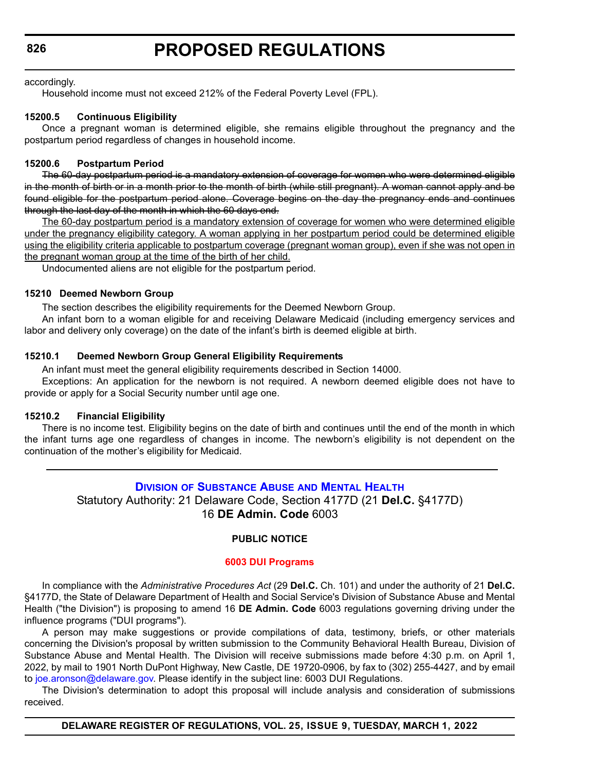accordingly.

Household income must not exceed 212% of the Federal Poverty Level (FPL).

**15200.5 Continuous Eligibility**

Once a pregnant woman is determined eligible, she remains eligible throughout the pregnancy and the postpartum period regardless of changes in household income.

**15200.6 Postpartum Period**

~~The 60-day postpartum period is a mandatory extension of coverage for women who were determined eligible in the month of birth or in a month prior to the month of birth (while still pregnant). A woman cannot apply and be found eligible for the postpartum period alone. Coverage begins on the day the pregnancy ends and continues through the last day of the month in which the 60 days end.~~

<u>The 60-day postpartum period is a mandatory extension of coverage for women who were determined eligible under the pregnancy eligibility category. A woman applying in her postpartum period could be determined eligible using the eligibility criteria applicable to postpartum coverage (pregnant woman group), even if she was not open in the pregnant woman group at the time of the birth of her child.</u>

Undocumented aliens are not eligible for the postpartum period.

**15210 Deemed Newborn Group**

The section describes the eligibility requirements for the Deemed Newborn Group.

An infant born to a woman eligible for and receiving Delaware Medicaid (including emergency services and labor and delivery only coverage) on the date of the infant's birth is deemed eligible at birth.

**15210.1 Deemed Newborn Group General Eligibility Requirements**

An infant must meet the general eligibility requirements described in Section 14000.

Exceptions: An application for the newborn is not required. A newborn deemed eligible does not have to provide or apply for a Social Security number until age one.

**15210.2 Financial Eligibility**

There is no income test. Eligibility begins on the date of birth and continues until the end of the month in which the infant turns age one regardless of changes in income. The newborn's eligibility is not dependent on the continuation of the mother's eligibility for Medicaid.

---

## Division of Substance Abuse and Mental Health

Statutory Authority: 21 Delaware Code, Section 4177D (21 **Del.C.** §4177D)
16 **DE Admin. Code** 6003

**PUBLIC NOTICE**

**6003 DUI Programs**

In compliance with the *Administrative Procedures Act* (29 **Del.C.** Ch. 101) and under the authority of 21 **Del.C.** §4177D, the State of Delaware Department of Health and Social Service's Division of Substance Abuse and Mental Health ("the Division") is proposing to amend 16 **DE Admin. Code** 6003 regulations governing driving under the influence programs ("DUI programs").

A person may make suggestions or provide compilations of data, testimony, briefs, or other materials concerning the Division's proposal by written submission to the Community Behavioral Health Bureau, Division of Substance Abuse and Mental Health. The Division will receive submissions made before 4:30 p.m. on April 1, 2022, by mail to 1901 North DuPont Highway, New Castle, DE 19720-0906, by fax to (302) 255-4427, and by email to joe.aronson@delaware.gov. Please identify in the subject line: 6003 DUI Regulations.

The Division's determination to adopt this proposal will include analysis and consideration of submissions received.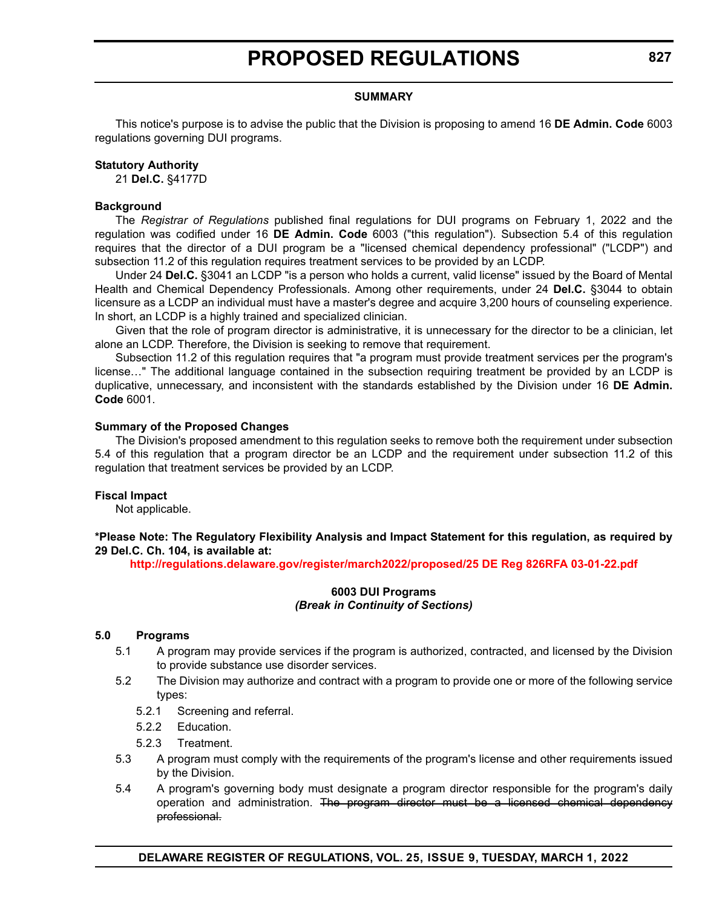### SUMMARY

This notice's purpose is to advise the public that the Division is proposing to amend 16 **DE Admin. Code** 6003 regulations governing DUI programs.

**Statutory Authority**

21 **Del.C.** §4177D

**Background**

The *Registrar of Regulations* published final regulations for DUI programs on February 1, 2022 and the regulation was codified under 16 **DE Admin. Code** 6003 ("this regulation"). Subsection 5.4 of this regulation requires that the director of a DUI program be a "licensed chemical dependency professional" ("LCDP") and subsection 11.2 of this regulation requires treatment services to be provided by an LCDP.

Under 24 **Del.C.** §3041 an LCDP "is a person who holds a current, valid license" issued by the Board of Mental Health and Chemical Dependency Professionals. Among other requirements, under 24 **Del.C.** §3044 to obtain licensure as a LCDP an individual must have a master's degree and acquire 3,200 hours of counseling experience. In short, an LCDP is a highly trained and specialized clinician.

Given that the role of program director is administrative, it is unnecessary for the director to be a clinician, let alone an LCDP. Therefore, the Division is seeking to remove that requirement.

Subsection 11.2 of this regulation requires that "a program must provide treatment services per the program's license…" The additional language contained in the subsection requiring treatment be provided by an LCDP is duplicative, unnecessary, and inconsistent with the standards established by the Division under 16 **DE Admin. Code** 6001.

**Summary of the Proposed Changes**

The Division's proposed amendment to this regulation seeks to remove both the requirement under subsection 5.4 of this regulation that a program director be an LCDP and the requirement under subsection 11.2 of this regulation that treatment services be provided by an LCDP.

**Fiscal Impact**

Not applicable.

**\*Please Note: The Regulatory Flexibility Analysis and Impact Statement for this regulation, as required by 29 Del.C. Ch. 104, is available at:**

**http://regulations.delaware.gov/register/march2022/proposed/25 DE Reg 826RFA 03-01-22.pdf**

**6003 DUI Programs**
***(Break in Continuity of Sections)***

**5.0 Programs**

5.1 A program may provide services if the program is authorized, contracted, and licensed by the Division to provide substance use disorder services.

5.2 The Division may authorize and contract with a program to provide one or more of the following service types:

5.2.1 Screening and referral.

5.2.2 Education.

5.2.3 Treatment.

5.3 A program must comply with the requirements of the program's license and other requirements issued by the Division.

5.4 A program's governing body must designate a program director responsible for the program's daily operation and administration. ~~The program director must be a licensed chemical dependency professional.~~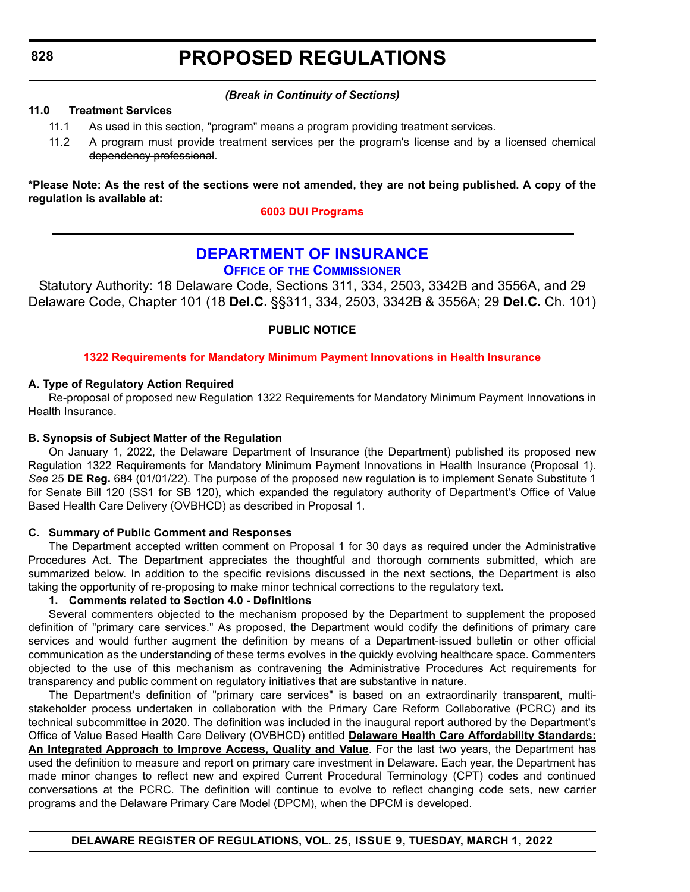*(Break in Continuity of Sections)*

**11.0 Treatment Services**

11.1 As used in this section, "program" means a program providing treatment services.

11.2 A program must provide treatment services per the program's license ~~and by a licensed chemical dependency professional~~.

**\*Please Note: As the rest of the sections were not amended, they are not being published. A copy of the regulation is available at:**

**6003 DUI Programs**

---

# DEPARTMENT OF INSURANCE

## OFFICE OF THE COMMISSIONER

Statutory Authority: 18 Delaware Code, Sections 311, 334, 2503, 3342B and 3556A, and 29 Delaware Code, Chapter 101 (18 **Del.C.** §§311, 334, 2503, 3342B & 3556A; 29 **Del.C.** Ch. 101)

**PUBLIC NOTICE**

**1322 Requirements for Mandatory Minimum Payment Innovations in Health Insurance**

**A. Type of Regulatory Action Required**

Re-proposal of proposed new Regulation 1322 Requirements for Mandatory Minimum Payment Innovations in Health Insurance.

**B. Synopsis of Subject Matter of the Regulation**

On January 1, 2022, the Delaware Department of Insurance (the Department) published its proposed new Regulation 1322 Requirements for Mandatory Minimum Payment Innovations in Health Insurance (Proposal 1). *See* 25 **DE Reg.** 684 (01/01/22). The purpose of the proposed new regulation is to implement Senate Substitute 1 for Senate Bill 120 (SS1 for SB 120), which expanded the regulatory authority of Department's Office of Value Based Health Care Delivery (OVBHCD) as described in Proposal 1.

**C. Summary of Public Comment and Responses**

The Department accepted written comment on Proposal 1 for 30 days as required under the Administrative Procedures Act. The Department appreciates the thoughtful and thorough comments submitted, which are summarized below. In addition to the specific revisions discussed in the next sections, the Department is also taking the opportunity of re-proposing to make minor technical corrections to the regulatory text.

**1. Comments related to Section 4.0 - Definitions**

Several commenters objected to the mechanism proposed by the Department to supplement the proposed definition of "primary care services." As proposed, the Department would codify the definitions of primary care services and would further augment the definition by means of a Department-issued bulletin or other official communication as the understanding of these terms evolves in the quickly evolving healthcare space. Commenters objected to the use of this mechanism as contravening the Administrative Procedures Act requirements for transparency and public comment on regulatory initiatives that are substantive in nature.

The Department's definition of "primary care services" is based on an extraordinarily transparent, multi-stakeholder process undertaken in collaboration with the Primary Care Reform Collaborative (PCRC) and its technical subcommittee in 2020. The definition was included in the inaugural report authored by the Department's Office of Value Based Health Care Delivery (OVBHCD) entitled **Delaware Health Care Affordability Standards: An Integrated Approach to Improve Access, Quality and Value**. For the last two years, the Department has used the definition to measure and report on primary care investment in Delaware. Each year, the Department has made minor changes to reflect new and expired Current Procedural Terminology (CPT) codes and continued conversations at the PCRC. The definition will continue to evolve to reflect changing code sets, new carrier programs and the Delaware Primary Care Model (DPCM), when the DPCM is developed.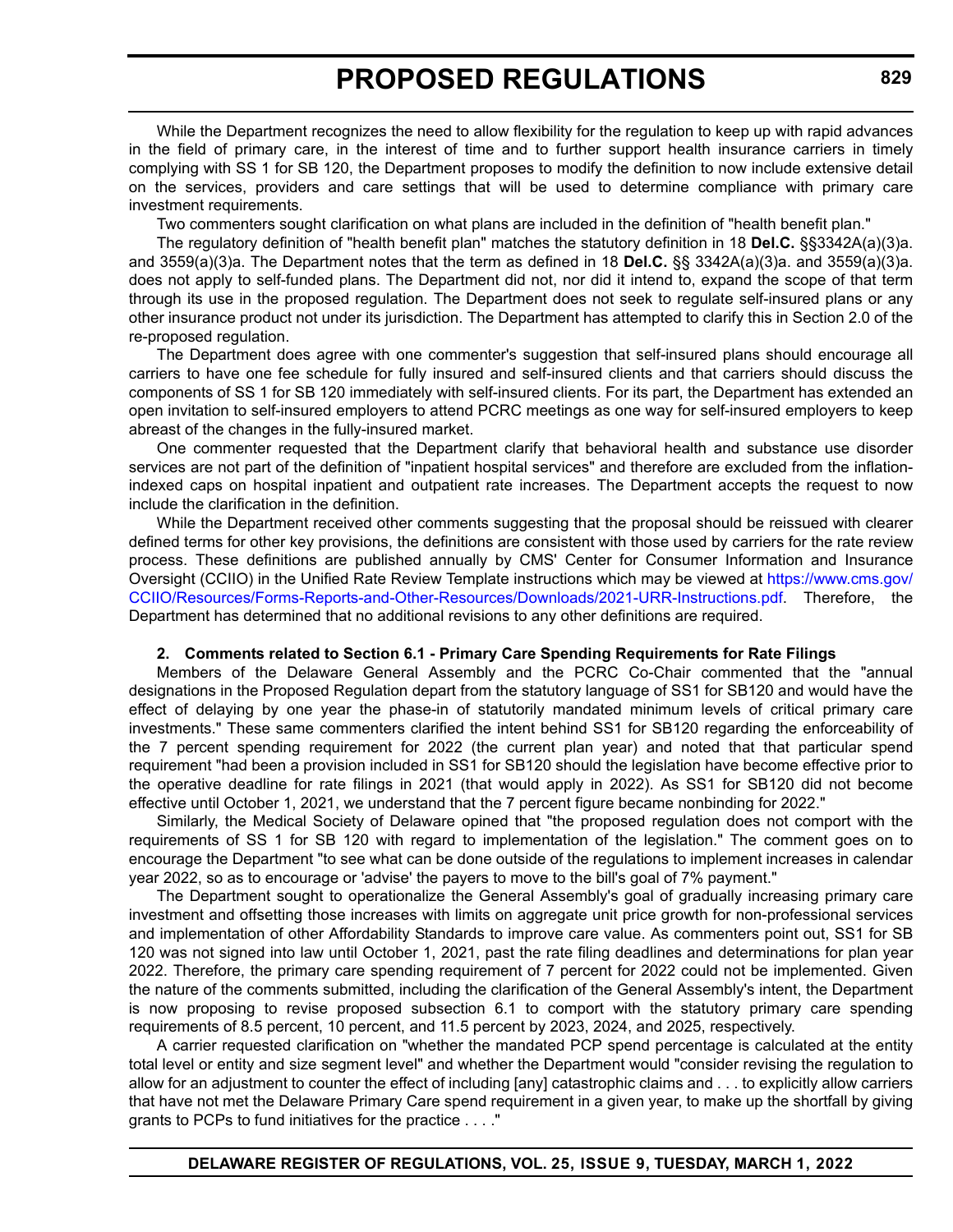While the Department recognizes the need to allow flexibility for the regulation to keep up with rapid advances in the field of primary care, in the interest of time and to further support health insurance carriers in timely complying with SS 1 for SB 120, the Department proposes to modify the definition to now include extensive detail on the services, providers and care settings that will be used to determine compliance with primary care investment requirements.

Two commenters sought clarification on what plans are included in the definition of "health benefit plan."

The regulatory definition of "health benefit plan" matches the statutory definition in 18 **Del.C.** §§3342A(a)(3)a. and 3559(a)(3)a. The Department notes that the term as defined in 18 **Del.C.** §§ 3342A(a)(3)a. and 3559(a)(3)a. does not apply to self-funded plans. The Department did not, nor did it intend to, expand the scope of that term through its use in the proposed regulation. The Department does not seek to regulate self-insured plans or any other insurance product not under its jurisdiction. The Department has attempted to clarify this in Section 2.0 of the re-proposed regulation.

The Department does agree with one commenter's suggestion that self-insured plans should encourage all carriers to have one fee schedule for fully insured and self-insured clients and that carriers should discuss the components of SS 1 for SB 120 immediately with self-insured clients. For its part, the Department has extended an open invitation to self-insured employers to attend PCRC meetings as one way for self-insured employers to keep abreast of the changes in the fully-insured market.

One commenter requested that the Department clarify that behavioral health and substance use disorder services are not part of the definition of "inpatient hospital services" and therefore are excluded from the inflation-indexed caps on hospital inpatient and outpatient rate increases. The Department accepts the request to now include the clarification in the definition.

While the Department received other comments suggesting that the proposal should be reissued with clearer defined terms for other key provisions, the definitions are consistent with those used by carriers for the rate review process. These definitions are published annually by CMS' Center for Consumer Information and Insurance Oversight (CCIIO) in the Unified Rate Review Template instructions which may be viewed at https://www.cms.gov/CCIIO/Resources/Forms-Reports-and-Other-Resources/Downloads/2021-URR-Instructions.pdf. Therefore, the Department has determined that no additional revisions to any other definitions are required.

**2. Comments related to Section 6.1 - Primary Care Spending Requirements for Rate Filings**

Members of the Delaware General Assembly and the PCRC Co-Chair commented that the "annual designations in the Proposed Regulation depart from the statutory language of SS1 for SB120 and would have the effect of delaying by one year the phase-in of statutorily mandated minimum levels of critical primary care investments." These same commenters clarified the intent behind SS1 for SB120 regarding the enforceability of the 7 percent spending requirement for 2022 (the current plan year) and noted that that particular spend requirement "had been a provision included in SS1 for SB120 should the legislation have become effective prior to the operative deadline for rate filings in 2021 (that would apply in 2022). As SS1 for SB120 did not become effective until October 1, 2021, we understand that the 7 percent figure became nonbinding for 2022."

Similarly, the Medical Society of Delaware opined that "the proposed regulation does not comport with the requirements of SS 1 for SB 120 with regard to implementation of the legislation." The comment goes on to encourage the Department "to see what can be done outside of the regulations to implement increases in calendar year 2022, so as to encourage or 'advise' the payers to move to the bill's goal of 7% payment."

The Department sought to operationalize the General Assembly's goal of gradually increasing primary care investment and offsetting those increases with limits on aggregate unit price growth for non-professional services and implementation of other Affordability Standards to improve care value. As commenters point out, SS1 for SB 120 was not signed into law until October 1, 2021, past the rate filing deadlines and determinations for plan year 2022. Therefore, the primary care spending requirement of 7 percent for 2022 could not be implemented. Given the nature of the comments submitted, including the clarification of the General Assembly's intent, the Department is now proposing to revise proposed subsection 6.1 to comport with the statutory primary care spending requirements of 8.5 percent, 10 percent, and 11.5 percent by 2023, 2024, and 2025, respectively.

A carrier requested clarification on "whether the mandated PCP spend percentage is calculated at the entity total level or entity and size segment level" and whether the Department would "consider revising the regulation to allow for an adjustment to counter the effect of including [any] catastrophic claims and . . . to explicitly allow carriers that have not met the Delaware Primary Care spend requirement in a given year, to make up the shortfall by giving grants to PCPs to fund initiatives for the practice . . . ."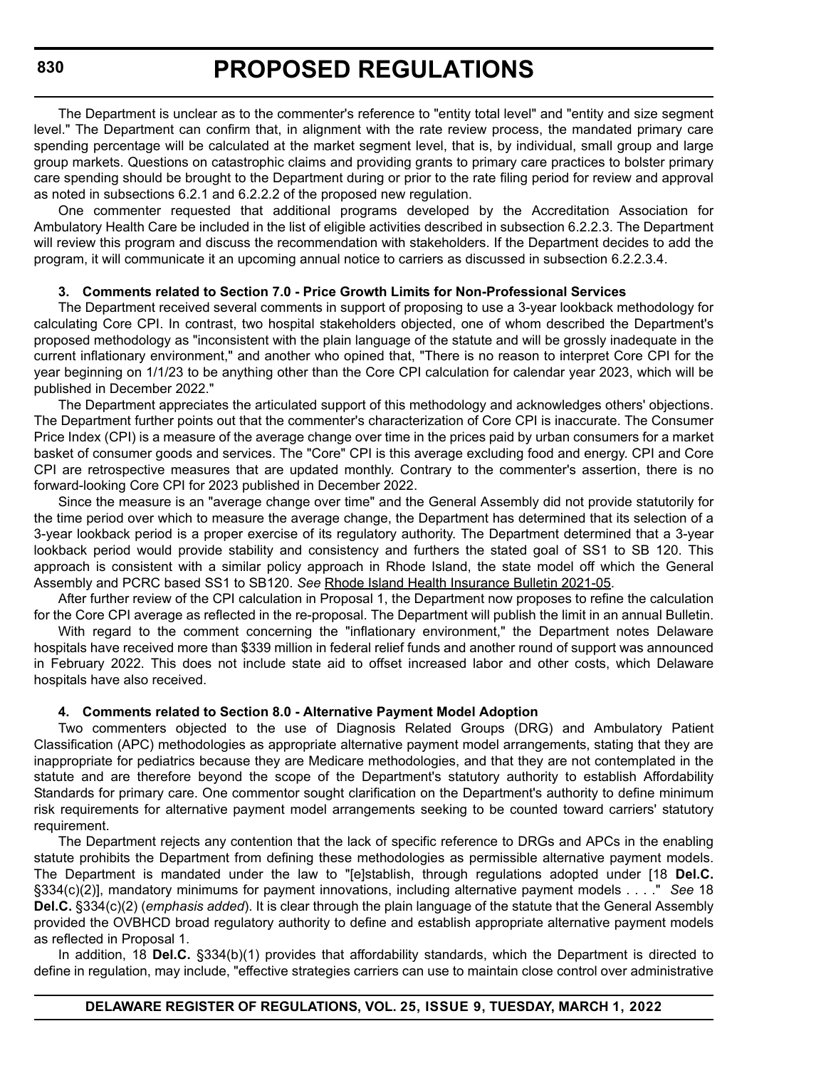The Department is unclear as to the commenter's reference to "entity total level" and "entity and size segment level." The Department can confirm that, in alignment with the rate review process, the mandated primary care spending percentage will be calculated at the market segment level, that is, by individual, small group and large group markets. Questions on catastrophic claims and providing grants to primary care practices to bolster primary care spending should be brought to the Department during or prior to the rate filing period for review and approval as noted in subsections 6.2.1 and 6.2.2.2 of the proposed new regulation.

One commenter requested that additional programs developed by the Accreditation Association for Ambulatory Health Care be included in the list of eligible activities described in subsection 6.2.2.3. The Department will review this program and discuss the recommendation with stakeholders. If the Department decides to add the program, it will communicate it an upcoming annual notice to carriers as discussed in subsection 6.2.2.3.4.

**3. Comments related to Section 7.0 - Price Growth Limits for Non-Professional Services**

The Department received several comments in support of proposing to use a 3-year lookback methodology for calculating Core CPI. In contrast, two hospital stakeholders objected, one of whom described the Department's proposed methodology as "inconsistent with the plain language of the statute and will be grossly inadequate in the current inflationary environment," and another who opined that, "There is no reason to interpret Core CPI for the year beginning on 1/1/23 to be anything other than the Core CPI calculation for calendar year 2023, which will be published in December 2022."

The Department appreciates the articulated support of this methodology and acknowledges others' objections. The Department further points out that the commenter's characterization of Core CPI is inaccurate. The Consumer Price Index (CPI) is a measure of the average change over time in the prices paid by urban consumers for a market basket of consumer goods and services. The "Core" CPI is this average excluding food and energy. CPI and Core CPI are retrospective measures that are updated monthly. Contrary to the commenter's assertion, there is no forward-looking Core CPI for 2023 published in December 2022.

Since the measure is an "average change over time" and the General Assembly did not provide statutorily for the time period over which to measure the average change, the Department has determined that its selection of a 3-year lookback period is a proper exercise of its regulatory authority. The Department determined that a 3-year lookback period would provide stability and consistency and furthers the stated goal of SS1 to SB 120. This approach is consistent with a similar policy approach in Rhode Island, the state model off which the General Assembly and PCRC based SS1 to SB120. *See* Rhode Island Health Insurance Bulletin 2021-05.

After further review of the CPI calculation in Proposal 1, the Department now proposes to refine the calculation for the Core CPI average as reflected in the re-proposal. The Department will publish the limit in an annual Bulletin.

With regard to the comment concerning the "inflationary environment," the Department notes Delaware hospitals have received more than $339 million in federal relief funds and another round of support was announced in February 2022. This does not include state aid to offset increased labor and other costs, which Delaware hospitals have also received.

**4. Comments related to Section 8.0 - Alternative Payment Model Adoption**

Two commenters objected to the use of Diagnosis Related Groups (DRG) and Ambulatory Patient Classification (APC) methodologies as appropriate alternative payment model arrangements, stating that they are inappropriate for pediatrics because they are Medicare methodologies, and that they are not contemplated in the statute and are therefore beyond the scope of the Department's statutory authority to establish Affordability Standards for primary care. One commentor sought clarification on the Department's authority to define minimum risk requirements for alternative payment model arrangements seeking to be counted toward carriers' statutory requirement.

The Department rejects any contention that the lack of specific reference to DRGs and APCs in the enabling statute prohibits the Department from defining these methodologies as permissible alternative payment models. The Department is mandated under the law to "[e]stablish, through regulations adopted under [18 **Del.C.** §334(c)(2)], mandatory minimums for payment innovations, including alternative payment models . . . ." *See* 18 **Del.C.** §334(c)(2) (*emphasis added*). It is clear through the plain language of the statute that the General Assembly provided the OVBHCD broad regulatory authority to define and establish appropriate alternative payment models as reflected in Proposal 1.

In addition, 18 **Del.C.** §334(b)(1) provides that affordability standards, which the Department is directed to define in regulation, may include, "effective strategies carriers can use to maintain close control over administrative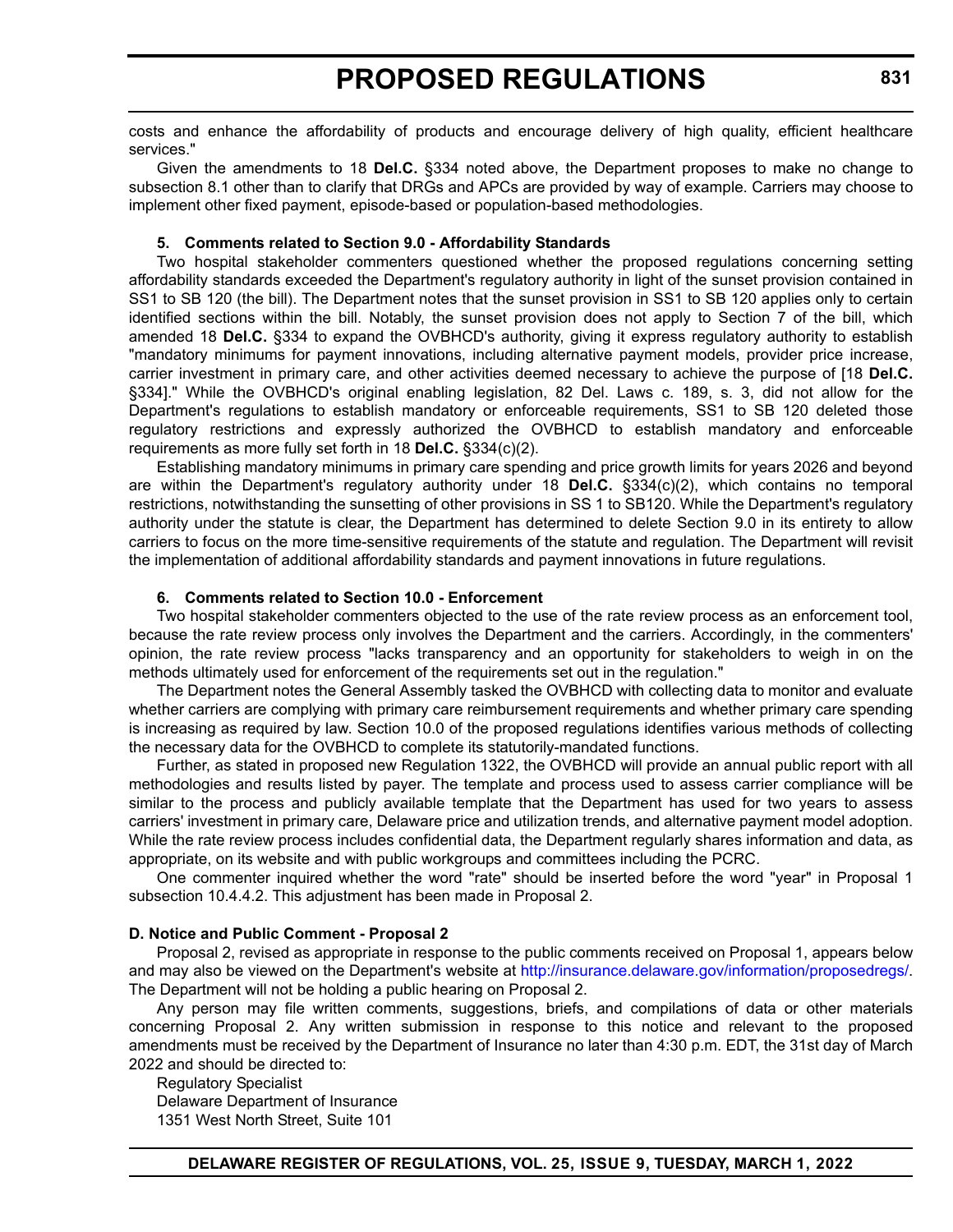costs and enhance the affordability of products and encourage delivery of high quality, efficient healthcare services."

Given the amendments to 18 **Del.C.** §334 noted above, the Department proposes to make no change to subsection 8.1 other than to clarify that DRGs and APCs are provided by way of example. Carriers may choose to implement other fixed payment, episode-based or population-based methodologies.

**5. Comments related to Section 9.0 - Affordability Standards**

Two hospital stakeholder commenters questioned whether the proposed regulations concerning setting affordability standards exceeded the Department's regulatory authority in light of the sunset provision contained in SS1 to SB 120 (the bill). The Department notes that the sunset provision in SS1 to SB 120 applies only to certain identified sections within the bill. Notably, the sunset provision does not apply to Section 7 of the bill, which amended 18 **Del.C.** §334 to expand the OVBHCD's authority, giving it express regulatory authority to establish "mandatory minimums for payment innovations, including alternative payment models, provider price increase, carrier investment in primary care, and other activities deemed necessary to achieve the purpose of [18 **Del.C.** §334]." While the OVBHCD's original enabling legislation, 82 Del. Laws c. 189, s. 3, did not allow for the Department's regulations to establish mandatory or enforceable requirements, SS1 to SB 120 deleted those regulatory restrictions and expressly authorized the OVBHCD to establish mandatory and enforceable requirements as more fully set forth in 18 **Del.C.** §334(c)(2).

Establishing mandatory minimums in primary care spending and price growth limits for years 2026 and beyond are within the Department's regulatory authority under 18 **Del.C.** §334(c)(2), which contains no temporal restrictions, notwithstanding the sunsetting of other provisions in SS 1 to SB120. While the Department's regulatory authority under the statute is clear, the Department has determined to delete Section 9.0 in its entirety to allow carriers to focus on the more time-sensitive requirements of the statute and regulation. The Department will revisit the implementation of additional affordability standards and payment innovations in future regulations.

**6. Comments related to Section 10.0 - Enforcement**

Two hospital stakeholder commenters objected to the use of the rate review process as an enforcement tool, because the rate review process only involves the Department and the carriers. Accordingly, in the commenters' opinion, the rate review process "lacks transparency and an opportunity for stakeholders to weigh in on the methods ultimately used for enforcement of the requirements set out in the regulation."

The Department notes the General Assembly tasked the OVBHCD with collecting data to monitor and evaluate whether carriers are complying with primary care reimbursement requirements and whether primary care spending is increasing as required by law. Section 10.0 of the proposed regulations identifies various methods of collecting the necessary data for the OVBHCD to complete its statutorily-mandated functions.

Further, as stated in proposed new Regulation 1322, the OVBHCD will provide an annual public report with all methodologies and results listed by payer. The template and process used to assess carrier compliance will be similar to the process and publicly available template that the Department has used for two years to assess carriers' investment in primary care, Delaware price and utilization trends, and alternative payment model adoption. While the rate review process includes confidential data, the Department regularly shares information and data, as appropriate, on its website and with public workgroups and committees including the PCRC.

One commenter inquired whether the word "rate" should be inserted before the word "year" in Proposal 1 subsection 10.4.4.2. This adjustment has been made in Proposal 2.

**D. Notice and Public Comment - Proposal 2**

Proposal 2, revised as appropriate in response to the public comments received on Proposal 1, appears below and may also be viewed on the Department's website at http://insurance.delaware.gov/information/proposedregs/. The Department will not be holding a public hearing on Proposal 2.

Any person may file written comments, suggestions, briefs, and compilations of data or other materials concerning Proposal 2. Any written submission in response to this notice and relevant to the proposed amendments must be received by the Department of Insurance no later than 4:30 p.m. EDT, the 31st day of March 2022 and should be directed to:

Regulatory Specialist
Delaware Department of Insurance
1351 West North Street, Suite 101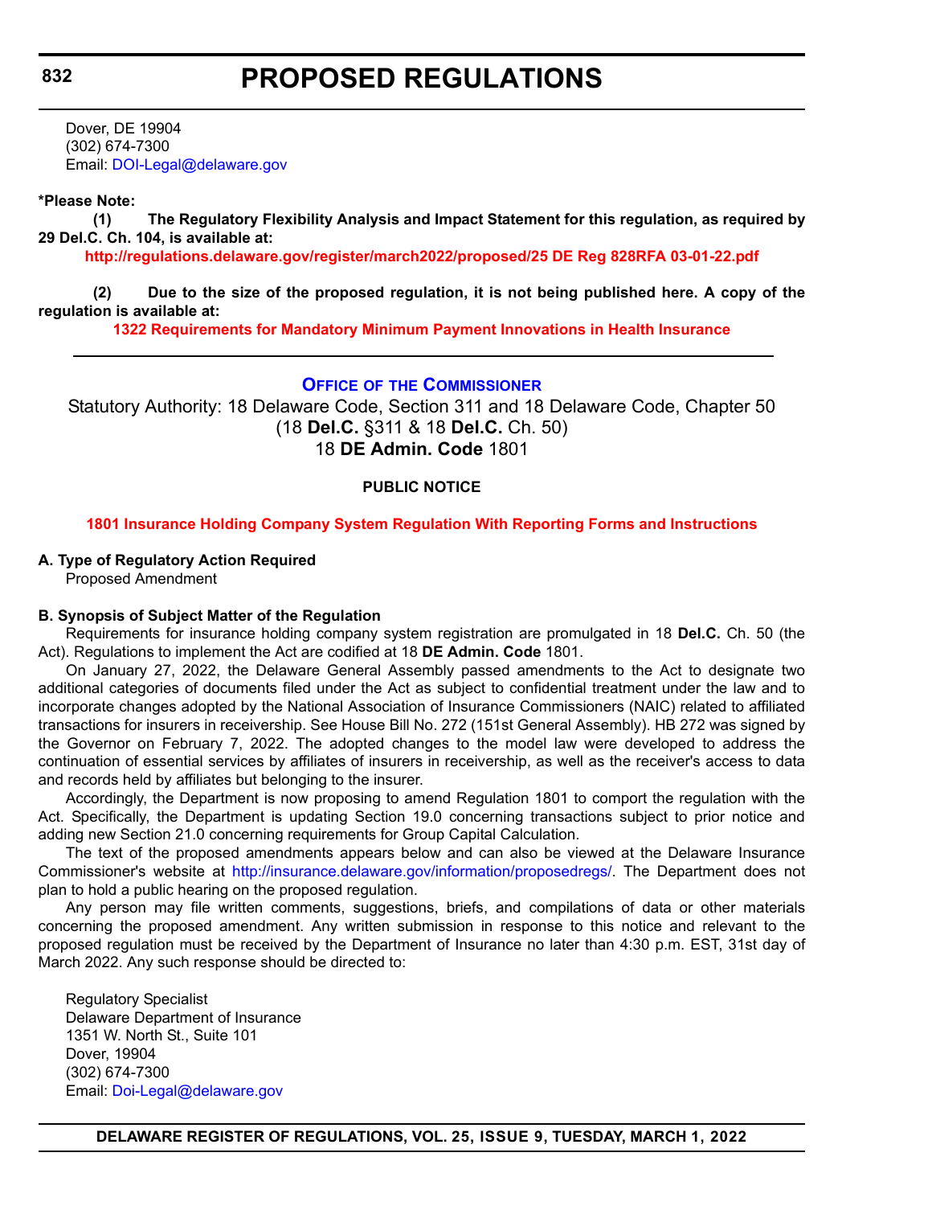Dover, DE 19904
(302) 674-7300
Email: DOI-Legal@delaware.gov

**\*Please Note:**

**(1) The Regulatory Flexibility Analysis and Impact Statement for this regulation, as required by 29 Del.C. Ch. 104, is available at:**

**http://regulations.delaware.gov/register/march2022/proposed/25 DE Reg 828RFA 03-01-22.pdf**

**(2) Due to the size of the proposed regulation, it is not being published here. A copy of the regulation is available at:**

**1322 Requirements for Mandatory Minimum Payment Innovations in Health Insurance**

---

## OFFICE OF THE COMMISSIONER

Statutory Authority: 18 Delaware Code, Section 311 and 18 Delaware Code, Chapter 50 (18 **Del.C.** §311 & 18 **Del.C.** Ch. 50)
18 **DE Admin. Code** 1801

### PUBLIC NOTICE

**1801 Insurance Holding Company System Regulation With Reporting Forms and Instructions**

**A. Type of Regulatory Action Required**

Proposed Amendment

**B. Synopsis of Subject Matter of the Regulation**

Requirements for insurance holding company system registration are promulgated in 18 **Del.C.** Ch. 50 (the Act). Regulations to implement the Act are codified at 18 **DE Admin. Code** 1801.

On January 27, 2022, the Delaware General Assembly passed amendments to the Act to designate two additional categories of documents filed under the Act as subject to confidential treatment under the law and to incorporate changes adopted by the National Association of Insurance Commissioners (NAIC) related to affiliated transactions for insurers in receivership. See House Bill No. 272 (151st General Assembly). HB 272 was signed by the Governor on February 7, 2022. The adopted changes to the model law were developed to address the continuation of essential services by affiliates of insurers in receivership, as well as the receiver's access to data and records held by affiliates but belonging to the insurer.

Accordingly, the Department is now proposing to amend Regulation 1801 to comport the regulation with the Act. Specifically, the Department is updating Section 19.0 concerning transactions subject to prior notice and adding new Section 21.0 concerning requirements for Group Capital Calculation.

The text of the proposed amendments appears below and can also be viewed at the Delaware Insurance Commissioner's website at http://insurance.delaware.gov/information/proposedregs/. The Department does not plan to hold a public hearing on the proposed regulation.

Any person may file written comments, suggestions, briefs, and compilations of data or other materials concerning the proposed amendment. Any written submission in response to this notice and relevant to the proposed regulation must be received by the Department of Insurance no later than 4:30 p.m. EST, 31st day of March 2022. Any such response should be directed to:

Regulatory Specialist
Delaware Department of Insurance
1351 W. North St., Suite 101
Dover, 19904
(302) 674-7300
Email: Doi-Legal@delaware.gov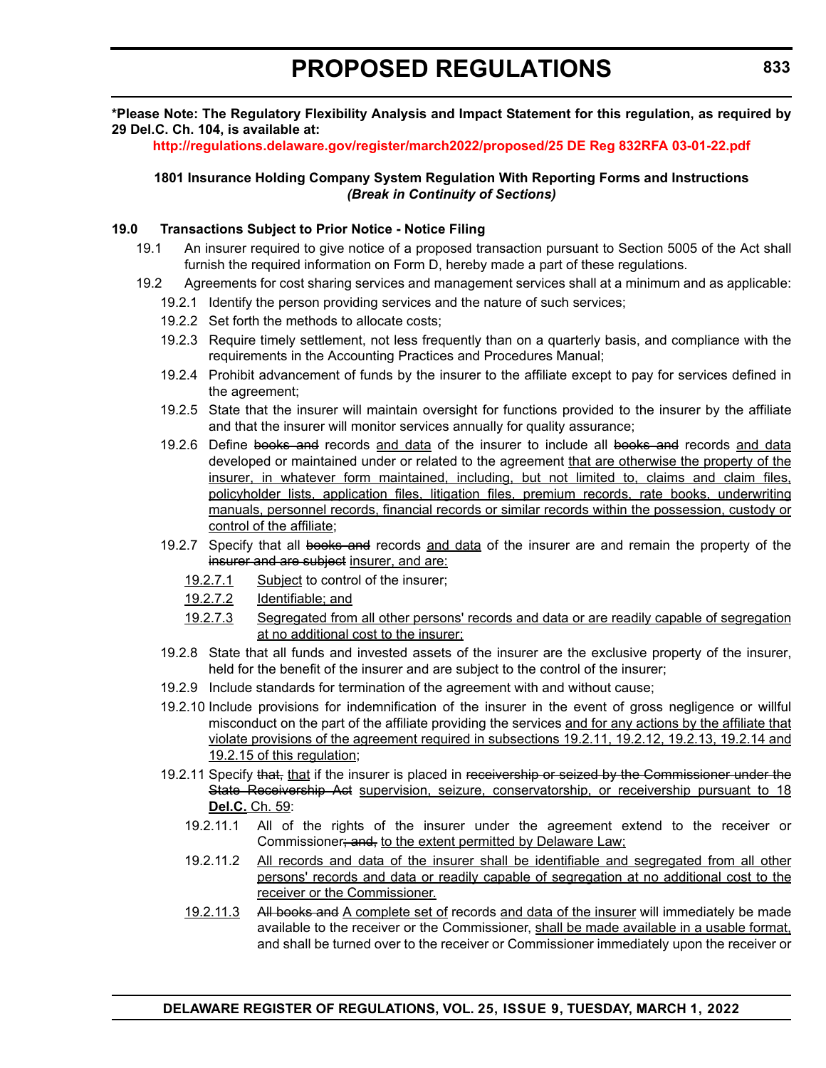**\*Please Note: The Regulatory Flexibility Analysis and Impact Statement for this regulation, as required by 29 Del.C. Ch. 104, is available at:**

**http://regulations.delaware.gov/register/march2022/proposed/25 DE Reg 832RFA 03-01-22.pdf**

**1801 Insurance Holding Company System Regulation With Reporting Forms and Instructions**
***(Break in Continuity of Sections)***

**19.0 Transactions Subject to Prior Notice - Notice Filing**

19.1 An insurer required to give notice of a proposed transaction pursuant to Section 5005 of the Act shall furnish the required information on Form D, hereby made a part of these regulations.

19.2 Agreements for cost sharing services and management services shall at a minimum and as applicable:

19.2.1 Identify the person providing services and the nature of such services;

19.2.2 Set forth the methods to allocate costs;

19.2.3 Require timely settlement, not less frequently than on a quarterly basis, and compliance with the requirements in the Accounting Practices and Procedures Manual;

19.2.4 Prohibit advancement of funds by the insurer to the affiliate except to pay for services defined in the agreement;

19.2.5 State that the insurer will maintain oversight for functions provided to the insurer by the affiliate and that the insurer will monitor services annually for quality assurance;

19.2.6 Define ~~books and~~ records <u>and data</u> of the insurer to include all ~~books and~~ records <u>and data</u> developed or maintained under or related to the agreement <u>that are otherwise the property of the insurer, in whatever form maintained, including, but not limited to, claims and claim files, policyholder lists, application files, litigation files, premium records, rate books, underwriting manuals, personnel records, financial records or similar records within the possession, custody or control of the affiliate</u>;

19.2.7 Specify that all ~~books and~~ records <u>and data</u> of the insurer are and remain the property of the ~~insurer and are subject~~ <u>insurer, and are:</u>

<u>19.2.7.1</u> <u>Subject</u> to control of the insurer;

<u>19.2.7.2</u> <u>Identifiable; and</u>

<u>19.2.7.3</u> <u>Segregated from all other persons' records and data or are readily capable of segregation at no additional cost to the insurer;</u>

19.2.8 State that all funds and invested assets of the insurer are the exclusive property of the insurer, held for the benefit of the insurer and are subject to the control of the insurer;

19.2.9 Include standards for termination of the agreement with and without cause;

19.2.10 Include provisions for indemnification of the insurer in the event of gross negligence or willful misconduct on the part of the affiliate providing the services <u>and for any actions by the affiliate that violate provisions of the agreement required in subsections 19.2.11, 19.2.12, 19.2.13, 19.2.14 and 19.2.15 of this regulation</u>;

19.2.11 Specify ~~that,~~ <u>that</u> if the insurer is placed in ~~receivership or seized by the Commissioner under the State Receivership Act~~ <u>supervision, seizure, conservatorship, or receivership pursuant to 18 **Del.C.** Ch. 59</u>:

19.2.11.1 All of the rights of the insurer under the agreement extend to the receiver or Commissioner~~; and,~~ <u>to the extent permitted by Delaware Law;</u>

19.2.11.2 <u>All records and data of the insurer shall be identifiable and segregated from all other persons' records and data or readily capable of segregation at no additional cost to the receiver or the Commissioner.</u>

<u>19.2.11.3</u> ~~All books and~~ <u>A complete set of</u> records <u>and data of the insurer</u> will immediately be made available to the receiver or the Commissioner, <u>shall be made available in a usable format,</u> and shall be turned over to the receiver or Commissioner immediately upon the receiver or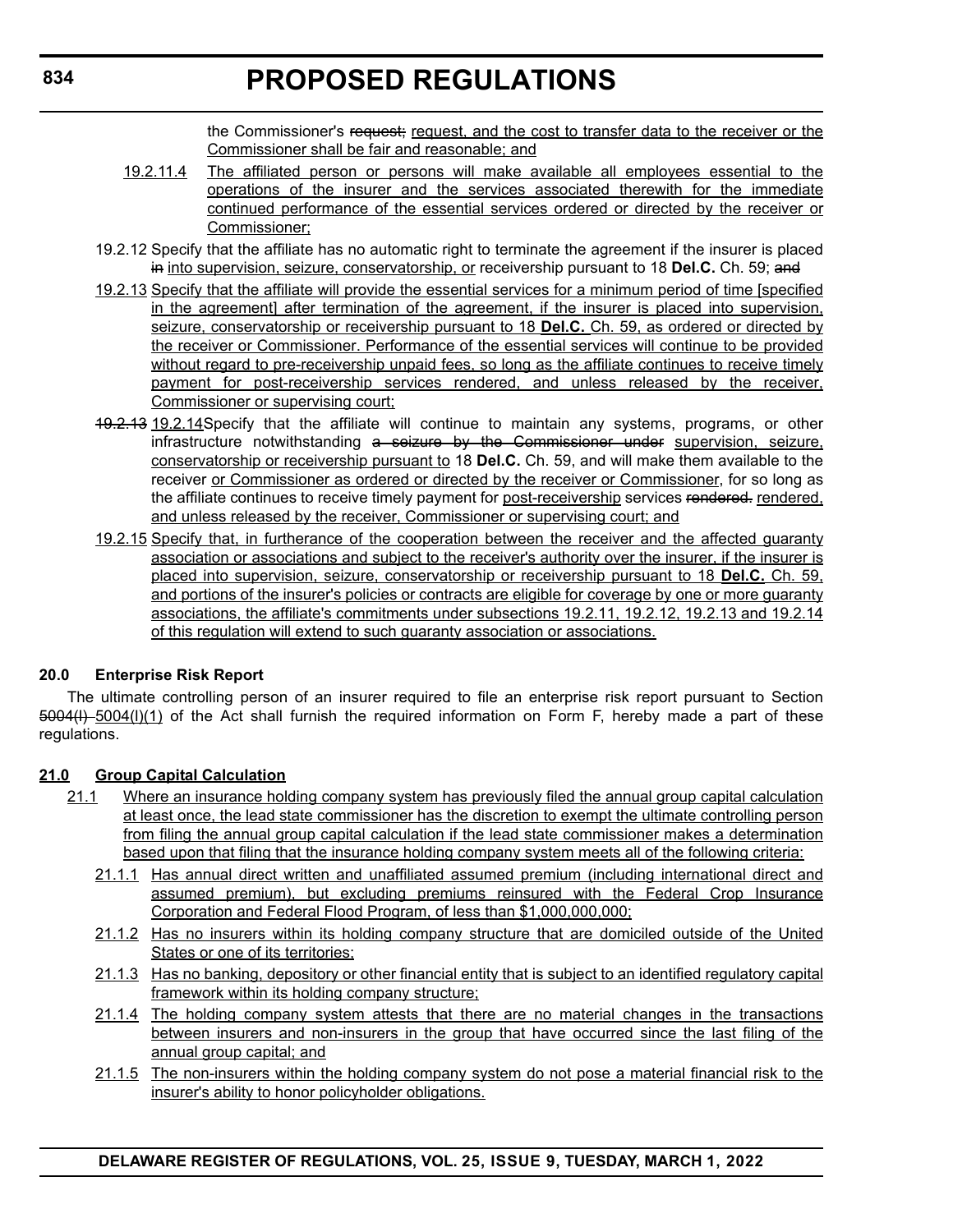the Commissioner's ~~request;~~ request, and the cost to transfer data to the receiver or the Commissioner shall be fair and reasonable; and

19.2.11.4 The affiliated person or persons will make available all employees essential to the operations of the insurer and the services associated therewith for the immediate continued performance of the essential services ordered or directed by the receiver or Commissioner;

19.2.12 Specify that the affiliate has no automatic right to terminate the agreement if the insurer is placed ~~in~~ into supervision, seizure, conservatorship, or receivership pursuant to 18 **Del.C.** Ch. 59; ~~and~~

19.2.13 Specify that the affiliate will provide the essential services for a minimum period of time [specified in the agreement] after termination of the agreement, if the insurer is placed into supervision, seizure, conservatorship or receivership pursuant to 18 **Del.C.** Ch. 59, as ordered or directed by the receiver or Commissioner. Performance of the essential services will continue to be provided without regard to pre-receivership unpaid fees, so long as the affiliate continues to receive timely payment for post-receivership services rendered, and unless released by the receiver, Commissioner or supervising court;

~~19.2.13~~ 19.2.14 Specify that the affiliate will continue to maintain any systems, programs, or other infrastructure notwithstanding ~~a seizure by the Commissioner under~~ supervision, seizure, conservatorship or receivership pursuant to 18 **Del.C.** Ch. 59, and will make them available to the receiver or Commissioner as ordered or directed by the receiver or Commissioner, for so long as the affiliate continues to receive timely payment for post-receivership services ~~rendered.~~ rendered, and unless released by the receiver, Commissioner or supervising court; and

19.2.15 Specify that, in furtherance of the cooperation between the receiver and the affected guaranty association or associations and subject to the receiver's authority over the insurer, if the insurer is placed into supervision, seizure, conservatorship or receivership pursuant to 18 **Del.C.** Ch. 59, and portions of the insurer's policies or contracts are eligible for coverage by one or more guaranty associations, the affiliate's commitments under subsections 19.2.11, 19.2.12, 19.2.13 and 19.2.14 of this regulation will extend to such guaranty association or associations.

### 20.0 Enterprise Risk Report

The ultimate controlling person of an insurer required to file an enterprise risk report pursuant to Section ~~5004(l)~~ 5004(l)(1) of the Act shall furnish the required information on Form F, hereby made a part of these regulations.

### 21.0 Group Capital Calculation

21.1 Where an insurance holding company system has previously filed the annual group capital calculation at least once, the lead state commissioner has the discretion to exempt the ultimate controlling person from filing the annual group capital calculation if the lead state commissioner makes a determination based upon that filing that the insurance holding company system meets all of the following criteria:

21.1.1 Has annual direct written and unaffiliated assumed premium (including international direct and assumed premium), but excluding premiums reinsured with the Federal Crop Insurance Corporation and Federal Flood Program, of less than $1,000,000,000;

21.1.2 Has no insurers within its holding company structure that are domiciled outside of the United States or one of its territories;

21.1.3 Has no banking, depository or other financial entity that is subject to an identified regulatory capital framework within its holding company structure;

21.1.4 The holding company system attests that there are no material changes in the transactions between insurers and non-insurers in the group that have occurred since the last filing of the annual group capital; and

21.1.5 The non-insurers within the holding company system do not pose a material financial risk to the insurer's ability to honor policyholder obligations.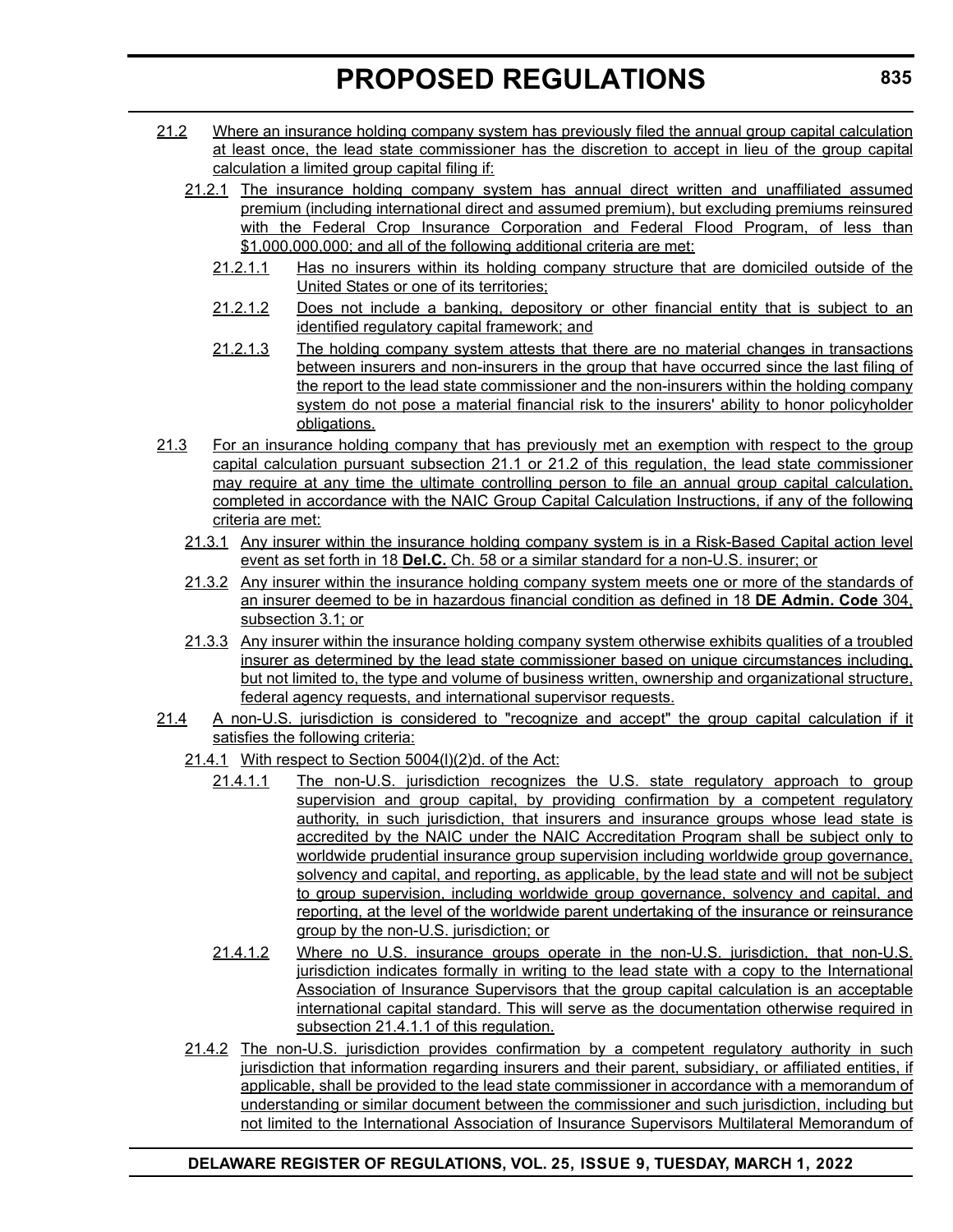21.2 Where an insurance holding company system has previously filed the annual group capital calculation at least once, the lead state commissioner has the discretion to accept in lieu of the group capital calculation a limited group capital filing if:

21.2.1 The insurance holding company system has annual direct written and unaffiliated assumed premium (including international direct and assumed premium), but excluding premiums reinsured with the Federal Crop Insurance Corporation and Federal Flood Program, of less than $1,000,000,000; and all of the following additional criteria are met:

21.2.1.1 Has no insurers within its holding company structure that are domiciled outside of the United States or one of its territories;

21.2.1.2 Does not include a banking, depository or other financial entity that is subject to an identified regulatory capital framework; and

21.2.1.3 The holding company system attests that there are no material changes in transactions between insurers and non-insurers in the group that have occurred since the last filing of the report to the lead state commissioner and the non-insurers within the holding company system do not pose a material financial risk to the insurers' ability to honor policyholder obligations.

21.3 For an insurance holding company that has previously met an exemption with respect to the group capital calculation pursuant subsection 21.1 or 21.2 of this regulation, the lead state commissioner may require at any time the ultimate controlling person to file an annual group capital calculation, completed in accordance with the NAIC Group Capital Calculation Instructions, if any of the following criteria are met:

21.3.1 Any insurer within the insurance holding company system is in a Risk-Based Capital action level event as set forth in 18 **Del.C.** Ch. 58 or a similar standard for a non-U.S. insurer; or

21.3.2 Any insurer within the insurance holding company system meets one or more of the standards of an insurer deemed to be in hazardous financial condition as defined in 18 **DE Admin. Code** 304, subsection 3.1; or

21.3.3 Any insurer within the insurance holding company system otherwise exhibits qualities of a troubled insurer as determined by the lead state commissioner based on unique circumstances including, but not limited to, the type and volume of business written, ownership and organizational structure, federal agency requests, and international supervisor requests.

21.4 A non-U.S. jurisdiction is considered to "recognize and accept" the group capital calculation if it satisfies the following criteria:

21.4.1 With respect to Section 5004(l)(2)d. of the Act:

21.4.1.1 The non-U.S. jurisdiction recognizes the U.S. state regulatory approach to group supervision and group capital, by providing confirmation by a competent regulatory authority, in such jurisdiction, that insurers and insurance groups whose lead state is accredited by the NAIC under the NAIC Accreditation Program shall be subject only to worldwide prudential insurance group supervision including worldwide group governance, solvency and capital, and reporting, as applicable, by the lead state and will not be subject to group supervision, including worldwide group governance, solvency and capital, and reporting, at the level of the worldwide parent undertaking of the insurance or reinsurance group by the non-U.S. jurisdiction; or

21.4.1.2 Where no U.S. insurance groups operate in the non-U.S. jurisdiction, that non-U.S. jurisdiction indicates formally in writing to the lead state with a copy to the International Association of Insurance Supervisors that the group capital calculation is an acceptable international capital standard. This will serve as the documentation otherwise required in subsection 21.4.1.1 of this regulation.

21.4.2 The non-U.S. jurisdiction provides confirmation by a competent regulatory authority in such jurisdiction that information regarding insurers and their parent, subsidiary, or affiliated entities, if applicable, shall be provided to the lead state commissioner in accordance with a memorandum of understanding or similar document between the commissioner and such jurisdiction, including but not limited to the International Association of Insurance Supervisors Multilateral Memorandum of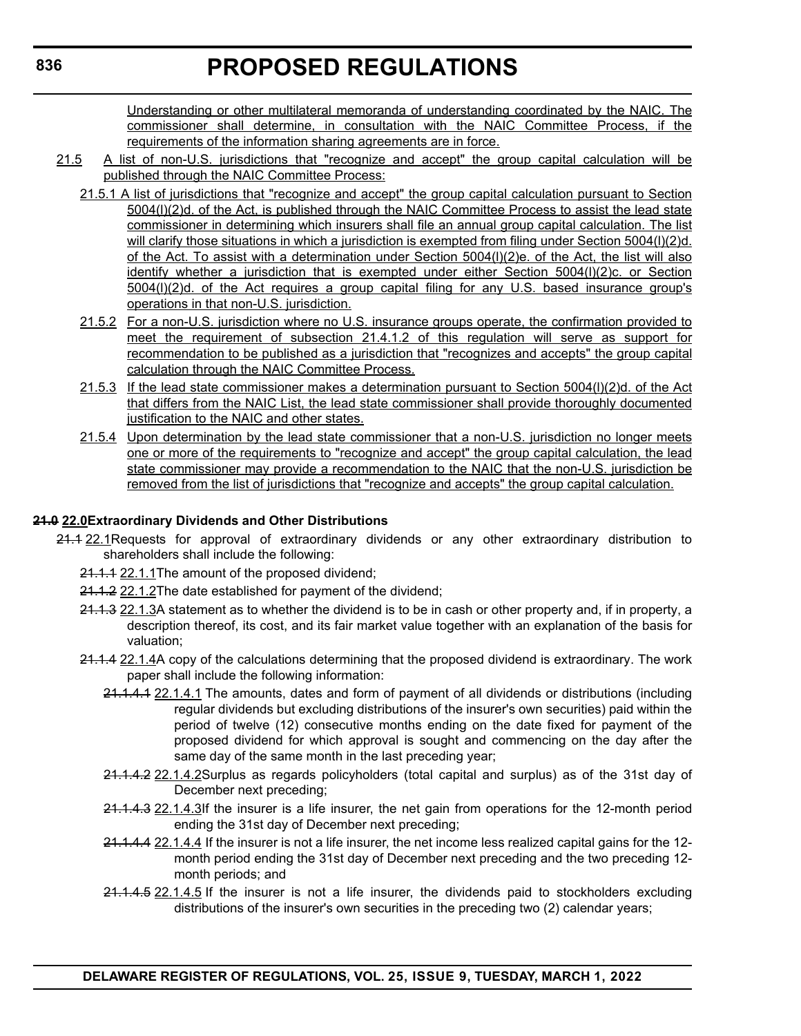Understanding or other multilateral memoranda of understanding coordinated by the NAIC. The commissioner shall determine, in consultation with the NAIC Committee Process, if the requirements of the information sharing agreements are in force.

21.5 A list of non-U.S. jurisdictions that "recognize and accept" the group capital calculation will be published through the NAIC Committee Process:

21.5.1 A list of jurisdictions that "recognize and accept" the group capital calculation pursuant to Section 5004(l)(2)d. of the Act, is published through the NAIC Committee Process to assist the lead state commissioner in determining which insurers shall file an annual group capital calculation. The list will clarify those situations in which a jurisdiction is exempted from filing under Section 5004(l)(2)d. of the Act. To assist with a determination under Section 5004(l)(2)e. of the Act, the list will also identify whether a jurisdiction that is exempted under either Section 5004(l)(2)c. or Section 5004(l)(2)d. of the Act requires a group capital filing for any U.S. based insurance group's operations in that non-U.S. jurisdiction.

21.5.2 For a non-U.S. jurisdiction where no U.S. insurance groups operate, the confirmation provided to meet the requirement of subsection 21.4.1.2 of this regulation will serve as support for recommendation to be published as a jurisdiction that "recognizes and accepts" the group capital calculation through the NAIC Committee Process.

21.5.3 If the lead state commissioner makes a determination pursuant to Section 5004(l)(2)d. of the Act that differs from the NAIC List, the lead state commissioner shall provide thoroughly documented justification to the NAIC and other states.

21.5.4 Upon determination by the lead state commissioner that a non-U.S. jurisdiction no longer meets one or more of the requirements to "recognize and accept" the group capital calculation, the lead state commissioner may provide a recommendation to the NAIC that the non-U.S. jurisdiction be removed from the list of jurisdictions that "recognize and accepts" the group capital calculation.

**~~21.0~~ 22.0 Extraordinary Dividends and Other Distributions**

~~21.1~~ 22.1 Requests for approval of extraordinary dividends or any other extraordinary distribution to shareholders shall include the following:

~~21.1.1~~ 22.1.1 The amount of the proposed dividend;

~~21.1.2~~ 22.1.2 The date established for payment of the dividend;

~~21.1.3~~ 22.1.3 A statement as to whether the dividend is to be in cash or other property and, if in property, a description thereof, its cost, and its fair market value together with an explanation of the basis for valuation;

~~21.1.4~~ 22.1.4 A copy of the calculations determining that the proposed dividend is extraordinary. The work paper shall include the following information:

~~21.1.4.1~~ 22.1.4.1 The amounts, dates and form of payment of all dividends or distributions (including regular dividends but excluding distributions of the insurer's own securities) paid within the period of twelve (12) consecutive months ending on the date fixed for payment of the proposed dividend for which approval is sought and commencing on the day after the same day of the same month in the last preceding year;

~~21.1.4.2~~ 22.1.4.2 Surplus as regards policyholders (total capital and surplus) as of the 31st day of December next preceding;

~~21.1.4.3~~ 22.1.4.3 If the insurer is a life insurer, the net gain from operations for the 12-month period ending the 31st day of December next preceding;

~~21.1.4.4~~ 22.1.4.4 If the insurer is not a life insurer, the net income less realized capital gains for the 12-month period ending the 31st day of December next preceding and the two preceding 12-month periods; and

~~21.1.4.5~~ 22.1.4.5 If the insurer is not a life insurer, the dividends paid to stockholders excluding distributions of the insurer's own securities in the preceding two (2) calendar years;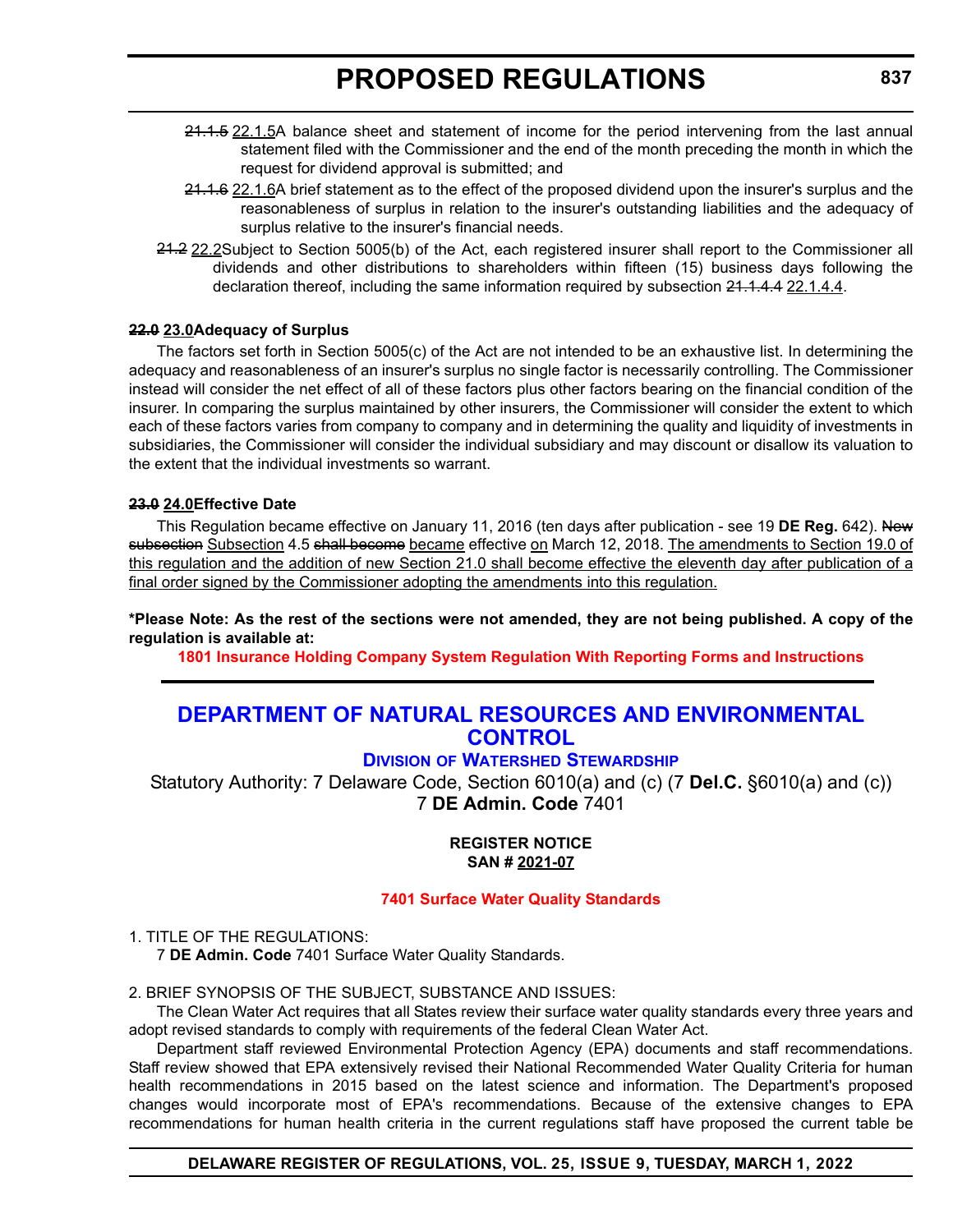~~21.1.5~~ 22.1.5A balance sheet and statement of income for the period intervening from the last annual statement filed with the Commissioner and the end of the month preceding the month in which the request for dividend approval is submitted; and

~~21.1.6~~ 22.1.6A brief statement as to the effect of the proposed dividend upon the insurer's surplus and the reasonableness of surplus in relation to the insurer's outstanding liabilities and the adequacy of surplus relative to the insurer's financial needs.

~~21.2~~ 22.2Subject to Section 5005(b) of the Act, each registered insurer shall report to the Commissioner all dividends and other distributions to shareholders within fifteen (15) business days following the declaration thereof, including the same information required by subsection ~~21.1.4.4~~ 22.1.4.4.

**~~22.0~~ 23.0Adequacy of Surplus**

The factors set forth in Section 5005(c) of the Act are not intended to be an exhaustive list. In determining the adequacy and reasonableness of an insurer's surplus no single factor is necessarily controlling. The Commissioner instead will consider the net effect of all of these factors plus other factors bearing on the financial condition of the insurer. In comparing the surplus maintained by other insurers, the Commissioner will consider the extent to which each of these factors varies from company to company and in determining the quality and liquidity of investments in subsidiaries, the Commissioner will consider the individual subsidiary and may discount or disallow its valuation to the extent that the individual investments so warrant.

**~~23.0~~ 24.0Effective Date**

This Regulation became effective on January 11, 2016 (ten days after publication - see 19 **DE Reg.** 642). ~~New subsection~~ Subsection 4.5 ~~shall become~~ became effective on March 12, 2018. The amendments to Section 19.0 of this regulation and the addition of new Section 21.0 shall become effective the eleventh day after publication of a final order signed by the Commissioner adopting the amendments into this regulation.

**\*Please Note: As the rest of the sections were not amended, they are not being published. A copy of the regulation is available at:**

**1801 Insurance Holding Company System Regulation With Reporting Forms and Instructions**

---

# DEPARTMENT OF NATURAL RESOURCES AND ENVIRONMENTAL CONTROL

## Division of Watershed Stewardship

Statutory Authority: 7 Delaware Code, Section 6010(a) and (c) (7 **Del.C.** §6010(a) and (c))
7 **DE Admin. Code** 7401

**REGISTER NOTICE**
**SAN # 2021-07**

**7401 Surface Water Quality Standards**

1. TITLE OF THE REGULATIONS:

7 **DE Admin. Code** 7401 Surface Water Quality Standards.

2. BRIEF SYNOPSIS OF THE SUBJECT, SUBSTANCE AND ISSUES:

The Clean Water Act requires that all States review their surface water quality standards every three years and adopt revised standards to comply with requirements of the federal Clean Water Act.

Department staff reviewed Environmental Protection Agency (EPA) documents and staff recommendations. Staff review showed that EPA extensively revised their National Recommended Water Quality Criteria for human health recommendations in 2015 based on the latest science and information. The Department's proposed changes would incorporate most of EPA's recommendations. Because of the extensive changes to EPA recommendations for human health criteria in the current regulations staff have proposed the current table be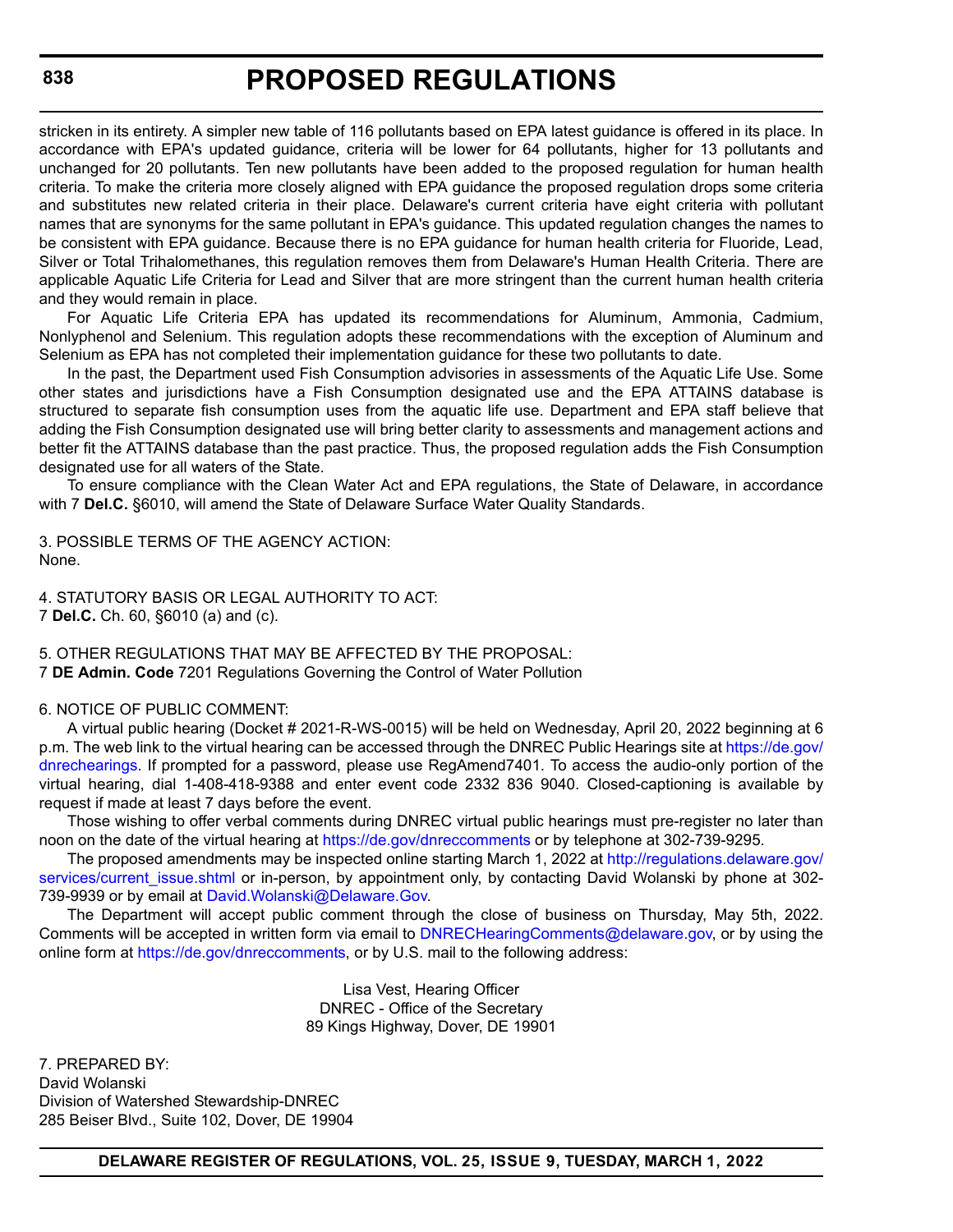stricken in its entirety. A simpler new table of 116 pollutants based on EPA latest guidance is offered in its place. In accordance with EPA's updated guidance, criteria will be lower for 64 pollutants, higher for 13 pollutants and unchanged for 20 pollutants. Ten new pollutants have been added to the proposed regulation for human health criteria. To make the criteria more closely aligned with EPA guidance the proposed regulation drops some criteria and substitutes new related criteria in their place. Delaware's current criteria have eight criteria with pollutant names that are synonyms for the same pollutant in EPA's guidance. This updated regulation changes the names to be consistent with EPA guidance. Because there is no EPA guidance for human health criteria for Fluoride, Lead, Silver or Total Trihalomethanes, this regulation removes them from Delaware's Human Health Criteria. There are applicable Aquatic Life Criteria for Lead and Silver that are more stringent than the current human health criteria and they would remain in place.

For Aquatic Life Criteria EPA has updated its recommendations for Aluminum, Ammonia, Cadmium, Nonlyphenol and Selenium. This regulation adopts these recommendations with the exception of Aluminum and Selenium as EPA has not completed their implementation guidance for these two pollutants to date.

In the past, the Department used Fish Consumption advisories in assessments of the Aquatic Life Use. Some other states and jurisdictions have a Fish Consumption designated use and the EPA ATTAINS database is structured to separate fish consumption uses from the aquatic life use. Department and EPA staff believe that adding the Fish Consumption designated use will bring better clarity to assessments and management actions and better fit the ATTAINS database than the past practice. Thus, the proposed regulation adds the Fish Consumption designated use for all waters of the State.

To ensure compliance with the Clean Water Act and EPA regulations, the State of Delaware, in accordance with 7 **Del.C.** §6010, will amend the State of Delaware Surface Water Quality Standards.

3. POSSIBLE TERMS OF THE AGENCY ACTION:
None.

4. STATUTORY BASIS OR LEGAL AUTHORITY TO ACT:
7 **Del.C.** Ch. 60, §6010 (a) and (c).

5. OTHER REGULATIONS THAT MAY BE AFFECTED BY THE PROPOSAL:
7 **DE Admin. Code** 7201 Regulations Governing the Control of Water Pollution

6. NOTICE OF PUBLIC COMMENT:

A virtual public hearing (Docket # 2021-R-WS-0015) will be held on Wednesday, April 20, 2022 beginning at 6 p.m. The web link to the virtual hearing can be accessed through the DNREC Public Hearings site at https://de.gov/dnrechearings. If prompted for a password, please use RegAmend7401. To access the audio-only portion of the virtual hearing, dial 1-408-418-9388 and enter event code 2332 836 9040. Closed-captioning is available by request if made at least 7 days before the event.

Those wishing to offer verbal comments during DNREC virtual public hearings must pre-register no later than noon on the date of the virtual hearing at https://de.gov/dnreccomments or by telephone at 302-739-9295.

The proposed amendments may be inspected online starting March 1, 2022 at http://regulations.delaware.gov/services/current_issue.shtml or in-person, by appointment only, by contacting David Wolanski by phone at 302-739-9939 or by email at David.Wolanski@Delaware.Gov.

The Department will accept public comment through the close of business on Thursday, May 5th, 2022. Comments will be accepted in written form via email to DNRECHearingComments@delaware.gov, or by using the online form at https://de.gov/dnreccomments, or by U.S. mail to the following address:

Lisa Vest, Hearing Officer
DNREC - Office of the Secretary
89 Kings Highway, Dover, DE 19901

7. PREPARED BY:
David Wolanski
Division of Watershed Stewardship-DNREC
285 Beiser Blvd., Suite 102, Dover, DE 19904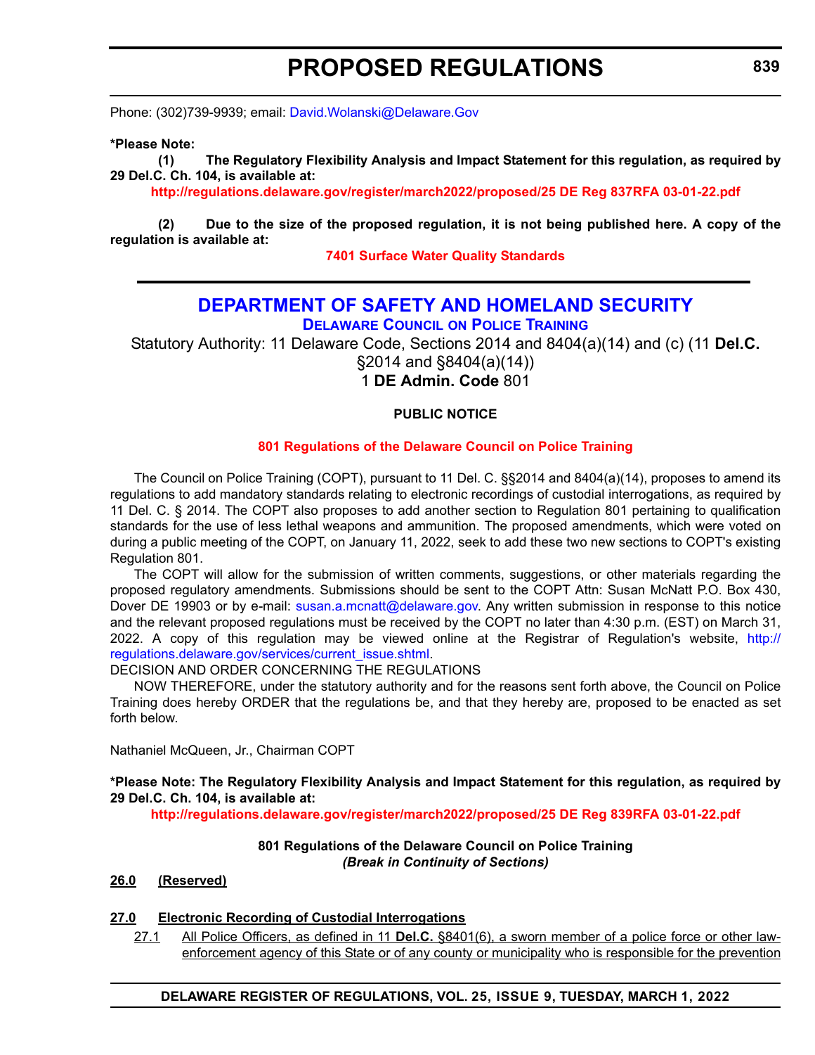Phone: (302)739-9939; email: David.Wolanski@Delaware.Gov

**\*Please Note:**

**(1) The Regulatory Flexibility Analysis and Impact Statement for this regulation, as required by 29 Del.C. Ch. 104, is available at:**

**http://regulations.delaware.gov/register/march2022/proposed/25 DE Reg 837RFA 03-01-22.pdf**

**(2) Due to the size of the proposed regulation, it is not being published here. A copy of the regulation is available at:**

**7401 Surface Water Quality Standards**

---

# DEPARTMENT OF SAFETY AND HOMELAND SECURITY

## DELAWARE COUNCIL ON POLICE TRAINING

Statutory Authority: 11 Delaware Code, Sections 2014 and 8404(a)(14) and (c) (11 **Del.C.** §2014 and §8404(a)(14))

1 **DE Admin. Code** 801

**PUBLIC NOTICE**

**801 Regulations of the Delaware Council on Police Training**

The Council on Police Training (COPT), pursuant to 11 Del. C. §§2014 and 8404(a)(14), proposes to amend its regulations to add mandatory standards relating to electronic recordings of custodial interrogations, as required by 11 Del. C. § 2014. The COPT also proposes to add another section to Regulation 801 pertaining to qualification standards for the use of less lethal weapons and ammunition. The proposed amendments, which were voted on during a public meeting of the COPT, on January 11, 2022, seek to add these two new sections to COPT's existing Regulation 801.

The COPT will allow for the submission of written comments, suggestions, or other materials regarding the proposed regulatory amendments. Submissions should be sent to the COPT Attn: Susan McNatt P.O. Box 430, Dover DE 19903 or by e-mail: susan.a.mcnatt@delaware.gov. Any written submission in response to this notice and the relevant proposed regulations must be received by the COPT no later than 4:30 p.m. (EST) on March 31, 2022. A copy of this regulation may be viewed online at the Registrar of Regulation's website, http://regulations.delaware.gov/services/current_issue.shtml.

DECISION AND ORDER CONCERNING THE REGULATIONS

NOW THEREFORE, under the statutory authority and for the reasons sent forth above, the Council on Police Training does hereby ORDER that the regulations be, and that they hereby are, proposed to be enacted as set forth below.

Nathaniel McQueen, Jr., Chairman COPT

**\*Please Note: The Regulatory Flexibility Analysis and Impact Statement for this regulation, as required by 29 Del.C. Ch. 104, is available at:**

**http://regulations.delaware.gov/register/march2022/proposed/25 DE Reg 839RFA 03-01-22.pdf**

**801 Regulations of the Delaware Council on Police Training**

***(Break in Continuity of Sections)***

**26.0 (Reserved)**

**27.0 Electronic Recording of Custodial Interrogations**

27.1 All Police Officers, as defined in 11 **Del.C.** §8401(6), a sworn member of a police force or other law-enforcement agency of this State or of any county or municipality who is responsible for the prevention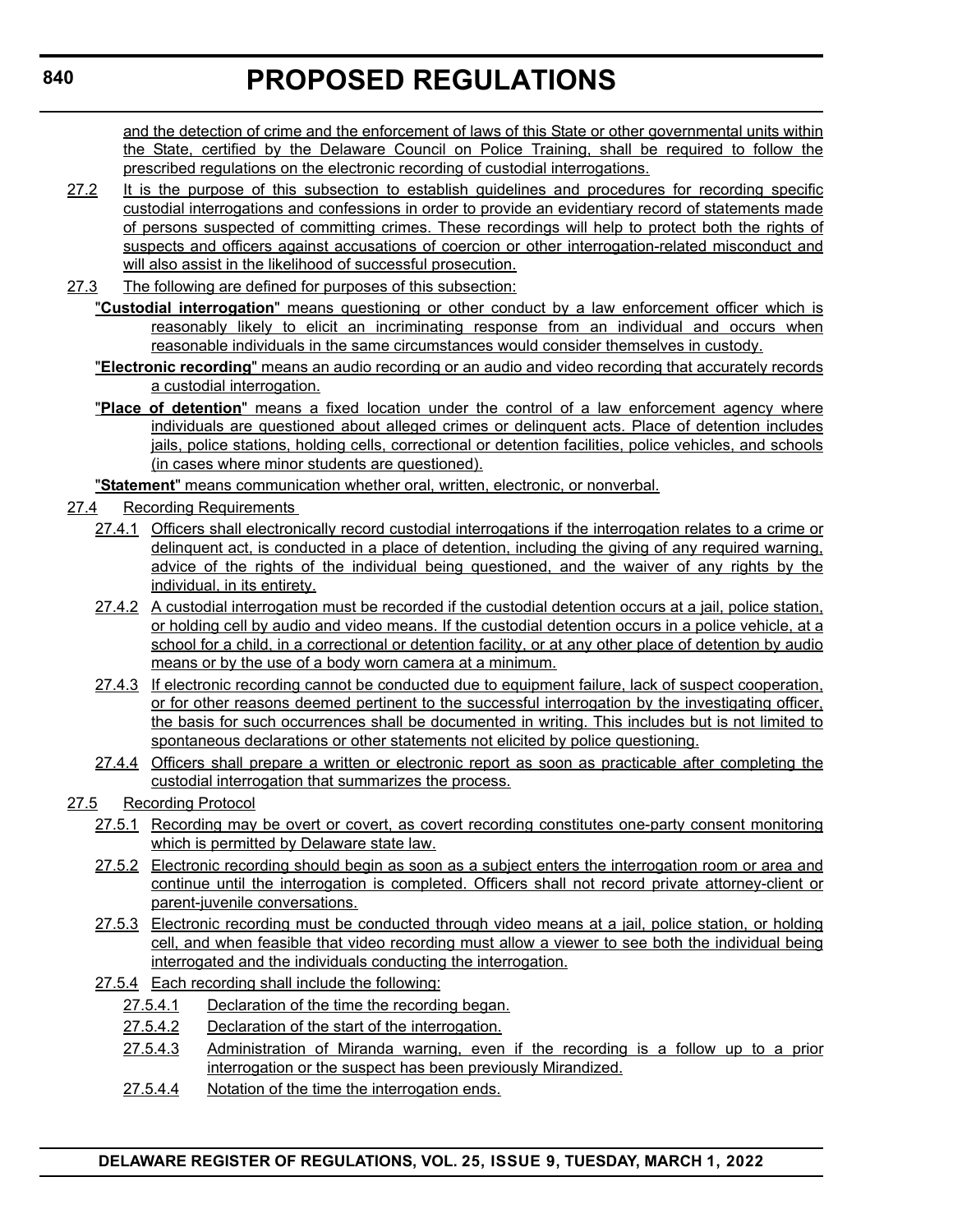and the detection of crime and the enforcement of laws of this State or other governmental units within the State, certified by the Delaware Council on Police Training, shall be required to follow the prescribed regulations on the electronic recording of custodial interrogations.

27.2 It is the purpose of this subsection to establish guidelines and procedures for recording specific custodial interrogations and confessions in order to provide an evidentiary record of statements made of persons suspected of committing crimes. These recordings will help to protect both the rights of suspects and officers against accusations of coercion or other interrogation-related misconduct and will also assist in the likelihood of successful prosecution.

27.3 The following are defined for purposes of this subsection:

"**Custodial interrogation**" means questioning or other conduct by a law enforcement officer which is reasonably likely to elicit an incriminating response from an individual and occurs when reasonable individuals in the same circumstances would consider themselves in custody.

"**Electronic recording**" means an audio recording or an audio and video recording that accurately records a custodial interrogation.

"**Place of detention**" means a fixed location under the control of a law enforcement agency where individuals are questioned about alleged crimes or delinquent acts. Place of detention includes jails, police stations, holding cells, correctional or detention facilities, police vehicles, and schools (in cases where minor students are questioned).

"**Statement**" means communication whether oral, written, electronic, or nonverbal.

27.4 Recording Requirements

27.4.1 Officers shall electronically record custodial interrogations if the interrogation relates to a crime or delinquent act, is conducted in a place of detention, including the giving of any required warning, advice of the rights of the individual being questioned, and the waiver of any rights by the individual, in its entirety.

27.4.2 A custodial interrogation must be recorded if the custodial detention occurs at a jail, police station, or holding cell by audio and video means. If the custodial detention occurs in a police vehicle, at a school for a child, in a correctional or detention facility, or at any other place of detention by audio means or by the use of a body worn camera at a minimum.

27.4.3 If electronic recording cannot be conducted due to equipment failure, lack of suspect cooperation, or for other reasons deemed pertinent to the successful interrogation by the investigating officer, the basis for such occurrences shall be documented in writing. This includes but is not limited to spontaneous declarations or other statements not elicited by police questioning.

27.4.4 Officers shall prepare a written or electronic report as soon as practicable after completing the custodial interrogation that summarizes the process.

27.5 Recording Protocol

27.5.1 Recording may be overt or covert, as covert recording constitutes one-party consent monitoring which is permitted by Delaware state law.

27.5.2 Electronic recording should begin as soon as a subject enters the interrogation room or area and continue until the interrogation is completed. Officers shall not record private attorney-client or parent-juvenile conversations.

27.5.3 Electronic recording must be conducted through video means at a jail, police station, or holding cell, and when feasible that video recording must allow a viewer to see both the individual being interrogated and the individuals conducting the interrogation.

27.5.4 Each recording shall include the following:

27.5.4.1 Declaration of the time the recording began.

27.5.4.2 Declaration of the start of the interrogation.

27.5.4.3 Administration of Miranda warning, even if the recording is a follow up to a prior interrogation or the suspect has been previously Mirandized.

27.5.4.4 Notation of the time the interrogation ends.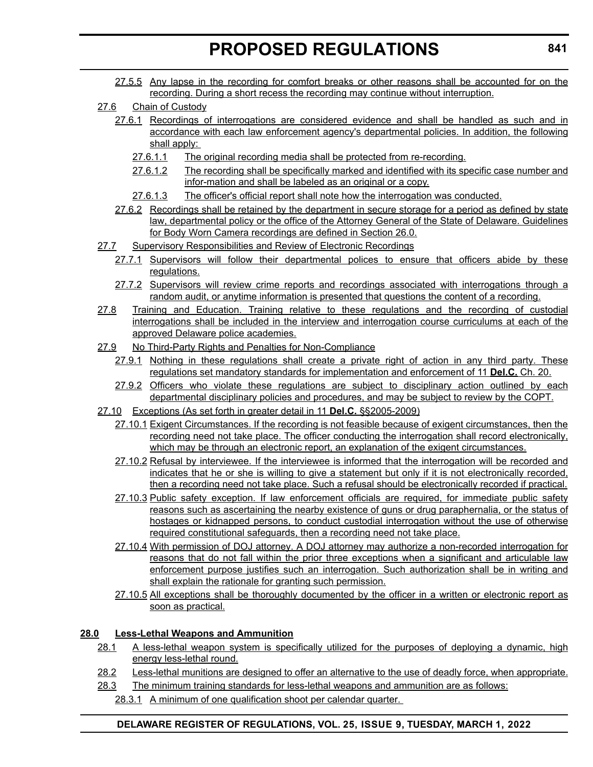27.5.5 Any lapse in the recording for comfort breaks or other reasons shall be accounted for on the recording. During a short recess the recording may continue without interruption.

27.6 Chain of Custody

27.6.1 Recordings of interrogations are considered evidence and shall be handled as such and in accordance with each law enforcement agency's departmental policies. In addition, the following shall apply:

27.6.1.1 The original recording media shall be protected from re-recording.

27.6.1.2 The recording shall be specifically marked and identified with its specific case number and infor-mation and shall be labeled as an original or a copy.

27.6.1.3 The officer's official report shall note how the interrogation was conducted.

27.6.2 Recordings shall be retained by the department in secure storage for a period as defined by state law, departmental policy or the office of the Attorney General of the State of Delaware. Guidelines for Body Worn Camera recordings are defined in Section 26.0.

27.7 Supervisory Responsibilities and Review of Electronic Recordings

27.7.1 Supervisors will follow their departmental polices to ensure that officers abide by these regulations.

27.7.2 Supervisors will review crime reports and recordings associated with interrogations through a random audit, or anytime information is presented that questions the content of a recording.

27.8 Training and Education. Training relative to these regulations and the recording of custodial interrogations shall be included in the interview and interrogation course curriculums at each of the approved Delaware police academies.

27.9 No Third-Party Rights and Penalties for Non-Compliance

27.9.1 Nothing in these regulations shall create a private right of action in any third party. These regulations set mandatory standards for implementation and enforcement of 11 **Del.C.** Ch. 20.

27.9.2 Officers who violate these regulations are subject to disciplinary action outlined by each departmental disciplinary policies and procedures, and may be subject to review by the COPT.

27.10 Exceptions (As set forth in greater detail in 11 **Del.C.** §§2005-2009)

27.10.1 Exigent Circumstances. If the recording is not feasible because of exigent circumstances, then the recording need not take place. The officer conducting the interrogation shall record electronically, which may be through an electronic report, an explanation of the exigent circumstances.

27.10.2 Refusal by interviewee. If the interviewee is informed that the interrogation will be recorded and indicates that he or she is willing to give a statement but only if it is not electronically recorded, then a recording need not take place. Such a refusal should be electronically recorded if practical.

27.10.3 Public safety exception. If law enforcement officials are required, for immediate public safety reasons such as ascertaining the nearby existence of guns or drug paraphernalia, or the status of hostages or kidnapped persons, to conduct custodial interrogation without the use of otherwise required constitutional safeguards, then a recording need not take place.

27.10.4 With permission of DOJ attorney. A DOJ attorney may authorize a non-recorded interrogation for reasons that do not fall within the prior three exceptions when a significant and articulable law enforcement purpose justifies such an interrogation. Such authorization shall be in writing and shall explain the rationale for granting such permission.

27.10.5 All exceptions shall be thoroughly documented by the officer in a written or electronic report as soon as practical.

**28.0 Less-Lethal Weapons and Ammunition**

28.1 A less-lethal weapon system is specifically utilized for the purposes of deploying a dynamic, high energy less-lethal round.

28.2 Less-lethal munitions are designed to offer an alternative to the use of deadly force, when appropriate.

28.3 The minimum training standards for less-lethal weapons and ammunition are as follows:

28.3.1 A minimum of one qualification shoot per calendar quarter.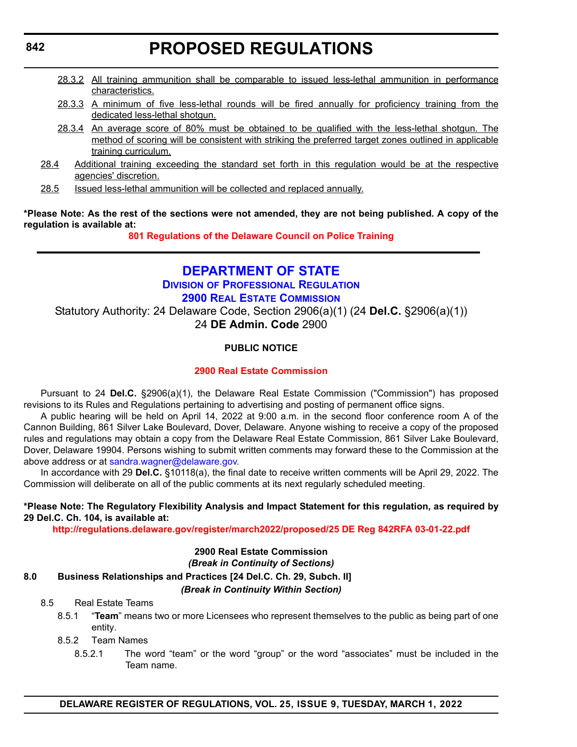28.3.2 All training ammunition shall be comparable to issued less-lethal ammunition in performance characteristics.

28.3.3 A minimum of five less-lethal rounds will be fired annually for proficiency training from the dedicated less-lethal shotgun.

28.3.4 An average score of 80% must be obtained to be qualified with the less-lethal shotgun. The method of scoring will be consistent with striking the preferred target zones outlined in applicable training curriculum.

28.4 Additional training exceeding the standard set forth in this regulation would be at the respective agencies' discretion.

28.5 Issued less-lethal ammunition will be collected and replaced annually.

**\*Please Note: As the rest of the sections were not amended, they are not being published. A copy of the regulation is available at:**

**801 Regulations of the Delaware Council on Police Training**

---

# DEPARTMENT OF STATE

## Division of Professional Regulation

## 2900 Real Estate Commission

Statutory Authority: 24 Delaware Code, Section 2906(a)(1) (24 **Del.C.** §2906(a)(1))
24 **DE Admin. Code** 2900

**PUBLIC NOTICE**

**2900 Real Estate Commission**

Pursuant to 24 **Del.C.** §2906(a)(1), the Delaware Real Estate Commission ("Commission") has proposed revisions to its Rules and Regulations pertaining to advertising and posting of permanent office signs.

A public hearing will be held on April 14, 2022 at 9:00 a.m. in the second floor conference room A of the Cannon Building, 861 Silver Lake Boulevard, Dover, Delaware. Anyone wishing to receive a copy of the proposed rules and regulations may obtain a copy from the Delaware Real Estate Commission, 861 Silver Lake Boulevard, Dover, Delaware 19904. Persons wishing to submit written comments may forward these to the Commission at the above address or at sandra.wagner@delaware.gov.

In accordance with 29 **Del.C.** §10118(a), the final date to receive written comments will be April 29, 2022. The Commission will deliberate on all of the public comments at its next regularly scheduled meeting.

**\*Please Note: The Regulatory Flexibility Analysis and Impact Statement for this regulation, as required by 29 Del.C. Ch. 104, is available at:**

**http://regulations.delaware.gov/register/march2022/proposed/25 DE Reg 842RFA 03-01-22.pdf**

**2900 Real Estate Commission**

***(Break in Continuity of Sections)***

**8.0 Business Relationships and Practices [24 Del.C. Ch. 29, Subch. II]**

***(Break in Continuity Within Section)***

8.5 Real Estate Teams

8.5.1 "**Team**" means two or more Licensees who represent themselves to the public as being part of one entity.

8.5.2 Team Names

8.5.2.1 The word "team" or the word "group" or the word "associates" must be included in the Team name.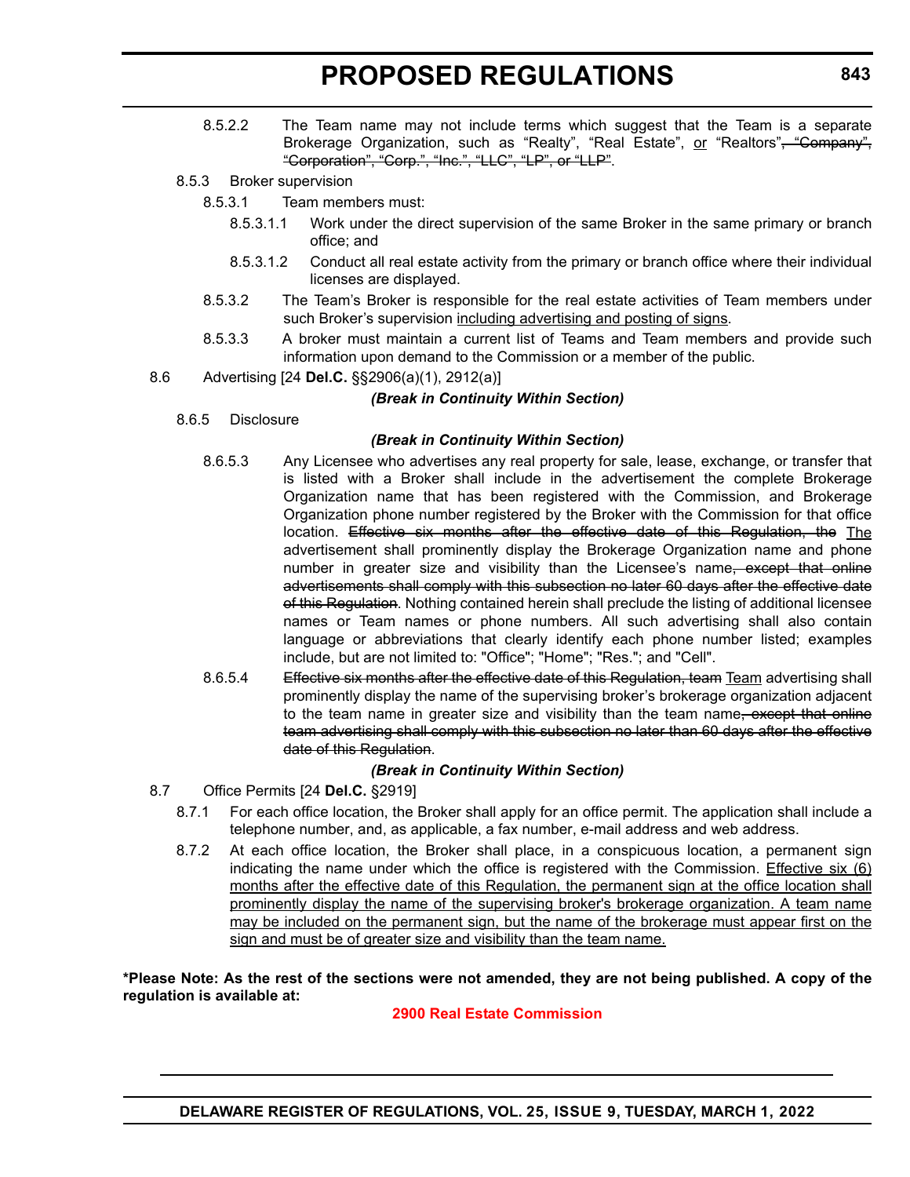8.5.2.2 The Team name may not include terms which suggest that the Team is a separate Brokerage Organization, such as "Realty", "Real Estate", <u>or</u> "Realtors"~~, "Company", "Corporation", "Corp.", "Inc.", "LLC", "LP", or "LLP"~~.

8.5.3 Broker supervision

8.5.3.1 Team members must:

8.5.3.1.1 Work under the direct supervision of the same Broker in the same primary or branch office; and

8.5.3.1.2 Conduct all real estate activity from the primary or branch office where their individual licenses are displayed.

8.5.3.2 The Team's Broker is responsible for the real estate activities of Team members under such Broker's supervision <u>including advertising and posting of signs</u>.

8.5.3.3 A broker must maintain a current list of Teams and Team members and provide such information upon demand to the Commission or a member of the public.

8.6 Advertising [24 **Del.C.** §§2906(a)(1), 2912(a)]

***(Break in Continuity Within Section)***

8.6.5 Disclosure

***(Break in Continuity Within Section)***

8.6.5.3 Any Licensee who advertises any real property for sale, lease, exchange, or transfer that is listed with a Broker shall include in the advertisement the complete Brokerage Organization name that has been registered with the Commission, and Brokerage Organization phone number registered by the Broker with the Commission for that office location. ~~Effective six months after the effective date of this Regulation, the~~ <u>The</u> advertisement shall prominently display the Brokerage Organization name and phone number in greater size and visibility than the Licensee's name~~, except that online advertisements shall comply with this subsection no later 60 days after the effective date of this Regulation~~. Nothing contained herein shall preclude the listing of additional licensee names or Team names or phone numbers. All such advertising shall also contain language or abbreviations that clearly identify each phone number listed; examples include, but are not limited to: "Office"; "Home"; "Res."; and "Cell".

8.6.5.4 ~~Effective six months after the effective date of this Regulation, team~~ <u>Team</u> advertising shall prominently display the name of the supervising broker's brokerage organization adjacent to the team name in greater size and visibility than the team name~~, except that online team advertising shall comply with this subsection no later than 60 days after the effective date of this Regulation~~.

***(Break in Continuity Within Section)***

8.7 Office Permits [24 **Del.C.** §2919]

8.7.1 For each office location, the Broker shall apply for an office permit. The application shall include a telephone number, and, as applicable, a fax number, e-mail address and web address.

8.7.2 At each office location, the Broker shall place, in a conspicuous location, a permanent sign indicating the name under which the office is registered with the Commission. <u>Effective six (6) months after the effective date of this Regulation, the permanent sign at the office location shall prominently display the name of the supervising broker's brokerage organization. A team name may be included on the permanent sign, but the name of the brokerage must appear first on the sign and must be of greater size and visibility than the team name.</u>

**\*Please Note: As the rest of the sections were not amended, they are not being published. A copy of the regulation is available at:**

**2900 Real Estate Commission**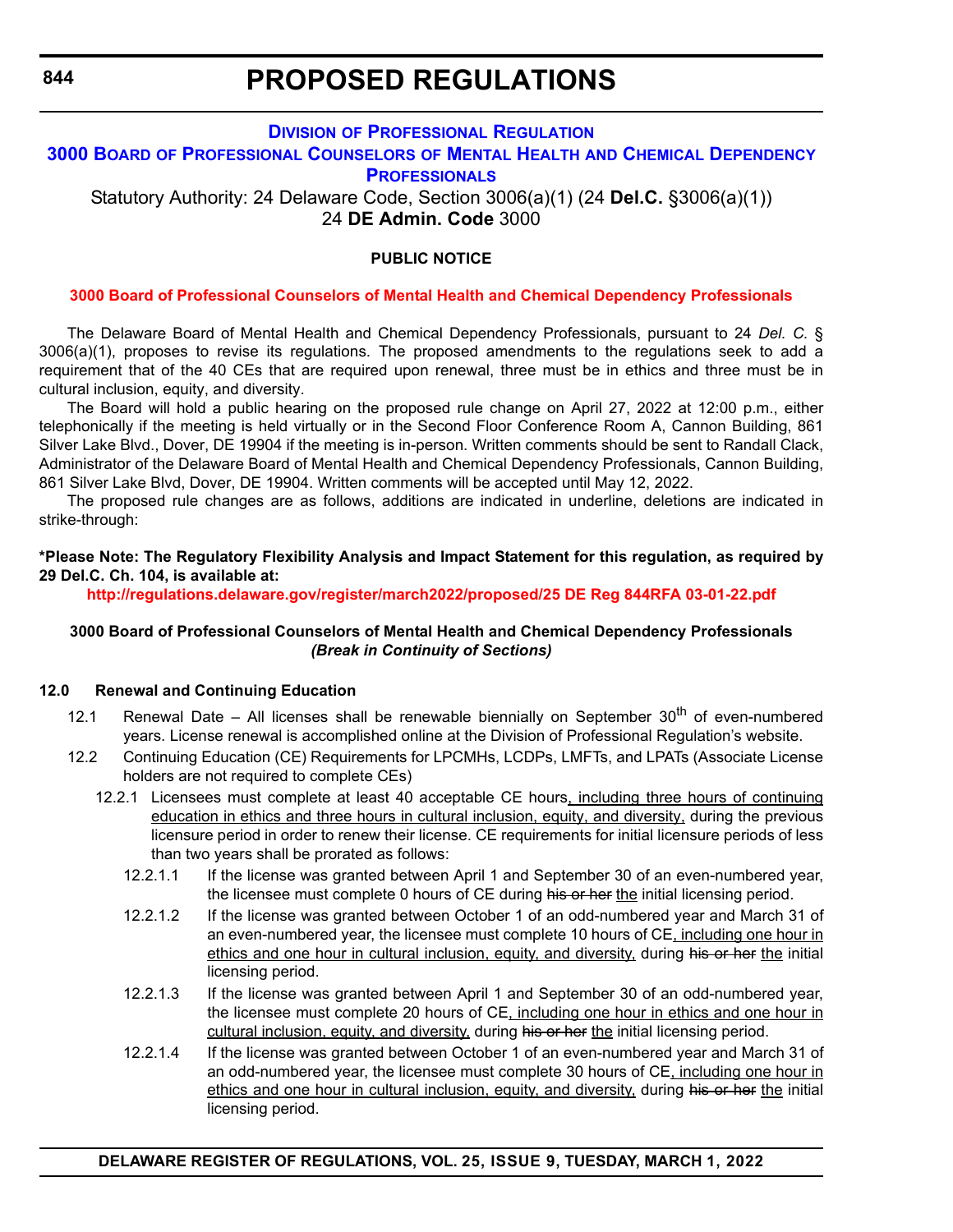# PROPOSED REGULATIONS

## DIVISION OF PROFESSIONAL REGULATION

## 3000 BOARD OF PROFESSIONAL COUNSELORS OF MENTAL HEALTH AND CHEMICAL DEPENDENCY PROFESSIONALS

Statutory Authority: 24 Delaware Code, Section 3006(a)(1) (24 **Del.C.** §3006(a)(1))
24 **DE Admin. Code** 3000

**PUBLIC NOTICE**

**3000 Board of Professional Counselors of Mental Health and Chemical Dependency Professionals**

The Delaware Board of Mental Health and Chemical Dependency Professionals, pursuant to 24 *Del. C.* § 3006(a)(1), proposes to revise its regulations. The proposed amendments to the regulations seek to add a requirement that of the 40 CEs that are required upon renewal, three must be in ethics and three must be in cultural inclusion, equity, and diversity.

The Board will hold a public hearing on the proposed rule change on April 27, 2022 at 12:00 p.m., either telephonically if the meeting is held virtually or in the Second Floor Conference Room A, Cannon Building, 861 Silver Lake Blvd., Dover, DE 19904 if the meeting is in-person. Written comments should be sent to Randall Clack, Administrator of the Delaware Board of Mental Health and Chemical Dependency Professionals, Cannon Building, 861 Silver Lake Blvd, Dover, DE 19904. Written comments will be accepted until May 12, 2022.

The proposed rule changes are as follows, additions are indicated in underline, deletions are indicated in strike-through:

**\*Please Note: The Regulatory Flexibility Analysis and Impact Statement for this regulation, as required by 29 Del.C. Ch. 104, is available at:**

**http://regulations.delaware.gov/register/march2022/proposed/25 DE Reg 844RFA 03-01-22.pdf**

**3000 Board of Professional Counselors of Mental Health and Chemical Dependency Professionals**
***(Break in Continuity of Sections)***

**12.0 Renewal and Continuing Education**

12.1 Renewal Date – All licenses shall be renewable biennially on September 30th of even-numbered years. License renewal is accomplished online at the Division of Professional Regulation's website.

12.2 Continuing Education (CE) Requirements for LPCMHs, LCDPs, LMFTs, and LPATs (Associate License holders are not required to complete CEs)

12.2.1 Licensees must complete at least 40 acceptable CE hours<u>, including three hours of continuing education in ethics and three hours in cultural inclusion, equity, and diversity,</u> during the previous licensure period in order to renew their license. CE requirements for initial licensure periods of less than two years shall be prorated as follows:

12.2.1.1 If the license was granted between April 1 and September 30 of an even-numbered year, the licensee must complete 0 hours of CE during ~~his or her~~ <u>the</u> initial licensing period.

12.2.1.2 If the license was granted between October 1 of an odd-numbered year and March 31 of an even-numbered year, the licensee must complete 10 hours of CE<u>, including one hour in ethics and one hour in cultural inclusion, equity, and diversity,</u> during ~~his or her~~ <u>the</u> initial licensing period.

12.2.1.3 If the license was granted between April 1 and September 30 of an odd-numbered year, the licensee must complete 20 hours of CE<u>, including one hour in ethics and one hour in cultural inclusion, equity, and diversity,</u> during ~~his or her~~ <u>the</u> initial licensing period.

12.2.1.4 If the license was granted between October 1 of an even-numbered year and March 31 of an odd-numbered year, the licensee must complete 30 hours of CE<u>, including one hour in ethics and one hour in cultural inclusion, equity, and diversity,</u> during ~~his or her~~ <u>the</u> initial licensing period.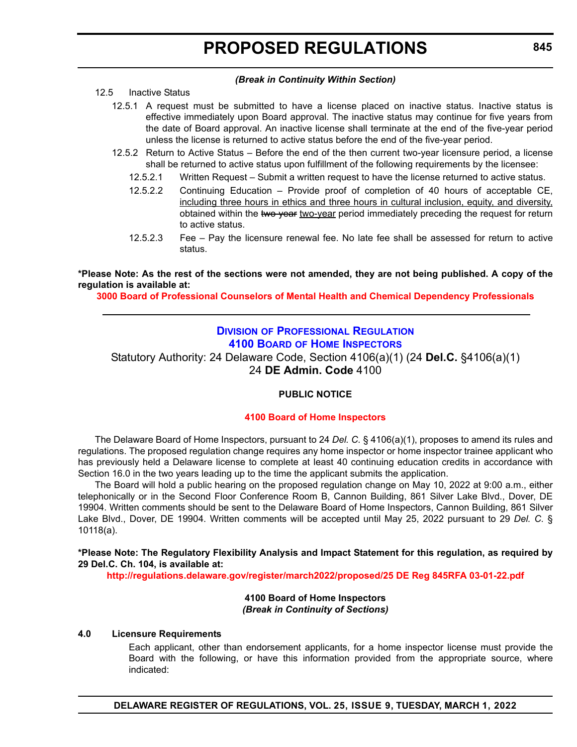*(Break in Continuity Within Section)*

12.5 Inactive Status

12.5.1 A request must be submitted to have a license placed on inactive status. Inactive status is effective immediately upon Board approval. The inactive status may continue for five years from the date of Board approval. An inactive license shall terminate at the end of the five-year period unless the license is returned to active status before the end of the five-year period.

12.5.2 Return to Active Status – Before the end of the then current two-year licensure period, a license shall be returned to active status upon fulfillment of the following requirements by the licensee:

12.5.2.1 Written Request – Submit a written request to have the license returned to active status.

12.5.2.2 Continuing Education – Provide proof of completion of 40 hours of acceptable CE, <u>including three hours in ethics and three hours in cultural inclusion, equity, and diversity,</u> obtained within the ~~two year~~ <u>two-year</u> period immediately preceding the request for return to active status.

12.5.2.3 Fee – Pay the licensure renewal fee. No late fee shall be assessed for return to active status.

**\*Please Note: As the rest of the sections were not amended, they are not being published. A copy of the regulation is available at:**

**3000 Board of Professional Counselors of Mental Health and Chemical Dependency Professionals**

---

## Division of Professional Regulation
## 4100 Board of Home Inspectors

Statutory Authority: 24 Delaware Code, Section 4106(a)(1) (24 **Del.C.** §4106(a)(1)
24 **DE Admin. Code** 4100

### PUBLIC NOTICE

**4100 Board of Home Inspectors**

The Delaware Board of Home Inspectors, pursuant to 24 *Del. C.* § 4106(a)(1), proposes to amend its rules and regulations. The proposed regulation change requires any home inspector or home inspector trainee applicant who has previously held a Delaware license to complete at least 40 continuing education credits in accordance with Section 16.0 in the two years leading up to the time the applicant submits the application.

The Board will hold a public hearing on the proposed regulation change on May 10, 2022 at 9:00 a.m., either telephonically or in the Second Floor Conference Room B, Cannon Building, 861 Silver Lake Blvd., Dover, DE 19904. Written comments should be sent to the Delaware Board of Home Inspectors, Cannon Building, 861 Silver Lake Blvd., Dover, DE 19904. Written comments will be accepted until May 25, 2022 pursuant to 29 *Del. C.* § 10118(a).

**\*Please Note: The Regulatory Flexibility Analysis and Impact Statement for this regulation, as required by 29 Del.C. Ch. 104, is available at:**

**http://regulations.delaware.gov/register/march2022/proposed/25 DE Reg 845RFA 03-01-22.pdf**

**4100 Board of Home Inspectors**
***(Break in Continuity of Sections)***

**4.0 Licensure Requirements**

Each applicant, other than endorsement applicants, for a home inspector license must provide the Board with the following, or have this information provided from the appropriate source, where indicated: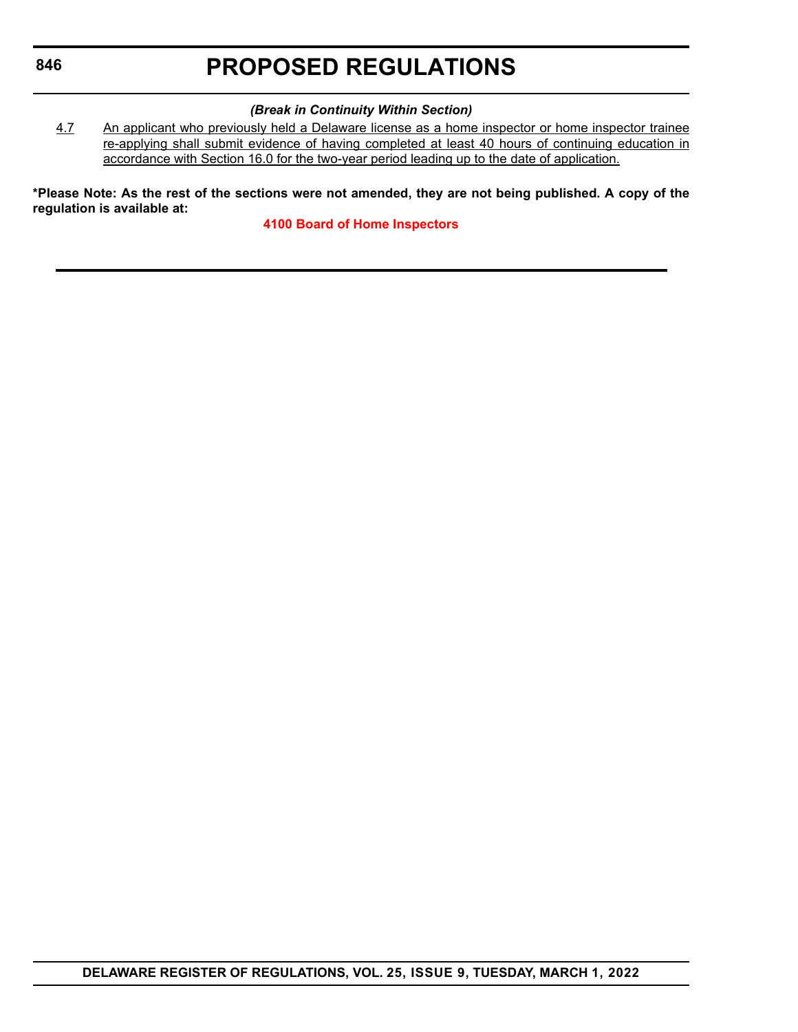***(Break in Continuity Within Section)***

<u>4.7 An applicant who previously held a Delaware license as a home inspector or home inspector trainee re-applying shall submit evidence of having completed at least 40 hours of continuing education in accordance with Section 16.0 for the two-year period leading up to the date of application.</u>

**\*Please Note: As the rest of the sections were not amended, they are not being published. A copy of the regulation is available at:**

**4100 Board of Home Inspectors**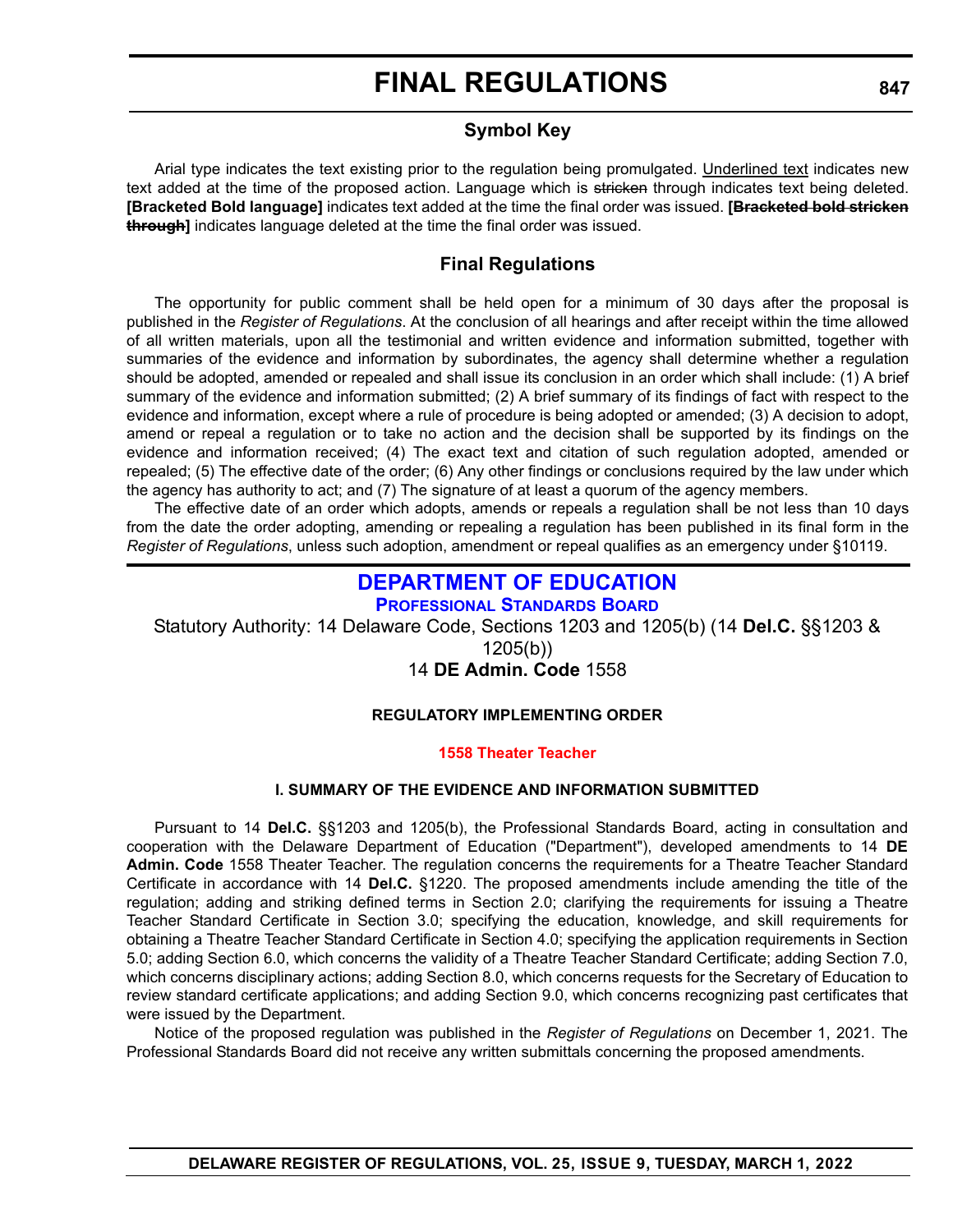# FINAL REGULATIONS

## Symbol Key

Arial type indicates the text existing prior to the regulation being promulgated. Underlined text indicates new text added at the time of the proposed action. Language which is ~~stricken~~ through indicates text being deleted. **[Bracketed Bold language]** indicates text added at the time the final order was issued. **[~~Bracketed bold stricken through~~]** indicates language deleted at the time the final order was issued.

## Final Regulations

The opportunity for public comment shall be held open for a minimum of 30 days after the proposal is published in the *Register of Regulations*. At the conclusion of all hearings and after receipt within the time allowed of all written materials, upon all the testimonial and written evidence and information submitted, together with summaries of the evidence and information by subordinates, the agency shall determine whether a regulation should be adopted, amended or repealed and shall issue its conclusion in an order which shall include: (1) A brief summary of the evidence and information submitted; (2) A brief summary of its findings of fact with respect to the evidence and information, except where a rule of procedure is being adopted or amended; (3) A decision to adopt, amend or repeal a regulation or to take no action and the decision shall be supported by its findings on the evidence and information received; (4) The exact text and citation of such regulation adopted, amended or repealed; (5) The effective date of the order; (6) Any other findings or conclusions required by the law under which the agency has authority to act; and (7) The signature of at least a quorum of the agency members.

The effective date of an order which adopts, amends or repeals a regulation shall be not less than 10 days from the date the order adopting, amending or repealing a regulation has been published in its final form in the *Register of Regulations*, unless such adoption, amendment or repeal qualifies as an emergency under §10119.

## DEPARTMENT OF EDUCATION

### PROFESSIONAL STANDARDS BOARD

Statutory Authority: 14 Delaware Code, Sections 1203 and 1205(b) (14 **Del.C.** §§1203 & 1205(b))

14 **DE Admin. Code** 1558

**REGULATORY IMPLEMENTING ORDER**

**1558 Theater Teacher**

**I. SUMMARY OF THE EVIDENCE AND INFORMATION SUBMITTED**

Pursuant to 14 **Del.C.** §§1203 and 1205(b), the Professional Standards Board, acting in consultation and cooperation with the Delaware Department of Education ("Department"), developed amendments to 14 **DE Admin. Code** 1558 Theater Teacher. The regulation concerns the requirements for a Theatre Teacher Standard Certificate in accordance with 14 **Del.C.** §1220. The proposed amendments include amending the title of the regulation; adding and striking defined terms in Section 2.0; clarifying the requirements for issuing a Theatre Teacher Standard Certificate in Section 3.0; specifying the education, knowledge, and skill requirements for obtaining a Theatre Teacher Standard Certificate in Section 4.0; specifying the application requirements in Section 5.0; adding Section 6.0, which concerns the validity of a Theatre Teacher Standard Certificate; adding Section 7.0, which concerns disciplinary actions; adding Section 8.0, which concerns requests for the Secretary of Education to review standard certificate applications; and adding Section 9.0, which concerns recognizing past certificates that were issued by the Department.

Notice of the proposed regulation was published in the *Register of Regulations* on December 1, 2021. The Professional Standards Board did not receive any written submittals concerning the proposed amendments.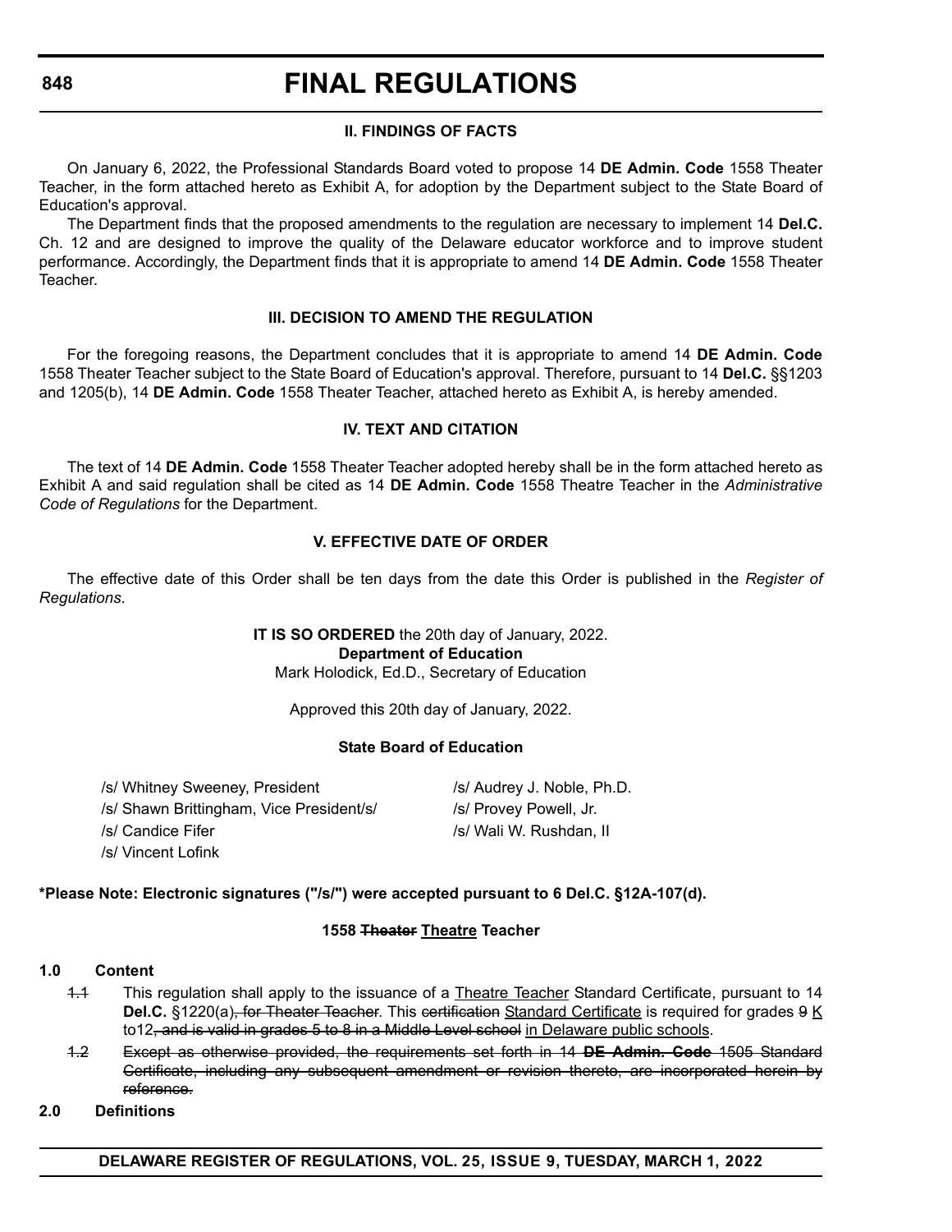**II. FINDINGS OF FACTS**

On January 6, 2022, the Professional Standards Board voted to propose 14 **DE Admin. Code** 1558 Theater Teacher, in the form attached hereto as Exhibit A, for adoption by the Department subject to the State Board of Education's approval.

The Department finds that the proposed amendments to the regulation are necessary to implement 14 **Del.C.** Ch. 12 and are designed to improve the quality of the Delaware educator workforce and to improve student performance. Accordingly, the Department finds that it is appropriate to amend 14 **DE Admin. Code** 1558 Theater Teacher.

**III. DECISION TO AMEND THE REGULATION**

For the foregoing reasons, the Department concludes that it is appropriate to amend 14 **DE Admin. Code** 1558 Theater Teacher subject to the State Board of Education's approval. Therefore, pursuant to 14 **Del.C.** §§1203 and 1205(b), 14 **DE Admin. Code** 1558 Theater Teacher, attached hereto as Exhibit A, is hereby amended.

**IV. TEXT AND CITATION**

The text of 14 **DE Admin. Code** 1558 Theater Teacher adopted hereby shall be in the form attached hereto as Exhibit A and said regulation shall be cited as 14 **DE Admin. Code** 1558 Theatre Teacher in the *Administrative Code of Regulations* for the Department.

**V. EFFECTIVE DATE OF ORDER**

The effective date of this Order shall be ten days from the date this Order is published in the *Register of Regulations*.

**IT IS SO ORDERED** the 20th day of January, 2022.
**Department of Education**
Mark Holodick, Ed.D., Secretary of Education

Approved this 20th day of January, 2022.

**State Board of Education**

/s/ Whitney Sweeney, President
/s/ Shawn Brittingham, Vice President/s/
/s/ Candice Fifer
/s/ Vincent Lofink
/s/ Audrey J. Noble, Ph.D.
/s/ Provey Powell, Jr.
/s/ Wali W. Rushdan, II

**\*Please Note: Electronic signatures ("/s/") were accepted pursuant to 6 Del.C. §12A-107(d).**

**1558 ~~Theater~~ Theatre Teacher**

**1.0 Content**

~~1.1~~ This regulation shall apply to the issuance of a Theatre Teacher Standard Certificate, pursuant to 14 **Del.C.** §1220(a)~~, for Theater Teacher~~. This ~~certification~~ Standard Certificate is required for grades ~~9~~ K to12~~, and is valid in grades 5 to 8 in a Middle Level school~~ in Delaware public schools.

~~1.2 Except as otherwise provided, the requirements set forth in 14 **DE Admin. Code** 1505 Standard Certificate, including any subsequent amendment or revision thereto, are incorporated herein by reference.~~

**2.0 Definitions**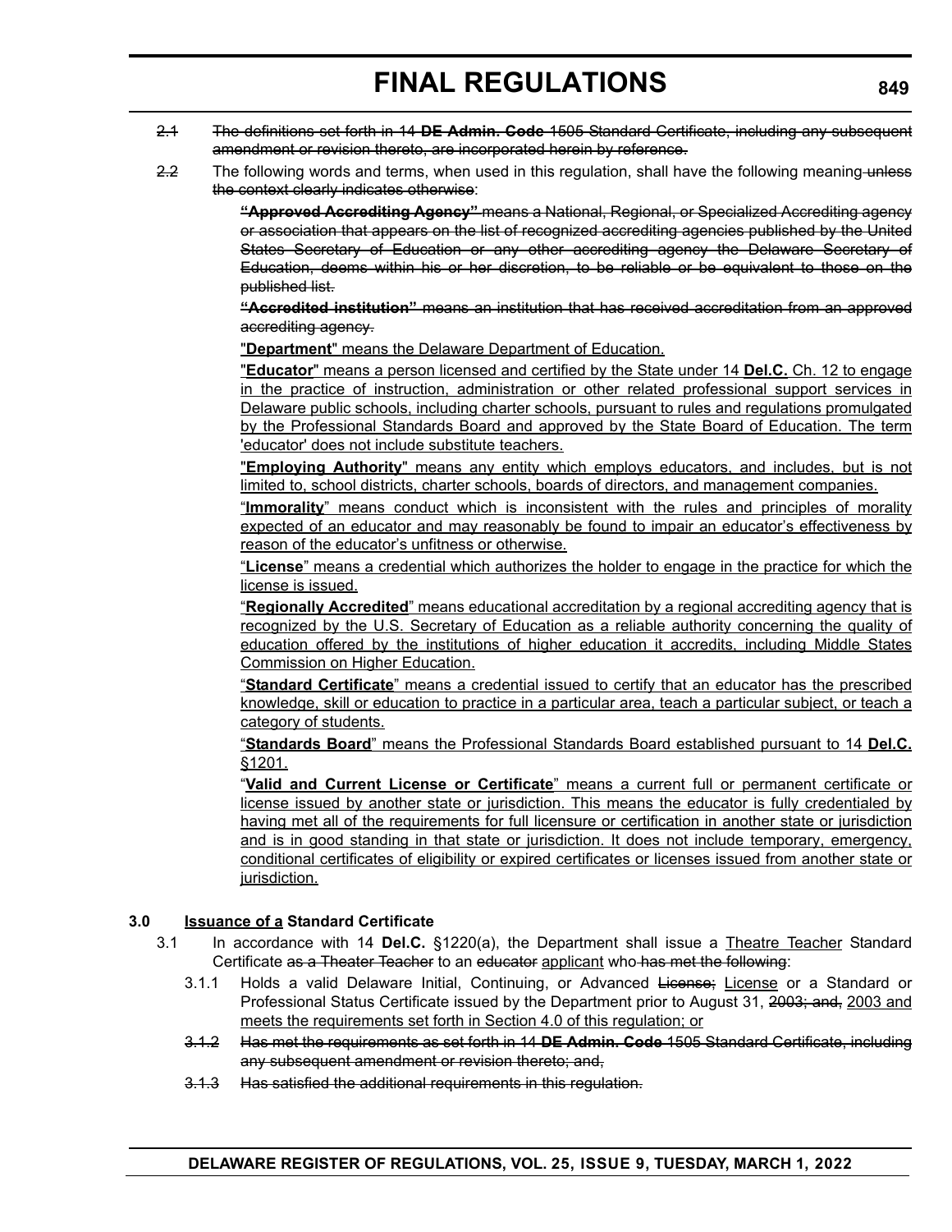~~2.1~~ ~~The definitions set forth in 14 **DE Admin. Code** 1505 Standard Certificate, including any subsequent amendment or revision thereto, are incorporated herein by reference.~~

~~2.2~~ The following words and terms, when used in this regulation, shall have the following meaning ~~unless the context clearly indicates otherwise~~:

~~**"Approved Accrediting Agency"** means a National, Regional, or Specialized Accrediting agency or association that appears on the list of recognized accrediting agencies published by the United States Secretary of Education or any other accrediting agency the Delaware Secretary of Education, deems within his or her discretion, to be reliable or be equivalent to those on the published list.~~

~~**"Accredited institution"** means an institution that has received accreditation from an approved accrediting agency.~~

<u>"**Department**" means the Delaware Department of Education.</u>

<u>"**Educator**" means a person licensed and certified by the State under 14 **Del.C.** Ch. 12 to engage in the practice of instruction, administration or other related professional support services in Delaware public schools, including charter schools, pursuant to rules and regulations promulgated by the Professional Standards Board and approved by the State Board of Education. The term 'educator' does not include substitute teachers.</u>

<u>"**Employing Authority**" means any entity which employs educators, and includes, but is not limited to, school districts, charter schools, boards of directors, and management companies.</u>

<u>"**Immorality**" means conduct which is inconsistent with the rules and principles of morality expected of an educator and may reasonably be found to impair an educator's effectiveness by reason of the educator's unfitness or otherwise.</u>

<u>"**License**" means a credential which authorizes the holder to engage in the practice for which the license is issued.</u>

<u>"**Regionally Accredited**" means educational accreditation by a regional accrediting agency that is recognized by the U.S. Secretary of Education as a reliable authority concerning the quality of education offered by the institutions of higher education it accredits, including Middle States Commission on Higher Education.</u>

<u>"**Standard Certificate**" means a credential issued to certify that an educator has the prescribed knowledge, skill or education to practice in a particular area, teach a particular subject, or teach a category of students.</u>

<u>"**Standards Board**" means the Professional Standards Board established pursuant to 14 **Del.C.** §1201.</u>

<u>"**Valid and Current License or Certificate**" means a current full or permanent certificate or license issued by another state or jurisdiction. This means the educator is fully credentialed by having met all of the requirements for full licensure or certification in another state or jurisdiction and is in good standing in that state or jurisdiction. It does not include temporary, emergency, conditional certificates of eligibility or expired certificates or licenses issued from another state or jurisdiction.</u>

**3.0 <u>Issuance of a</u> Standard Certificate**

3.1 In accordance with 14 **Del.C.** §1220(a), the Department shall issue a <u>Theatre Teacher</u> Standard Certificate ~~as a Theater Teacher~~ to an ~~educator~~ <u>applicant</u> who ~~has met the following~~:

3.1.1 Holds a valid Delaware Initial, Continuing, or Advanced ~~License;~~ <u>License</u> or a Standard or Professional Status Certificate issued by the Department prior to August 31, ~~2003; and,~~ <u>2003 and meets the requirements set forth in Section 4.0 of this regulation; or</u>

~~3.1.2 Has met the requirements as set forth in 14 **DE Admin. Code** 1505 Standard Certificate, including any subsequent amendment or revision thereto; and,~~

~~3.1.3 Has satisfied the additional requirements in this regulation.~~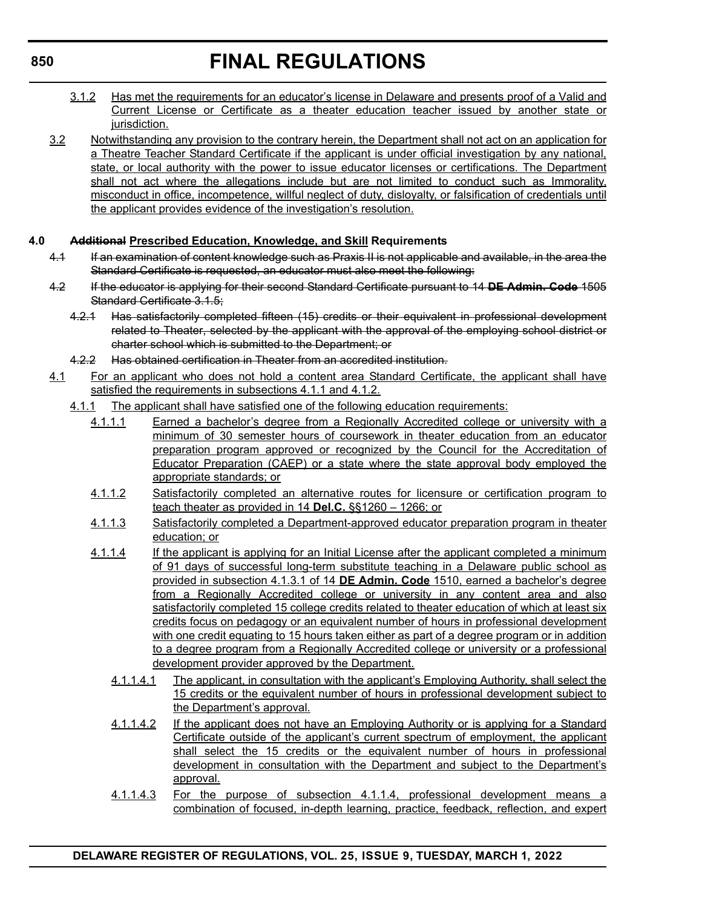3.1.2 Has met the requirements for an educator's license in Delaware and presents proof of a Valid and Current License or Certificate as a theater education teacher issued by another state or jurisdiction.

3.2 Notwithstanding any provision to the contrary herein, the Department shall not act on an application for a Theatre Teacher Standard Certificate if the applicant is under official investigation by any national, state, or local authority with the power to issue educator licenses or certifications. The Department shall not act where the allegations include but are not limited to conduct such as Immorality, misconduct in office, incompetence, willful neglect of duty, disloyalty, or falsification of credentials until the applicant provides evidence of the investigation's resolution.

**4.0 ~~Additional~~ Prescribed Education, Knowledge, and Skill Requirements**

~~4.1 If an examination of content knowledge such as Praxis II is not applicable and available, in the area the Standard Certificate is requested, an educator must also meet the following:~~

~~4.2 If the educator is applying for their second Standard Certificate pursuant to 14 **DE Admin. Code** 1505 Standard Certificate 3.1.5;~~

~~4.2.1 Has satisfactorily completed fifteen (15) credits or their equivalent in professional development related to Theater, selected by the applicant with the approval of the employing school district or charter school which is submitted to the Department; or~~

~~4.2.2 Has obtained certification in Theater from an accredited institution.~~

4.1 For an applicant who does not hold a content area Standard Certificate, the applicant shall have satisfied the requirements in subsections 4.1.1 and 4.1.2.

4.1.1 The applicant shall have satisfied one of the following education requirements:

4.1.1.1 Earned a bachelor's degree from a Regionally Accredited college or university with a minimum of 30 semester hours of coursework in theater education from an educator preparation program approved or recognized by the Council for the Accreditation of Educator Preparation (CAEP) or a state where the state approval body employed the appropriate standards; or

4.1.1.2 Satisfactorily completed an alternative routes for licensure or certification program to teach theater as provided in 14 **Del.C.** §§1260 – 1266; or

4.1.1.3 Satisfactorily completed a Department-approved educator preparation program in theater education; or

4.1.1.4 If the applicant is applying for an Initial License after the applicant completed a minimum of 91 days of successful long-term substitute teaching in a Delaware public school as provided in subsection 4.1.3.1 of 14 **DE Admin. Code** 1510, earned a bachelor's degree from a Regionally Accredited college or university in any content area and also satisfactorily completed 15 college credits related to theater education of which at least six credits focus on pedagogy or an equivalent number of hours in professional development with one credit equating to 15 hours taken either as part of a degree program or in addition to a degree program from a Regionally Accredited college or university or a professional development provider approved by the Department.

4.1.1.4.1 The applicant, in consultation with the applicant's Employing Authority, shall select the 15 credits or the equivalent number of hours in professional development subject to the Department's approval.

4.1.1.4.2 If the applicant does not have an Employing Authority or is applying for a Standard Certificate outside of the applicant's current spectrum of employment, the applicant shall select the 15 credits or the equivalent number of hours in professional development in consultation with the Department and subject to the Department's approval.

4.1.1.4.3 For the purpose of subsection 4.1.1.4, professional development means a combination of focused, in-depth learning, practice, feedback, reflection, and expert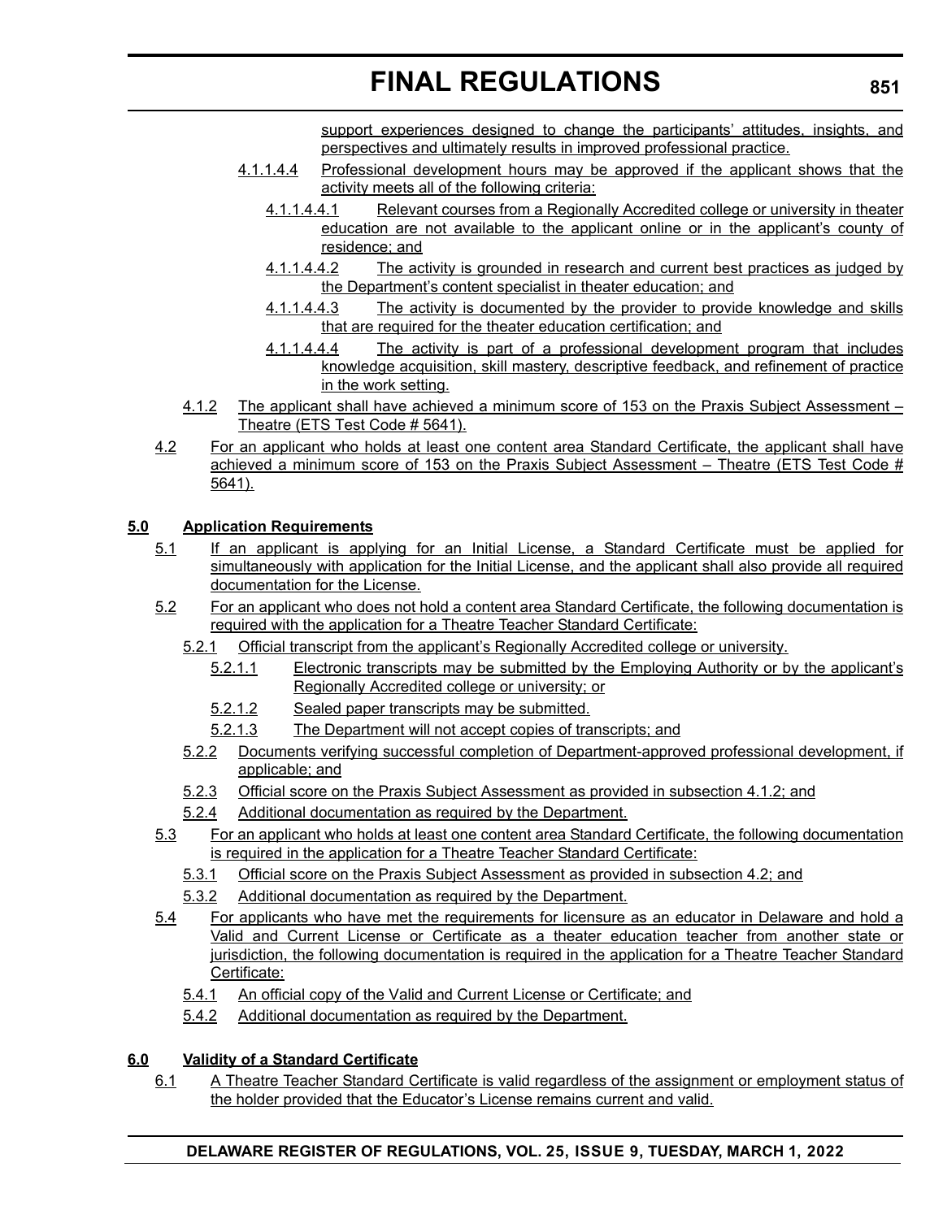support experiences designed to change the participants' attitudes, insights, and perspectives and ultimately results in improved professional practice.

4.1.1.4.4 Professional development hours may be approved if the applicant shows that the activity meets all of the following criteria:

4.1.1.4.4.1 Relevant courses from a Regionally Accredited college or university in theater education are not available to the applicant online or in the applicant's county of residence; and

4.1.1.4.4.2 The activity is grounded in research and current best practices as judged by the Department's content specialist in theater education; and

4.1.1.4.4.3 The activity is documented by the provider to provide knowledge and skills that are required for the theater education certification; and

4.1.1.4.4.4 The activity is part of a professional development program that includes knowledge acquisition, skill mastery, descriptive feedback, and refinement of practice in the work setting.

4.1.2 The applicant shall have achieved a minimum score of 153 on the Praxis Subject Assessment – Theatre (ETS Test Code # 5641).

4.2 For an applicant who holds at least one content area Standard Certificate, the applicant shall have achieved a minimum score of 153 on the Praxis Subject Assessment – Theatre (ETS Test Code # 5641).

**5.0 Application Requirements**

5.1 If an applicant is applying for an Initial License, a Standard Certificate must be applied for simultaneously with application for the Initial License, and the applicant shall also provide all required documentation for the License.

5.2 For an applicant who does not hold a content area Standard Certificate, the following documentation is required with the application for a Theatre Teacher Standard Certificate:

5.2.1 Official transcript from the applicant's Regionally Accredited college or university.

5.2.1.1 Electronic transcripts may be submitted by the Employing Authority or by the applicant's Regionally Accredited college or university; or

5.2.1.2 Sealed paper transcripts may be submitted.

5.2.1.3 The Department will not accept copies of transcripts; and

5.2.2 Documents verifying successful completion of Department-approved professional development, if applicable; and

5.2.3 Official score on the Praxis Subject Assessment as provided in subsection 4.1.2; and

5.2.4 Additional documentation as required by the Department.

5.3 For an applicant who holds at least one content area Standard Certificate, the following documentation is required in the application for a Theatre Teacher Standard Certificate:

5.3.1 Official score on the Praxis Subject Assessment as provided in subsection 4.2; and

5.3.2 Additional documentation as required by the Department.

5.4 For applicants who have met the requirements for licensure as an educator in Delaware and hold a Valid and Current License or Certificate as a theater education teacher from another state or jurisdiction, the following documentation is required in the application for a Theatre Teacher Standard Certificate:

5.4.1 An official copy of the Valid and Current License or Certificate; and

5.4.2 Additional documentation as required by the Department.

**6.0 Validity of a Standard Certificate**

6.1 A Theatre Teacher Standard Certificate is valid regardless of the assignment or employment status of the holder provided that the Educator's License remains current and valid.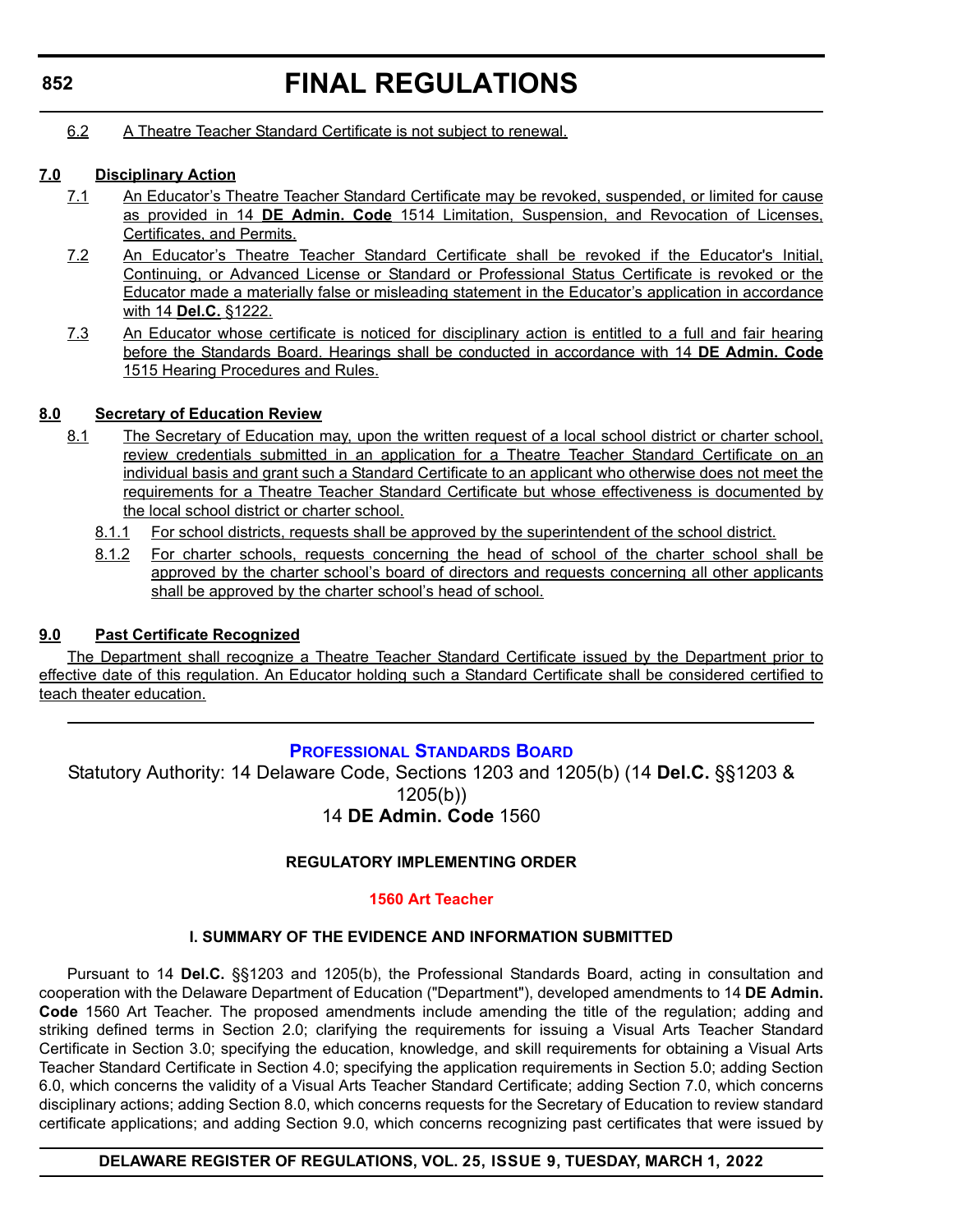6.2 A Theatre Teacher Standard Certificate is not subject to renewal.

**7.0 Disciplinary Action**

7.1 An Educator's Theatre Teacher Standard Certificate may be revoked, suspended, or limited for cause as provided in 14 **DE Admin. Code** 1514 Limitation, Suspension, and Revocation of Licenses, Certificates, and Permits.

7.2 An Educator's Theatre Teacher Standard Certificate shall be revoked if the Educator's Initial, Continuing, or Advanced License or Standard or Professional Status Certificate is revoked or the Educator made a materially false or misleading statement in the Educator's application in accordance with 14 **Del.C.** §1222.

7.3 An Educator whose certificate is noticed for disciplinary action is entitled to a full and fair hearing before the Standards Board. Hearings shall be conducted in accordance with 14 **DE Admin. Code** 1515 Hearing Procedures and Rules.

**8.0 Secretary of Education Review**

8.1 The Secretary of Education may, upon the written request of a local school district or charter school, review credentials submitted in an application for a Theatre Teacher Standard Certificate on an individual basis and grant such a Standard Certificate to an applicant who otherwise does not meet the requirements for a Theatre Teacher Standard Certificate but whose effectiveness is documented by the local school district or charter school.

8.1.1 For school districts, requests shall be approved by the superintendent of the school district.

8.1.2 For charter schools, requests concerning the head of school of the charter school shall be approved by the charter school's board of directors and requests concerning all other applicants shall be approved by the charter school's head of school.

**9.0 Past Certificate Recognized**

The Department shall recognize a Theatre Teacher Standard Certificate issued by the Department prior to effective date of this regulation. An Educator holding such a Standard Certificate shall be considered certified to teach theater education.

---

## PROFESSIONAL STANDARDS BOARD

Statutory Authority: 14 Delaware Code, Sections 1203 and 1205(b) (14 **Del.C.** §§1203 & 1205(b))
14 **DE Admin. Code** 1560

### REGULATORY IMPLEMENTING ORDER

### 1560 Art Teacher

#### I. SUMMARY OF THE EVIDENCE AND INFORMATION SUBMITTED

Pursuant to 14 **Del.C.** §§1203 and 1205(b), the Professional Standards Board, acting in consultation and cooperation with the Delaware Department of Education ("Department"), developed amendments to 14 **DE Admin. Code** 1560 Art Teacher. The proposed amendments include amending the title of the regulation; adding and striking defined terms in Section 2.0; clarifying the requirements for issuing a Visual Arts Teacher Standard Certificate in Section 3.0; specifying the education, knowledge, and skill requirements for obtaining a Visual Arts Teacher Standard Certificate in Section 4.0; specifying the application requirements in Section 5.0; adding Section 6.0, which concerns the validity of a Visual Arts Teacher Standard Certificate; adding Section 7.0, which concerns disciplinary actions; adding Section 8.0, which concerns requests for the Secretary of Education to review standard certificate applications; and adding Section 9.0, which concerns recognizing past certificates that were issued by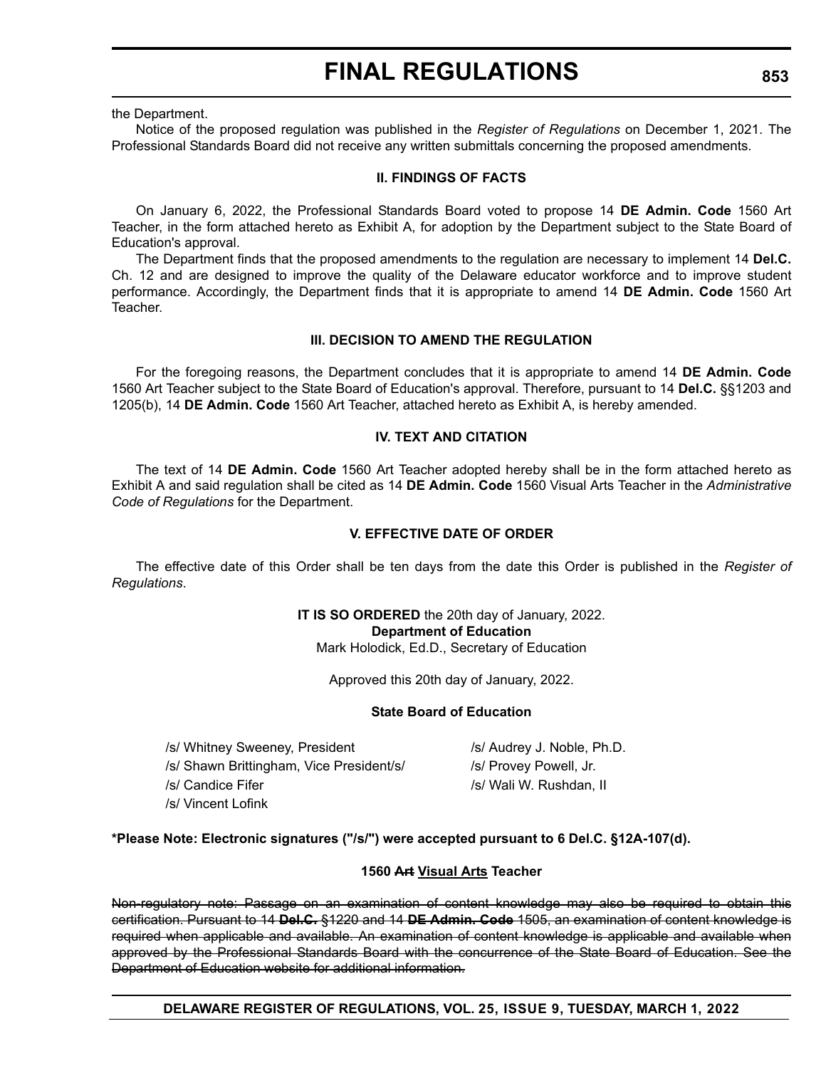the Department.

Notice of the proposed regulation was published in the *Register of Regulations* on December 1, 2021. The Professional Standards Board did not receive any written submittals concerning the proposed amendments.

**II. FINDINGS OF FACTS**

On January 6, 2022, the Professional Standards Board voted to propose 14 **DE Admin. Code** 1560 Art Teacher, in the form attached hereto as Exhibit A, for adoption by the Department subject to the State Board of Education's approval.

The Department finds that the proposed amendments to the regulation are necessary to implement 14 **Del.C.** Ch. 12 and are designed to improve the quality of the Delaware educator workforce and to improve student performance. Accordingly, the Department finds that it is appropriate to amend 14 **DE Admin. Code** 1560 Art Teacher.

**III. DECISION TO AMEND THE REGULATION**

For the foregoing reasons, the Department concludes that it is appropriate to amend 14 **DE Admin. Code** 1560 Art Teacher subject to the State Board of Education's approval. Therefore, pursuant to 14 **Del.C.** §§1203 and 1205(b), 14 **DE Admin. Code** 1560 Art Teacher, attached hereto as Exhibit A, is hereby amended.

**IV. TEXT AND CITATION**

The text of 14 **DE Admin. Code** 1560 Art Teacher adopted hereby shall be in the form attached hereto as Exhibit A and said regulation shall be cited as 14 **DE Admin. Code** 1560 Visual Arts Teacher in the *Administrative Code of Regulations* for the Department.

**V. EFFECTIVE DATE OF ORDER**

The effective date of this Order shall be ten days from the date this Order is published in the *Register of Regulations*.

**IT IS SO ORDERED** the 20th day of January, 2022.
**Department of Education**
Mark Holodick, Ed.D., Secretary of Education

Approved this 20th day of January, 2022.

**State Board of Education**

/s/ Whitney Sweeney, President
/s/ Shawn Brittingham, Vice President/s/
/s/ Candice Fifer
/s/ Vincent Lofink
/s/ Audrey J. Noble, Ph.D.
/s/ Provey Powell, Jr.
/s/ Wali W. Rushdan, II

**\*Please Note: Electronic signatures ("/s/") were accepted pursuant to 6 Del.C. §12A-107(d).**

**1560 ~~Art~~ Visual Arts Teacher**

~~Non-regulatory note: Passage on an examination of content knowledge may also be required to obtain this certification. Pursuant to 14 **Del.C.** §1220 and 14 **DE Admin. Code** 1505, an examination of content knowledge is required when applicable and available. An examination of content knowledge is applicable and available when approved by the Professional Standards Board with the concurrence of the State Board of Education. See the Department of Education website for additional information.~~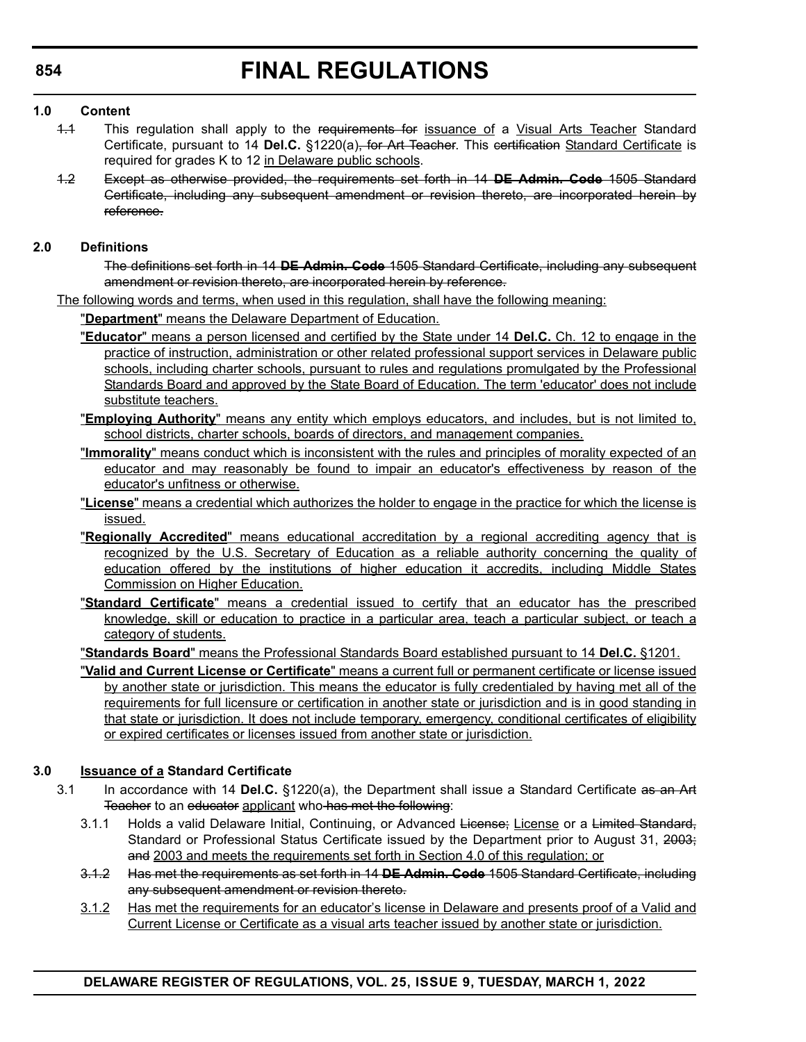# FINAL REGULATIONS

**1.0 Content**

~~1.1~~ This regulation shall apply to the ~~requirements for~~ <u>issuance of</u> a <u>Visual Arts Teacher</u> Standard Certificate, pursuant to 14 **Del.C.** §1220(a)~~, for Art Teacher~~. This ~~certification~~ <u>Standard Certificate</u> is required for grades K to 12 <u>in Delaware public schools</u>.

~~1.2 Except as otherwise provided, the requirements set forth in 14 **DE Admin. Code** 1505 Standard Certificate, including any subsequent amendment or revision thereto, are incorporated herein by reference.~~

**2.0 Definitions**

~~The definitions set forth in 14 **DE Admin. Code** 1505 Standard Certificate, including any subsequent amendment or revision thereto, are incorporated herein by reference.~~

<u>The following words and terms, when used in this regulation, shall have the following meaning:</u>

<u>"**Department**" means the Delaware Department of Education.</u>

<u>"**Educator**" means a person licensed and certified by the State under 14 **Del.C.** Ch. 12 to engage in the practice of instruction, administration or other related professional support services in Delaware public schools, including charter schools, pursuant to rules and regulations promulgated by the Professional Standards Board and approved by the State Board of Education. The term 'educator' does not include substitute teachers.</u>

<u>"**Employing Authority**" means any entity which employs educators, and includes, but is not limited to, school districts, charter schools, boards of directors, and management companies.</u>

<u>"**Immorality**" means conduct which is inconsistent with the rules and principles of morality expected of an educator and may reasonably be found to impair an educator's effectiveness by reason of the educator's unfitness or otherwise.</u>

<u>"**License**" means a credential which authorizes the holder to engage in the practice for which the license is issued.</u>

<u>"**Regionally Accredited**" means educational accreditation by a regional accrediting agency that is recognized by the U.S. Secretary of Education as a reliable authority concerning the quality of education offered by the institutions of higher education it accredits, including Middle States Commission on Higher Education.</u>

<u>"**Standard Certificate**" means a credential issued to certify that an educator has the prescribed knowledge, skill or education to practice in a particular area, teach a particular subject, or teach a category of students.</u>

<u>"**Standards Board**" means the Professional Standards Board established pursuant to 14 **Del.C.** §1201.</u>

<u>"**Valid and Current License or Certificate**" means a current full or permanent certificate or license issued by another state or jurisdiction. This means the educator is fully credentialed by having met all of the requirements for full licensure or certification in another state or jurisdiction and is in good standing in that state or jurisdiction. It does not include temporary, emergency, conditional certificates of eligibility or expired certificates or licenses issued from another state or jurisdiction.</u>

**3.0 <u>Issuance of a</u> Standard Certificate**

3.1 In accordance with 14 **Del.C.** §1220(a), the Department shall issue a Standard Certificate ~~as an Art Teacher~~ to an ~~educator~~ <u>applicant</u> who ~~has met the following~~:

3.1.1 Holds a valid Delaware Initial, Continuing, or Advanced ~~License;~~ <u>License</u> or a ~~Limited Standard,~~ Standard or Professional Status Certificate issued by the Department prior to August 31, ~~2003; and~~ <u>2003 and meets the requirements set forth in Section 4.0 of this regulation; or</u>

~~3.1.2 Has met the requirements as set forth in 14 **DE Admin. Code** 1505 Standard Certificate, including any subsequent amendment or revision thereto.~~

<u>3.1.2 Has met the requirements for an educator's license in Delaware and presents proof of a Valid and Current License or Certificate as a visual arts teacher issued by another state or jurisdiction.</u>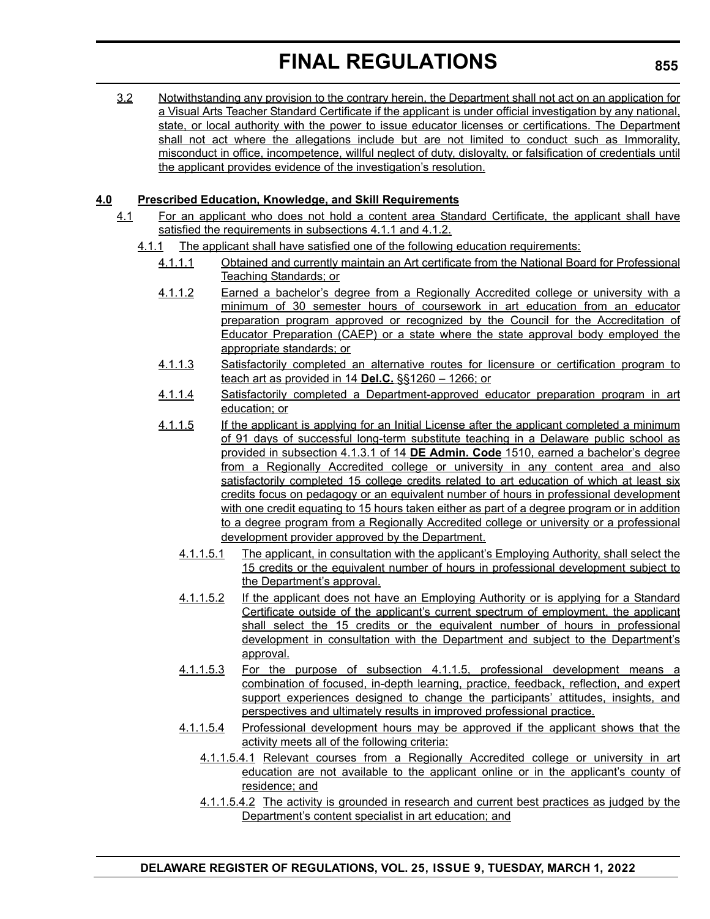3.2 Notwithstanding any provision to the contrary herein, the Department shall not act on an application for a Visual Arts Teacher Standard Certificate if the applicant is under official investigation by any national, state, or local authority with the power to issue educator licenses or certifications. The Department shall not act where the allegations include but are not limited to conduct such as Immorality, misconduct in office, incompetence, willful neglect of duty, disloyalty, or falsification of credentials until the applicant provides evidence of the investigation's resolution.

**4.0 Prescribed Education, Knowledge, and Skill Requirements**

4.1 For an applicant who does not hold a content area Standard Certificate, the applicant shall have satisfied the requirements in subsections 4.1.1 and 4.1.2.

4.1.1 The applicant shall have satisfied one of the following education requirements:

4.1.1.1 Obtained and currently maintain an Art certificate from the National Board for Professional Teaching Standards; or

4.1.1.2 Earned a bachelor's degree from a Regionally Accredited college or university with a minimum of 30 semester hours of coursework in art education from an educator preparation program approved or recognized by the Council for the Accreditation of Educator Preparation (CAEP) or a state where the state approval body employed the appropriate standards; or

4.1.1.3 Satisfactorily completed an alternative routes for licensure or certification program to teach art as provided in 14 **Del.C.** §§1260 – 1266; or

4.1.1.4 Satisfactorily completed a Department-approved educator preparation program in art education; or

4.1.1.5 If the applicant is applying for an Initial License after the applicant completed a minimum of 91 days of successful long-term substitute teaching in a Delaware public school as provided in subsection 4.1.3.1 of 14 **DE Admin. Code** 1510, earned a bachelor's degree from a Regionally Accredited college or university in any content area and also satisfactorily completed 15 college credits related to art education of which at least six credits focus on pedagogy or an equivalent number of hours in professional development with one credit equating to 15 hours taken either as part of a degree program or in addition to a degree program from a Regionally Accredited college or university or a professional development provider approved by the Department.

4.1.1.5.1 The applicant, in consultation with the applicant's Employing Authority, shall select the 15 credits or the equivalent number of hours in professional development subject to the Department's approval.

4.1.1.5.2 If the applicant does not have an Employing Authority or is applying for a Standard Certificate outside of the applicant's current spectrum of employment, the applicant shall select the 15 credits or the equivalent number of hours in professional development in consultation with the Department and subject to the Department's approval.

4.1.1.5.3 For the purpose of subsection 4.1.1.5, professional development means a combination of focused, in-depth learning, practice, feedback, reflection, and expert support experiences designed to change the participants' attitudes, insights, and perspectives and ultimately results in improved professional practice.

4.1.1.5.4 Professional development hours may be approved if the applicant shows that the activity meets all of the following criteria:

4.1.1.5.4.1 Relevant courses from a Regionally Accredited college or university in art education are not available to the applicant online or in the applicant's county of residence; and

4.1.1.5.4.2 The activity is grounded in research and current best practices as judged by the Department's content specialist in art education; and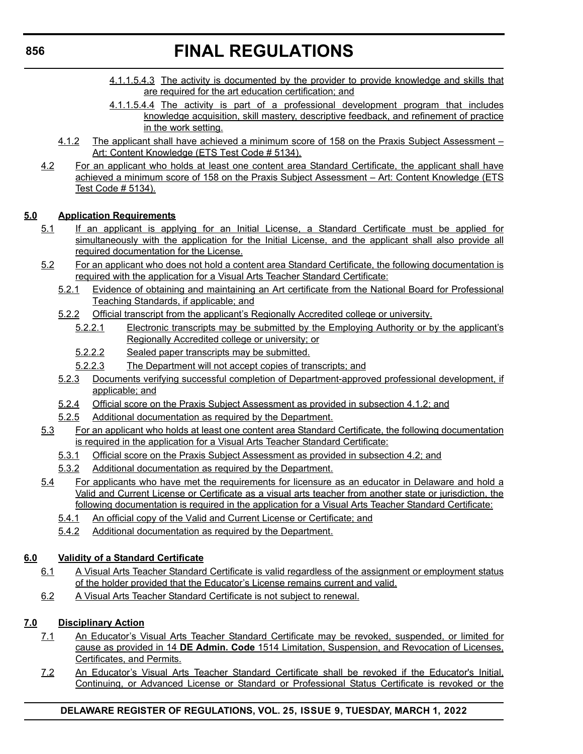4.1.1.5.4.3 The activity is documented by the provider to provide knowledge and skills that are required for the art education certification; and

4.1.1.5.4.4 The activity is part of a professional development program that includes knowledge acquisition, skill mastery, descriptive feedback, and refinement of practice in the work setting.

4.1.2 The applicant shall have achieved a minimum score of 158 on the Praxis Subject Assessment – Art: Content Knowledge (ETS Test Code # 5134).

4.2 For an applicant who holds at least one content area Standard Certificate, the applicant shall have achieved a minimum score of 158 on the Praxis Subject Assessment – Art: Content Knowledge (ETS Test Code # 5134).

**5.0 Application Requirements**

5.1 If an applicant is applying for an Initial License, a Standard Certificate must be applied for simultaneously with the application for the Initial License, and the applicant shall also provide all required documentation for the License.

5.2 For an applicant who does not hold a content area Standard Certificate, the following documentation is required with the application for a Visual Arts Teacher Standard Certificate:

5.2.1 Evidence of obtaining and maintaining an Art certificate from the National Board for Professional Teaching Standards, if applicable; and

5.2.2 Official transcript from the applicant's Regionally Accredited college or university.

5.2.2.1 Electronic transcripts may be submitted by the Employing Authority or by the applicant's Regionally Accredited college or university; or

5.2.2.2 Sealed paper transcripts may be submitted.

5.2.2.3 The Department will not accept copies of transcripts; and

5.2.3 Documents verifying successful completion of Department-approved professional development, if applicable; and

5.2.4 Official score on the Praxis Subject Assessment as provided in subsection 4.1.2; and

5.2.5 Additional documentation as required by the Department.

5.3 For an applicant who holds at least one content area Standard Certificate, the following documentation is required in the application for a Visual Arts Teacher Standard Certificate:

5.3.1 Official score on the Praxis Subject Assessment as provided in subsection 4.2; and

5.3.2 Additional documentation as required by the Department.

5.4 For applicants who have met the requirements for licensure as an educator in Delaware and hold a Valid and Current License or Certificate as a visual arts teacher from another state or jurisdiction, the following documentation is required in the application for a Visual Arts Teacher Standard Certificate:

5.4.1 An official copy of the Valid and Current License or Certificate; and

5.4.2 Additional documentation as required by the Department.

**6.0 Validity of a Standard Certificate**

6.1 A Visual Arts Teacher Standard Certificate is valid regardless of the assignment or employment status of the holder provided that the Educator's License remains current and valid.

6.2 A Visual Arts Teacher Standard Certificate is not subject to renewal.

**7.0 Disciplinary Action**

7.1 An Educator's Visual Arts Teacher Standard Certificate may be revoked, suspended, or limited for cause as provided in 14 **DE Admin. Code** 1514 Limitation, Suspension, and Revocation of Licenses, Certificates, and Permits.

7.2 An Educator's Visual Arts Teacher Standard Certificate shall be revoked if the Educator's Initial, Continuing, or Advanced License or Standard or Professional Status Certificate is revoked or the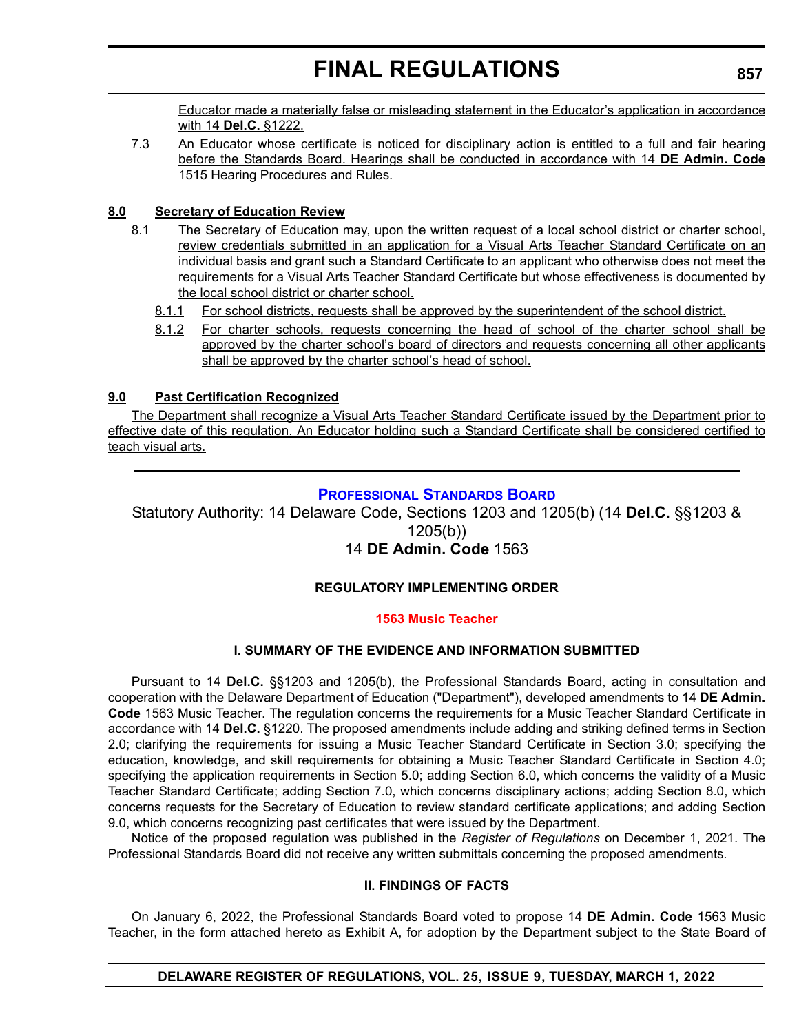Educator made a materially false or misleading statement in the Educator's application in accordance with 14 **Del.C.** §1222.

7.3 An Educator whose certificate is noticed for disciplinary action is entitled to a full and fair hearing before the Standards Board. Hearings shall be conducted in accordance with 14 **DE Admin. Code** 1515 Hearing Procedures and Rules.

**8.0 Secretary of Education Review**

8.1 The Secretary of Education may, upon the written request of a local school district or charter school, review credentials submitted in an application for a Visual Arts Teacher Standard Certificate on an individual basis and grant such a Standard Certificate to an applicant who otherwise does not meet the requirements for a Visual Arts Teacher Standard Certificate but whose effectiveness is documented by the local school district or charter school.

8.1.1 For school districts, requests shall be approved by the superintendent of the school district.

8.1.2 For charter schools, requests concerning the head of school of the charter school shall be approved by the charter school's board of directors and requests concerning all other applicants shall be approved by the charter school's head of school.

**9.0 Past Certification Recognized**

The Department shall recognize a Visual Arts Teacher Standard Certificate issued by the Department prior to effective date of this regulation. An Educator holding such a Standard Certificate shall be considered certified to teach visual arts.

---

## PROFESSIONAL STANDARDS BOARD

Statutory Authority: 14 Delaware Code, Sections 1203 and 1205(b) (14 **Del.C.** §§1203 & 1205(b))

14 **DE Admin. Code** 1563

### REGULATORY IMPLEMENTING ORDER

### 1563 Music Teacher

#### I. SUMMARY OF THE EVIDENCE AND INFORMATION SUBMITTED

Pursuant to 14 **Del.C.** §§1203 and 1205(b), the Professional Standards Board, acting in consultation and cooperation with the Delaware Department of Education ("Department"), developed amendments to 14 **DE Admin. Code** 1563 Music Teacher. The regulation concerns the requirements for a Music Teacher Standard Certificate in accordance with 14 **Del.C.** §1220. The proposed amendments include adding and striking defined terms in Section 2.0; clarifying the requirements for issuing a Music Teacher Standard Certificate in Section 3.0; specifying the education, knowledge, and skill requirements for obtaining a Music Teacher Standard Certificate in Section 4.0; specifying the application requirements in Section 5.0; adding Section 6.0, which concerns the validity of a Music Teacher Standard Certificate; adding Section 7.0, which concerns disciplinary actions; adding Section 8.0, which concerns requests for the Secretary of Education to review standard certificate applications; and adding Section 9.0, which concerns recognizing past certificates that were issued by the Department.

Notice of the proposed regulation was published in the *Register of Regulations* on December 1, 2021. The Professional Standards Board did not receive any written submittals concerning the proposed amendments.

#### II. FINDINGS OF FACTS

On January 6, 2022, the Professional Standards Board voted to propose 14 **DE Admin. Code** 1563 Music Teacher, in the form attached hereto as Exhibit A, for adoption by the Department subject to the State Board of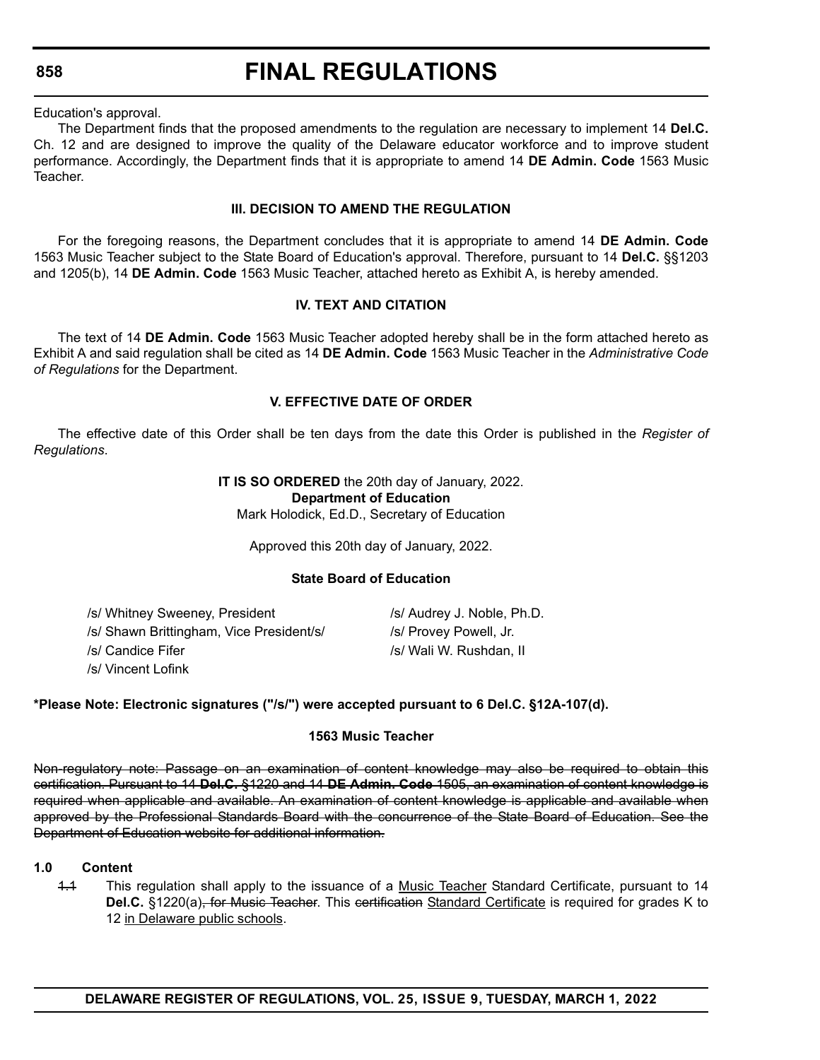Education's approval.

The Department finds that the proposed amendments to the regulation are necessary to implement 14 **Del.C.** Ch. 12 and are designed to improve the quality of the Delaware educator workforce and to improve student performance. Accordingly, the Department finds that it is appropriate to amend 14 **DE Admin. Code** 1563 Music Teacher.

**III. DECISION TO AMEND THE REGULATION**

For the foregoing reasons, the Department concludes that it is appropriate to amend 14 **DE Admin. Code** 1563 Music Teacher subject to the State Board of Education's approval. Therefore, pursuant to 14 **Del.C.** §§1203 and 1205(b), 14 **DE Admin. Code** 1563 Music Teacher, attached hereto as Exhibit A, is hereby amended.

**IV. TEXT AND CITATION**

The text of 14 **DE Admin. Code** 1563 Music Teacher adopted hereby shall be in the form attached hereto as Exhibit A and said regulation shall be cited as 14 **DE Admin. Code** 1563 Music Teacher in the *Administrative Code of Regulations* for the Department.

**V. EFFECTIVE DATE OF ORDER**

The effective date of this Order shall be ten days from the date this Order is published in the *Register of Regulations*.

**IT IS SO ORDERED** the 20th day of January, 2022.
**Department of Education**
Mark Holodick, Ed.D., Secretary of Education

Approved this 20th day of January, 2022.

**State Board of Education**

/s/ Whitney Sweeney, President
/s/ Shawn Brittingham, Vice President/s/
/s/ Candice Fifer
/s/ Vincent Lofink
/s/ Audrey J. Noble, Ph.D.
/s/ Provey Powell, Jr.
/s/ Wali W. Rushdan, II

**\*Please Note: Electronic signatures ("/s/") were accepted pursuant to 6 Del.C. §12A-107(d).**

**1563 Music Teacher**

~~Non-regulatory note: Passage on an examination of content knowledge may also be required to obtain this certification. Pursuant to 14 **Del.C.** §1220 and 14 **DE Admin. Code** 1505, an examination of content knowledge is required when applicable and available. An examination of content knowledge is applicable and available when approved by the Professional Standards Board with the concurrence of the State Board of Education. See the Department of Education website for additional information.~~

**1.0 Content**

~~1.1~~ This regulation shall apply to the issuance of a <u>Music Teacher</u> Standard Certificate, pursuant to 14 **Del.C.** §1220(a)~~, for Music Teacher~~. This ~~certification~~ <u>Standard Certificate</u> is required for grades K to 12 <u>in Delaware public schools</u>.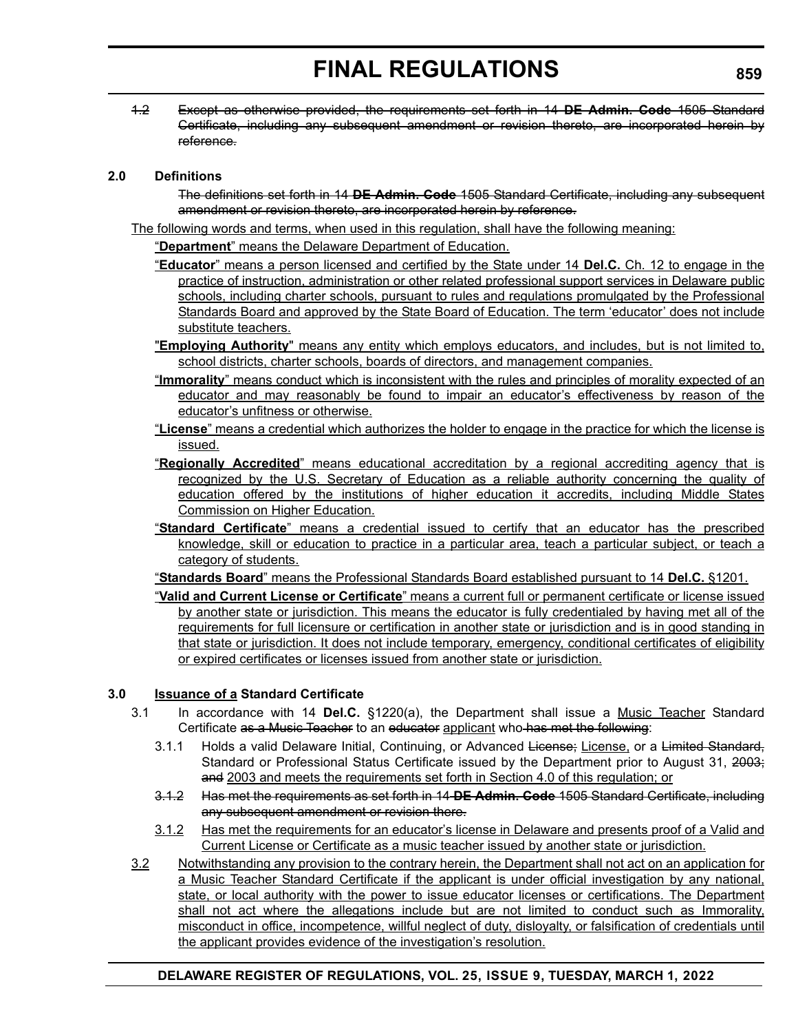~~1.2 Except as otherwise provided, the requirements set forth in 14 **DE Admin. Code** 1505 Standard Certificate, including any subsequent amendment or revision thereto, are incorporated herein by reference.~~

**2.0 Definitions**

~~The definitions set forth in 14 **DE Admin. Code** 1505 Standard Certificate, including any subsequent amendment or revision thereto, are incorporated herein by reference.~~

<u>The following words and terms, when used in this regulation, shall have the following meaning:</u>

<u>"**Department**" means the Delaware Department of Education.</u>

<u>"**Educator**" means a person licensed and certified by the State under 14 **Del.C.** Ch. 12 to engage in the practice of instruction, administration or other related professional support services in Delaware public schools, including charter schools, pursuant to rules and regulations promulgated by the Professional Standards Board and approved by the State Board of Education. The term 'educator' does not include substitute teachers.</u>

<u>"**Employing Authority**" means any entity which employs educators, and includes, but is not limited to, school districts, charter schools, boards of directors, and management companies.</u>

<u>"**Immorality**" means conduct which is inconsistent with the rules and principles of morality expected of an educator and may reasonably be found to impair an educator's effectiveness by reason of the educator's unfitness or otherwise.</u>

<u>"**License**" means a credential which authorizes the holder to engage in the practice for which the license is issued.</u>

<u>"**Regionally Accredited**" means educational accreditation by a regional accrediting agency that is recognized by the U.S. Secretary of Education as a reliable authority concerning the quality of education offered by the institutions of higher education it accredits, including Middle States Commission on Higher Education.</u>

<u>"**Standard Certificate**" means a credential issued to certify that an educator has the prescribed knowledge, skill or education to practice in a particular area, teach a particular subject, or teach a category of students.</u>

<u>"**Standards Board**" means the Professional Standards Board established pursuant to 14 **Del.C.** §1201.</u>

<u>"**Valid and Current License or Certificate**" means a current full or permanent certificate or license issued by another state or jurisdiction. This means the educator is fully credentialed by having met all of the requirements for full licensure or certification in another state or jurisdiction and is in good standing in that state or jurisdiction. It does not include temporary, emergency, conditional certificates of eligibility or expired certificates or licenses issued from another state or jurisdiction.</u>

**3.0 <u>Issuance of a</u> Standard Certificate**

3.1 In accordance with 14 **Del.C.** §1220(a), the Department shall issue a <u>Music Teacher</u> Standard Certificate ~~as a Music Teacher~~ to an ~~educator~~ <u>applicant</u> who ~~has met the following~~:

3.1.1 Holds a valid Delaware Initial, Continuing, or Advanced ~~License;~~ <u>License,</u> or a ~~Limited Standard,~~ Standard or Professional Status Certificate issued by the Department prior to August 31, ~~2003; and~~ <u>2003 and meets the requirements set forth in Section 4.0 of this regulation; or</u>

~~3.1.2 Has met the requirements as set forth in 14 **DE Admin. Code** 1505 Standard Certificate, including any subsequent amendment or revision there.~~

<u>3.1.2 Has met the requirements for an educator's license in Delaware and presents proof of a Valid and Current License or Certificate as a music teacher issued by another state or jurisdiction.</u>

<u>3.2 Notwithstanding any provision to the contrary herein, the Department shall not act on an application for a Music Teacher Standard Certificate if the applicant is under official investigation by any national, state, or local authority with the power to issue educator licenses or certifications. The Department shall not act where the allegations include but are not limited to conduct such as Immorality, misconduct in office, incompetence, willful neglect of duty, disloyalty, or falsification of credentials until the applicant provides evidence of the investigation's resolution.</u>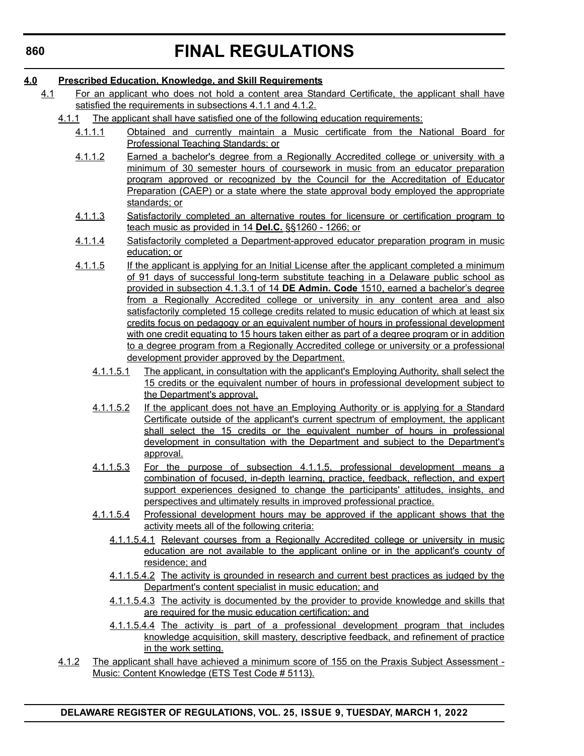**4.0 Prescribed Education, Knowledge, and Skill Requirements**

4.1 For an applicant who does not hold a content area Standard Certificate, the applicant shall have satisfied the requirements in subsections 4.1.1 and 4.1.2.

4.1.1 The applicant shall have satisfied one of the following education requirements:

4.1.1.1 Obtained and currently maintain a Music certificate from the National Board for Professional Teaching Standards; or

4.1.1.2 Earned a bachelor's degree from a Regionally Accredited college or university with a minimum of 30 semester hours of coursework in music from an educator preparation program approved or recognized by the Council for the Accreditation of Educator Preparation (CAEP) or a state where the state approval body employed the appropriate standards; or

4.1.1.3 Satisfactorily completed an alternative routes for licensure or certification program to teach music as provided in 14 **Del.C.** §§1260 - 1266; or

4.1.1.4 Satisfactorily completed a Department-approved educator preparation program in music education; or

4.1.1.5 If the applicant is applying for an Initial License after the applicant completed a minimum of 91 days of successful long-term substitute teaching in a Delaware public school as provided in subsection 4.1.3.1 of 14 **DE Admin. Code** 1510, earned a bachelor's degree from a Regionally Accredited college or university in any content area and also satisfactorily completed 15 college credits related to music education of which at least six credits focus on pedagogy or an equivalent number of hours in professional development with one credit equating to 15 hours taken either as part of a degree program or in addition to a degree program from a Regionally Accredited college or university or a professional development provider approved by the Department.

4.1.1.5.1 The applicant, in consultation with the applicant's Employing Authority, shall select the 15 credits or the equivalent number of hours in professional development subject to the Department's approval.

4.1.1.5.2 If the applicant does not have an Employing Authority or is applying for a Standard Certificate outside of the applicant's current spectrum of employment, the applicant shall select the 15 credits or the equivalent number of hours in professional development in consultation with the Department and subject to the Department's approval.

4.1.1.5.3 For the purpose of subsection 4.1.1.5, professional development means a combination of focused, in-depth learning, practice, feedback, reflection, and expert support experiences designed to change the participants' attitudes, insights, and perspectives and ultimately results in improved professional practice.

4.1.1.5.4 Professional development hours may be approved if the applicant shows that the activity meets all of the following criteria:

4.1.1.5.4.1 Relevant courses from a Regionally Accredited college or university in music education are not available to the applicant online or in the applicant's county of residence; and

4.1.1.5.4.2 The activity is grounded in research and current best practices as judged by the Department's content specialist in music education; and

4.1.1.5.4.3 The activity is documented by the provider to provide knowledge and skills that are required for the music education certification; and

4.1.1.5.4.4 The activity is part of a professional development program that includes knowledge acquisition, skill mastery, descriptive feedback, and refinement of practice in the work setting.

4.1.2 The applicant shall have achieved a minimum score of 155 on the Praxis Subject Assessment - Music: Content Knowledge (ETS Test Code # 5113).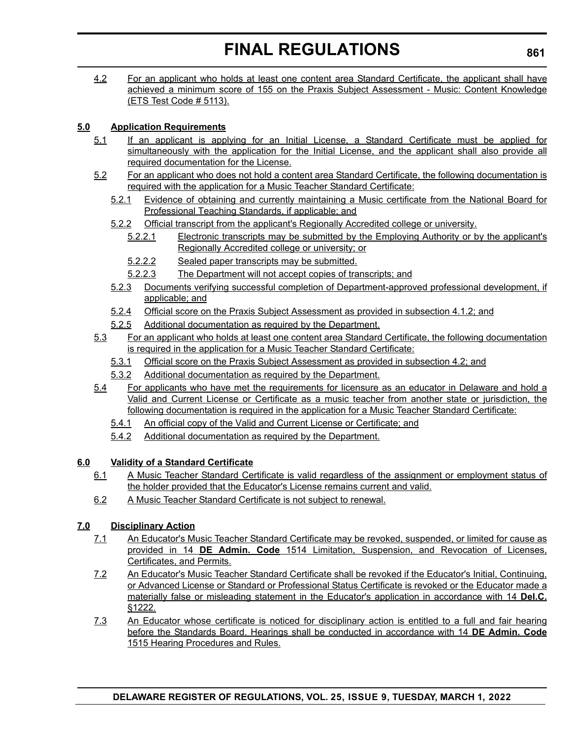4.2 For an applicant who holds at least one content area Standard Certificate, the applicant shall have achieved a minimum score of 155 on the Praxis Subject Assessment - Music: Content Knowledge (ETS Test Code # 5113).

**5.0 Application Requirements**

5.1 If an applicant is applying for an Initial License, a Standard Certificate must be applied for simultaneously with the application for the Initial License, and the applicant shall also provide all required documentation for the License.

5.2 For an applicant who does not hold a content area Standard Certificate, the following documentation is required with the application for a Music Teacher Standard Certificate:

5.2.1 Evidence of obtaining and currently maintaining a Music certificate from the National Board for Professional Teaching Standards, if applicable; and

5.2.2 Official transcript from the applicant's Regionally Accredited college or university.

5.2.2.1 Electronic transcripts may be submitted by the Employing Authority or by the applicant's Regionally Accredited college or university; or

5.2.2.2 Sealed paper transcripts may be submitted.

5.2.2.3 The Department will not accept copies of transcripts; and

5.2.3 Documents verifying successful completion of Department-approved professional development, if applicable; and

5.2.4 Official score on the Praxis Subject Assessment as provided in subsection 4.1.2; and

5.2.5 Additional documentation as required by the Department.

5.3 For an applicant who holds at least one content area Standard Certificate, the following documentation is required in the application for a Music Teacher Standard Certificate:

5.3.1 Official score on the Praxis Subject Assessment as provided in subsection 4.2; and

5.3.2 Additional documentation as required by the Department.

5.4 For applicants who have met the requirements for licensure as an educator in Delaware and hold a Valid and Current License or Certificate as a music teacher from another state or jurisdiction, the following documentation is required in the application for a Music Teacher Standard Certificate:

5.4.1 An official copy of the Valid and Current License or Certificate; and

5.4.2 Additional documentation as required by the Department.

**6.0 Validity of a Standard Certificate**

6.1 A Music Teacher Standard Certificate is valid regardless of the assignment or employment status of the holder provided that the Educator's License remains current and valid.

6.2 A Music Teacher Standard Certificate is not subject to renewal.

**7.0 Disciplinary Action**

7.1 An Educator's Music Teacher Standard Certificate may be revoked, suspended, or limited for cause as provided in 14 **DE Admin. Code** 1514 Limitation, Suspension, and Revocation of Licenses, Certificates, and Permits.

7.2 An Educator's Music Teacher Standard Certificate shall be revoked if the Educator's Initial, Continuing, or Advanced License or Standard or Professional Status Certificate is revoked or the Educator made a materially false or misleading statement in the Educator's application in accordance with 14 **Del.C.** §1222.

7.3 An Educator whose certificate is noticed for disciplinary action is entitled to a full and fair hearing before the Standards Board. Hearings shall be conducted in accordance with 14 **DE Admin. Code** 1515 Hearing Procedures and Rules.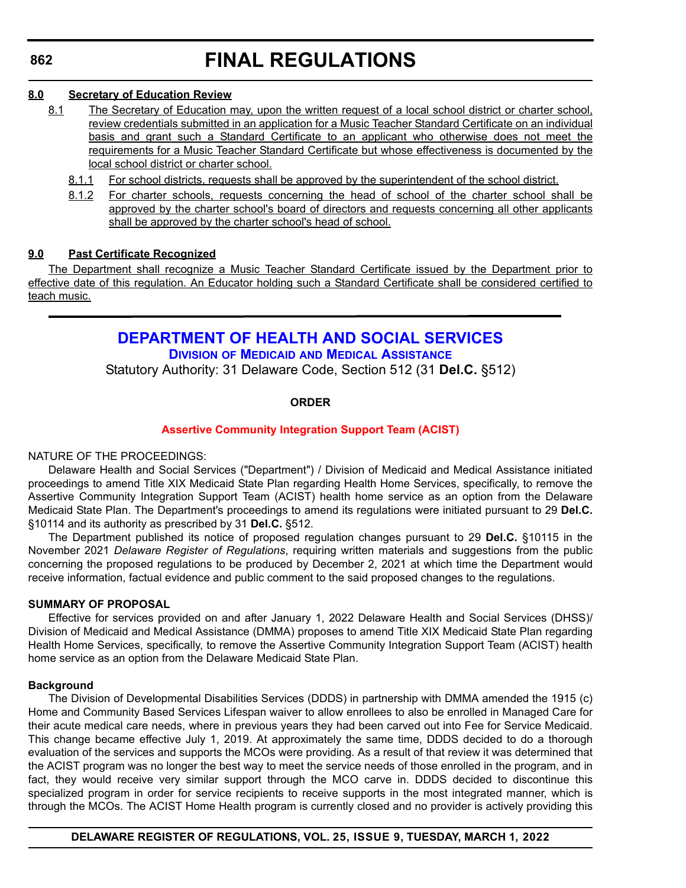# FINAL REGULATIONS

**8.0 Secretary of Education Review**

8.1 The Secretary of Education may, upon the written request of a local school district or charter school, review credentials submitted in an application for a Music Teacher Standard Certificate on an individual basis and grant such a Standard Certificate to an applicant who otherwise does not meet the requirements for a Music Teacher Standard Certificate but whose effectiveness is documented by the local school district or charter school.

8.1.1 For school districts, requests shall be approved by the superintendent of the school district.

8.1.2 For charter schools, requests concerning the head of school of the charter school shall be approved by the charter school's board of directors and requests concerning all other applicants shall be approved by the charter school's head of school.

**9.0 Past Certificate Recognized**

The Department shall recognize a Music Teacher Standard Certificate issued by the Department prior to effective date of this regulation. An Educator holding such a Standard Certificate shall be considered certified to teach music.

## DEPARTMENT OF HEALTH AND SOCIAL SERVICES

### Division of Medicaid and Medical Assistance

Statutory Authority: 31 Delaware Code, Section 512 (31 **Del.C.** §512)

**ORDER**

**Assertive Community Integration Support Team (ACIST)**

NATURE OF THE PROCEEDINGS:

Delaware Health and Social Services ("Department") / Division of Medicaid and Medical Assistance initiated proceedings to amend Title XIX Medicaid State Plan regarding Health Home Services, specifically, to remove the Assertive Community Integration Support Team (ACIST) health home service as an option from the Delaware Medicaid State Plan. The Department's proceedings to amend its regulations were initiated pursuant to 29 **Del.C.** §10114 and its authority as prescribed by 31 **Del.C.** §512.

The Department published its notice of proposed regulation changes pursuant to 29 **Del.C.** §10115 in the November 2021 *Delaware Register of Regulations*, requiring written materials and suggestions from the public concerning the proposed regulations to be produced by December 2, 2021 at which time the Department would receive information, factual evidence and public comment to the said proposed changes to the regulations.

**SUMMARY OF PROPOSAL**

Effective for services provided on and after January 1, 2022 Delaware Health and Social Services (DHSS)/ Division of Medicaid and Medical Assistance (DMMA) proposes to amend Title XIX Medicaid State Plan regarding Health Home Services, specifically, to remove the Assertive Community Integration Support Team (ACIST) health home service as an option from the Delaware Medicaid State Plan.

**Background**

The Division of Developmental Disabilities Services (DDDS) in partnership with DMMA amended the 1915 (c) Home and Community Based Services Lifespan waiver to allow enrollees to also be enrolled in Managed Care for their acute medical care needs, where in previous years they had been carved out into Fee for Service Medicaid. This change became effective July 1, 2019. At approximately the same time, DDDS decided to do a thorough evaluation of the services and supports the MCOs were providing. As a result of that review it was determined that the ACIST program was no longer the best way to meet the service needs of those enrolled in the program, and in fact, they would receive very similar support through the MCO carve in. DDDS decided to discontinue this specialized program in order for service recipients to receive supports in the most integrated manner, which is through the MCOs. The ACIST Home Health program is currently closed and no provider is actively providing this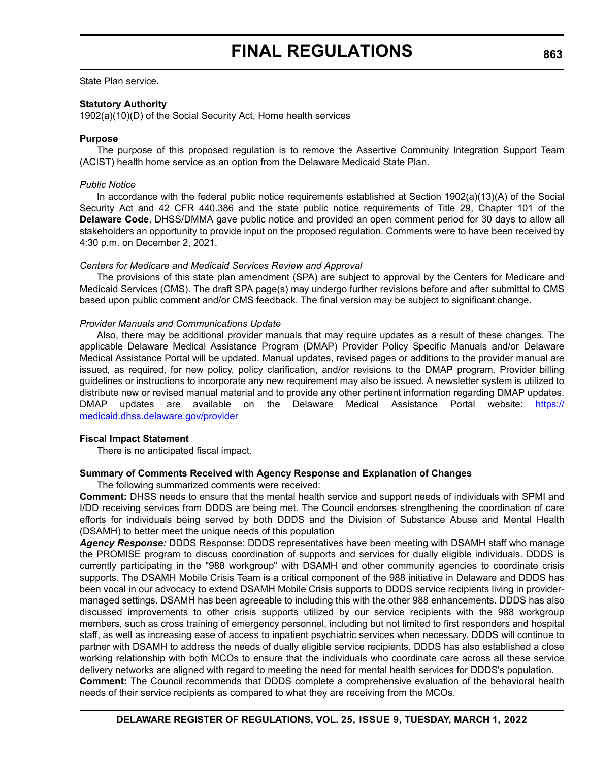State Plan service.

**Statutory Authority**

1902(a)(10)(D) of the Social Security Act, Home health services

**Purpose**

The purpose of this proposed regulation is to remove the Assertive Community Integration Support Team (ACIST) health home service as an option from the Delaware Medicaid State Plan.

*Public Notice*

In accordance with the federal public notice requirements established at Section 1902(a)(13)(A) of the Social Security Act and 42 CFR 440.386 and the state public notice requirements of Title 29, Chapter 101 of the **Delaware Code**, DHSS/DMMA gave public notice and provided an open comment period for 30 days to allow all stakeholders an opportunity to provide input on the proposed regulation. Comments were to have been received by 4:30 p.m. on December 2, 2021.

*Centers for Medicare and Medicaid Services Review and Approval*

The provisions of this state plan amendment (SPA) are subject to approval by the Centers for Medicare and Medicaid Services (CMS). The draft SPA page(s) may undergo further revisions before and after submittal to CMS based upon public comment and/or CMS feedback. The final version may be subject to significant change.

*Provider Manuals and Communications Update*

Also, there may be additional provider manuals that may require updates as a result of these changes. The applicable Delaware Medical Assistance Program (DMAP) Provider Policy Specific Manuals and/or Delaware Medical Assistance Portal will be updated. Manual updates, revised pages or additions to the provider manual are issued, as required, for new policy, policy clarification, and/or revisions to the DMAP program. Provider billing guidelines or instructions to incorporate any new requirement may also be issued. A newsletter system is utilized to distribute new or revised manual material and to provide any other pertinent information regarding DMAP updates. DMAP updates are available on the Delaware Medical Assistance Portal website: https://medicaid.dhss.delaware.gov/provider

**Fiscal Impact Statement**

There is no anticipated fiscal impact.

**Summary of Comments Received with Agency Response and Explanation of Changes**

The following summarized comments were received:

**Comment:** DHSS needs to ensure that the mental health service and support needs of individuals with SPMI and I/DD receiving services from DDDS are being met. The Council endorses strengthening the coordination of care efforts for individuals being served by both DDDS and the Division of Substance Abuse and Mental Health (DSAMH) to better meet the unique needs of this population

***Agency Response:*** DDDS Response: DDDS representatives have been meeting with DSAMH staff who manage the PROMISE program to discuss coordination of supports and services for dually eligible individuals. DDDS is currently participating in the "988 workgroup" with DSAMH and other community agencies to coordinate crisis supports. The DSAMH Mobile Crisis Team is a critical component of the 988 initiative in Delaware and DDDS has been vocal in our advocacy to extend DSAMH Mobile Crisis supports to DDDS service recipients living in provider-managed settings. DSAMH has been agreeable to including this with the other 988 enhancements. DDDS has also discussed improvements to other crisis supports utilized by our service recipients with the 988 workgroup members, such as cross training of emergency personnel, including but not limited to first responders and hospital staff, as well as increasing ease of access to inpatient psychiatric services when necessary. DDDS will continue to partner with DSAMH to address the needs of dually eligible service recipients. DDDS has also established a close working relationship with both MCOs to ensure that the individuals who coordinate care across all these service delivery networks are aligned with regard to meeting the need for mental health services for DDDS's population.

**Comment:** The Council recommends that DDDS complete a comprehensive evaluation of the behavioral health needs of their service recipients as compared to what they are receiving from the MCOs.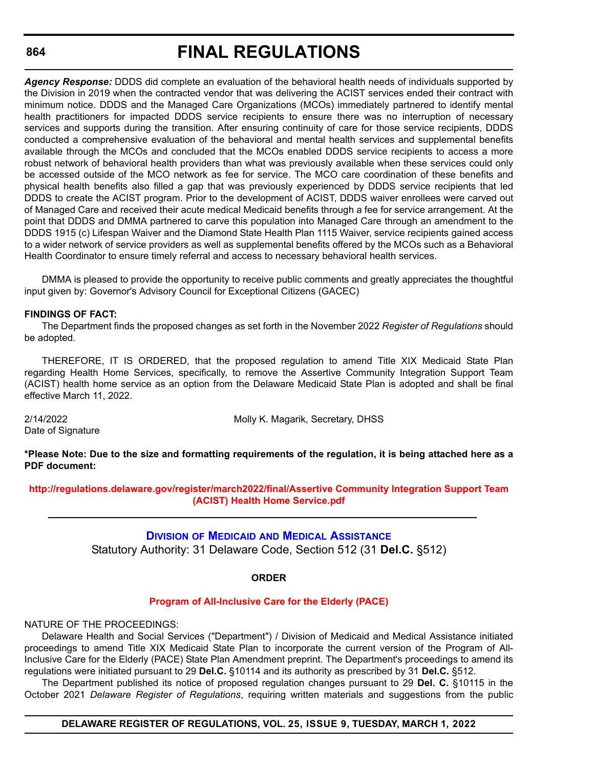***Agency Response:*** DDDS did complete an evaluation of the behavioral health needs of individuals supported by the Division in 2019 when the contracted vendor that was delivering the ACIST services ended their contract with minimum notice. DDDS and the Managed Care Organizations (MCOs) immediately partnered to identify mental health practitioners for impacted DDDS service recipients to ensure there was no interruption of necessary services and supports during the transition. After ensuring continuity of care for those service recipients, DDDS conducted a comprehensive evaluation of the behavioral and mental health services and supplemental benefits available through the MCOs and concluded that the MCOs enabled DDDS service recipients to access a more robust network of behavioral health providers than what was previously available when these services could only be accessed outside of the MCO network as fee for service. The MCO care coordination of these benefits and physical health benefits also filled a gap that was previously experienced by DDDS service recipients that led DDDS to create the ACIST program. Prior to the development of ACIST, DDDS waiver enrollees were carved out of Managed Care and received their acute medical Medicaid benefits through a fee for service arrangement. At the point that DDDS and DMMA partnered to carve this population into Managed Care through an amendment to the DDDS 1915 (c) Lifespan Waiver and the Diamond State Health Plan 1115 Waiver, service recipients gained access to a wider network of service providers as well as supplemental benefits offered by the MCOs such as a Behavioral Health Coordinator to ensure timely referral and access to necessary behavioral health services.

DMMA is pleased to provide the opportunity to receive public comments and greatly appreciates the thoughtful input given by: Governor's Advisory Council for Exceptional Citizens (GACEC)

**FINDINGS OF FACT:**

The Department finds the proposed changes as set forth in the November 2022 *Register of Regulations* should be adopted.

THEREFORE, IT IS ORDERED, that the proposed regulation to amend Title XIX Medicaid State Plan regarding Health Home Services, specifically, to remove the Assertive Community Integration Support Team (ACIST) health home service as an option from the Delaware Medicaid State Plan is adopted and shall be final effective March 11, 2022.

2/14/2022 Molly K. Magarik, Secretary, DHSS
Date of Signature

**\*Please Note: Due to the size and formatting requirements of the regulation, it is being attached here as a PDF document:**

**http://regulations.delaware.gov/register/march2022/final/Assertive Community Integration Support Team (ACIST) Health Home Service.pdf**

---

## Division of Medicaid and Medical Assistance

Statutory Authority: 31 Delaware Code, Section 512 (31 **Del.C.** §512)

**ORDER**

**Program of All-Inclusive Care for the Elderly (PACE)**

NATURE OF THE PROCEEDINGS:

Delaware Health and Social Services ("Department") / Division of Medicaid and Medical Assistance initiated proceedings to amend Title XIX Medicaid State Plan to incorporate the current version of the Program of All-Inclusive Care for the Elderly (PACE) State Plan Amendment preprint. The Department's proceedings to amend its regulations were initiated pursuant to 29 **Del.C.** §10114 and its authority as prescribed by 31 **Del.C.** §512.

The Department published its notice of proposed regulation changes pursuant to 29 **Del. C.** §10115 in the October 2021 *Delaware Register of Regulations*, requiring written materials and suggestions from the public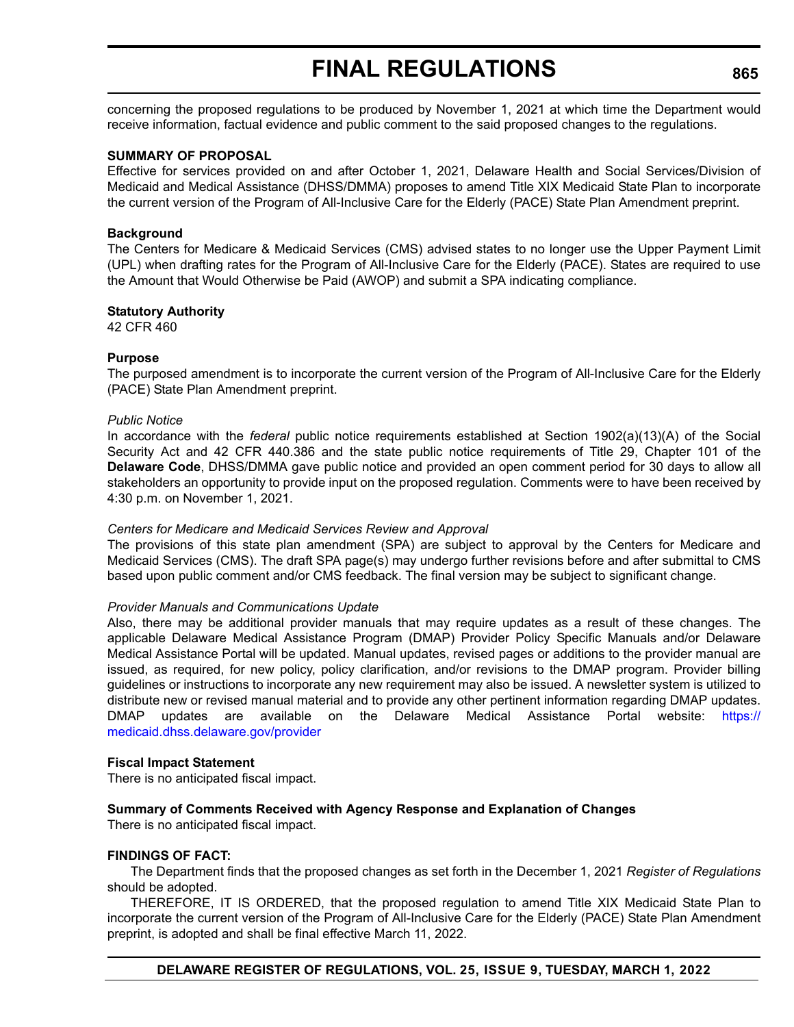concerning the proposed regulations to be produced by November 1, 2021 at which time the Department would receive information, factual evidence and public comment to the said proposed changes to the regulations.

**SUMMARY OF PROPOSAL**

Effective for services provided on and after October 1, 2021, Delaware Health and Social Services/Division of Medicaid and Medical Assistance (DHSS/DMMA) proposes to amend Title XIX Medicaid State Plan to incorporate the current version of the Program of All-Inclusive Care for the Elderly (PACE) State Plan Amendment preprint.

**Background**

The Centers for Medicare & Medicaid Services (CMS) advised states to no longer use the Upper Payment Limit (UPL) when drafting rates for the Program of All-Inclusive Care for the Elderly (PACE). States are required to use the Amount that Would Otherwise be Paid (AWOP) and submit a SPA indicating compliance.

**Statutory Authority**

42 CFR 460

**Purpose**

The purposed amendment is to incorporate the current version of the Program of All-Inclusive Care for the Elderly (PACE) State Plan Amendment preprint.

*Public Notice*

In accordance with the *federal* public notice requirements established at Section 1902(a)(13)(A) of the Social Security Act and 42 CFR 440.386 and the state public notice requirements of Title 29, Chapter 101 of the **Delaware Code**, DHSS/DMMA gave public notice and provided an open comment period for 30 days to allow all stakeholders an opportunity to provide input on the proposed regulation. Comments were to have been received by 4:30 p.m. on November 1, 2021.

*Centers for Medicare and Medicaid Services Review and Approval*

The provisions of this state plan amendment (SPA) are subject to approval by the Centers for Medicare and Medicaid Services (CMS). The draft SPA page(s) may undergo further revisions before and after submittal to CMS based upon public comment and/or CMS feedback. The final version may be subject to significant change.

*Provider Manuals and Communications Update*

Also, there may be additional provider manuals that may require updates as a result of these changes. The applicable Delaware Medical Assistance Program (DMAP) Provider Policy Specific Manuals and/or Delaware Medical Assistance Portal will be updated. Manual updates, revised pages or additions to the provider manual are issued, as required, for new policy, policy clarification, and/or revisions to the DMAP program. Provider billing guidelines or instructions to incorporate any new requirement may also be issued. A newsletter system is utilized to distribute new or revised manual material and to provide any other pertinent information regarding DMAP updates. DMAP updates are available on the Delaware Medical Assistance Portal website: https://medicaid.dhss.delaware.gov/provider

**Fiscal Impact Statement**

There is no anticipated fiscal impact.

**Summary of Comments Received with Agency Response and Explanation of Changes**

There is no anticipated fiscal impact.

**FINDINGS OF FACT:**

The Department finds that the proposed changes as set forth in the December 1, 2021 *Register of Regulations* should be adopted.

THEREFORE, IT IS ORDERED, that the proposed regulation to amend Title XIX Medicaid State Plan to incorporate the current version of the Program of All-Inclusive Care for the Elderly (PACE) State Plan Amendment preprint, is adopted and shall be final effective March 11, 2022.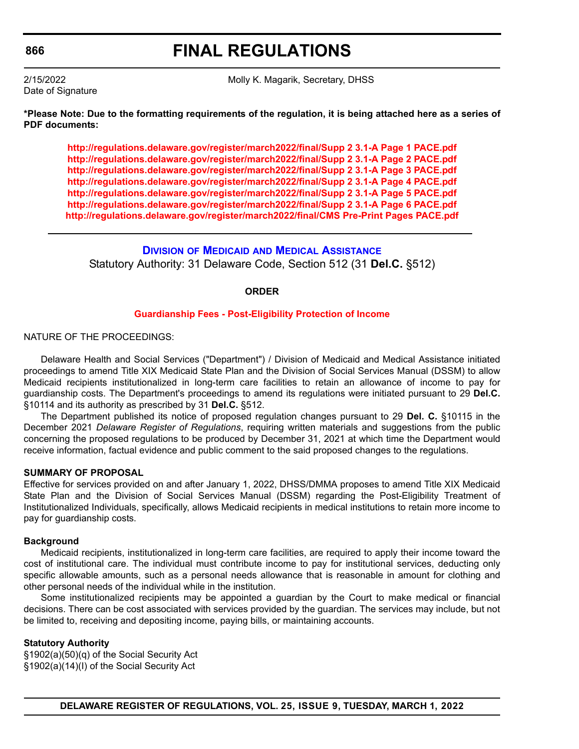2/15/2022
Date of Signature

Molly K. Magarik, Secretary, DHSS

**\*Please Note: Due to the formatting requirements of the regulation, it is being attached here as a series of PDF documents:**

> **http://regulations.delaware.gov/register/march2022/final/Supp 2 3.1-A Page 1 PACE.pdf**
> **http://regulations.delaware.gov/register/march2022/final/Supp 2 3.1-A Page 2 PACE.pdf**
> **http://regulations.delaware.gov/register/march2022/final/Supp 2 3.1-A Page 3 PACE.pdf**
> **http://regulations.delaware.gov/register/march2022/final/Supp 2 3.1-A Page 4 PACE.pdf**
> **http://regulations.delaware.gov/register/march2022/final/Supp 2 3.1-A Page 5 PACE.pdf**
> **http://regulations.delaware.gov/register/march2022/final/Supp 2 3.1-A Page 6 PACE.pdf**
> **http://regulations.delaware.gov/register/march2022/final/CMS Pre-Print Pages PACE.pdf**

---

## Division of Medicaid and Medical Assistance

Statutory Authority: 31 Delaware Code, Section 512 (31 **Del.C.** §512)

**ORDER**

**Guardianship Fees - Post-Eligibility Protection of Income**

NATURE OF THE PROCEEDINGS:

Delaware Health and Social Services ("Department") / Division of Medicaid and Medical Assistance initiated proceedings to amend Title XIX Medicaid State Plan and the Division of Social Services Manual (DSSM) to allow Medicaid recipients institutionalized in long-term care facilities to retain an allowance of income to pay for guardianship costs. The Department's proceedings to amend its regulations were initiated pursuant to 29 **Del.C.** §10114 and its authority as prescribed by 31 **Del.C.** §512.

The Department published its notice of proposed regulation changes pursuant to 29 **Del. C.** §10115 in the December 2021 *Delaware Register of Regulations*, requiring written materials and suggestions from the public concerning the proposed regulations to be produced by December 31, 2021 at which time the Department would receive information, factual evidence and public comment to the said proposed changes to the regulations.

**SUMMARY OF PROPOSAL**

Effective for services provided on and after January 1, 2022, DHSS/DMMA proposes to amend Title XIX Medicaid State Plan and the Division of Social Services Manual (DSSM) regarding the Post-Eligibility Treatment of Institutionalized Individuals, specifically, allows Medicaid recipients in medical institutions to retain more income to pay for guardianship costs.

**Background**

Medicaid recipients, institutionalized in long-term care facilities, are required to apply their income toward the cost of institutional care. The individual must contribute income to pay for institutional services, deducting only specific allowable amounts, such as a personal needs allowance that is reasonable in amount for clothing and other personal needs of the individual while in the institution.

Some institutionalized recipients may be appointed a guardian by the Court to make medical or financial decisions. There can be cost associated with services provided by the guardian. The services may include, but not be limited to, receiving and depositing income, paying bills, or maintaining accounts.

**Statutory Authority**

§1902(a)(50)(q) of the Social Security Act
§1902(a)(14)(I) of the Social Security Act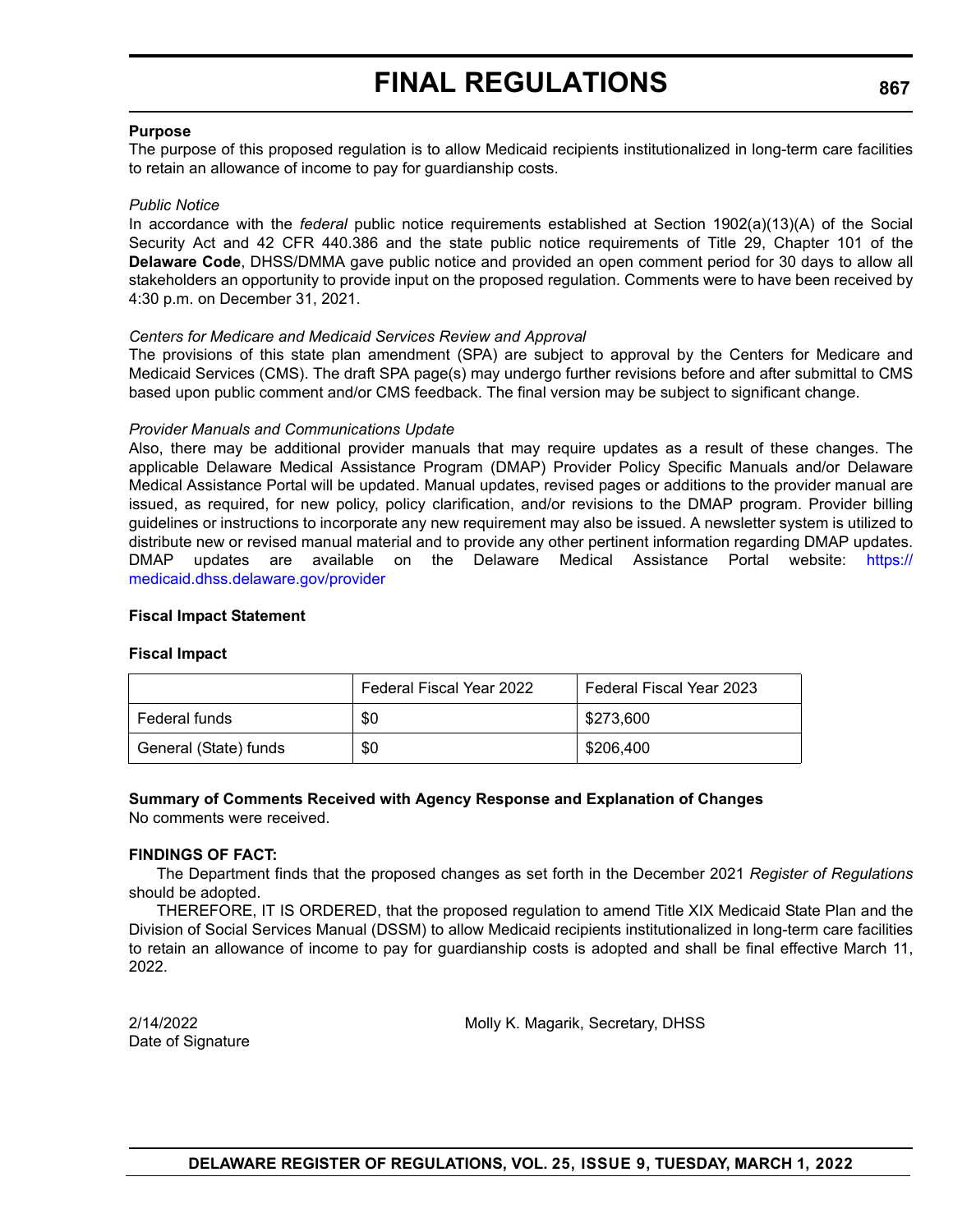**Purpose**

The purpose of this proposed regulation is to allow Medicaid recipients institutionalized in long-term care facilities to retain an allowance of income to pay for guardianship costs.

*Public Notice*

In accordance with the *federal* public notice requirements established at Section 1902(a)(13)(A) of the Social Security Act and 42 CFR 440.386 and the state public notice requirements of Title 29, Chapter 101 of the **Delaware Code**, DHSS/DMMA gave public notice and provided an open comment period for 30 days to allow all stakeholders an opportunity to provide input on the proposed regulation. Comments were to have been received by 4:30 p.m. on December 31, 2021.

*Centers for Medicare and Medicaid Services Review and Approval*

The provisions of this state plan amendment (SPA) are subject to approval by the Centers for Medicare and Medicaid Services (CMS). The draft SPA page(s) may undergo further revisions before and after submittal to CMS based upon public comment and/or CMS feedback. The final version may be subject to significant change.

*Provider Manuals and Communications Update*

Also, there may be additional provider manuals that may require updates as a result of these changes. The applicable Delaware Medical Assistance Program (DMAP) Provider Policy Specific Manuals and/or Delaware Medical Assistance Portal will be updated. Manual updates, revised pages or additions to the provider manual are issued, as required, for new policy, policy clarification, and/or revisions to the DMAP program. Provider billing guidelines or instructions to incorporate any new requirement may also be issued. A newsletter system is utilized to distribute new or revised manual material and to provide any other pertinent information regarding DMAP updates. DMAP updates are available on the Delaware Medical Assistance Portal website: https://medicaid.dhss.delaware.gov/provider

**Fiscal Impact Statement**

**Fiscal Impact**

| | Federal Fiscal Year 2022 | Federal Fiscal Year 2023 |
|---|---|---|
| Federal funds | $0 | $273,600 |
| General (State) funds | $0 | $206,400 |

**Summary of Comments Received with Agency Response and Explanation of Changes**

No comments were received.

**FINDINGS OF FACT:**

The Department finds that the proposed changes as set forth in the December 2021 *Register of Regulations* should be adopted.

THEREFORE, IT IS ORDERED, that the proposed regulation to amend Title XIX Medicaid State Plan and the Division of Social Services Manual (DSSM) to allow Medicaid recipients institutionalized in long-term care facilities to retain an allowance of income to pay for guardianship costs is adopted and shall be final effective March 11, 2022.

2/14/2022
Date of Signature

Molly K. Magarik, Secretary, DHSS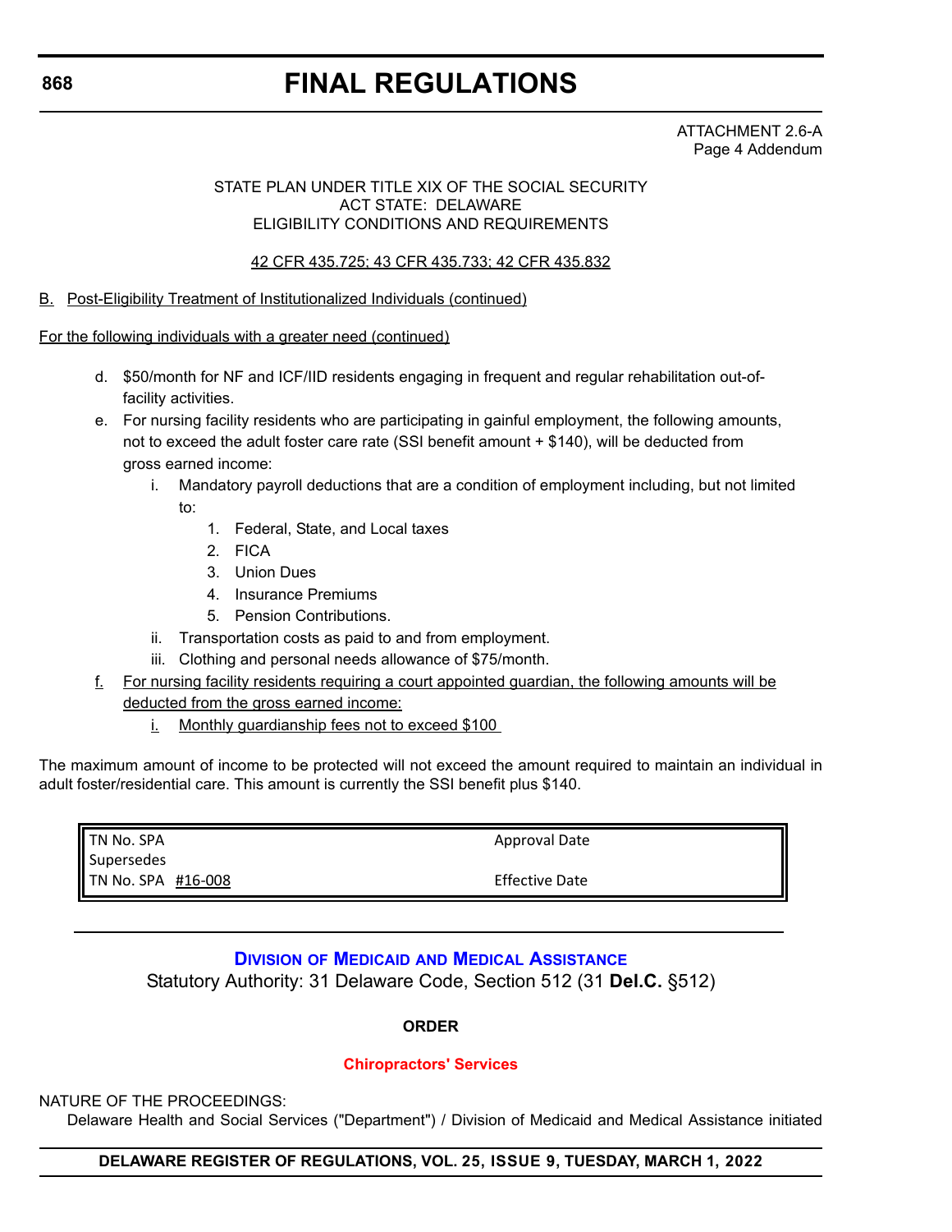ATTACHMENT 2.6-A
Page 4 Addendum

STATE PLAN UNDER TITLE XIX OF THE SOCIAL SECURITY
ACT STATE: DELAWARE
ELIGIBILITY CONDITIONS AND REQUIREMENTS

42 CFR 435.725; 43 CFR 435.733; 42 CFR 435.832

B. Post-Eligibility Treatment of Institutionalized Individuals (continued)

For the following individuals with a greater need (continued)

- d. $50/month for NF and ICF/IID residents engaging in frequent and regular rehabilitation out-of-facility activities.
- e. For nursing facility residents who are participating in gainful employment, the following amounts, not to exceed the adult foster care rate (SSI benefit amount + $140), will be deducted from gross earned income:
    - i. Mandatory payroll deductions that are a condition of employment including, but not limited to:
        1. Federal, State, and Local taxes
        2. FICA
        3. Union Dues
        4. Insurance Premiums
        5. Pension Contributions.
    - ii. Transportation costs as paid to and from employment.
    - iii. Clothing and personal needs allowance of $75/month.
- f. For nursing facility residents requiring a court appointed guardian, the following amounts will be deducted from the gross earned income:
    - i. Monthly guardianship fees not to exceed $100

The maximum amount of income to be protected will not exceed the amount required to maintain an individual in adult foster/residential care. This amount is currently the SSI benefit plus $140.

| TN No. SPA | Approval Date |
|---|---|
| Supersedes | |
| TN No. SPA #16-008 | Effective Date |

## Division of Medicaid and Medical Assistance

Statutory Authority: 31 Delaware Code, Section 512 (31 **Del.C.** §512)

**ORDER**

**Chiropractors' Services**

NATURE OF THE PROCEEDINGS:

Delaware Health and Social Services ("Department") / Division of Medicaid and Medical Assistance initiated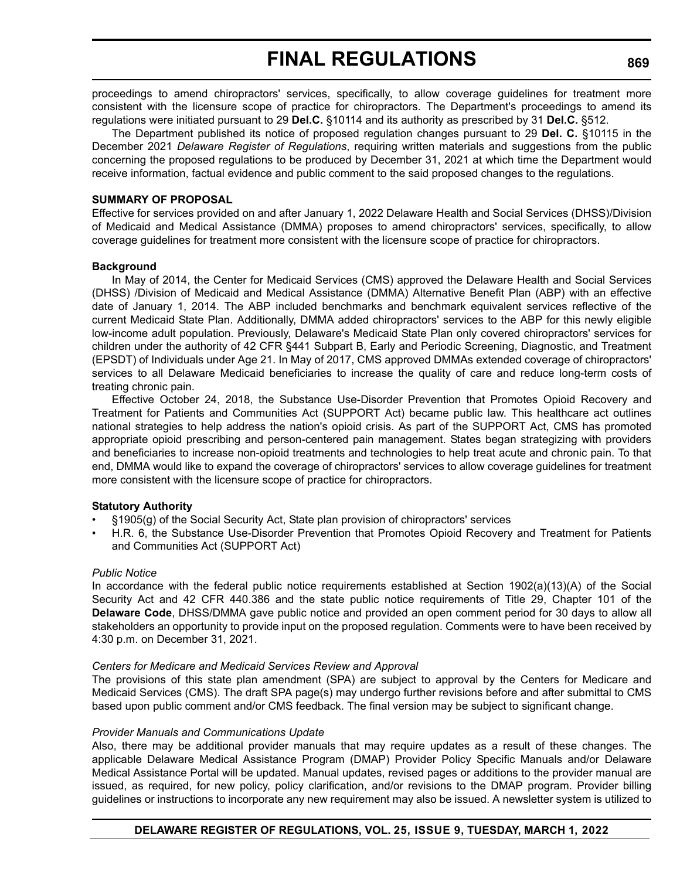proceedings to amend chiropractors' services, specifically, to allow coverage guidelines for treatment more consistent with the licensure scope of practice for chiropractors. The Department's proceedings to amend its regulations were initiated pursuant to 29 **Del.C.** §10114 and its authority as prescribed by 31 **Del.C.** §512.

The Department published its notice of proposed regulation changes pursuant to 29 **Del. C.** §10115 in the December 2021 *Delaware Register of Regulations*, requiring written materials and suggestions from the public concerning the proposed regulations to be produced by December 31, 2021 at which time the Department would receive information, factual evidence and public comment to the said proposed changes to the regulations.

**SUMMARY OF PROPOSAL**

Effective for services provided on and after January 1, 2022 Delaware Health and Social Services (DHSS)/Division of Medicaid and Medical Assistance (DMMA) proposes to amend chiropractors' services, specifically, to allow coverage guidelines for treatment more consistent with the licensure scope of practice for chiropractors.

**Background**

In May of 2014, the Center for Medicaid Services (CMS) approved the Delaware Health and Social Services (DHSS) /Division of Medicaid and Medical Assistance (DMMA) Alternative Benefit Plan (ABP) with an effective date of January 1, 2014. The ABP included benchmarks and benchmark equivalent services reflective of the current Medicaid State Plan. Additionally, DMMA added chiropractors' services to the ABP for this newly eligible low-income adult population. Previously, Delaware's Medicaid State Plan only covered chiropractors' services for children under the authority of 42 CFR §441 Subpart B, Early and Periodic Screening, Diagnostic, and Treatment (EPSDT) of Individuals under Age 21. In May of 2017, CMS approved DMMAs extended coverage of chiropractors' services to all Delaware Medicaid beneficiaries to increase the quality of care and reduce long-term costs of treating chronic pain.

Effective October 24, 2018, the Substance Use-Disorder Prevention that Promotes Opioid Recovery and Treatment for Patients and Communities Act (SUPPORT Act) became public law. This healthcare act outlines national strategies to help address the nation's opioid crisis. As part of the SUPPORT Act, CMS has promoted appropriate opioid prescribing and person-centered pain management. States began strategizing with providers and beneficiaries to increase non-opioid treatments and technologies to help treat acute and chronic pain. To that end, DMMA would like to expand the coverage of chiropractors' services to allow coverage guidelines for treatment more consistent with the licensure scope of practice for chiropractors.

**Statutory Authority**

- §1905(g) of the Social Security Act, State plan provision of chiropractors' services
- H.R. 6, the Substance Use-Disorder Prevention that Promotes Opioid Recovery and Treatment for Patients and Communities Act (SUPPORT Act)

*Public Notice*

In accordance with the federal public notice requirements established at Section 1902(a)(13)(A) of the Social Security Act and 42 CFR 440.386 and the state public notice requirements of Title 29, Chapter 101 of the **Delaware Code**, DHSS/DMMA gave public notice and provided an open comment period for 30 days to allow all stakeholders an opportunity to provide input on the proposed regulation. Comments were to have been received by 4:30 p.m. on December 31, 2021.

*Centers for Medicare and Medicaid Services Review and Approval*

The provisions of this state plan amendment (SPA) are subject to approval by the Centers for Medicare and Medicaid Services (CMS). The draft SPA page(s) may undergo further revisions before and after submittal to CMS based upon public comment and/or CMS feedback. The final version may be subject to significant change.

*Provider Manuals and Communications Update*

Also, there may be additional provider manuals that may require updates as a result of these changes. The applicable Delaware Medical Assistance Program (DMAP) Provider Policy Specific Manuals and/or Delaware Medical Assistance Portal will be updated. Manual updates, revised pages or additions to the provider manual are issued, as required, for new policy, policy clarification, and/or revisions to the DMAP program. Provider billing guidelines or instructions to incorporate any new requirement may also be issued. A newsletter system is utilized to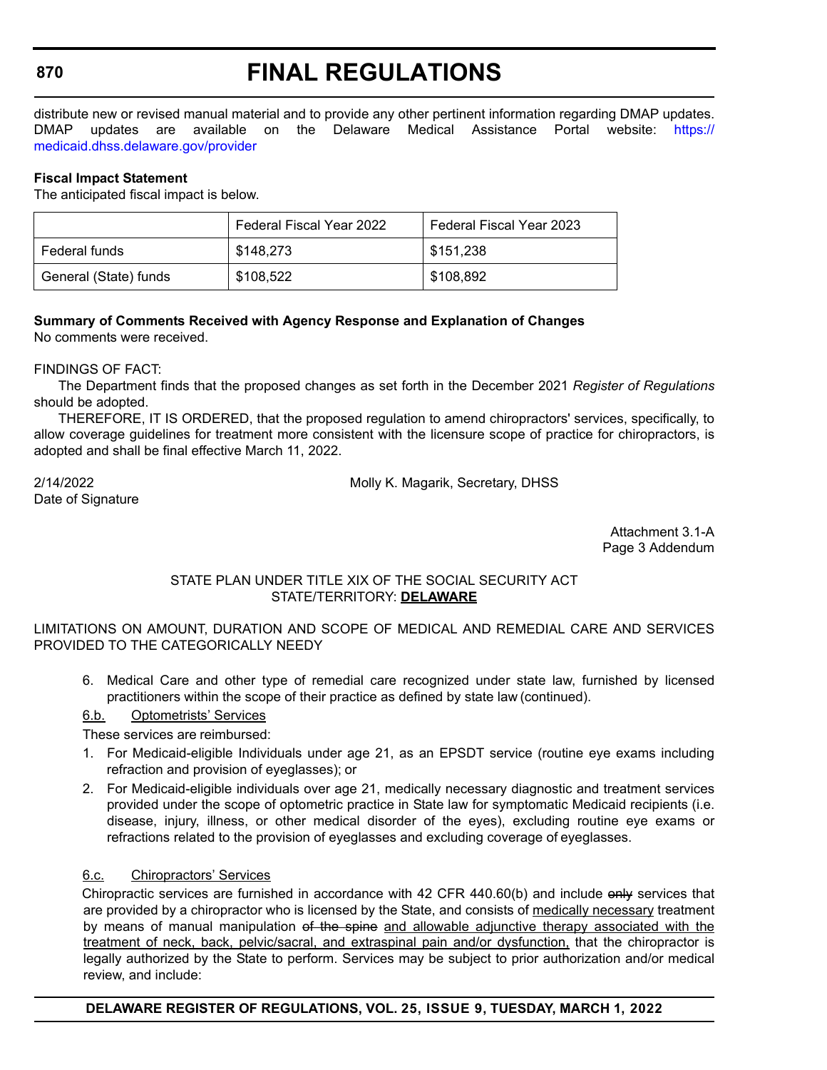distribute new or revised manual material and to provide any other pertinent information regarding DMAP updates. DMAP updates are available on the Delaware Medical Assistance Portal website: https://medicaid.dhss.delaware.gov/provider

**Fiscal Impact Statement**

The anticipated fiscal impact is below.

| | Federal Fiscal Year 2022 | Federal Fiscal Year 2023 |
|---|---|---|
| Federal funds | $148,273 | $151,238 |
| General (State) funds | $108,522 | $108,892 |

**Summary of Comments Received with Agency Response and Explanation of Changes**

No comments were received.

FINDINGS OF FACT:

The Department finds that the proposed changes as set forth in the December 2021 *Register of Regulations* should be adopted.

THEREFORE, IT IS ORDERED, that the proposed regulation to amend chiropractors' services, specifically, to allow coverage guidelines for treatment more consistent with the licensure scope of practice for chiropractors, is adopted and shall be final effective March 11, 2022.

2/14/2022 Molly K. Magarik, Secretary, DHSS

Date of Signature

Attachment 3.1-A

Page 3 Addendum

STATE PLAN UNDER TITLE XIX OF THE SOCIAL SECURITY ACT

STATE/TERRITORY: **DELAWARE**

LIMITATIONS ON AMOUNT, DURATION AND SCOPE OF MEDICAL AND REMEDIAL CARE AND SERVICES PROVIDED TO THE CATEGORICALLY NEEDY

6. Medical Care and other type of remedial care recognized under state law, furnished by licensed practitioners within the scope of their practice as defined by state law (continued).

6.b. Optometrists' Services

These services are reimbursed:

1. For Medicaid-eligible Individuals under age 21, as an EPSDT service (routine eye exams including refraction and provision of eyeglasses); or
2. For Medicaid-eligible individuals over age 21, medically necessary diagnostic and treatment services provided under the scope of optometric practice in State law for symptomatic Medicaid recipients (i.e. disease, injury, illness, or other medical disorder of the eyes), excluding routine eye exams or refractions related to the provision of eyeglasses and excluding coverage of eyeglasses.

6.c. Chiropractors' Services

Chiropractic services are furnished in accordance with 42 CFR 440.60(b) and include ~~only~~ services that are provided by a chiropractor who is licensed by the State, and consists of medically necessary treatment by means of manual manipulation ~~of the spine~~ and allowable adjunctive therapy associated with the treatment of neck, back, pelvic/sacral, and extraspinal pain and/or dysfunction, that the chiropractor is legally authorized by the State to perform. Services may be subject to prior authorization and/or medical review, and include: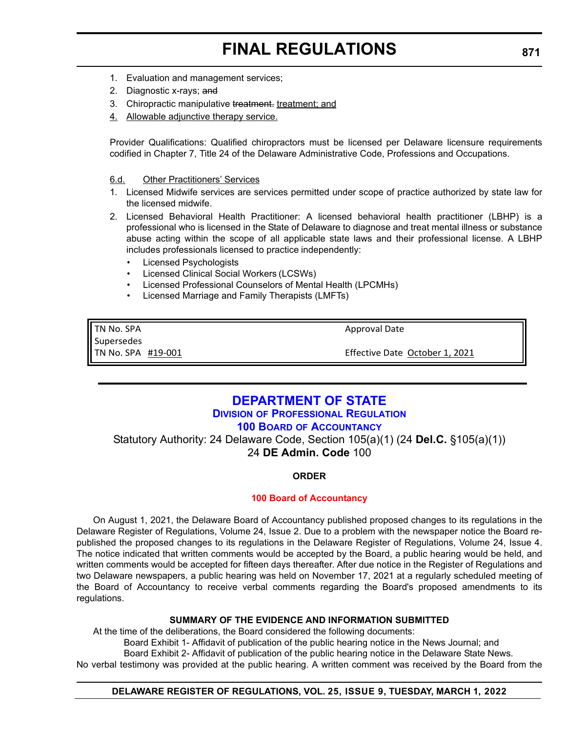1. Evaluation and management services;
2. Diagnostic x-rays; ~~and~~
3. Chiropractic manipulative ~~treatment.~~ <u>treatment; and</u>
4. <u>Allowable adjunctive therapy service.</u>

Provider Qualifications: Qualified chiropractors must be licensed per Delaware licensure requirements codified in Chapter 7, Title 24 of the Delaware Administrative Code, Professions and Occupations.

<u>6.d.</u> <u>Other Practitioners' Services</u>

1. Licensed Midwife services are services permitted under scope of practice authorized by state law for the licensed midwife.
2. Licensed Behavioral Health Practitioner: A licensed behavioral health practitioner (LBHP) is a professional who is licensed in the State of Delaware to diagnose and treat mental illness or substance abuse acting within the scope of all applicable state laws and their professional license. A LBHP includes professionals licensed to practice independently:
   - Licensed Psychologists
   - Licensed Clinical Social Workers (LCSWs)
   - Licensed Professional Counselors of Mental Health (LPCMHs)
   - Licensed Marriage and Family Therapists (LMFTs)

| | |
|---|---|
| TN No. SPA | Approval Date |
| Supersedes | |
| TN No. SPA <u>#19-001</u> | Effective Date <u>October 1, 2021</u> |

# DEPARTMENT OF STATE

## Division of Professional Regulation

## 100 Board of Accountancy

Statutory Authority: 24 Delaware Code, Section 105(a)(1) (24 **Del.C.** §105(a)(1))
24 **DE Admin. Code** 100

### ORDER

### 100 Board of Accountancy

On August 1, 2021, the Delaware Board of Accountancy published proposed changes to its regulations in the Delaware Register of Regulations, Volume 24, Issue 2. Due to a problem with the newspaper notice the Board re-published the proposed changes to its regulations in the Delaware Register of Regulations, Volume 24, Issue 4. The notice indicated that written comments would be accepted by the Board, a public hearing would be held, and written comments would be accepted for fifteen days thereafter. After due notice in the Register of Regulations and two Delaware newspapers, a public hearing was held on November 17, 2021 at a regularly scheduled meeting of the Board of Accountancy to receive verbal comments regarding the Board's proposed amendments to its regulations.

### SUMMARY OF THE EVIDENCE AND INFORMATION SUBMITTED

At the time of the deliberations, the Board considered the following documents:

Board Exhibit 1- Affidavit of publication of the public hearing notice in the News Journal; and

Board Exhibit 2- Affidavit of publication of the public hearing notice in the Delaware State News.

No verbal testimony was provided at the public hearing. A written comment was received by the Board from the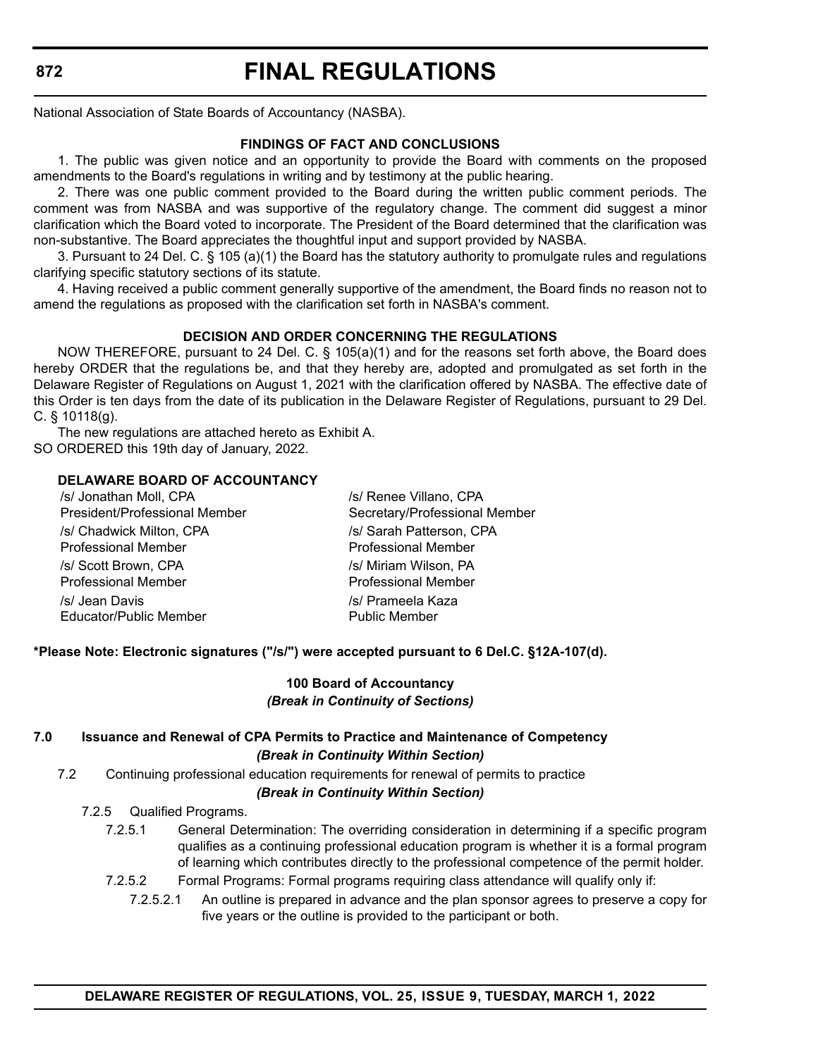National Association of State Boards of Accountancy (NASBA).

**FINDINGS OF FACT AND CONCLUSIONS**

1. The public was given notice and an opportunity to provide the Board with comments on the proposed amendments to the Board's regulations in writing and by testimony at the public hearing.

2. There was one public comment provided to the Board during the written public comment periods. The comment was from NASBA and was supportive of the regulatory change. The comment did suggest a minor clarification which the Board voted to incorporate. The President of the Board determined that the clarification was non-substantive. The Board appreciates the thoughtful input and support provided by NASBA.

3. Pursuant to 24 Del. C. § 105 (a)(1) the Board has the statutory authority to promulgate rules and regulations clarifying specific statutory sections of its statute.

4. Having received a public comment generally supportive of the amendment, the Board finds no reason not to amend the regulations as proposed with the clarification set forth in NASBA's comment.

**DECISION AND ORDER CONCERNING THE REGULATIONS**

NOW THEREFORE, pursuant to 24 Del. C. § 105(a)(1) and for the reasons set forth above, the Board does hereby ORDER that the regulations be, and that they hereby are, adopted and promulgated as set forth in the Delaware Register of Regulations on August 1, 2021 with the clarification offered by NASBA. The effective date of this Order is ten days from the date of its publication in the Delaware Register of Regulations, pursuant to 29 Del. C. § 10118(g).

The new regulations are attached hereto as Exhibit A.

SO ORDERED this 19th day of January, 2022.

**DELAWARE BOARD OF ACCOUNTANCY**

/s/ Jonathan Moll, CPA
President/Professional Member

/s/ Renee Villano, CPA
Secretary/Professional Member

/s/ Chadwick Milton, CPA
Professional Member

/s/ Sarah Patterson, CPA
Professional Member

/s/ Scott Brown, CPA
Professional Member

/s/ Miriam Wilson, PA
Professional Member

/s/ Jean Davis
Educator/Public Member

/s/ Prameela Kaza
Public Member

**\*Please Note: Electronic signatures ("/s/") were accepted pursuant to 6 Del.C. §12A-107(d).**

**100 Board of Accountancy**
***(Break in Continuity of Sections)***

**7.0 Issuance and Renewal of CPA Permits to Practice and Maintenance of Competency**
***(Break in Continuity Within Section)***

7.2 Continuing professional education requirements for renewal of permits to practice
***(Break in Continuity Within Section)***

7.2.5 Qualified Programs.

7.2.5.1 General Determination: The overriding consideration in determining if a specific program qualifies as a continuing professional education program is whether it is a formal program of learning which contributes directly to the professional competence of the permit holder.

7.2.5.2 Formal Programs: Formal programs requiring class attendance will qualify only if:

7.2.5.2.1 An outline is prepared in advance and the plan sponsor agrees to preserve a copy for five years or the outline is provided to the participant or both.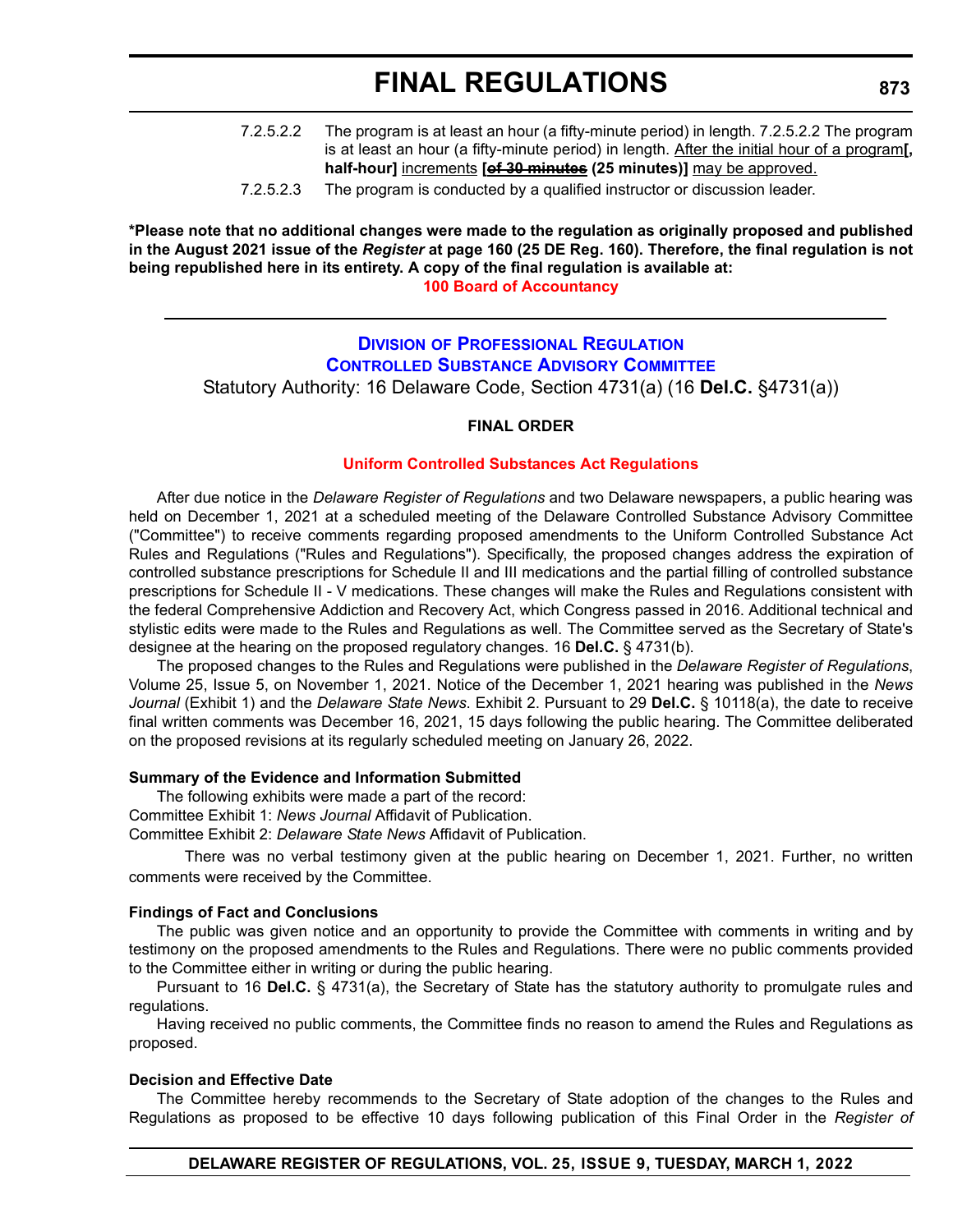7.2.5.2.2 The program is at least an hour (a fifty-minute period) in length. 7.2.5.2.2 The program is at least an hour (a fifty-minute period) in length. After the initial hour of a program**[, half-hour]** increments **[~~of 30 minutes~~ (25 minutes)]** may be approved.

7.2.5.2.3 The program is conducted by a qualified instructor or discussion leader.

**\*Please note that no additional changes were made to the regulation as originally proposed and published in the August 2021 issue of the *Register* at page 160 (25 DE Reg. 160). Therefore, the final regulation is not being republished here in its entirety. A copy of the final regulation is available at:**

**100 Board of Accountancy**

---

## Division of Professional Regulation
## Controlled Substance Advisory Committee

Statutory Authority: 16 Delaware Code, Section 4731(a) (16 **Del.C.** §4731(a))

**FINAL ORDER**

**Uniform Controlled Substances Act Regulations**

After due notice in the *Delaware Register of Regulations* and two Delaware newspapers, a public hearing was held on December 1, 2021 at a scheduled meeting of the Delaware Controlled Substance Advisory Committee ("Committee") to receive comments regarding proposed amendments to the Uniform Controlled Substance Act Rules and Regulations ("Rules and Regulations"). Specifically, the proposed changes address the expiration of controlled substance prescriptions for Schedule II and III medications and the partial filling of controlled substance prescriptions for Schedule II - V medications. These changes will make the Rules and Regulations consistent with the federal Comprehensive Addiction and Recovery Act, which Congress passed in 2016. Additional technical and stylistic edits were made to the Rules and Regulations as well. The Committee served as the Secretary of State's designee at the hearing on the proposed regulatory changes. 16 **Del.C.** § 4731(b).

The proposed changes to the Rules and Regulations were published in the *Delaware Register of Regulations*, Volume 25, Issue 5, on November 1, 2021. Notice of the December 1, 2021 hearing was published in the *News Journal* (Exhibit 1) and the *Delaware State News*. Exhibit 2. Pursuant to 29 **Del.C.** § 10118(a), the date to receive final written comments was December 16, 2021, 15 days following the public hearing. The Committee deliberated on the proposed revisions at its regularly scheduled meeting on January 26, 2022.

**Summary of the Evidence and Information Submitted**

The following exhibits were made a part of the record:

Committee Exhibit 1: *News Journal* Affidavit of Publication.

Committee Exhibit 2: *Delaware State News* Affidavit of Publication.

There was no verbal testimony given at the public hearing on December 1, 2021. Further, no written comments were received by the Committee.

**Findings of Fact and Conclusions**

The public was given notice and an opportunity to provide the Committee with comments in writing and by testimony on the proposed amendments to the Rules and Regulations. There were no public comments provided to the Committee either in writing or during the public hearing.

Pursuant to 16 **Del.C.** § 4731(a), the Secretary of State has the statutory authority to promulgate rules and regulations.

Having received no public comments, the Committee finds no reason to amend the Rules and Regulations as proposed.

**Decision and Effective Date**

The Committee hereby recommends to the Secretary of State adoption of the changes to the Rules and Regulations as proposed to be effective 10 days following publication of this Final Order in the *Register of*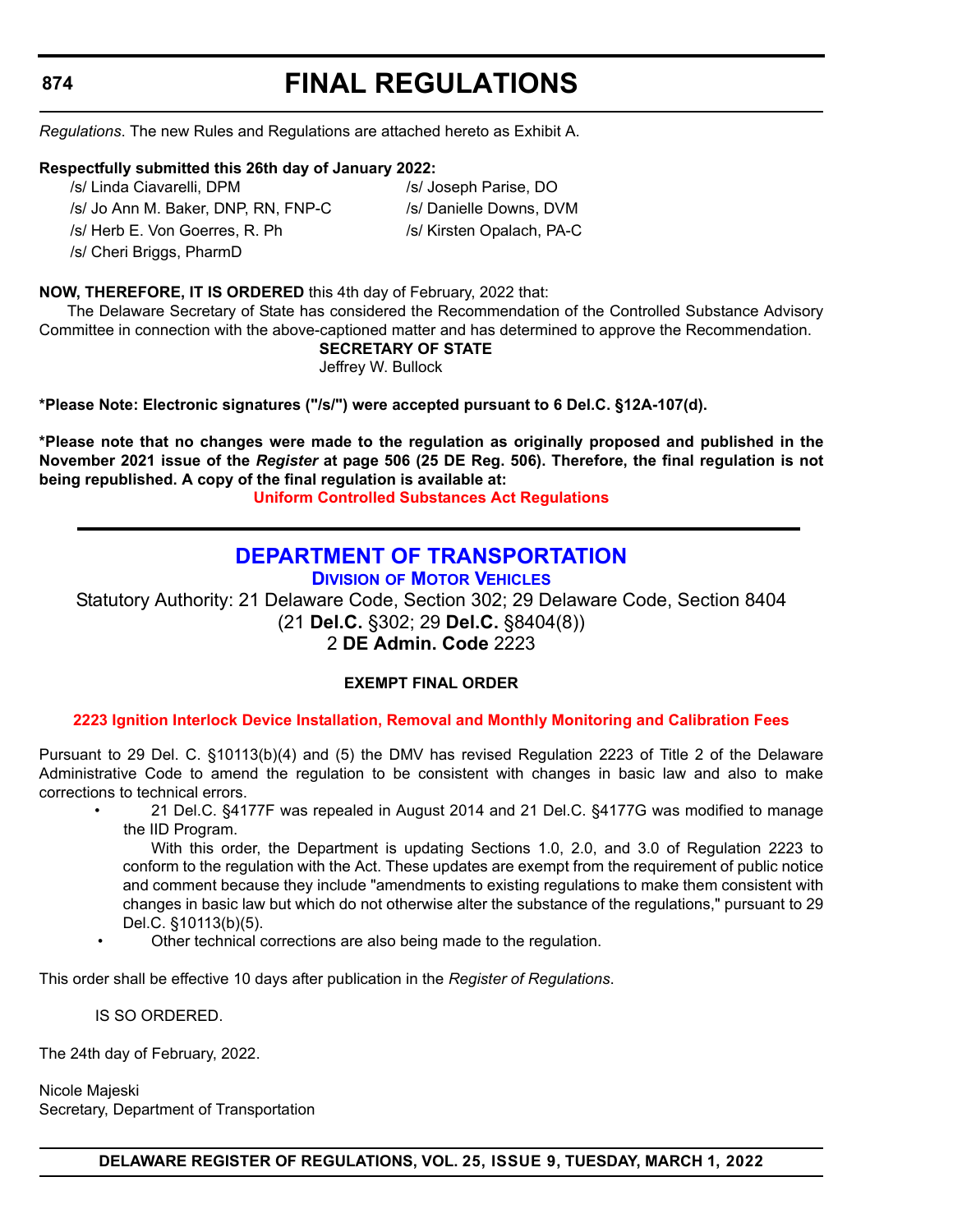*Regulations*. The new Rules and Regulations are attached hereto as Exhibit A.

**Respectfully submitted this 26th day of January 2022:**

/s/ Linda Ciavarelli, DPM
/s/ Jo Ann M. Baker, DNP, RN, FNP-C
/s/ Herb E. Von Goerres, R. Ph
/s/ Cheri Briggs, PharmD
/s/ Joseph Parise, DO
/s/ Danielle Downs, DVM
/s/ Kirsten Opalach, PA-C

**NOW, THEREFORE, IT IS ORDERED** this 4th day of February, 2022 that:

The Delaware Secretary of State has considered the Recommendation of the Controlled Substance Advisory Committee in connection with the above-captioned matter and has determined to approve the Recommendation.

**SECRETARY OF STATE**
Jeffrey W. Bullock

**\*Please Note: Electronic signatures ("/s/") were accepted pursuant to 6 Del.C. §12A-107(d).**

**\*Please note that no changes were made to the regulation as originally proposed and published in the November 2021 issue of the *Register* at page 506 (25 DE Reg. 506). Therefore, the final regulation is not being republished. A copy of the final regulation is available at:**

**Uniform Controlled Substances Act Regulations**

---

# DEPARTMENT OF TRANSPORTATION

## Division of Motor Vehicles

Statutory Authority: 21 Delaware Code, Section 302; 29 Delaware Code, Section 8404
(21 **Del.C.** §302; 29 **Del.C.** §8404(8))
2 **DE Admin. Code** 2223

**EXEMPT FINAL ORDER**

**2223 Ignition Interlock Device Installation, Removal and Monthly Monitoring and Calibration Fees**

Pursuant to 29 Del. C. §10113(b)(4) and (5) the DMV has revised Regulation 2223 of Title 2 of the Delaware Administrative Code to amend the regulation to be consistent with changes in basic law and also to make corrections to technical errors.

- 21 Del.C. §4177F was repealed in August 2014 and 21 Del.C. §4177G was modified to manage the IID Program.

  With this order, the Department is updating Sections 1.0, 2.0, and 3.0 of Regulation 2223 to conform to the regulation with the Act. These updates are exempt from the requirement of public notice and comment because they include "amendments to existing regulations to make them consistent with changes in basic law but which do not otherwise alter the substance of the regulations," pursuant to 29 Del.C. §10113(b)(5).
- Other technical corrections are also being made to the regulation.

This order shall be effective 10 days after publication in the *Register of Regulations*.

IS SO ORDERED.

The 24th day of February, 2022.

Nicole Majeski
Secretary, Department of Transportation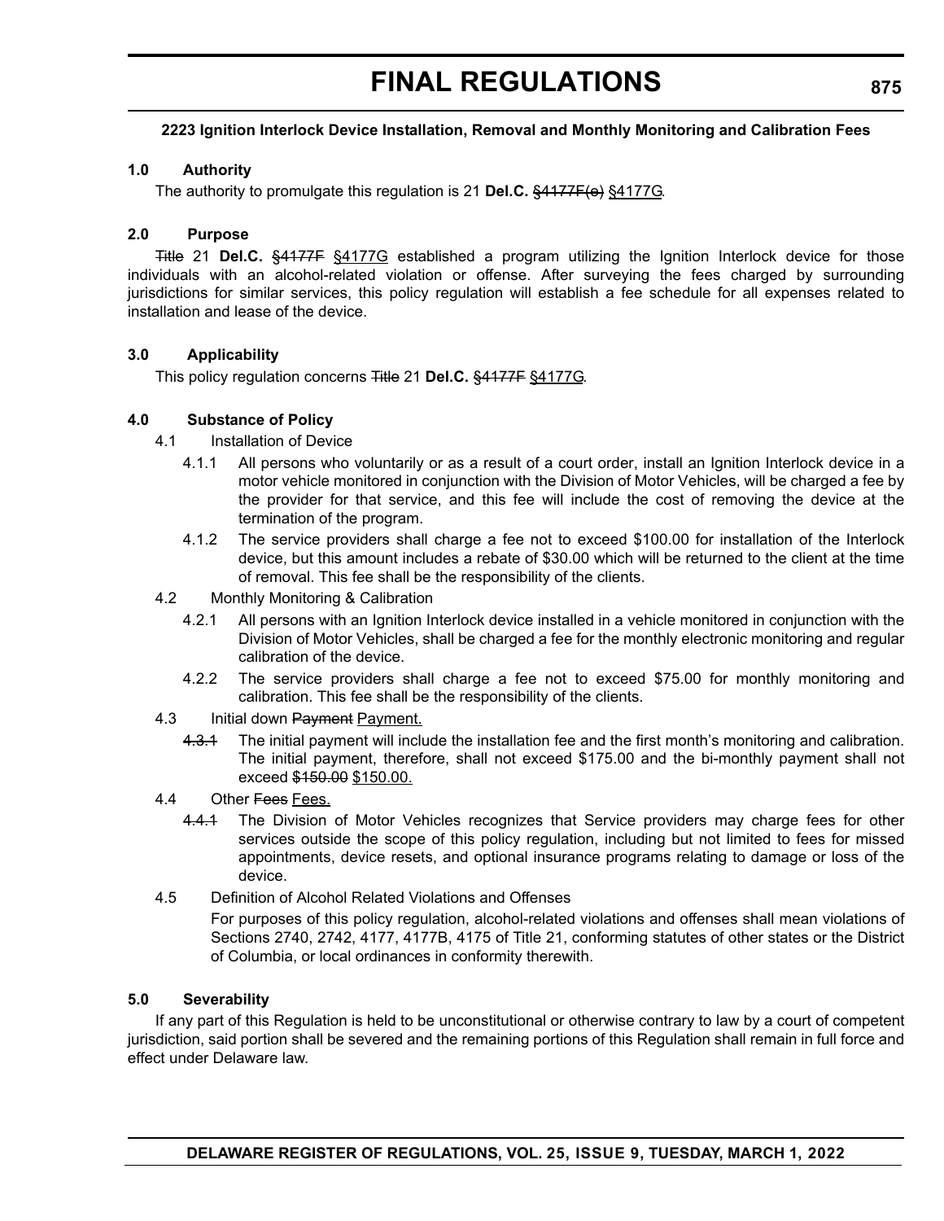**2223 Ignition Interlock Device Installation, Removal and Monthly Monitoring and Calibration Fees**

**1.0 Authority**

The authority to promulgate this regulation is 21 **Del.C.** ~~§4177F(e)~~ §4177G.

**2.0 Purpose**

~~Title~~ 21 **Del.C.** ~~§4177F~~ §4177G established a program utilizing the Ignition Interlock device for those individuals with an alcohol-related violation or offense. After surveying the fees charged by surrounding jurisdictions for similar services, this policy regulation will establish a fee schedule for all expenses related to installation and lease of the device.

**3.0 Applicability**

This policy regulation concerns ~~Title~~ 21 **Del.C.** ~~§4177F~~ §4177G.

**4.0 Substance of Policy**

4.1 Installation of Device

4.1.1 All persons who voluntarily or as a result of a court order, install an Ignition Interlock device in a motor vehicle monitored in conjunction with the Division of Motor Vehicles, will be charged a fee by the provider for that service, and this fee will include the cost of removing the device at the termination of the program.

4.1.2 The service providers shall charge a fee not to exceed $100.00 for installation of the Interlock device, but this amount includes a rebate of $30.00 which will be returned to the client at the time of removal. This fee shall be the responsibility of the clients.

4.2 Monthly Monitoring & Calibration

4.2.1 All persons with an Ignition Interlock device installed in a vehicle monitored in conjunction with the Division of Motor Vehicles, shall be charged a fee for the monthly electronic monitoring and regular calibration of the device.

4.2.2 The service providers shall charge a fee not to exceed $75.00 for monthly monitoring and calibration. This fee shall be the responsibility of the clients.

4.3 Initial down ~~Payment~~ Payment.

~~4.3.1~~ The initial payment will include the installation fee and the first month's monitoring and calibration. The initial payment, therefore, shall not exceed $175.00 and the bi-monthly payment shall not exceed ~~$150.00~~ $150.00.

4.4 Other ~~Fees~~ Fees.

~~4.4.1~~ The Division of Motor Vehicles recognizes that Service providers may charge fees for other services outside the scope of this policy regulation, including but not limited to fees for missed appointments, device resets, and optional insurance programs relating to damage or loss of the device.

4.5 Definition of Alcohol Related Violations and Offenses

For purposes of this policy regulation, alcohol-related violations and offenses shall mean violations of Sections 2740, 2742, 4177, 4177B, 4175 of Title 21, conforming statutes of other states or the District of Columbia, or local ordinances in conformity therewith.

**5.0 Severability**

If any part of this Regulation is held to be unconstitutional or otherwise contrary to law by a court of competent jurisdiction, said portion shall be severed and the remaining portions of this Regulation shall remain in full force and effect under Delaware law.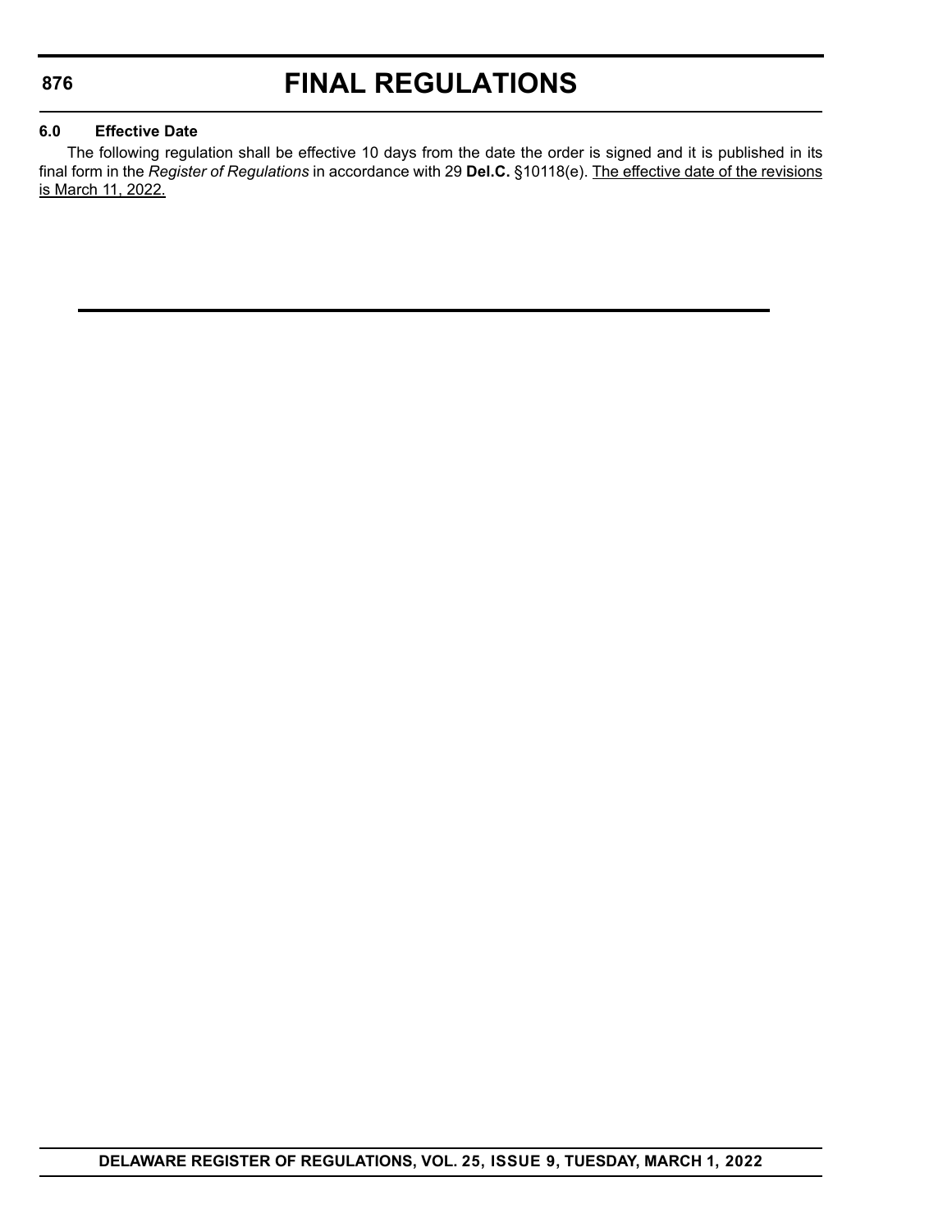**6.0 Effective Date**

The following regulation shall be effective 10 days from the date the order is signed and it is published in its final form in the *Register of Regulations* in accordance with 29 **Del.C.** §10118(e). The effective date of the revisions is March 11, 2022.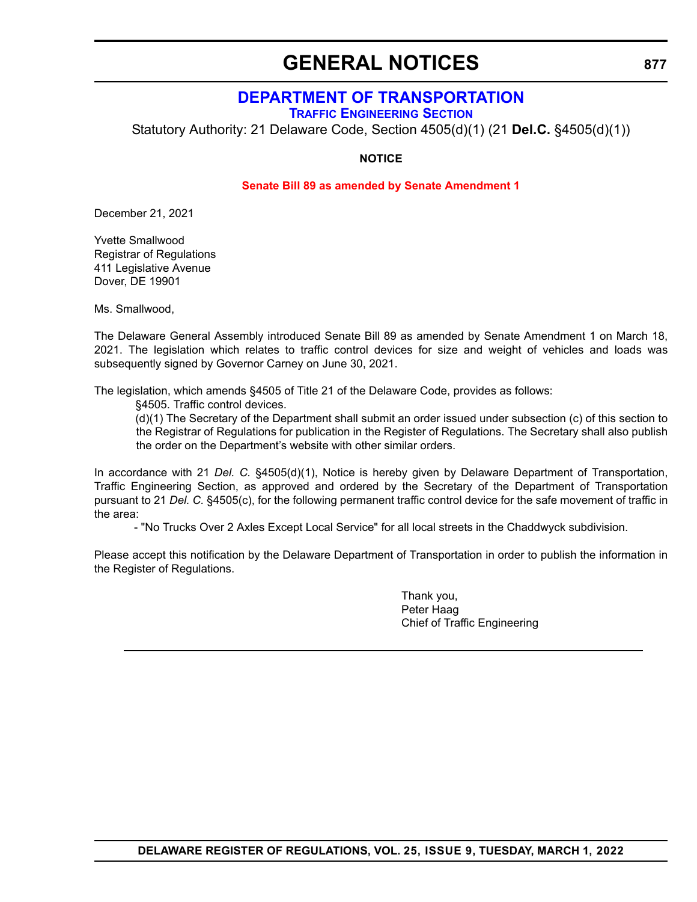# GENERAL NOTICES

## DEPARTMENT OF TRANSPORTATION

### Traffic Engineering Section

Statutory Authority: 21 Delaware Code, Section 4505(d)(1) (21 **Del.C.** §4505(d)(1))

**NOTICE**

**Senate Bill 89 as amended by Senate Amendment 1**

December 21, 2021

Yvette Smallwood
Registrar of Regulations
411 Legislative Avenue
Dover, DE 19901

Ms. Smallwood,

The Delaware General Assembly introduced Senate Bill 89 as amended by Senate Amendment 1 on March 18, 2021. The legislation which relates to traffic control devices for size and weight of vehicles and loads was subsequently signed by Governor Carney on June 30, 2021.

The legislation, which amends §4505 of Title 21 of the Delaware Code, provides as follows:

> §4505. Traffic control devices.
>
> (d)(1) The Secretary of the Department shall submit an order issued under subsection (c) of this section to the Registrar of Regulations for publication in the Register of Regulations. The Secretary shall also publish the order on the Department's website with other similar orders.

In accordance with 21 *Del. C.* §4505(d)(1), Notice is hereby given by Delaware Department of Transportation, Traffic Engineering Section, as approved and ordered by the Secretary of the Department of Transportation pursuant to 21 *Del. C.* §4505(c), for the following permanent traffic control device for the safe movement of traffic in the area:

- "No Trucks Over 2 Axles Except Local Service" for all local streets in the Chaddwyck subdivision.

Please accept this notification by the Delaware Department of Transportation in order to publish the information in the Register of Regulations.

Thank you,
Peter Haag
Chief of Traffic Engineering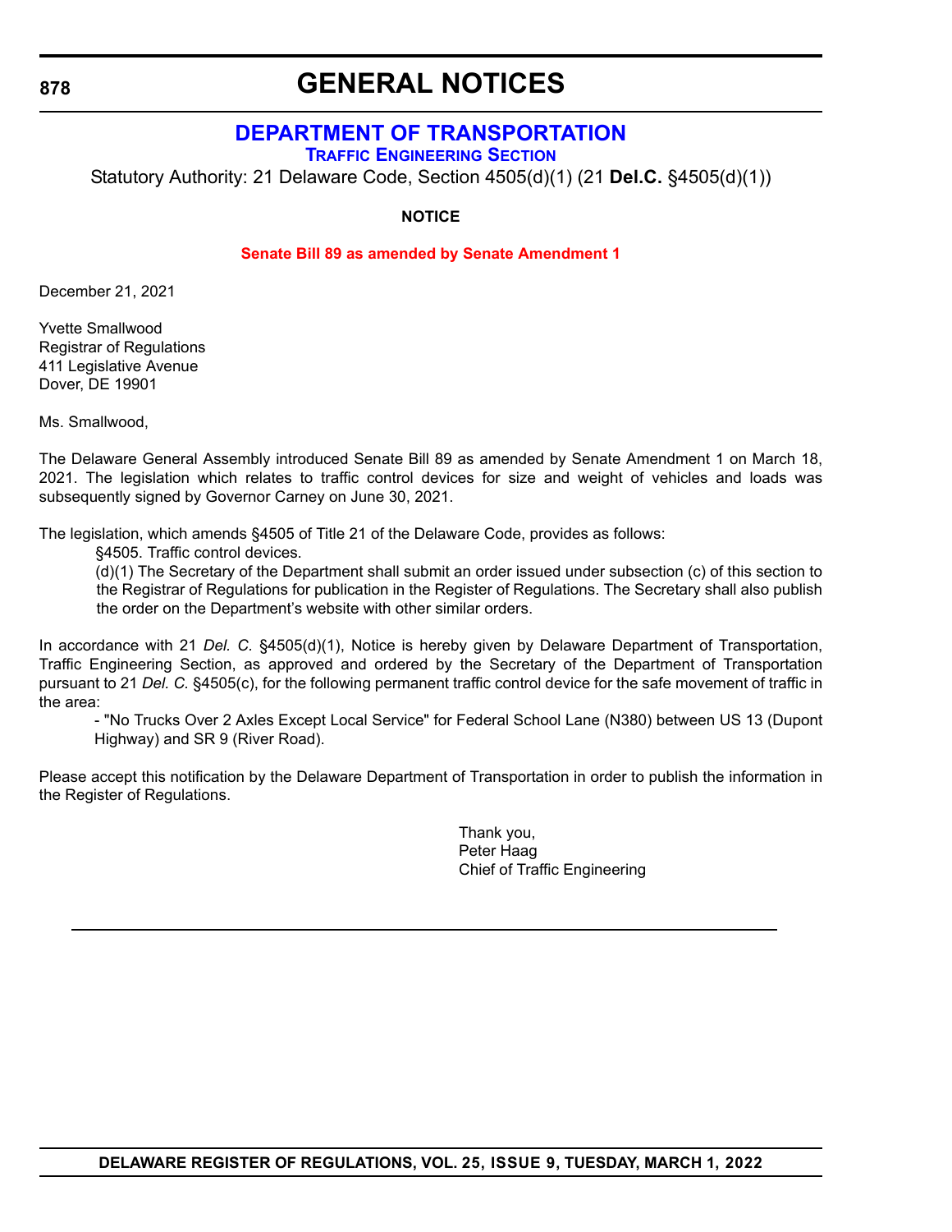# GENERAL NOTICES

## DEPARTMENT OF TRANSPORTATION

### TRAFFIC ENGINEERING SECTION

Statutory Authority: 21 Delaware Code, Section 4505(d)(1) (21 **Del.C.** §4505(d)(1))

**NOTICE**

**Senate Bill 89 as amended by Senate Amendment 1**

December 21, 2021

Yvette Smallwood
Registrar of Regulations
411 Legislative Avenue
Dover, DE 19901

Ms. Smallwood,

The Delaware General Assembly introduced Senate Bill 89 as amended by Senate Amendment 1 on March 18, 2021. The legislation which relates to traffic control devices for size and weight of vehicles and loads was subsequently signed by Governor Carney on June 30, 2021.

The legislation, which amends §4505 of Title 21 of the Delaware Code, provides as follows:

> §4505. Traffic control devices.
>
> (d)(1) The Secretary of the Department shall submit an order issued under subsection (c) of this section to the Registrar of Regulations for publication in the Register of Regulations. The Secretary shall also publish the order on the Department's website with other similar orders.

In accordance with 21 *Del. C.* §4505(d)(1), Notice is hereby given by Delaware Department of Transportation, Traffic Engineering Section, as approved and ordered by the Secretary of the Department of Transportation pursuant to 21 *Del. C.* §4505(c), for the following permanent traffic control device for the safe movement of traffic in the area:

- "No Trucks Over 2 Axles Except Local Service" for Federal School Lane (N380) between US 13 (Dupont Highway) and SR 9 (River Road).

Please accept this notification by the Delaware Department of Transportation in order to publish the information in the Register of Regulations.

Thank you,
Peter Haag
Chief of Traffic Engineering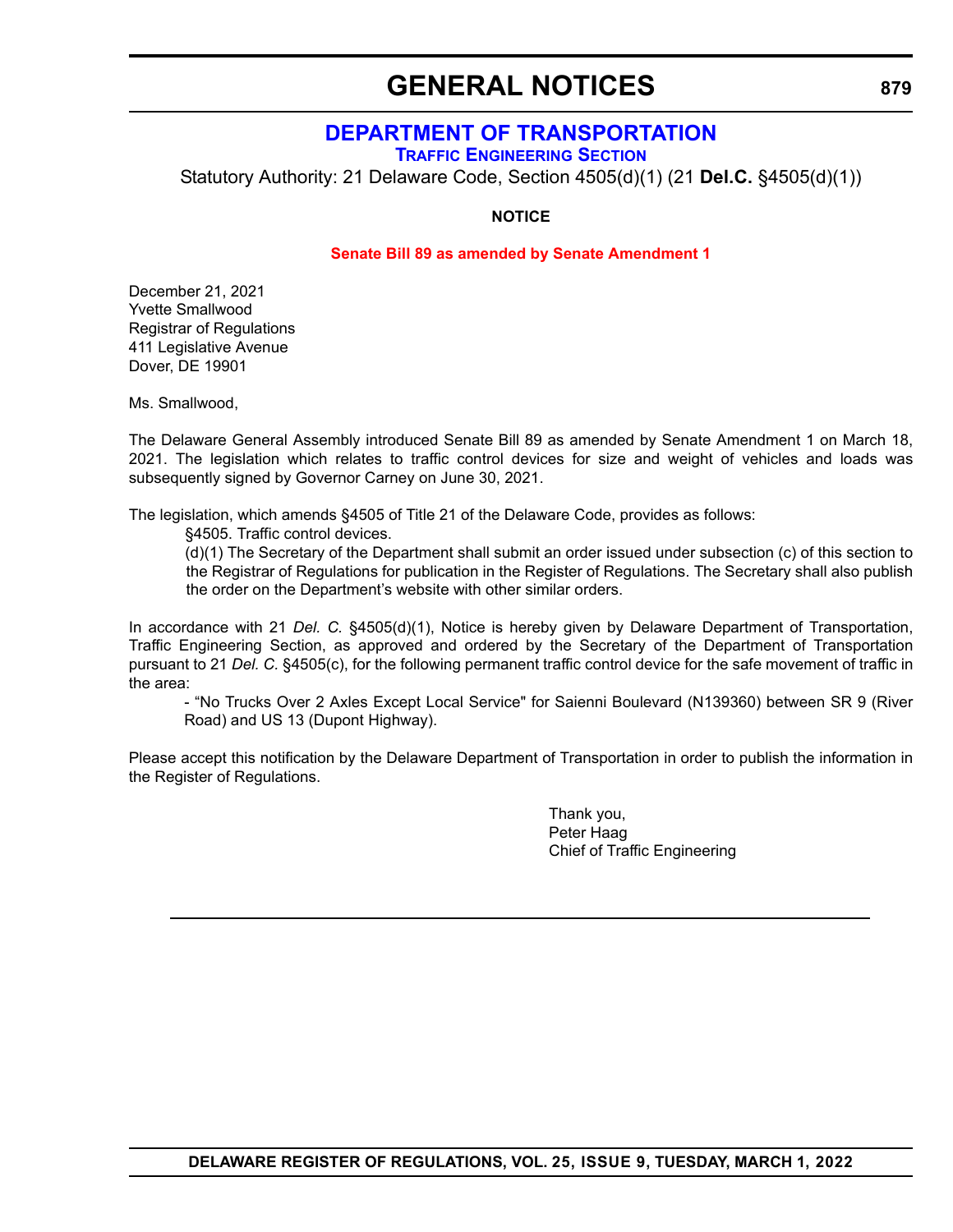# GENERAL NOTICES

## DEPARTMENT OF TRANSPORTATION

### Traffic Engineering Section

Statutory Authority: 21 Delaware Code, Section 4505(d)(1) (21 **Del.C.** §4505(d)(1))

**NOTICE**

**Senate Bill 89 as amended by Senate Amendment 1**

December 21, 2021
Yvette Smallwood
Registrar of Regulations
411 Legislative Avenue
Dover, DE 19901

Ms. Smallwood,

The Delaware General Assembly introduced Senate Bill 89 as amended by Senate Amendment 1 on March 18, 2021. The legislation which relates to traffic control devices for size and weight of vehicles and loads was subsequently signed by Governor Carney on June 30, 2021.

The legislation, which amends §4505 of Title 21 of the Delaware Code, provides as follows:

> §4505. Traffic control devices.
>
> (d)(1) The Secretary of the Department shall submit an order issued under subsection (c) of this section to the Registrar of Regulations for publication in the Register of Regulations. The Secretary shall also publish the order on the Department's website with other similar orders.

In accordance with 21 *Del. C.* §4505(d)(1), Notice is hereby given by Delaware Department of Transportation, Traffic Engineering Section, as approved and ordered by the Secretary of the Department of Transportation pursuant to 21 *Del. C.* §4505(c), for the following permanent traffic control device for the safe movement of traffic in the area:

> - "No Trucks Over 2 Axles Except Local Service" for Saienni Boulevard (N139360) between SR 9 (River Road) and US 13 (Dupont Highway).

Please accept this notification by the Delaware Department of Transportation in order to publish the information in the Register of Regulations.

Thank you,
Peter Haag
Chief of Traffic Engineering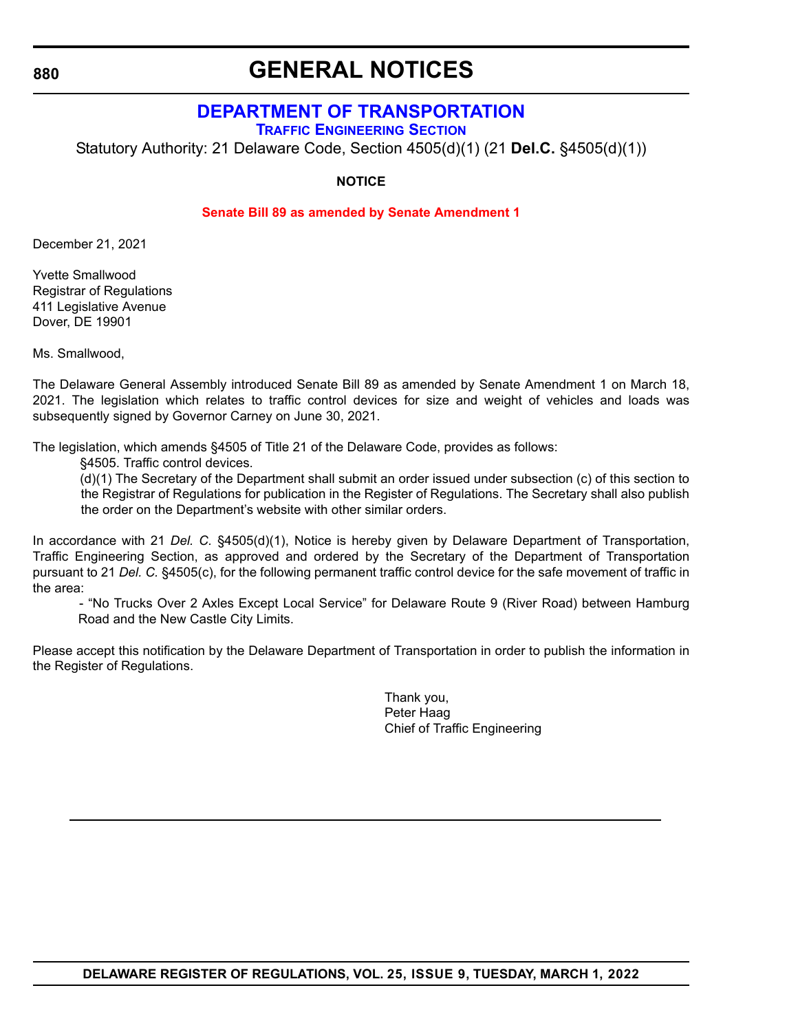# GENERAL NOTICES

## DEPARTMENT OF TRANSPORTATION

### Traffic Engineering Section

Statutory Authority: 21 Delaware Code, Section 4505(d)(1) (21 **Del.C.** §4505(d)(1))

**NOTICE**

**Senate Bill 89 as amended by Senate Amendment 1**

December 21, 2021

Yvette Smallwood
Registrar of Regulations
411 Legislative Avenue
Dover, DE 19901

Ms. Smallwood,

The Delaware General Assembly introduced Senate Bill 89 as amended by Senate Amendment 1 on March 18, 2021. The legislation which relates to traffic control devices for size and weight of vehicles and loads was subsequently signed by Governor Carney on June 30, 2021.

The legislation, which amends §4505 of Title 21 of the Delaware Code, provides as follows:

> §4505. Traffic control devices.
>
> (d)(1) The Secretary of the Department shall submit an order issued under subsection (c) of this section to the Registrar of Regulations for publication in the Register of Regulations. The Secretary shall also publish the order on the Department's website with other similar orders.

In accordance with 21 *Del. C.* §4505(d)(1), Notice is hereby given by Delaware Department of Transportation, Traffic Engineering Section, as approved and ordered by the Secretary of the Department of Transportation pursuant to 21 *Del. C.* §4505(c), for the following permanent traffic control device for the safe movement of traffic in the area:

- "No Trucks Over 2 Axles Except Local Service" for Delaware Route 9 (River Road) between Hamburg Road and the New Castle City Limits.

Please accept this notification by the Delaware Department of Transportation in order to publish the information in the Register of Regulations.

Thank you,
Peter Haag
Chief of Traffic Engineering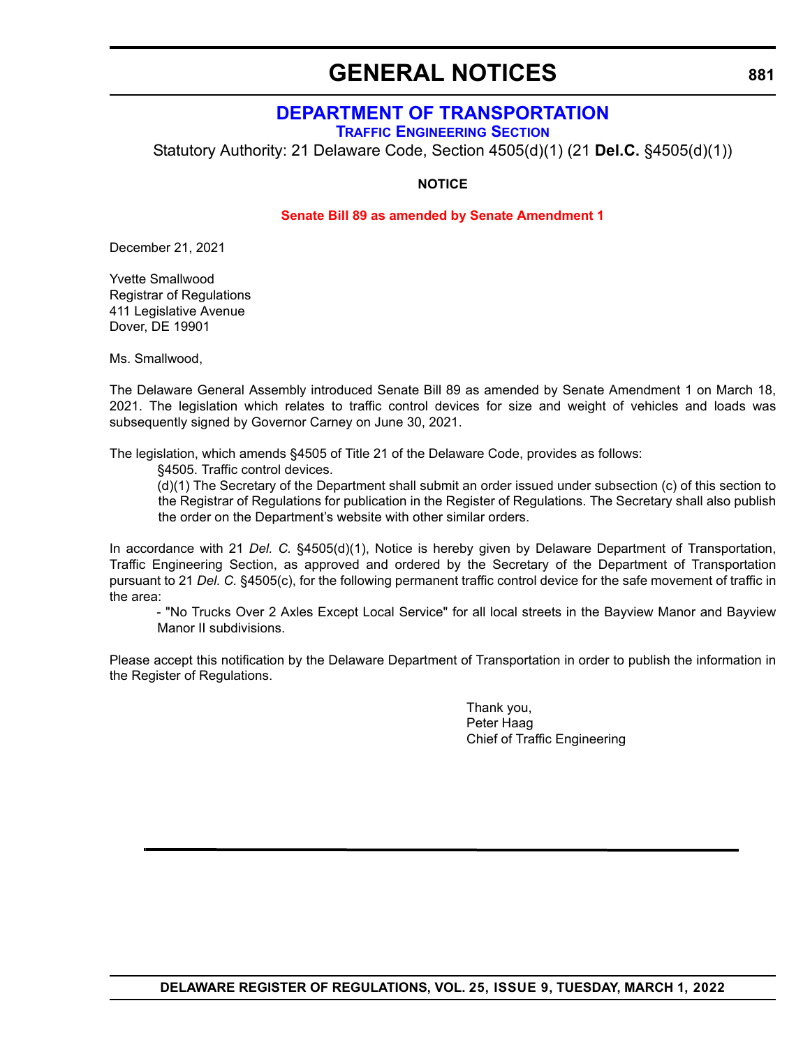# GENERAL NOTICES

## DEPARTMENT OF TRANSPORTATION

### Traffic Engineering Section

Statutory Authority: 21 Delaware Code, Section 4505(d)(1) (21 **Del.C.** §4505(d)(1))

**NOTICE**

**Senate Bill 89 as amended by Senate Amendment 1**

December 21, 2021

Yvette Smallwood
Registrar of Regulations
411 Legislative Avenue
Dover, DE 19901

Ms. Smallwood,

The Delaware General Assembly introduced Senate Bill 89 as amended by Senate Amendment 1 on March 18, 2021. The legislation which relates to traffic control devices for size and weight of vehicles and loads was subsequently signed by Governor Carney on June 30, 2021.

The legislation, which amends §4505 of Title 21 of the Delaware Code, provides as follows:

> §4505. Traffic control devices.
>
> (d)(1) The Secretary of the Department shall submit an order issued under subsection (c) of this section to the Registrar of Regulations for publication in the Register of Regulations. The Secretary shall also publish the order on the Department's website with other similar orders.

In accordance with 21 *Del. C.* §4505(d)(1), Notice is hereby given by Delaware Department of Transportation, Traffic Engineering Section, as approved and ordered by the Secretary of the Department of Transportation pursuant to 21 *Del. C.* §4505(c), for the following permanent traffic control device for the safe movement of traffic in the area:

- "No Trucks Over 2 Axles Except Local Service" for all local streets in the Bayview Manor and Bayview Manor II subdivisions.

Please accept this notification by the Delaware Department of Transportation in order to publish the information in the Register of Regulations.

Thank you,
Peter Haag
Chief of Traffic Engineering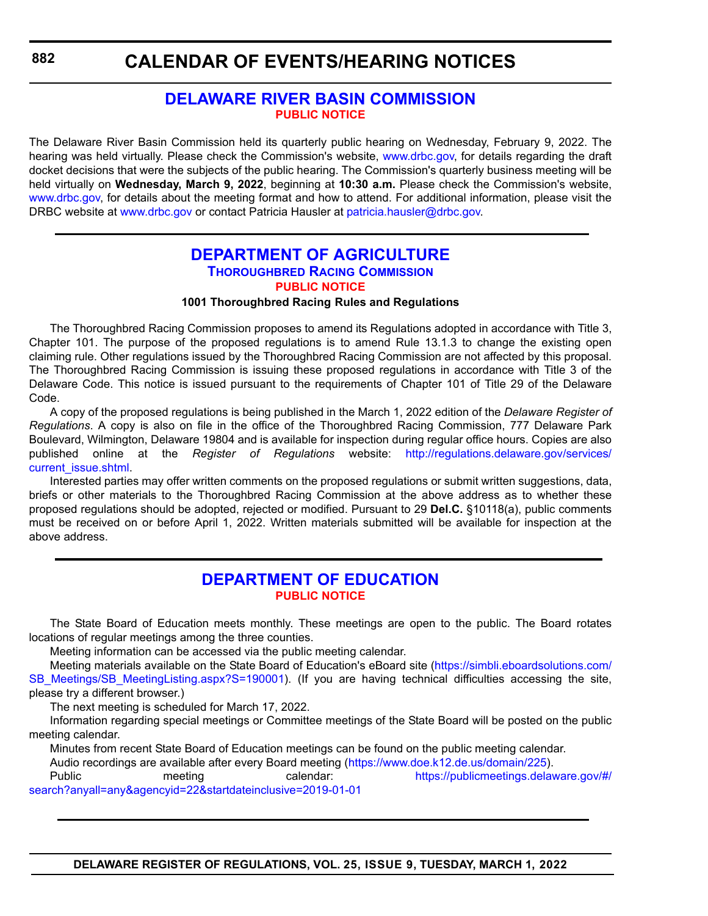# CALENDAR OF EVENTS/HEARING NOTICES

## DELAWARE RIVER BASIN COMMISSION

### PUBLIC NOTICE

The Delaware River Basin Commission held its quarterly public hearing on Wednesday, February 9, 2022. The hearing was held virtually. Please check the Commission's website, www.drbc.gov, for details regarding the draft docket decisions that were the subjects of the public hearing. The Commission's quarterly business meeting will be held virtually on **Wednesday, March 9, 2022**, beginning at **10:30 a.m.** Please check the Commission's website, www.drbc.gov, for details about the meeting format and how to attend. For additional information, please visit the DRBC website at www.drbc.gov or contact Patricia Hausler at patricia.hausler@drbc.gov.

---

## DEPARTMENT OF AGRICULTURE

### Thoroughbred Racing Commission

### PUBLIC NOTICE

**1001 Thoroughbred Racing Rules and Regulations**

The Thoroughbred Racing Commission proposes to amend its Regulations adopted in accordance with Title 3, Chapter 101. The purpose of the proposed regulations is to amend Rule 13.1.3 to change the existing open claiming rule. Other regulations issued by the Thoroughbred Racing Commission are not affected by this proposal. The Thoroughbred Racing Commission is issuing these proposed regulations in accordance with Title 3 of the Delaware Code. This notice is issued pursuant to the requirements of Chapter 101 of Title 29 of the Delaware Code.

A copy of the proposed regulations is being published in the March 1, 2022 edition of the *Delaware Register of Regulations*. A copy is also on file in the office of the Thoroughbred Racing Commission, 777 Delaware Park Boulevard, Wilmington, Delaware 19804 and is available for inspection during regular office hours. Copies are also published online at the *Register of Regulations* website: http://regulations.delaware.gov/services/current_issue.shtml.

Interested parties may offer written comments on the proposed regulations or submit written suggestions, data, briefs or other materials to the Thoroughbred Racing Commission at the above address as to whether these proposed regulations should be adopted, rejected or modified. Pursuant to 29 **Del.C.** §10118(a), public comments must be received on or before April 1, 2022. Written materials submitted will be available for inspection at the above address.

---

## DEPARTMENT OF EDUCATION

### PUBLIC NOTICE

The State Board of Education meets monthly. These meetings are open to the public. The Board rotates locations of regular meetings among the three counties.

Meeting information can be accessed via the public meeting calendar.

Meeting materials available on the State Board of Education's eBoard site (https://simbli.eboardsolutions.com/SB_Meetings/SB_MeetingListing.aspx?S=190001). (If you are having technical difficulties accessing the site, please try a different browser.)

The next meeting is scheduled for March 17, 2022.

Information regarding special meetings or Committee meetings of the State Board will be posted on the public meeting calendar.

Minutes from recent State Board of Education meetings can be found on the public meeting calendar.

Audio recordings are available after every Board meeting (https://www.doe.k12.de.us/domain/225).

Public meeting calendar: https://publicmeetings.delaware.gov/#/search?anyall=any&agencyid=22&startdateinclusive=2019-01-01

---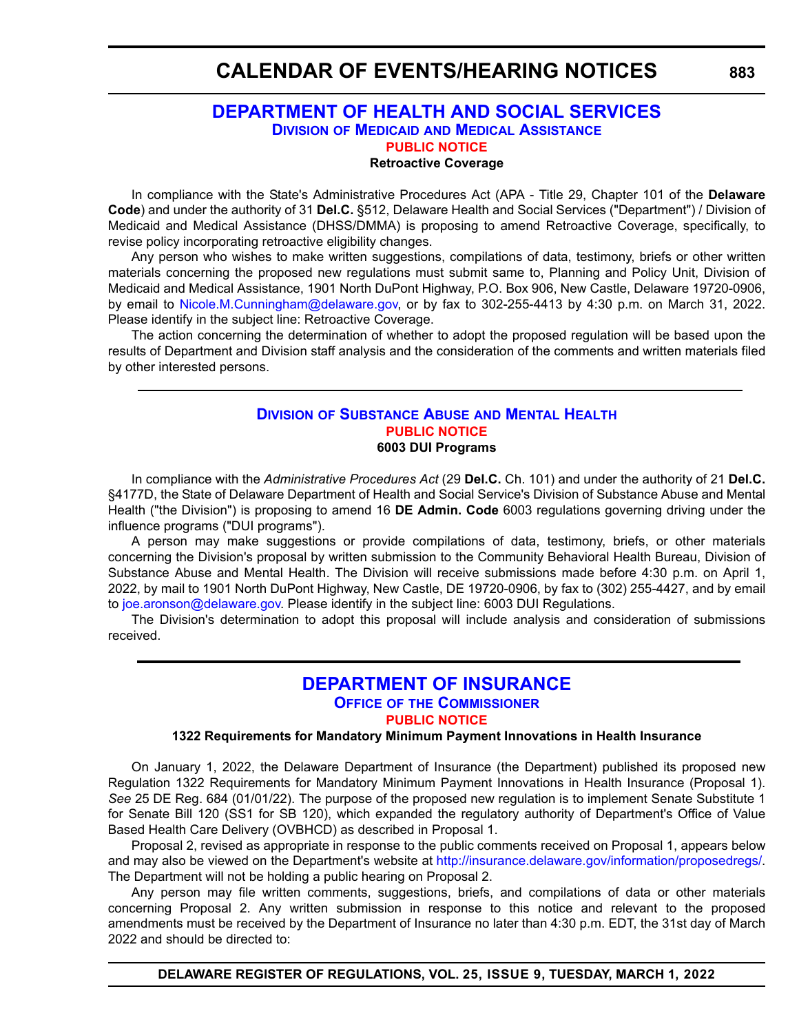# CALENDAR OF EVENTS/HEARING NOTICES

## DEPARTMENT OF HEALTH AND SOCIAL SERVICES

### Division of Medicaid and Medical Assistance

**PUBLIC NOTICE**

**Retroactive Coverage**

In compliance with the State's Administrative Procedures Act (APA - Title 29, Chapter 101 of the **Delaware Code**) and under the authority of 31 **Del.C.** §512, Delaware Health and Social Services ("Department") / Division of Medicaid and Medical Assistance (DHSS/DMMA) is proposing to amend Retroactive Coverage, specifically, to revise policy incorporating retroactive eligibility changes.

Any person who wishes to make written suggestions, compilations of data, testimony, briefs or other written materials concerning the proposed new regulations must submit same to, Planning and Policy Unit, Division of Medicaid and Medical Assistance, 1901 North DuPont Highway, P.O. Box 906, New Castle, Delaware 19720-0906, by email to Nicole.M.Cunningham@delaware.gov, or by fax to 302-255-4413 by 4:30 p.m. on March 31, 2022. Please identify in the subject line: Retroactive Coverage.

The action concerning the determination of whether to adopt the proposed regulation will be based upon the results of Department and Division staff analysis and the consideration of the comments and written materials filed by other interested persons.

---

### Division of Substance Abuse and Mental Health

**PUBLIC NOTICE**

**6003 DUI Programs**

In compliance with the *Administrative Procedures Act* (29 **Del.C.** Ch. 101) and under the authority of 21 **Del.C.** §4177D, the State of Delaware Department of Health and Social Service's Division of Substance Abuse and Mental Health ("the Division") is proposing to amend 16 **DE Admin. Code** 6003 regulations governing driving under the influence programs ("DUI programs").

A person may make suggestions or provide compilations of data, testimony, briefs, or other materials concerning the Division's proposal by written submission to the Community Behavioral Health Bureau, Division of Substance Abuse and Mental Health. The Division will receive submissions made before 4:30 p.m. on April 1, 2022, by mail to 1901 North DuPont Highway, New Castle, DE 19720-0906, by fax to (302) 255-4427, and by email to joe.aronson@delaware.gov. Please identify in the subject line: 6003 DUI Regulations.

The Division's determination to adopt this proposal will include analysis and consideration of submissions received.

---

## DEPARTMENT OF INSURANCE

### Office of the Commissioner

**PUBLIC NOTICE**

**1322 Requirements for Mandatory Minimum Payment Innovations in Health Insurance**

On January 1, 2022, the Delaware Department of Insurance (the Department) published its proposed new Regulation 1322 Requirements for Mandatory Minimum Payment Innovations in Health Insurance (Proposal 1). *See* 25 DE Reg. 684 (01/01/22). The purpose of the proposed new regulation is to implement Senate Substitute 1 for Senate Bill 120 (SS1 for SB 120), which expanded the regulatory authority of Department's Office of Value Based Health Care Delivery (OVBHCD) as described in Proposal 1.

Proposal 2, revised as appropriate in response to the public comments received on Proposal 1, appears below and may also be viewed on the Department's website at http://insurance.delaware.gov/information/proposedregs/. The Department will not be holding a public hearing on Proposal 2.

Any person may file written comments, suggestions, briefs, and compilations of data or other materials concerning Proposal 2. Any written submission in response to this notice and relevant to the proposed amendments must be received by the Department of Insurance no later than 4:30 p.m. EDT, the 31st day of March 2022 and should be directed to: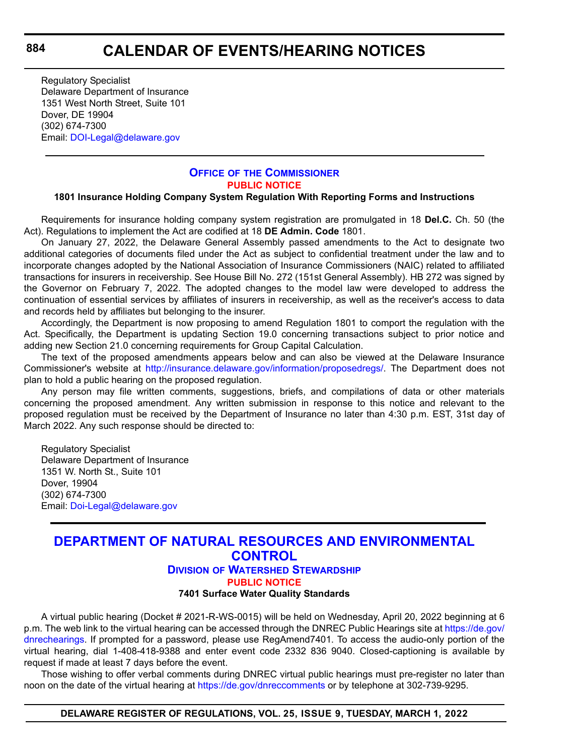Regulatory Specialist
Delaware Department of Insurance
1351 West North Street, Suite 101
Dover, DE 19904
(302) 674-7300
Email: DOI-Legal@delaware.gov

---

### OFFICE OF THE COMMISSIONER

#### PUBLIC NOTICE

**1801 Insurance Holding Company System Regulation With Reporting Forms and Instructions**

Requirements for insurance holding company system registration are promulgated in 18 **Del.C.** Ch. 50 (the Act). Regulations to implement the Act are codified at 18 **DE Admin. Code** 1801.

On January 27, 2022, the Delaware General Assembly passed amendments to the Act to designate two additional categories of documents filed under the Act as subject to confidential treatment under the law and to incorporate changes adopted by the National Association of Insurance Commissioners (NAIC) related to affiliated transactions for insurers in receivership. See House Bill No. 272 (151st General Assembly). HB 272 was signed by the Governor on February 7, 2022. The adopted changes to the model law were developed to address the continuation of essential services by affiliates of insurers in receivership, as well as the receiver's access to data and records held by affiliates but belonging to the insurer.

Accordingly, the Department is now proposing to amend Regulation 1801 to comport the regulation with the Act. Specifically, the Department is updating Section 19.0 concerning transactions subject to prior notice and adding new Section 21.0 concerning requirements for Group Capital Calculation.

The text of the proposed amendments appears below and can also be viewed at the Delaware Insurance Commissioner's website at http://insurance.delaware.gov/information/proposedregs/. The Department does not plan to hold a public hearing on the proposed regulation.

Any person may file written comments, suggestions, briefs, and compilations of data or other materials concerning the proposed amendment. Any written submission in response to this notice and relevant to the proposed regulation must be received by the Department of Insurance no later than 4:30 p.m. EST, 31st day of March 2022. Any such response should be directed to:

Regulatory Specialist
Delaware Department of Insurance
1351 W. North St., Suite 101
Dover, 19904
(302) 674-7300
Email: Doi-Legal@delaware.gov

---

## DEPARTMENT OF NATURAL RESOURCES AND ENVIRONMENTAL CONTROL

### DIVISION OF WATERSHED STEWARDSHIP

#### PUBLIC NOTICE

**7401 Surface Water Quality Standards**

A virtual public hearing (Docket # 2021-R-WS-0015) will be held on Wednesday, April 20, 2022 beginning at 6 p.m. The web link to the virtual hearing can be accessed through the DNREC Public Hearings site at https://de.gov/dnrechearings. If prompted for a password, please use RegAmend7401. To access the audio-only portion of the virtual hearing, dial 1-408-418-9388 and enter event code 2332 836 9040. Closed-captioning is available by request if made at least 7 days before the event.

Those wishing to offer verbal comments during DNREC virtual public hearings must pre-register no later than noon on the date of the virtual hearing at https://de.gov/dnreccomments or by telephone at 302-739-9295.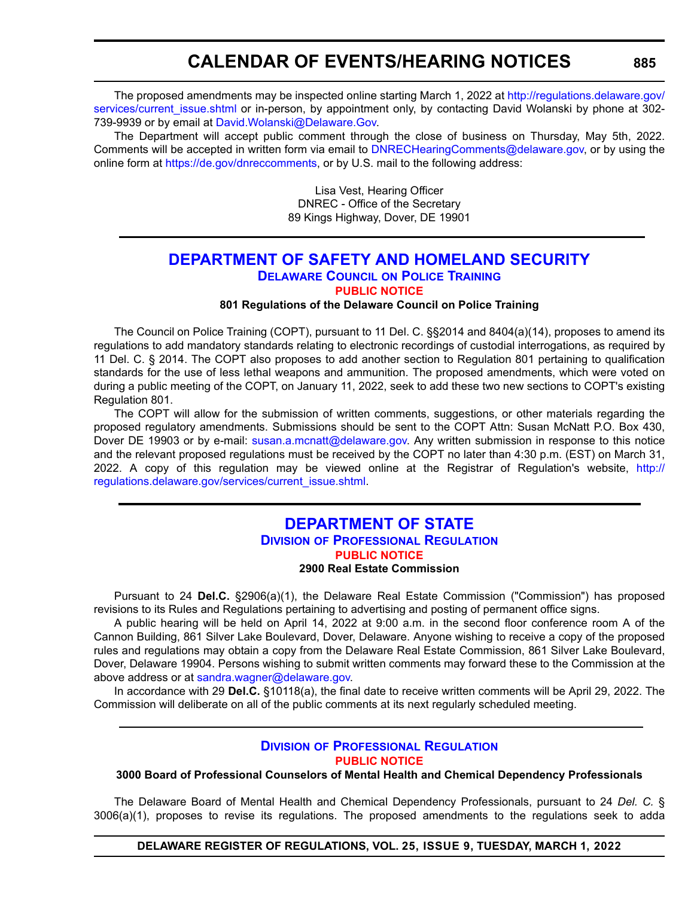The proposed amendments may be inspected online starting March 1, 2022 at http://regulations.delaware.gov/services/current_issue.shtml or in-person, by appointment only, by contacting David Wolanski by phone at 302-739-9939 or by email at David.Wolanski@Delaware.Gov.

The Department will accept public comment through the close of business on Thursday, May 5th, 2022. Comments will be accepted in written form via email to DNRECHearingComments@delaware.gov, or by using the online form at https://de.gov/dnreccomments, or by U.S. mail to the following address:

Lisa Vest, Hearing Officer
DNREC - Office of the Secretary
89 Kings Highway, Dover, DE 19901

## DEPARTMENT OF SAFETY AND HOMELAND SECURITY

### Delaware Council on Police Training

**PUBLIC NOTICE**

**801 Regulations of the Delaware Council on Police Training**

The Council on Police Training (COPT), pursuant to 11 Del. C. §§2014 and 8404(a)(14), proposes to amend its regulations to add mandatory standards relating to electronic recordings of custodial interrogations, as required by 11 Del. C. § 2014. The COPT also proposes to add another section to Regulation 801 pertaining to qualification standards for the use of less lethal weapons and ammunition. The proposed amendments, which were voted on during a public meeting of the COPT, on January 11, 2022, seek to add these two new sections to COPT's existing Regulation 801.

The COPT will allow for the submission of written comments, suggestions, or other materials regarding the proposed regulatory amendments. Submissions should be sent to the COPT Attn: Susan McNatt P.O. Box 430, Dover DE 19903 or by e-mail: susan.a.mcnatt@delaware.gov. Any written submission in response to this notice and the relevant proposed regulations must be received by the COPT no later than 4:30 p.m. (EST) on March 31, 2022. A copy of this regulation may be viewed online at the Registrar of Regulation's website, http://regulations.delaware.gov/services/current_issue.shtml.

## DEPARTMENT OF STATE

### Division of Professional Regulation

**PUBLIC NOTICE**

**2900 Real Estate Commission**

Pursuant to 24 **Del.C.** §2906(a)(1), the Delaware Real Estate Commission ("Commission") has proposed revisions to its Rules and Regulations pertaining to advertising and posting of permanent office signs.

A public hearing will be held on April 14, 2022 at 9:00 a.m. in the second floor conference room A of the Cannon Building, 861 Silver Lake Boulevard, Dover, Delaware. Anyone wishing to receive a copy of the proposed rules and regulations may obtain a copy from the Delaware Real Estate Commission, 861 Silver Lake Boulevard, Dover, Delaware 19904. Persons wishing to submit written comments may forward these to the Commission at the above address or at sandra.wagner@delaware.gov.

In accordance with 29 **Del.C.** §10118(a), the final date to receive written comments will be April 29, 2022. The Commission will deliberate on all of the public comments at its next regularly scheduled meeting.

### Division of Professional Regulation

**PUBLIC NOTICE**

**3000 Board of Professional Counselors of Mental Health and Chemical Dependency Professionals**

The Delaware Board of Mental Health and Chemical Dependency Professionals, pursuant to 24 *Del. C.* § 3006(a)(1), proposes to revise its regulations. The proposed amendments to the regulations seek to adda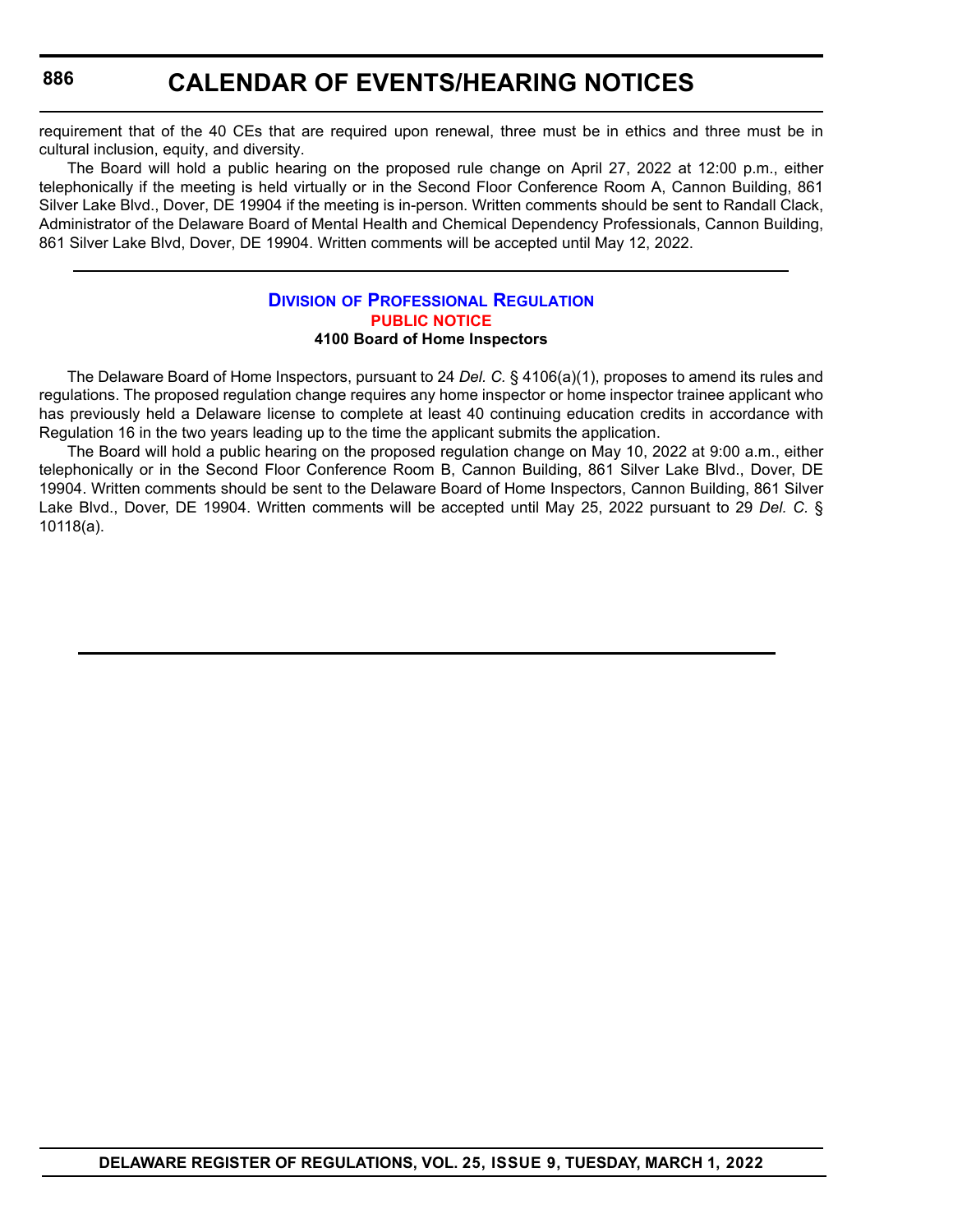requirement that of the 40 CEs that are required upon renewal, three must be in ethics and three must be in cultural inclusion, equity, and diversity.

The Board will hold a public hearing on the proposed rule change on April 27, 2022 at 12:00 p.m., either telephonically if the meeting is held virtually or in the Second Floor Conference Room A, Cannon Building, 861 Silver Lake Blvd., Dover, DE 19904 if the meeting is in-person. Written comments should be sent to Randall Clack, Administrator of the Delaware Board of Mental Health and Chemical Dependency Professionals, Cannon Building, 861 Silver Lake Blvd, Dover, DE 19904. Written comments will be accepted until May 12, 2022.

---

## Division of Professional Regulation

### PUBLIC NOTICE

**4100 Board of Home Inspectors**

The Delaware Board of Home Inspectors, pursuant to 24 *Del. C.* § 4106(a)(1), proposes to amend its rules and regulations. The proposed regulation change requires any home inspector or home inspector trainee applicant who has previously held a Delaware license to complete at least 40 continuing education credits in accordance with Regulation 16 in the two years leading up to the time the applicant submits the application.

The Board will hold a public hearing on the proposed regulation change on May 10, 2022 at 9:00 a.m., either telephonically or in the Second Floor Conference Room B, Cannon Building, 861 Silver Lake Blvd., Dover, DE 19904. Written comments should be sent to the Delaware Board of Home Inspectors, Cannon Building, 861 Silver Lake Blvd., Dover, DE 19904. Written comments will be accepted until May 25, 2022 pursuant to 29 *Del. C.* § 10118(a).

---